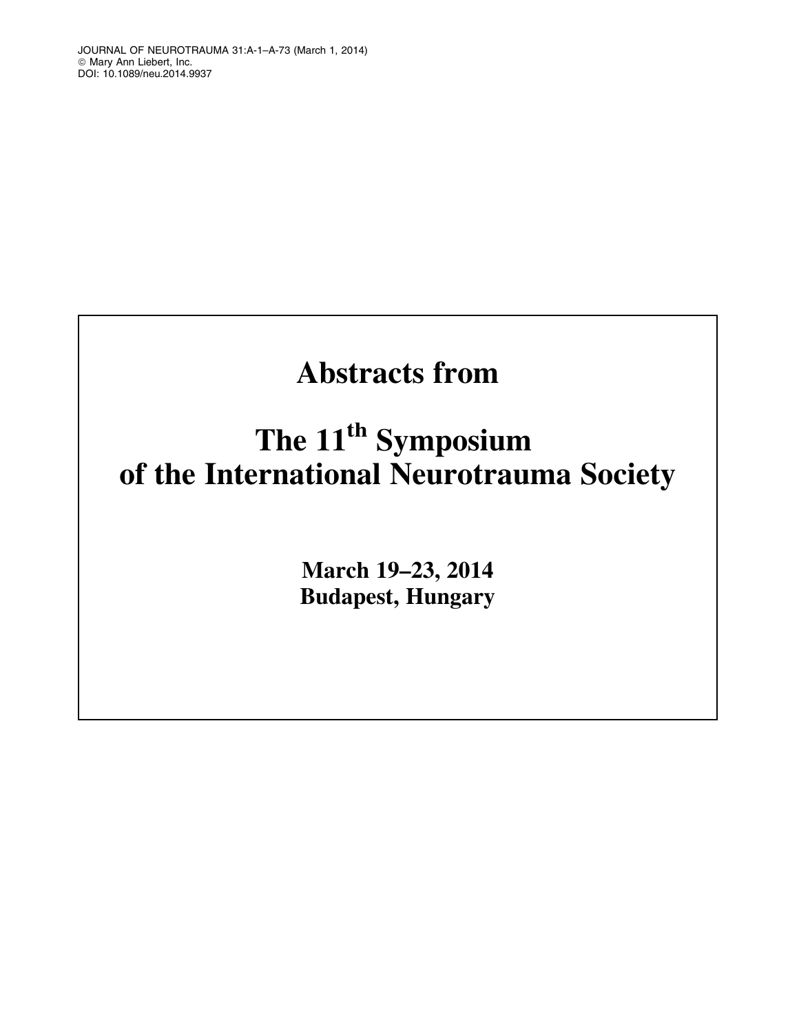# Abstracts from

# The 11th Symposium of the International Neurotrauma Society

**March 19–23, 2014**
**Budapest, Hungary**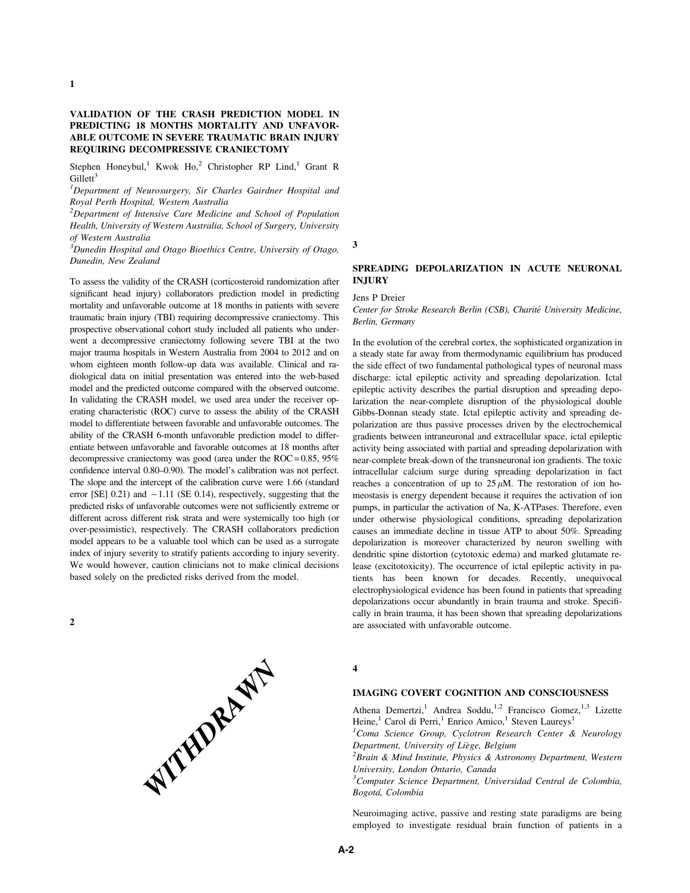**1**

### VALIDATION OF THE CRASH PREDICTION MODEL IN PREDICTING 18 MONTHS MORTALITY AND UNFAVORABLE OUTCOME IN SEVERE TRAUMATIC BRAIN INJURY REQUIRING DECOMPRESSIVE CRANIECTOMY

Stephen Honeybul,[1] Kwok Ho,[2] Christopher RP Lind,[1] Grant R Gillett[3]

*[1]Department of Neurosurgery, Sir Charles Gairdner Hospital and Royal Perth Hospital, Western Australia*

*[2]Department of Intensive Care Medicine and School of Population Health, University of Western Australia, School of Surgery, University of Western Australia*

*[3]Dunedin Hospital and Otago Bioethics Centre, University of Otago, Dunedin, New Zealand*

To assess the validity of the CRASH (corticosteroid randomization after significant head injury) collaborators prediction model in predicting mortality and unfavorable outcome at 18 months in patients with severe traumatic brain injury (TBI) requiring decompressive craniectomy. This prospective observational cohort study included all patients who underwent a decompressive craniectomy following severe TBI at the two major trauma hospitals in Western Australia from 2004 to 2012 and on whom eighteen month follow-up data was available. Clinical and radiological data on initial presentation was entered into the web-based model and the predicted outcome compared with the observed outcome. In validating the CRASH model, we used area under the receiver operating characteristic (ROC) curve to assess the ability of the CRASH model to differentiate between favorable and unfavorable outcomes. The ability of the CRASH 6-month unfavorable prediction model to differentiate between unfavorable and favorable outcomes at 18 months after decompressive craniectomy was good (area under the ROC = 0.85, 95% confidence interval 0.80–0.90). The model's calibration was not perfect. The slope and the intercept of the calibration curve were 1.66 (standard error [SE] 0.21) and −1.11 (SE 0.14), respectively, suggesting that the predicted risks of unfavorable outcomes were not sufficiently extreme or different across different risk strata and were systemically too high (or over-pessimistic), respectively. The CRASH collaborators prediction model appears to be a valuable tool which can be used as a surrogate index of injury severity to stratify patients according to injury severity. We would however, caution clinicians not to make clinical decisions based solely on the predicted risks derived from the model.

**2**

WITHDRAWN

**3**

### SPREADING DEPOLARIZATION IN ACUTE NEURONAL INJURY

Jens P Dreier

*Center for Stroke Research Berlin (CSB), Charité University Medicine, Berlin, Germany*

In the evolution of the cerebral cortex, the sophisticated organization in a steady state far away from thermodynamic equilibrium has produced the side effect of two fundamental pathological types of neuronal mass discharge: ictal epileptic activity and spreading depolarization. Ictal epileptic activity describes the partial disruption and spreading depolarization the near-complete disruption of the physiological double Gibbs-Donnan steady state. Ictal epileptic activity and spreading depolarization are thus passive processes driven by the electrochemical gradients between intraneuronal and extracellular space, ictal epileptic activity being associated with partial and spreading depolarization with near-complete break-down of the transneuronal ion gradients. The toxic intracellular calcium surge during spreading depolarization in fact reaches a concentration of up to 25 $\mu$M. The restoration of ion homeostasis is energy dependent because it requires the activation of ion pumps, in particular the activation of Na, K-ATPases. Therefore, even under otherwise physiological conditions, spreading depolarization causes an immediate decline in tissue ATP to about 50%. Spreading depolarization is moreover characterized by neuron swelling with dendritic spine distortion (cytotoxic edema) and marked glutamate release (excitotoxicity). The occurrence of ictal epileptic activity in patients has been known for decades. Recently, unequivocal electrophysiological evidence has been found in patients that spreading depolarizations occur abundantly in brain trauma and stroke. Specifically in brain trauma, it has been shown that spreading depolarizations are associated with unfavorable outcome.

**4**

### IMAGING COVERT COGNITION AND CONSCIOUSNESS

Athena Demertzi,[1] Andrea Soddu,[1,2] Francisco Gomez,[1,3] Lizette Heine,[1] Carol di Perri,[1] Enrico Amico,[1] Steven Laureys[1]

*[1]Coma Science Group, Cyclotron Research Center & Neurology Department, University of Liège, Belgium*

*[2]Brain & Mind Institute, Physics & Astronomy Department, Western University, London Ontario, Canada*

*[3]Computer Science Department, Universidad Central de Colombia, Bogotá, Colombia*

Neuroimaging active, passive and resting state paradigms are being employed to investigate residual brain function of patients in a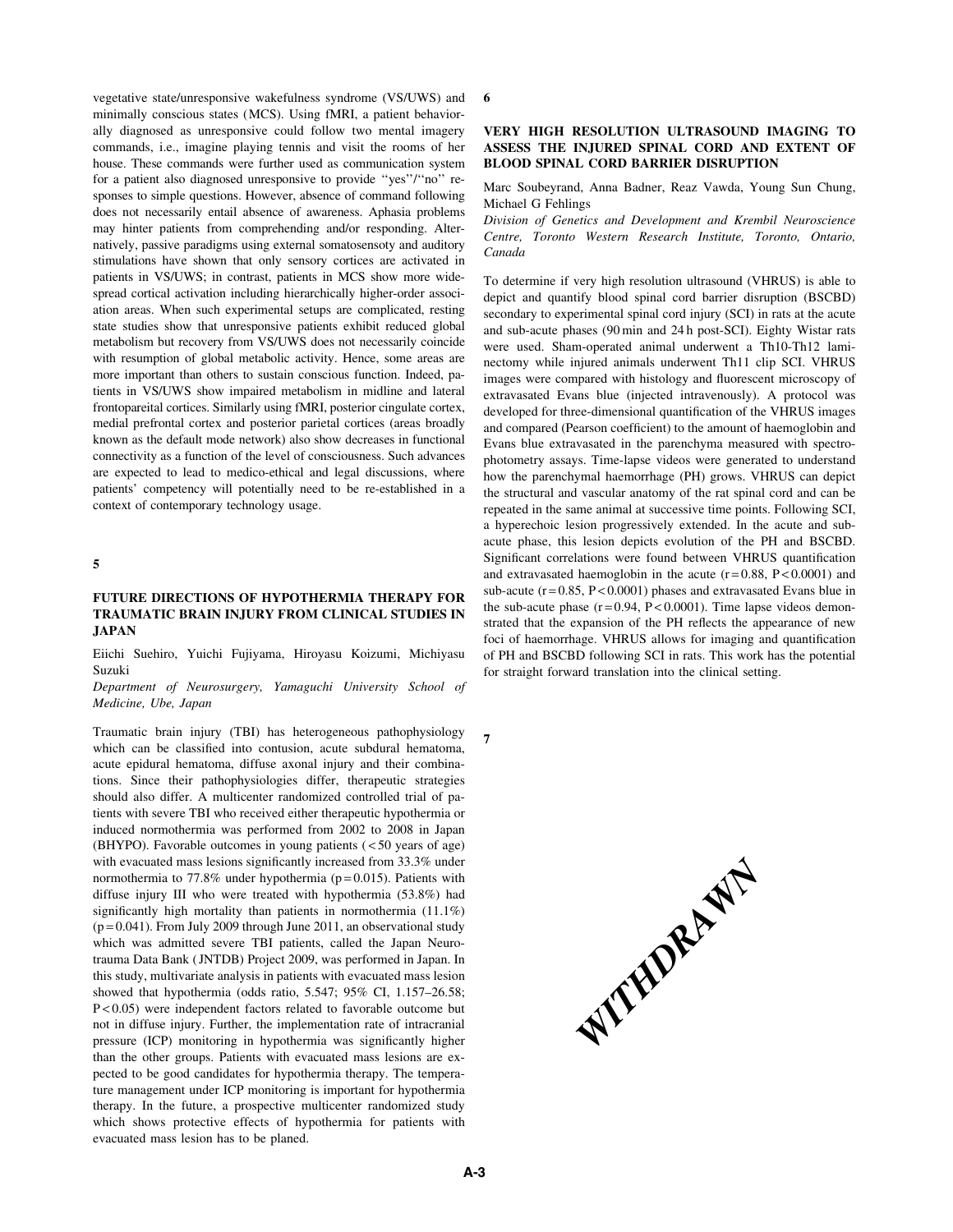vegetative state/unresponsive wakefulness syndrome (VS/UWS) and minimally conscious states (MCS). Using fMRI, a patient behaviorally diagnosed as unresponsive could follow two mental imagery commands, i.e., imagine playing tennis and visit the rooms of her house. These commands were further used as communication system for a patient also diagnosed unresponsive to provide ''yes''/''no'' responses to simple questions. However, absence of command following does not necessarily entail absence of awareness. Aphasia problems may hinter patients from comprehending and/or responding. Alternatively, passive paradigms using external somatosensoty and auditory stimulations have shown that only sensory cortices are activated in patients in VS/UWS; in contrast, patients in MCS show more widespread cortical activation including hierarchically higher-order association areas. When such experimental setups are complicated, resting state studies show that unresponsive patients exhibit reduced global metabolism but recovery from VS/UWS does not necessarily coincide with resumption of global metabolic activity. Hence, some areas are more important than others to sustain conscious function. Indeed, patients in VS/UWS show impaired metabolism in midline and lateral frontopareital cortices. Similarly using fMRI, posterior cingulate cortex, medial prefrontal cortex and posterior parietal cortices (areas broadly known as the default mode network) also show decreases in functional connectivity as a function of the level of consciousness. Such advances are expected to lead to medico-ethical and legal discussions, where patients' competency will potentially need to be re-established in a context of contemporary technology usage.

5

## FUTURE DIRECTIONS OF HYPOTHERMIA THERAPY FOR TRAUMATIC BRAIN INJURY FROM CLINICAL STUDIES IN JAPAN

Eiichi Suehiro, Yuichi Fujiyama, Hiroyasu Koizumi, Michiyasu Suzuki

*Department of Neurosurgery, Yamaguchi University School of Medicine, Ube, Japan*

Traumatic brain injury (TBI) has heterogeneous pathophysiology which can be classified into contusion, acute subdural hematoma, acute epidural hematoma, diffuse axonal injury and their combinations. Since their pathophysiologies differ, therapeutic strategies should also differ. A multicenter randomized controlled trial of patients with severe TBI who received either therapeutic hypothermia or induced normothermia was performed from 2002 to 2008 in Japan (BHYPO). Favorable outcomes in young patients (<50 years of age) with evacuated mass lesions significantly increased from 33.3% under normothermia to 77.8% under hypothermia ($p = 0.015$). Patients with diffuse injury III who were treated with hypothermia (53.8%) had significantly high mortality than patients in normothermia (11.1%) ($p = 0.041$). From July 2009 through June 2011, an observational study which was admitted severe TBI patients, called the Japan Neurotrauma Data Bank (JNTDB) Project 2009, was performed in Japan. In this study, multivariate analysis in patients with evacuated mass lesion showed that hypothermia (odds ratio, 5.547; 95% CI, 1.157–26.58; $P < 0.05$) were independent factors related to favorable outcome but not in diffuse injury. Further, the implementation rate of intracranial pressure (ICP) monitoring in hypothermia was significantly higher than the other groups. Patients with evacuated mass lesions are expected to be good candidates for hypothermia therapy. The temperature management under ICP monitoring is important for hypothermia therapy. In the future, a prospective multicenter randomized study which shows protective effects of hypothermia for patients with evacuated mass lesion has to be planed.

6

## VERY HIGH RESOLUTION ULTRASOUND IMAGING TO ASSESS THE INJURED SPINAL CORD AND EXTENT OF BLOOD SPINAL CORD BARRIER DISRUPTION

Marc Soubeyrand, Anna Badner, Reaz Vawda, Young Sun Chung, Michael G Fehlings

*Division of Genetics and Development and Krembil Neuroscience Centre, Toronto Western Research Institute, Toronto, Ontario, Canada*

To determine if very high resolution ultrasound (VHRUS) is able to depict and quantify blood spinal cord barrier disruption (BSCBD) secondary to experimental spinal cord injury (SCI) in rats at the acute and sub-acute phases (90 min and 24 h post-SCI). Eighty Wistar rats were used. Sham-operated animal underwent a Th10-Th12 laminectomy while injured animals underwent Th11 clip SCI. VHRUS images were compared with histology and fluorescent microscopy of extravasated Evans blue (injected intravenously). A protocol was developed for three-dimensional quantification of the VHRUS images and compared (Pearson coefficient) to the amount of haemoglobin and Evans blue extravasated in the parenchyma measured with spectrophotometry assays. Time-lapse videos were generated to understand how the parenchymal haemorrhage (PH) grows. VHRUS can depict the structural and vascular anatomy of the rat spinal cord and can be repeated in the same animal at successive time points. Following SCI, a hyperechoic lesion progressively extended. In the acute and subacute phase, this lesion depicts evolution of the PH and BSCBD. Significant correlations were found between VHRUS quantification and extravasated haemoglobin in the acute ($r = 0.88$, $P < 0.0001$) and sub-acute ($r = 0.85$, $P < 0.0001$) phases and extravasated Evans blue in the sub-acute phase ($r = 0.94$, $P < 0.0001$). Time lapse videos demonstrated that the expansion of the PH reflects the appearance of new foci of haemorrhage. VHRUS allows for imaging and quantification of PH and BSCBD following SCI in rats. This work has the potential for straight forward translation into the clinical setting.

7

WITHDRAWN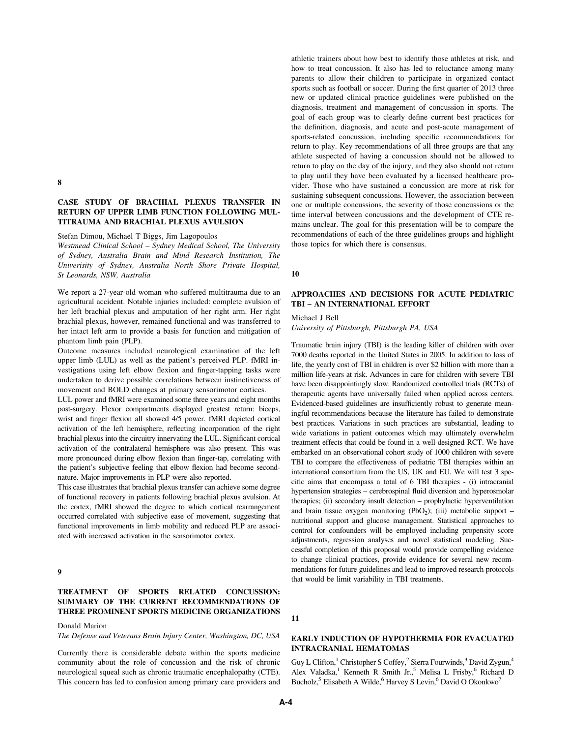## 8

### CASE STUDY OF BRACHIAL PLEXUS TRANSFER IN RETURN OF UPPER LIMB FUNCTION FOLLOWING MULTITRAUMA AND BRACHIAL PLEXUS AVULSION

Stefan Dimou, Michael T Biggs, Jim Lagopoulos

*Westmead Clinical School – Sydney Medical School, The University of Sydney, Australia Brain and Mind Research Institution, The Univerisity of Sydney, Australia North Shore Private Hospital, St Leonards, NSW, Australia*

We report a 27-year-old woman who suffered multitrauma due to an agricultural accident. Notable injuries included: complete avulsion of her left brachial plexus and amputation of her right arm. Her right brachial plexus, however, remained functional and was transferred to her intact left arm to provide a basis for function and mitigation of phantom limb pain (PLP).

Outcome measures included neurological examination of the left upper limb (LUL) as well as the patient's perceived PLP. fMRI investigations using left elbow flexion and finger-tapping tasks were undertaken to derive possible correlations between instinctiveness of movement and BOLD changes at primary sensorimotor cortices.

LUL power and fMRI were examined some three years and eight months post-surgery. Flexor compartments displayed greatest return: biceps, wrist and finger flexion all showed 4/5 power. fMRI depicted cortical activation of the left hemisphere, reflecting incorporation of the right brachial plexus into the circuitry innervating the LUL. Significant cortical activation of the contralateral hemisphere was also present. This was more pronounced during elbow flexion than finger-tap, correlating with the patient's subjective feeling that elbow flexion had become second-nature. Major improvements in PLP were also reported.

This case illustrates that brachial plexus transfer can achieve some degree of functional recovery in patients following brachial plexus avulsion. At the cortex, fMRI showed the degree to which cortical rearrangement occurred correlated with subjective ease of movement, suggesting that functional improvements in limb mobility and reduced PLP are associated with increased activation in the sensorimotor cortex.

## 9

### TREATMENT OF SPORTS RELATED CONCUSSION: SUMMARY OF THE CURRENT RECOMMENDATIONS OF THREE PROMINENT SPORTS MEDICINE ORGANIZATIONS

Donald Marion

*The Defense and Veterans Brain Injury Center, Washington, DC, USA*

Currently there is considerable debate within the sports medicine community about the role of concussion and the risk of chronic neurological squeal such as chronic traumatic encephalopathy (CTE). This concern has led to confusion among primary care providers and athletic trainers about how best to identify those athletes at risk, and how to treat concussion. It also has led to reluctance among many parents to allow their children to participate in organized contact sports such as football or soccer. During the first quarter of 2013 three new or updated clinical practice guidelines were published on the diagnosis, treatment and management of concussion in sports. The goal of each group was to clearly define current best practices for the definition, diagnosis, and acute and post-acute management of sports-related concussion, including specific recommendations for return to play. Key recommendations of all three groups are that any athlete suspected of having a concussion should not be allowed to return to play on the day of the injury, and they also should not return to play until they have been evaluated by a licensed healthcare provider. Those who have sustained a concussion are more at risk for sustaining subsequent concussions. However, the association between one or multiple concussions, the severity of those concussions or the time interval between concussions and the development of CTE remains unclear. The goal for this presentation will be to compare the recommendations of each of the three guidelines groups and highlight those topics for which there is consensus.

## 10

### APPROACHES AND DECISIONS FOR ACUTE PEDIATRIC TBI – AN INTERNATIONAL EFFORT

Michael J Bell

*University of Pittsburgh, Pittsburgh PA, USA*

Traumatic brain injury (TBI) is the leading killer of children with over 7000 deaths reported in the United States in 2005. In addition to loss of life, the yearly cost of TBI in children is over $2 billion with more than a million life-years at risk. Advances in care for children with severe TBI have been disappointingly slow. Randomized controlled trials (RCTs) of therapeutic agents have universally failed when applied across centers. Evidenced-based guidelines are insufficiently robust to generate meaningful recommendations because the literature has failed to demonstrate best practices. Variations in such practices are substantial, leading to wide variations in patient outcomes which may ultimately overwhelm treatment effects that could be found in a well-designed RCT. We have embarked on an observational cohort study of 1000 children with severe TBI to compare the effectiveness of pediatric TBI therapies within an international consortium from the US, UK and EU. We will test 3 specific aims that encompass a total of 6 TBI therapies - (i) intracranial hypertension strategies – cerebrospinal fluid diversion and hyperosmolar therapies; (ii) secondary insult detection – prophylactic hyperventilation and brain tissue oxygen monitoring ($PbO_2$); (iii) metabolic support – nutritional support and glucose management. Statistical approaches to control for confounders will be employed including propensity score adjustments, regression analyses and novel statistical modeling. Successful completion of this proposal would provide compelling evidence to change clinical practices, provide evidence for several new recommendations for future guidelines and lead to improved research protocols that would be limit variability in TBI treatments.

## 11

### EARLY INDUCTION OF HYPOTHERMIA FOR EVACUATED INTRACRANIAL HEMATOMAS

Guy L Clifton,[1] Christopher S Coffey,[2] Sierra Fourwinds,[3] David Zygun,[4] Alex Valadka,[1] Kenneth R Smith Jr.,[5] Melisa L Frisby,[6] Richard D Bucholz,[5] Elisabeth A Wilde,[6] Harvey S Levin,[6] David O Okonkwo[7]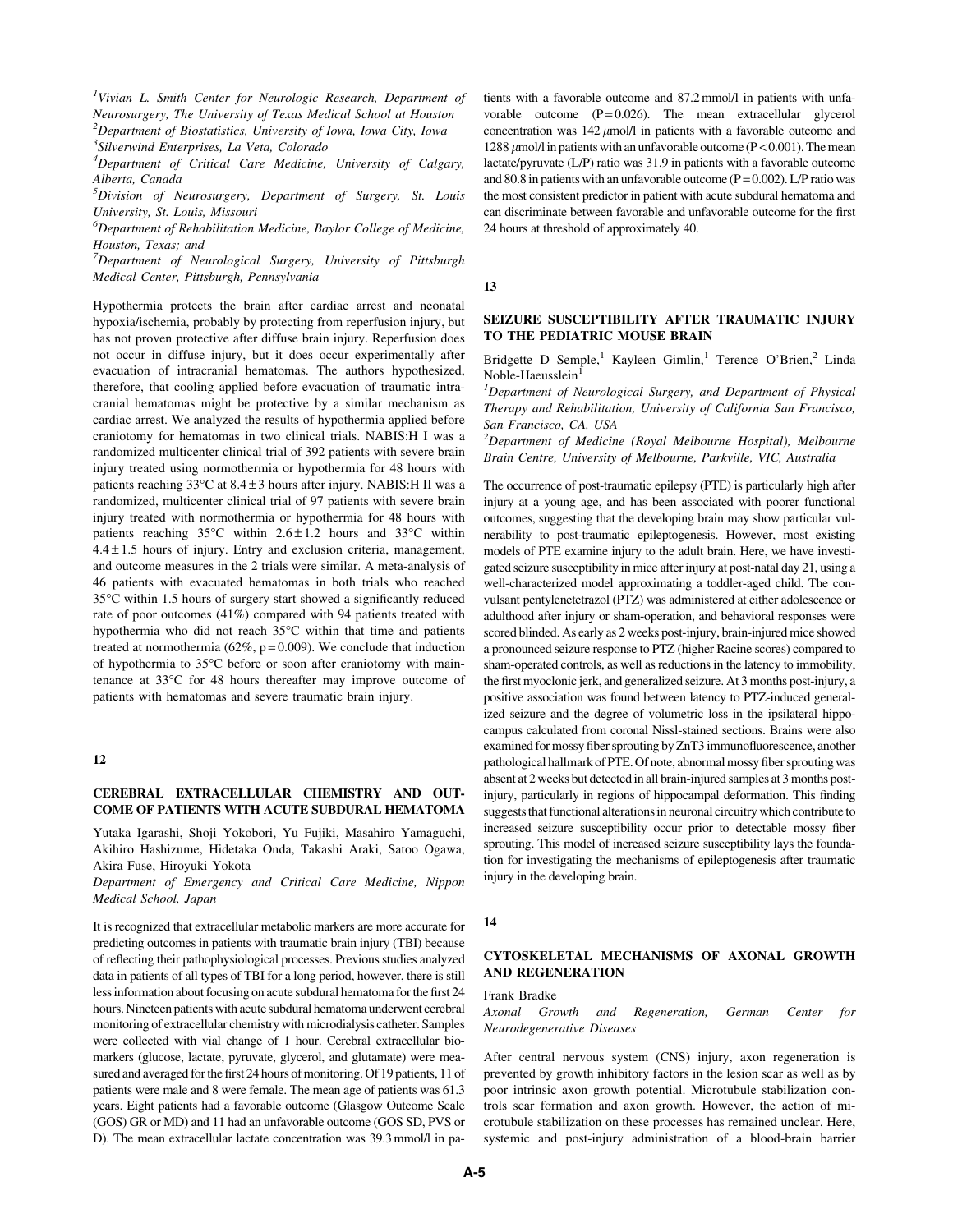[1]Vivian L. Smith Center for Neurologic Research, Department of Neurosurgery, The University of Texas Medical School at Houston
[2]Department of Biostatistics, University of Iowa, Iowa City, Iowa
[3]Silverwind Enterprises, La Veta, Colorado
[4]Department of Critical Care Medicine, University of Calgary, Alberta, Canada
[5]Division of Neurosurgery, Department of Surgery, St. Louis University, St. Louis, Missouri
[6]Department of Rehabilitation Medicine, Baylor College of Medicine, Houston, Texas; and
[7]Department of Neurological Surgery, University of Pittsburgh Medical Center, Pittsburgh, Pennsylvania

Hypothermia protects the brain after cardiac arrest and neonatal hypoxia/ischemia, probably by protecting from reperfusion injury, but has not proven protective after diffuse brain injury. Reperfusion does not occur in diffuse injury, but it does occur experimentally after evacuation of intracranial hematomas. The authors hypothesized, therefore, that cooling applied before evacuation of traumatic intracranial hematomas might be protective by a similar mechanism as cardiac arrest. We analyzed the results of hypothermia applied before craniotomy for hematomas in two clinical trials. NABIS:H I was a randomized multicenter clinical trial of 392 patients with severe brain injury treated using normothermia or hypothermia for 48 hours with patients reaching 33°C at $8.4 \pm 3$ hours after injury. NABIS:H II was a randomized, multicenter clinical trial of 97 patients with severe brain injury treated with normothermia or hypothermia for 48 hours with patients reaching 35°C within $2.6 \pm 1.2$ hours and 33°C within $4.4 \pm 1.5$ hours of injury. Entry and exclusion criteria, management, and outcome measures in the 2 trials were similar. A meta-analysis of 46 patients with evacuated hematomas in both trials who reached 35°C within 1.5 hours of surgery start showed a significantly reduced rate of poor outcomes (41%) compared with 94 patients treated with hypothermia who did not reach 35°C within that time and patients treated at normothermia (62%, $p = 0.009$). We conclude that induction of hypothermia to 35°C before or soon after craniotomy with maintenance at 33°C for 48 hours thereafter may improve outcome of patients with hematomas and severe traumatic brain injury.

## 12

### CEREBRAL EXTRACELLULAR CHEMISTRY AND OUTCOME OF PATIENTS WITH ACUTE SUBDURAL HEMATOMA

Yutaka Igarashi, Shoji Yokobori, Yu Fujiki, Masahiro Yamaguchi, Akihiro Hashizume, Hidetaka Onda, Takashi Araki, Satoo Ogawa, Akira Fuse, Hiroyuki Yokota

*Department of Emergency and Critical Care Medicine, Nippon Medical School, Japan*

It is recognized that extracellular metabolic markers are more accurate for predicting outcomes in patients with traumatic brain injury (TBI) because of reflecting their pathophysiological processes. Previous studies analyzed data in patients of all types of TBI for a long period, however, there is still less information about focusing on acute subdural hematoma for the first 24 hours. Nineteen patients with acute subdural hematoma underwent cerebral monitoring of extracellular chemistry with microdialysis catheter. Samples were collected with vial change of 1 hour. Cerebral extracellular biomarkers (glucose, lactate, pyruvate, glycerol, and glutamate) were measured and averaged for the first 24 hours of monitoring. Of 19 patients, 11 of patients were male and 8 were female. The mean age of patients was 61.3 years. Eight patients had a favorable outcome (Glasgow Outcome Scale (GOS) GR or MD) and 11 had an unfavorable outcome (GOS SD, PVS or D). The mean extracellular lactate concentration was 39.3 mmol/l in patients with a favorable outcome and 87.2 mmol/l in patients with unfavorable outcome ($P = 0.026$). The mean extracellular glycerol concentration was 142 $\mu$mol/l in patients with a favorable outcome and 1288 $\mu$mol/l in patients with an unfavorable outcome ($P < 0.001$). The mean lactate/pyruvate (L/P) ratio was 31.9 in patients with a favorable outcome and 80.8 in patients with an unfavorable outcome ($P = 0.002$). L/P ratio was the most consistent predictor in patient with acute subdural hematoma and can discriminate between favorable and unfavorable outcome for the first 24 hours at threshold of approximately 40.

## 13

### SEIZURE SUSCEPTIBILITY AFTER TRAUMATIC INJURY TO THE PEDIATRIC MOUSE BRAIN

Bridgette D Semple,[1] Kayleen Gimlin,[1] Terence O'Brien,[2] Linda Noble-Haeusslein[1]

[1]*Department of Neurological Surgery, and Department of Physical Therapy and Rehabilitation, University of California San Francisco, San Francisco, CA, USA*
[2]*Department of Medicine (Royal Melbourne Hospital), Melbourne Brain Centre, University of Melbourne, Parkville, VIC, Australia*

The occurrence of post-traumatic epilepsy (PTE) is particularly high after injury at a young age, and has been associated with poorer functional outcomes, suggesting that the developing brain may show particular vulnerability to post-traumatic epileptogenesis. However, most existing models of PTE examine injury to the adult brain. Here, we have investigated seizure susceptibility in mice after injury at post-natal day 21, using a well-characterized model approximating a toddler-aged child. The convulsant pentylenetetrazol (PTZ) was administered at either adolescence or adulthood after injury or sham-operation, and behavioral responses were scored blinded. As early as 2 weeks post-injury, brain-injured mice showed a pronounced seizure response to PTZ (higher Racine scores) compared to sham-operated controls, as well as reductions in the latency to immobility, the first myoclonic jerk, and generalized seizure. At 3 months post-injury, a positive association was found between latency to PTZ-induced generalized seizure and the degree of volumetric loss in the ipsilateral hippocampus calculated from coronal Nissl-stained sections. Brains were also examined for mossy fiber sprouting by ZnT3 immunofluorescence, another pathological hallmark of PTE. Of note, abnormal mossy fiber sprouting was absent at 2 weeks but detected in all brain-injured samples at 3 months post-injury, particularly in regions of hippocampal deformation. This finding suggests that functional alterations in neuronal circuitry which contribute to increased seizure susceptibility occur prior to detectable mossy fiber sprouting. This model of increased seizure susceptibility lays the foundation for investigating the mechanisms of epileptogenesis after traumatic injury in the developing brain.

## 14

### CYTOSKELETAL MECHANISMS OF AXONAL GROWTH AND REGENERATION

Frank Bradke

*Axonal Growth and Regeneration, German Center for Neurodegenerative Diseases*

After central nervous system (CNS) injury, axon regeneration is prevented by growth inhibitory factors in the lesion scar as well as by poor intrinsic axon growth potential. Microtubule stabilization controls scar formation and axon growth. However, the action of microtubule stabilization on these processes has remained unclear. Here, systemic and post-injury administration of a blood-brain barrier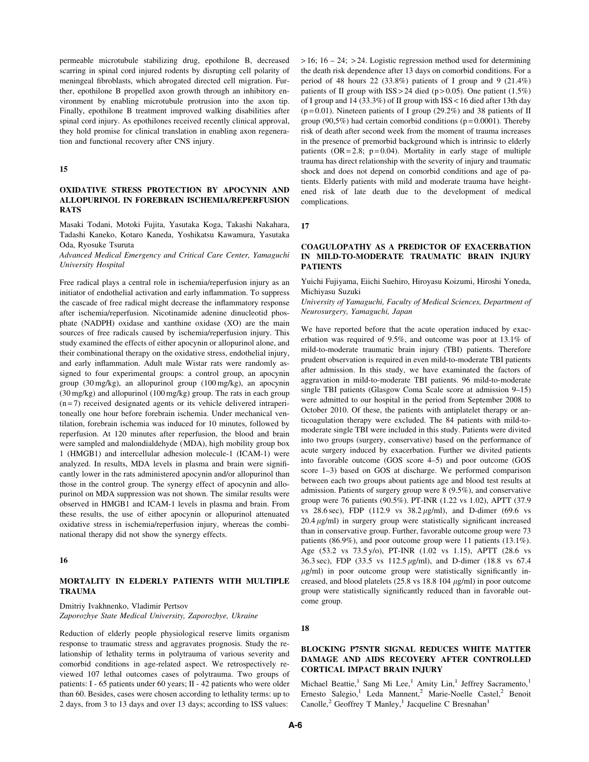permeable microtubule stabilizing drug, epothilone B, decreased scarring in spinal cord injured rodents by disrupting cell polarity of meningeal fibroblasts, which abrogated directed cell migration. Further, epothilone B propelled axon growth through an inhibitory environment by enabling microtubule protrusion into the axon tip. Finally, epothilone B treatment improved walking disabilities after spinal cord injury. As epothilones received recently clinical approval, they hold promise for clinical translation in enabling axon regeneration and functional recovery after CNS injury.

## 15

### OXIDATIVE STRESS PROTECTION BY APOCYNIN AND ALLOPURINOL IN FOREBRAIN ISCHEMIA/REPERFUSION RATS

Masaki Todani, Motoki Fujita, Yasutaka Koga, Takashi Nakahara, Tadashi Kaneko, Kotaro Kaneda, Yoshikatsu Kawamura, Yasutaka Oda, Ryosuke Tsuruta

*Advanced Medical Emergency and Critical Care Center, Yamaguchi University Hospital*

Free radical plays a central role in ischemia/reperfusion injury as an initiator of endothelial activation and early inflammation. To suppress the cascade of free radical might decrease the inflammatory response after ischemia/reperfusion. Nicotinamide adenine dinucleotid phosphate (NADPH) oxidase and xanthine oxidase (XO) are the main sources of free radicals caused by ischemia/reperfusion injury. This study examined the effects of either apocynin or allopurinol alone, and their combinational therapy on the oxidative stress, endothelial injury, and early inflammation. Adult male Wistar rats were randomly assigned to four experimental groups: a control group, an apocynin group (30 mg/kg), an allopurinol group (100 mg/kg), an apocynin (30 mg/kg) and allopurinol (100 mg/kg) group. The rats in each group (n = 7) received designated agents or its vehicle delivered intraperitoneally one hour before forebrain ischemia. Under mechanical ventilation, forebrain ischemia was induced for 10 minutes, followed by reperfusion. At 120 minutes after reperfusion, the blood and brain were sampled and malondialdehyde (MDA), high mobility group box 1 (HMGB1) and intercellular adhesion molecule-1 (ICAM-1) were analyzed. In results, MDA levels in plasma and brain were significantly lower in the rats administered apocynin and/or allopurinol than those in the control group. The synergy effect of apocynin and allopurinol on MDA suppression was not shown. The similar results were observed in HMGB1 and ICAM-1 levels in plasma and brain. From these results, the use of either apocynin or allopurinol attenuated oxidative stress in ischemia/reperfusion injury, whereas the combinational therapy did not show the synergy effects.

## 16

### MORTALITY IN ELDERLY PATIENTS WITH MULTIPLE TRAUMA

Dmitriy Ivakhnenko, Vladimir Pertsov

*Zaporozhye State Medical University, Zaporozhye, Ukraine*

Reduction of elderly people physiological reserve limits organism response to traumatic stress and aggravates prognosis. Study the relationship of lethality terms in polytrauma of various severity and comorbid conditions in age-related aspect. We retrospectively reviewed 107 lethal outcomes cases of polytrauma. Two groups of patients: I - 65 patients under 60 years; II - 42 patients who were older than 60. Besides, cases were chosen according to lethality terms: up to 2 days, from 3 to 13 days and over 13 days; according to ISS values: > 16; 16 – 24; > 24. Logistic regression method used for determining the death risk dependence after 13 days on comorbid conditions. For a period of 48 hours 22 (33.8%) patients of I group and 9 (21.4%) patients of II group with ISS > 24 died ($p > 0.05$). One patient (1.5%) of I group and 14 (33.3%) of II group with ISS < 16 died after 13th day ($p = 0.01$). Nineteen patients of I group (29.2%) and 38 patients of II group (90,5%) had certain comorbid conditions ($p = 0.0001$). Thereby risk of death after second week from the moment of trauma increases in the presence of premorbid background which is intrinsic to elderly patients (OR = 2.8; $p = 0.04$). Mortality in early stage of multiple trauma has direct relationship with the severity of injury and traumatic shock and does not depend on comorbid conditions and age of patients. Elderly patients with mild and moderate trauma have heightened risk of late death due to the development of medical complications.

## 17

### COAGULOPATHY AS A PREDICTOR OF EXACERBATION IN MILD-TO-MODERATE TRAUMATIC BRAIN INJURY PATIENTS

Yuichi Fujiyama, Eiichi Suehiro, Hiroyasu Koizumi, Hiroshi Yoneda, Michiyasu Suzuki

*University of Yamaguchi, Faculty of Medical Sciences, Department of Neurosurgery, Yamaguchi, Japan*

We have reported before that the acute operation induced by exacerbation was required of 9.5%, and outcome was poor at 13.1% of mild-to-moderate traumatic brain injury (TBI) patients. Therefore prudent observation is required in even mild-to-moderate TBI patients after admission. In this study, we have examinated the factors of aggravation in mild-to-moderate TBI patients. 96 mild-to-moderate single TBI patients (Glasgow Coma Scale score at admission 9–15) were admitted to our hospital in the period from September 2008 to October 2010. Of these, the patients with antiplatelet therapy or anticoagulation therapy were excluded. The 84 patients with mild-to-moderate single TBI were included in this study. Patients were divited into two groups (surgery, conservative) based on the performance of acute surgery induced by exacerbation. Further we divited patients into favorable outcome (GOS score 4–5) and poor outcome (GOS score 1–3) based on GOS at discharge. We performed comparison between each two groups about patients age and blood test results at admission. Patients of surgery group were 8 (9.5%), and conservative group were 76 patients (90.5%). PT-INR (1.22 vs 1.02), APTT (37.9 vs 28.6 sec), FDP (112.9 vs 38.2 $\mu$g/ml), and D-dimer (69.6 vs 20.4 $\mu$g/ml) in surgery group were statistically significant increased than in conservative group. Further, favorable outcome group were 73 patients (86.9%), and poor outcome group were 11 patients (13.1%). Age (53.2 vs 73.5 y/o), PT-INR (1.02 vs 1.15), APTT (28.6 vs 36.3 sec), FDP (33.5 vs 112.5 $\mu$g/ml), and D-dimer (18.8 vs 67.4 $\mu$g/ml) in poor outcome group were statistically significantly increased, and blood platelets (25.8 vs 18.8 104 $\mu$g/ml) in poor outcome group were statistically significantly reduced than in favorable outcome group.

## 18

### BLOCKING P75NTR SIGNAL REDUCES WHITE MATTER DAMAGE AND AIDS RECOVERY AFTER CONTROLLED CORTICAL IMPACT BRAIN INJURY

Michael Beattie,[1] Sang Mi Lee,[1] Amity Lin,[1] Jeffrey Sacramento,[1] Ernesto Salegio,[1] Leda Mannent,[2] Marie-Noelle Castel,[2] Benoit Canolle,[2] Geoffrey T Manley,[1] Jacqueline C Bresnahan[1]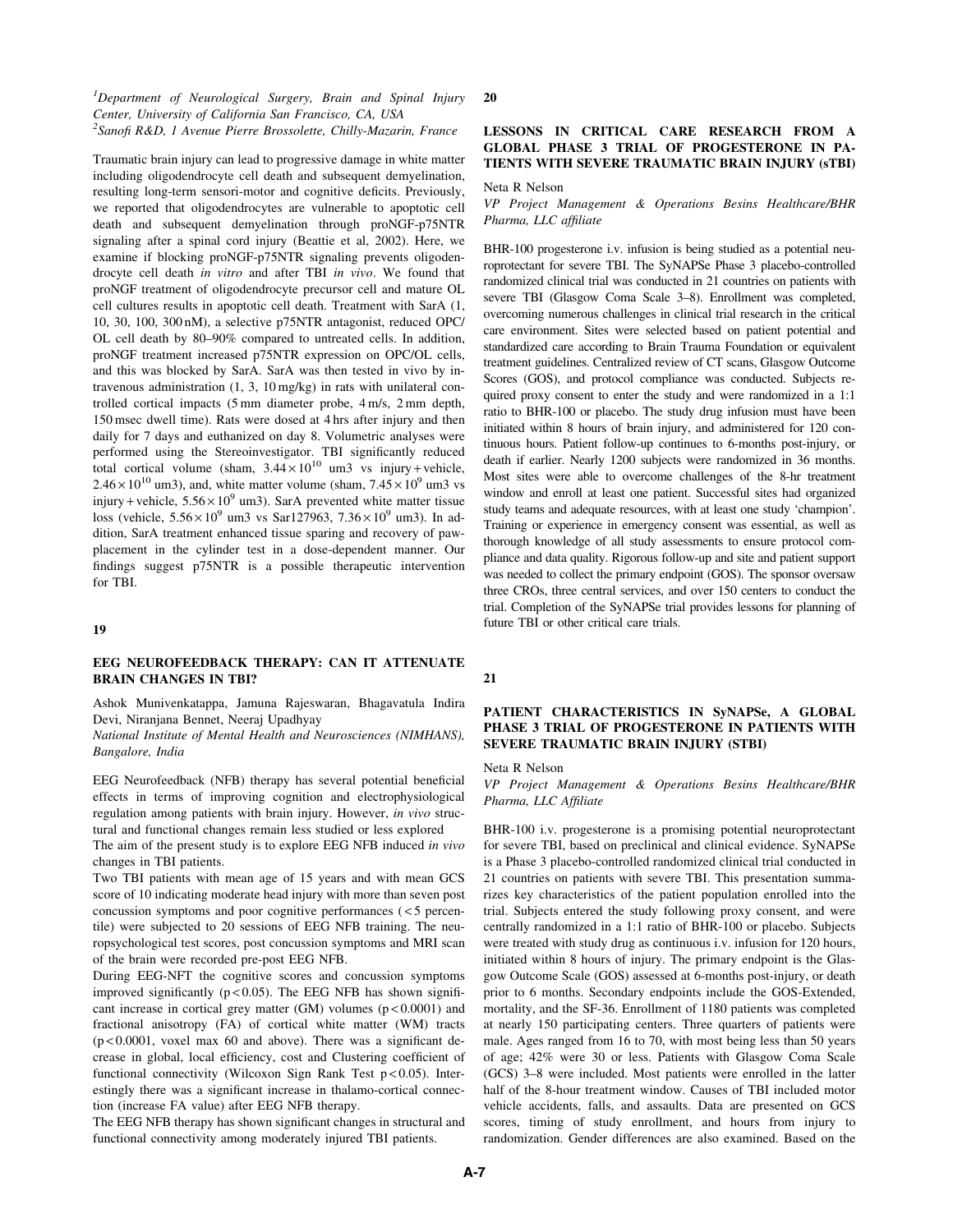[1]*Department of Neurological Surgery, Brain and Spinal Injury Center, University of California San Francisco, CA, USA*
[2]*Sanofi R&D, 1 Avenue Pierre Brossolette, Chilly-Mazarin, France*

Traumatic brain injury can lead to progressive damage in white matter including oligodendrocyte cell death and subsequent demyelination, resulting long-term sensori-motor and cognitive deficits. Previously, we reported that oligodendrocytes are vulnerable to apoptotic cell death and subsequent demyelination through proNGF-p75NTR signaling after a spinal cord injury (Beattie et al, 2002). Here, we examine if blocking proNGF-p75NTR signaling prevents oligodendrocyte cell death *in vitro* and after TBI *in vivo*. We found that proNGF treatment of oligodendrocyte precursor cell and mature OL cell cultures results in apoptotic cell death. Treatment with SarA (1, 10, 30, 100, 300 nM), a selective p75NTR antagonist, reduced OPC/OL cell death by 80–90% compared to untreated cells. In addition, proNGF treatment increased p75NTR expression on OPC/OL cells, and this was blocked by SarA. SarA was then tested in vivo by intravenous administration (1, 3, 10 mg/kg) in rats with unilateral controlled cortical impacts (5 mm diameter probe, 4 m/s, 2 mm depth, 150 msec dwell time). Rats were dosed at 4 hrs after injury and then daily for 7 days and euthanized on day 8. Volumetric analyses were performed using the Stereoinvestigator. TBI significantly reduced total cortical volume (sham, $3.44 \times 10^{10}$ um3 vs injury + vehicle, $2.46 \times 10^{10}$ um3), and, white matter volume (sham, $7.45 \times 10^{9}$ um3 vs injury + vehicle, $5.56 \times 10^{9}$ um3). SarA prevented white matter tissue loss (vehicle, $5.56 \times 10^{9}$ um3 vs Sar127963, $7.36 \times 10^{9}$ um3). In addition, SarA treatment enhanced tissue sparing and recovery of paw-placement in the cylinder test in a dose-dependent manner. Our findings suggest p75NTR is a possible therapeutic intervention for TBI.

## 19

### EEG NEUROFEEDBACK THERAPY: CAN IT ATTENUATE BRAIN CHANGES IN TBI?

Ashok Munivenkatappa, Jamuna Rajeswaran, Bhagavatula Indira Devi, Niranjana Bennet, Neeraj Upadhyay

*National Institute of Mental Health and Neurosciences (NIMHANS), Bangalore, India*

EEG Neurofeedback (NFB) therapy has several potential beneficial effects in terms of improving cognition and electrophysiological regulation among patients with brain injury. However, *in vivo* structural and functional changes remain less studied or less explored

The aim of the present study is to explore EEG NFB induced *in vivo* changes in TBI patients.

Two TBI patients with mean age of 15 years and with mean GCS score of 10 indicating moderate head injury with more than seven post concussion symptoms and poor cognitive performances (< 5 percentile) were subjected to 20 sessions of EEG NFB training. The neuropsychological test scores, post concussion symptoms and MRI scan of the brain were recorded pre-post EEG NFB.

During EEG-NFT the cognitive scores and concussion symptoms improved significantly ($p < 0.05$). The EEG NFB has shown significant increase in cortical grey matter (GM) volumes ($p < 0.0001$) and fractional anisotropy (FA) of cortical white matter (WM) tracts ($p < 0.0001$, voxel max 60 and above). There was a significant decrease in global, local efficiency, cost and Clustering coefficient of functional connectivity (Wilcoxon Sign Rank Test $p < 0.05$). Interestingly there was a significant increase in thalamo-cortical connection (increase FA value) after EEG NFB therapy.

The EEG NFB therapy has shown significant changes in structural and functional connectivity among moderately injured TBI patients.

## 20

### LESSONS IN CRITICAL CARE RESEARCH FROM A GLOBAL PHASE 3 TRIAL OF PROGESTERONE IN PATIENTS WITH SEVERE TRAUMATIC BRAIN INJURY (sTBI)

Neta R Nelson

*VP Project Management & Operations Besins Healthcare/BHR Pharma, LLC affiliate*

BHR-100 progesterone i.v. infusion is being studied as a potential neuroprotectant for severe TBI. The SyNAPSe Phase 3 placebo-controlled randomized clinical trial was conducted in 21 countries on patients with severe TBI (Glasgow Coma Scale 3–8). Enrollment was completed, overcoming numerous challenges in clinical trial research in the critical care environment. Sites were selected based on patient potential and standardized care according to Brain Trauma Foundation or equivalent treatment guidelines. Centralized review of CT scans, Glasgow Outcome Scores (GOS), and protocol compliance was conducted. Subjects required proxy consent to enter the study and were randomized in a 1:1 ratio to BHR-100 or placebo. The study drug infusion must have been initiated within 8 hours of brain injury, and administered for 120 continuous hours. Patient follow-up continues to 6-months post-injury, or death if earlier. Nearly 1200 subjects were randomized in 36 months. Most sites were able to overcome challenges of the 8-hr treatment window and enroll at least one patient. Successful sites had organized study teams and adequate resources, with at least one study 'champion'. Training or experience in emergency consent was essential, as well as thorough knowledge of all study assessments to ensure protocol compliance and data quality. Rigorous follow-up and site and patient support was needed to collect the primary endpoint (GOS). The sponsor oversaw three CROs, three central services, and over 150 centers to conduct the trial. Completion of the SyNAPSe trial provides lessons for planning of future TBI or other critical care trials.

## 21

### PATIENT CHARACTERISTICS IN SyNAPSe, A GLOBAL PHASE 3 TRIAL OF PROGESTERONE IN PATIENTS WITH SEVERE TRAUMATIC BRAIN INJURY (STBI)

Neta R Nelson

*VP Project Management & Operations Besins Healthcare/BHR Pharma, LLC Affiliate*

BHR-100 i.v. progesterone is a promising potential neuroprotectant for severe TBI, based on preclinical and clinical evidence. SyNAPSe is a Phase 3 placebo-controlled randomized clinical trial conducted in 21 countries on patients with severe TBI. This presentation summarizes key characteristics of the patient population enrolled into the trial. Subjects entered the study following proxy consent, and were centrally randomized in a 1:1 ratio of BHR-100 or placebo. Subjects were treated with study drug as continuous i.v. infusion for 120 hours, initiated within 8 hours of injury. The primary endpoint is the Glasgow Outcome Scale (GOS) assessed at 6-months post-injury, or death prior to 6 months. Secondary endpoints include the GOS-Extended, mortality, and the SF-36. Enrollment of 1180 patients was completed at nearly 150 participating centers. Three quarters of patients were male. Ages ranged from 16 to 70, with most being less than 50 years of age; 42% were 30 or less. Patients with Glasgow Coma Scale (GCS) 3–8 were included. Most patients were enrolled in the latter half of the 8-hour treatment window. Causes of TBI included motor vehicle accidents, falls, and assaults. Data are presented on GCS scores, timing of study enrollment, and hours from injury to randomization. Gender differences are also examined. Based on the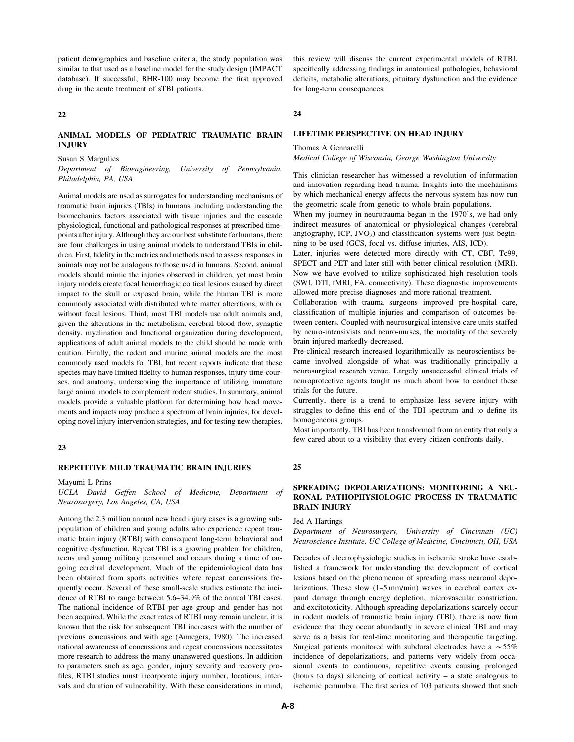patient demographics and baseline criteria, the study population was similar to that used as a baseline model for the study design (IMPACT database). If successful, BHR-100 may become the first approved drug in the acute treatment of sTBI patients.

## 22

### ANIMAL MODELS OF PEDIATRIC TRAUMATIC BRAIN INJURY

Susan S Margulies

*Department of Bioengineering, University of Pennsylvania, Philadelphia, PA, USA*

Animal models are used as surrogates for understanding mechanisms of traumatic brain injuries (TBIs) in humans, including understanding the biomechanics factors associated with tissue injuries and the cascade physiological, functional and pathological responses at prescribed timepoints after injury. Although they are our best substitute for humans, there are four challenges in using animal models to understand TBIs in children. First, fidelity in the metrics and methods used to assess responses in animals may not be analogous to those used in humans. Second, animal models should mimic the injuries observed in children, yet most brain injury models create focal hemorrhagic cortical lesions caused by direct impact to the skull or exposed brain, while the human TBI is more commonly associated with distributed white matter alterations, with or without focal lesions. Third, most TBI models use adult animals and, given the alterations in the metabolism, cerebral blood flow, synaptic density, myelination and functional organization during development, applications of adult animal models to the child should be made with caution. Finally, the rodent and murine animal models are the most commonly used models for TBI, but recent reports indicate that these species may have limited fidelity to human responses, injury time-courses, and anatomy, underscoring the importance of utilizing immature large animal models to complement rodent studies. In summary, animal models provide a valuable platform for determining how head movements and impacts may produce a spectrum of brain injuries, for developing novel injury intervention strategies, and for testing new therapies.

## 23

### REPETITIVE MILD TRAUMATIC BRAIN INJURIES

Mayumi L Prins

*UCLA David Geffen School of Medicine, Department of Neurosurgery, Los Angeles, CA, USA*

Among the 2.3 million annual new head injury cases is a growing subpopulation of children and young adults who experience repeat traumatic brain injury (RTBI) with consequent long-term behavioral and cognitive dysfunction. Repeat TBI is a growing problem for children, teens and young military personnel and occurs during a time of ongoing cerebral development. Much of the epidemiological data has been obtained from sports activities where repeat concussions frequently occur. Several of these small-scale studies estimate the incidence of RTBI to range between 5.6–34.9% of the annual TBI cases. The national incidence of RTBI per age group and gender has not been acquired. While the exact rates of RTBI may remain unclear, it is known that the risk for subsequent TBI increases with the number of previous concussions and with age (Annegers, 1980). The increased national awareness of concussions and repeat concussions necessitates more research to address the many unanswered questions. In addition to parameters such as age, gender, injury severity and recovery profiles, RTBI studies must incorporate injury number, locations, intervals and duration of vulnerability. With these considerations in mind, this review will discuss the current experimental models of RTBI, specifically addressing findings in anatomical pathologies, behavioral deficits, metabolic alterations, pituitary dysfunction and the evidence for long-term consequences.

## 24

### LIFETIME PERSPECTIVE ON HEAD INJURY

Thomas A Gennarelli

*Medical College of Wisconsin, George Washington University*

This clinician researcher has witnessed a revolution of information and innovation regarding head trauma. Insights into the mechanisms by which mechanical energy affects the nervous system has now run the geometric scale from genetic to whole brain populations.

When my journey in neurotrauma began in the 1970's, we had only indirect measures of anatomical or physiological changes (cerebral angiography, ICP, $JVO_2$) and classification systems were just beginning to be used (GCS, focal vs. diffuse injuries, AIS, ICD).

Later, injuries were detected more directly with CT, CBF, Tc99, SPECT and PET and later still with better clinical resolution (MRI). Now we have evolved to utilize sophisticated high resolution tools (SWI, DTI, fMRI, FA, connectivity). These diagnostic improvements allowed more precise diagnoses and more rational treatment.

Collaboration with trauma surgeons improved pre-hospital care, classification of multiple injuries and comparison of outcomes between centers. Coupled with neurosurgical intensive care units staffed by neuro-intensivists and neuro-nurses, the mortality of the severely brain injured markedly decreased.

Pre-clinical research increased logarithmically as neuroscientists became involved alongside of what was traditionally principally a neurosurgical research venue. Largely unsuccessful clinical trials of neuroprotective agents taught us much about how to conduct these trials for the future.

Currently, there is a trend to emphasize less severe injury with struggles to define this end of the TBI spectrum and to define its homogeneous groups.

Most importantly, TBI has been transformed from an entity that only a few cared about to a visibility that every citizen confronts daily.

## 25

### SPREADING DEPOLARIZATIONS: MONITORING A NEURONAL PATHOPHYSIOLOGIC PROCESS IN TRAUMATIC BRAIN INJURY

Jed A Hartings

*Department of Neurosurgery, University of Cincinnati (UC) Neuroscience Institute, UC College of Medicine, Cincinnati, OH, USA*

Decades of electrophysiologic studies in ischemic stroke have established a framework for understanding the development of cortical lesions based on the phenomenon of spreading mass neuronal depolarizations. These slow (1–5 mm/min) waves in cerebral cortex expand damage through energy depletion, microvascular constriction, and excitotoxicity. Although spreading depolarizations scarcely occur in rodent models of traumatic brain injury (TBI), there is now firm evidence that they occur abundantly in severe clinical TBI and may serve as a basis for real-time monitoring and therapeutic targeting. Surgical patients monitored with subdural electrodes have a $\sim 55\%$ incidence of depolarizations, and patterns very widely from occasional events to continuous, repetitive events causing prolonged (hours to days) silencing of cortical activity – a state analogous to ischemic penumbra. The first series of 103 patients showed that such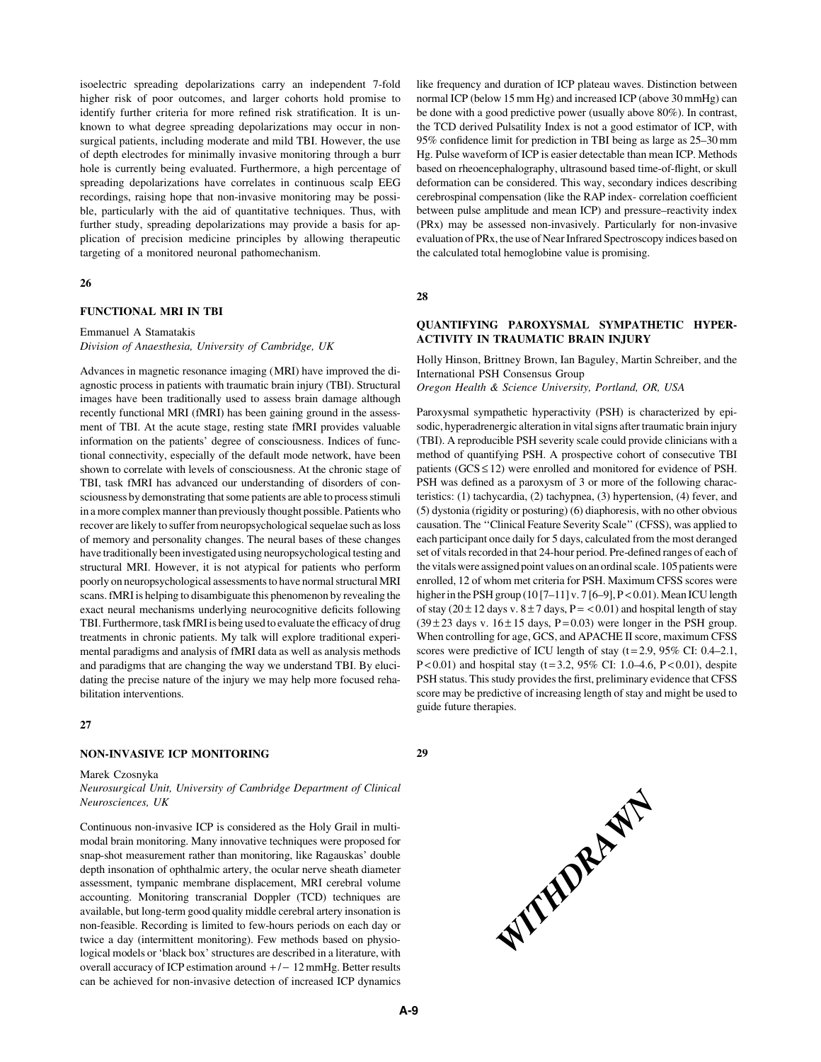isoelectric spreading depolarizations carry an independent 7-fold higher risk of poor outcomes, and larger cohorts hold promise to identify further criteria for more refined risk stratification. It is unknown to what degree spreading depolarizations may occur in nonsurgical patients, including moderate and mild TBI. However, the use of depth electrodes for minimally invasive monitoring through a burr hole is currently being evaluated. Furthermore, a high percentage of spreading depolarizations have correlates in continuous scalp EEG recordings, raising hope that non-invasive monitoring may be possible, particularly with the aid of quantitative techniques. Thus, with further study, spreading depolarizations may provide a basis for application of precision medicine principles by allowing therapeutic targeting of a monitored neuronal pathomechanism.

**26**

## FUNCTIONAL MRI IN TBI

Emmanuel A Stamatakis
*Division of Anaesthesia, University of Cambridge, UK*

Advances in magnetic resonance imaging (MRI) have improved the diagnostic process in patients with traumatic brain injury (TBI). Structural images have been traditionally used to assess brain damage although recently functional MRI (fMRI) has been gaining ground in the assessment of TBI. At the acute stage, resting state fMRI provides valuable information on the patients' degree of consciousness. Indices of functional connectivity, especially of the default mode network, have been shown to correlate with levels of consciousness. At the chronic stage of TBI, task fMRI has advanced our understanding of disorders of consciousness by demonstrating that some patients are able to process stimuli in a more complex manner than previously thought possible. Patients who recover are likely to suffer from neuropsychological sequelae such as loss of memory and personality changes. The neural bases of these changes have traditionally been investigated using neuropsychological testing and structural MRI. However, it is not atypical for patients who perform poorly on neuropsychological assessments to have normal structural MRI scans. fMRI is helping to disambiguate this phenomenon by revealing the exact neural mechanisms underlying neurocognitive deficits following TBI. Furthermore, task fMRI is being used to evaluate the efficacy of drug treatments in chronic patients. My talk will explore traditional experimental paradigms and analysis of fMRI data as well as analysis methods and paradigms that are changing the way we understand TBI. By elucidating the precise nature of the injury we may help more focused rehabilitation interventions.

**27**

## NON-INVASIVE ICP MONITORING

Marek Czosnyka
*Neurosurgical Unit, University of Cambridge Department of Clinical Neurosciences, UK*

Continuous non-invasive ICP is considered as the Holy Grail in multimodal brain monitoring. Many innovative techniques were proposed for snap-shot measurement rather than monitoring, like Ragauskas' double depth insonation of ophthalmic artery, the ocular nerve sheath diameter assessment, tympanic membrane displacement, MRI cerebral volume accounting. Monitoring transcranial Doppler (TCD) techniques are available, but long-term good quality middle cerebral artery insonation is non-feasible. Recording is limited to few-hours periods on each day or twice a day (intermittent monitoring). Few methods based on physiological models or 'black box' structures are described in a literature, with overall accuracy of ICP estimation around +/− 12 mmHg. Better results can be achieved for non-invasive detection of increased ICP dynamics like frequency and duration of ICP plateau waves. Distinction between normal ICP (below 15 mm Hg) and increased ICP (above 30 mmHg) can be done with a good predictive power (usually above 80%). In contrast, the TCD derived Pulsatility Index is not a good estimator of ICP, with 95% confidence limit for prediction in TBI being as large as 25–30 mm Hg. Pulse waveform of ICP is easier detectable than mean ICP. Methods based on rheoencephalography, ultrasound based time-of-flight, or skull deformation can be considered. This way, secondary indices describing cerebrospinal compensation (like the RAP index- correlation coefficient between pulse amplitude and mean ICP) and pressure–reactivity index (PRx) may be assessed non-invasively. Particularly for non-invasive evaluation of PRx, the use of Near Infrared Spectroscopy indices based on the calculated total hemoglobine value is promising.

**28**

## QUANTIFYING PAROXYSMAL SYMPATHETIC HYPERACTIVITY IN TRAUMATIC BRAIN INJURY

Holly Hinson, Brittney Brown, Ian Baguley, Martin Schreiber, and the International PSH Consensus Group
*Oregon Health & Science University, Portland, OR, USA*

Paroxysmal sympathetic hyperactivity (PSH) is characterized by episodic, hyperadrenergic alteration in vital signs after traumatic brain injury (TBI). A reproducible PSH severity scale could provide clinicians with a method of quantifying PSH. A prospective cohort of consecutive TBI patients (GCS ≤ 12) were enrolled and monitored for evidence of PSH. PSH was defined as a paroxysm of 3 or more of the following characteristics: (1) tachycardia, (2) tachypnea, (3) hypertension, (4) fever, and (5) dystonia (rigidity or posturing) (6) diaphoresis, with no other obvious causation. The ''Clinical Feature Severity Scale'' (CFSS), was applied to each participant once daily for 5 days, calculated from the most deranged set of vitals recorded in that 24-hour period. Pre-defined ranges of each of the vitals were assigned point values on an ordinal scale. 105 patients were enrolled, 12 of whom met criteria for PSH. Maximum CFSS scores were higher in the PSH group (10 [7–11] v. 7 [6–9], $P < 0.01$). Mean ICU length of stay (20 ± 12 days v. 8 ± 7 days, $P = < 0.01$) and hospital length of stay (39 ± 23 days v. 16 ± 15 days, $P = 0.03$) were longer in the PSH group. When controlling for age, GCS, and APACHE II score, maximum CFSS scores were predictive of ICU length of stay ($t = 2.9$, 95% CI: 0.4–2.1, $P < 0.01$) and hospital stay ($t = 3.2$, 95% CI: 1.0–4.6, $P < 0.01$), despite PSH status. This study provides the first, preliminary evidence that CFSS score may be predictive of increasing length of stay and might be used to guide future therapies.

**29**

WITHDRAWN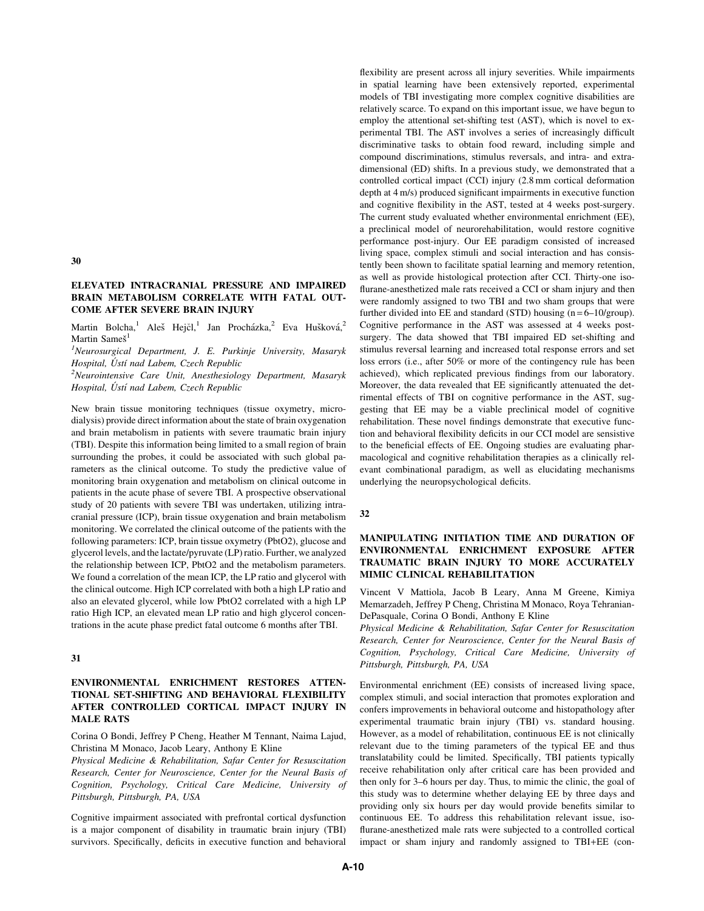## 30

### ELEVATED INTRACRANIAL PRESSURE AND IMPAIRED BRAIN METABOLISM CORRELATE WITH FATAL OUTCOME AFTER SEVERE BRAIN INJURY

Martin Bolcha,[1] Aleš Hejčl,[1] Jan Procházka,[2] Eva Hušková,[2] Martin Sameš[1]

*[1]Neurosurgical Department, J. E. Purkinje University, Masaryk Hospital, Ústí nad Labem, Czech Republic*

*[2]Neurointensive Care Unit, Anesthesiology Department, Masaryk Hospital, Ústí nad Labem, Czech Republic*

New brain tissue monitoring techniques (tissue oxymetry, microdialysis) provide direct information about the state of brain oxygenation and brain metabolism in patients with severe traumatic brain injury (TBI). Despite this information being limited to a small region of brain surrounding the probes, it could be associated with such global parameters as the clinical outcome. To study the predictive value of monitoring brain oxygenation and metabolism on clinical outcome in patients in the acute phase of severe TBI. A prospective observational study of 20 patients with severe TBI was undertaken, utilizing intracranial pressure (ICP), brain tissue oxygenation and brain metabolism monitoring. We correlated the clinical outcome of the patients with the following parameters: ICP, brain tissue oxymetry (PbtO2), glucose and glycerol levels, and the lactate/pyruvate (LP) ratio. Further, we analyzed the relationship between ICP, PbtO2 and the metabolism parameters. We found a correlation of the mean ICP, the LP ratio and glycerol with the clinical outcome. High ICP correlated with both a high LP ratio and also an elevated glycerol, while low PbtO2 correlated with a high LP ratio High ICP, an elevated mean LP ratio and high glycerol concentrations in the acute phase predict fatal outcome 6 months after TBI.

## 31

### ENVIRONMENTAL ENRICHMENT RESTORES ATTENTIONAL SET-SHIFTING AND BEHAVIORAL FLEXIBILITY AFTER CONTROLLED CORTICAL IMPACT INJURY IN MALE RATS

Corina O Bondi, Jeffrey P Cheng, Heather M Tennant, Naima Lajud, Christina M Monaco, Jacob Leary, Anthony E Kline

*Physical Medicine & Rehabilitation, Safar Center for Resuscitation Research, Center for Neuroscience, Center for the Neural Basis of Cognition, Psychology, Critical Care Medicine, University of Pittsburgh, Pittsburgh, PA, USA*

Cognitive impairment associated with prefrontal cortical dysfunction is a major component of disability in traumatic brain injury (TBI) survivors. Specifically, deficits in executive function and behavioral flexibility are present across all injury severities. While impairments in spatial learning have been extensively reported, experimental models of TBI investigating more complex cognitive disabilities are relatively scarce. To expand on this important issue, we have begun to employ the attentional set-shifting test (AST), which is novel to experimental TBI. The AST involves a series of increasingly difficult discriminative tasks to obtain food reward, including simple and compound discriminations, stimulus reversals, and intra- and extra-dimensional (ED) shifts. In a previous study, we demonstrated that a controlled cortical impact (CCI) injury (2.8 mm cortical deformation depth at 4 m/s) produced significant impairments in executive function and cognitive flexibility in the AST, tested at 4 weeks post-surgery. The current study evaluated whether environmental enrichment (EE), a preclinical model of neurorehabilitation, would restore cognitive performance post-injury. Our EE paradigm consisted of increased living space, complex stimuli and social interaction and has consistently been shown to facilitate spatial learning and memory retention, as well as provide histological protection after CCI. Thirty-one isoflurane-anesthetized male rats received a CCI or sham injury and then were randomly assigned to two TBI and two sham groups that were further divided into EE and standard (STD) housing (n = 6–10/group). Cognitive performance in the AST was assessed at 4 weeks post-surgery. The data showed that TBI impaired ED set-shifting and stimulus reversal learning and increased total response errors and set loss errors (i.e., after 50% or more of the contingency rule has been achieved), which replicated previous findings from our laboratory. Moreover, the data revealed that EE significantly attenuated the detrimental effects of TBI on cognitive performance in the AST, suggesting that EE may be a viable preclinical model of cognitive rehabilitation. These novel findings demonstrate that executive function and behavioral flexibility deficits in our CCI model are sensistive to the beneficial effects of EE. Ongoing studies are evaluating pharmacological and cognitive rehabilitation therapies as a clinically relevant combinational paradigm, as well as elucidating mechanisms underlying the neuropsychological deficits.

## 32

### MANIPULATING INITIATION TIME AND DURATION OF ENVIRONMENTAL ENRICHMENT EXPOSURE AFTER TRAUMATIC BRAIN INJURY TO MORE ACCURATELY MIMIC CLINICAL REHABILITATION

Vincent V Mattiola, Jacob B Leary, Anna M Greene, Kimiya Memarzadeh, Jeffrey P Cheng, Christina M Monaco, Roya Tehranian-DePasquale, Corina O Bondi, Anthony E Kline

*Physical Medicine & Rehabilitation, Safar Center for Resuscitation Research, Center for Neuroscience, Center for the Neural Basis of Cognition, Psychology, Critical Care Medicine, University of Pittsburgh, Pittsburgh, PA, USA*

Environmental enrichment (EE) consists of increased living space, complex stimuli, and social interaction that promotes exploration and confers improvements in behavioral outcome and histopathology after experimental traumatic brain injury (TBI) vs. standard housing. However, as a model of rehabilitation, continuous EE is not clinically relevant due to the timing parameters of the typical EE and thus translatability could be limited. Specifically, TBI patients typically receive rehabilitation only after critical care has been provided and then only for 3–6 hours per day. Thus, to mimic the clinic, the goal of this study was to determine whether delaying EE by three days and providing only six hours per day would provide benefits similar to continuous EE. To address this rehabilitation relevant issue, isoflurane-anesthetized male rats were subjected to a controlled cortical impact or sham injury and randomly assigned to TBI+EE (con-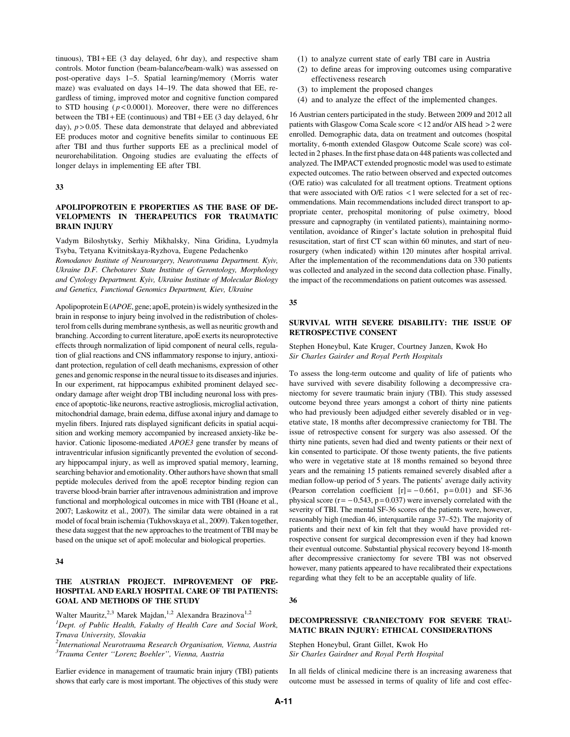tinuous), TBI+EE (3 day delayed, 6 hr day), and respective sham controls. Motor function (beam-balance/beam-walk) was assessed on post-operative days 1–5. Spatial learning/memory (Morris water maze) was evaluated on days 14–19. The data showed that EE, regardless of timing, improved motor and cognitive function compared to STD housing ($p < 0.0001$). Moreover, there were no differences between the TBI+EE (continuous) and TBI+EE (3 day delayed, 6 hr day), $p > 0.05$. These data demonstrate that delayed and abbreviated EE produces motor and cognitive benefits similar to continuous EE after TBI and thus further supports EE as a preclinical model of neurorehabilitation. Ongoing studies are evaluating the effects of longer delays in implementing EE after TBI.

## 33

### APOLIPOPROTEIN E PROPERTIES AS THE BASE OF DEVELOPMENTS IN THERAPEUTICS FOR TRAUMATIC BRAIN INJURY

Vadym Biloshytsky, Serhiy Mikhalsky, Nina Gridina, Lyudmyla Tsyba, Tetyana Kvitnitskaya-Ryzhova, Eugene Pedachenko

*Romodanov Institute of Neurosurgery, Neurotrauma Department. Kyiv, Ukraine D.F. Chebotarev State Institute of Gerontology, Morphology and Cytology Department. Kyiv, Ukraine Institute of Molecular Biology and Genetics, Functional Genomics Department, Kiev, Ukraine*

Apolipoprotein E (*APOE*, gene; apoE, protein) is widely synthesized in the brain in response to injury being involved in the redistribution of cholesterol from cells during membrane synthesis, as well as neuritic growth and branching. According to current literature, apoE exerts its neuroprotective effects through normalization of lipid component of neural cells, regulation of glial reactions and CNS inflammatory response to injury, antioxidant protection, regulation of cell death mechanisms, expression of other genes and genomic response in the neural tissue to its diseases and injuries. In our experiment, rat hippocampus exhibited prominent delayed secondary damage after weight drop TBI including neuronal loss with presence of apoptotic-like neurons, reactive astrogliosis, microglial activation, mitochondrial damage, brain edema, diffuse axonal injury and damage to myelin fibers. Injured rats displayed significant deficits in spatial acquisition and working memory accompanied by increased anxiety-like behavior. Cationic liposome-mediated *APOE3* gene transfer by means of intraventricular infusion significantly prevented the evolution of secondary hippocampal injury, as well as improved spatial memory, learning, searching behavior and emotionality. Other authors have shown that small peptide molecules derived from the apoE receptor binding region can traverse blood-brain barrier after intravenous administration and improve functional and morphological outcomes in mice with TBI (Hoane et al., 2007; Laskowitz et al., 2007). The similar data were obtained in a rat model of focal brain ischemia (Tukhovskaya et al., 2009). Taken together, these data suggest that the new approaches to the treatment of TBI may be based on the unique set of apoE molecular and biological properties.

## 34

### THE AUSTRIAN PROJECT. IMPROVEMENT OF PRE-HOSPITAL AND EARLY HOSPITAL CARE OF TBI PATIENTS: GOAL AND METHODS OF THE STUDY

Walter Mauritz,[2,3] Marek Majdan,[1,2] Alexandra Brazinova[1,2]

[1]*Dept. of Public Health, Fakulty of Health Care and Social Work, Trnava University, Slovakia*
[2]*International Neurotrauma Research Organisation, Vienna, Austria*
[3]*Trauma Center "Lorenz Boehler", Vienna, Austria*

Earlier evidence in management of traumatic brain injury (TBI) patients shows that early care is most important. The objectives of this study were

(1) to analyze current state of early TBI care in Austria
(2) to define areas for improving outcomes using comparative effectiveness research
(3) to implement the proposed changes
(4) and to analyze the effect of the implemented changes.

16 Austrian centers participated in the study. Between 2009 and 2012 all patients with Glasgow Coma Scale score $<12$ and/or AIS head $>2$ were enrolled. Demographic data, data on treatment and outcomes (hospital mortality, 6-month extended Glasgow Outcome Scale score) was collected in 2 phases. In the first phase data on 448 patients was collected and analyzed. The IMPACT extended prognostic model was used to estimate expected outcomes. The ratio between observed and expected outcomes (O/E ratio) was calculated for all treatment options. Treatment options that were associated with O/E ratios $<1$ were selected for a set of recommendations. Main recommendations included direct transport to appropriate center, prehospital monitoring of pulse oximetry, blood pressure and capnography (in ventilated patients), maintaining normoventilation, avoidance of Ringer's lactate solution in prehospital fluid resuscitation, start of first CT scan within 60 minutes, and start of neurosurgery (when indicated) within 120 minutes after hospital arrival. After the implementation of the recommendations data on 330 patients was collected and analyzed in the second data collection phase. Finally, the impact of the recommendations on patient outcomes was assessed.

## 35

### SURVIVAL WITH SEVERE DISABILITY: THE ISSUE OF RETROSPECTIVE CONSENT

Stephen Honeybul, Kate Kruger, Courtney Janzen, Kwok Ho

*Sir Charles Gairder and Royal Perth Hospitals*

To assess the long-term outcome and quality of life of patients who have survived with severe disability following a decompressive craniectomy for severe traumatic brain injury (TBI). This study assessed outcome beyond three years amongst a cohort of thirty nine patients who had previously been adjudged either severely disabled or in vegetative state, 18 months after decompressive craniectomy for TBI. The issue of retrospective consent for surgery was also assessed. Of the thirty nine patients, seven had died and twenty patients or their next of kin consented to participate. Of those twenty patients, the five patients who were in vegetative state at 18 months remained so beyond three years and the remaining 15 patients remained severely disabled after a median follow-up period of 5 years. The patients' average daily activity (Pearson correlation coefficient $[r] = -0.661$, $p = 0.01$) and SF-36 physical score ($r = -0.543$, $p = 0.037$) were inversely correlated with the severity of TBI. The mental SF-36 scores of the patients were, however, reasonably high (median 46, interquartile range 37–52). The majority of patients and their next of kin felt that they would have provided retrospective consent for surgical decompression even if they had known their eventual outcome. Substantial physical recovery beyond 18-month after decompressive craniectomy for severe TBI was not observed however, many patients appeared to have recalibrated their expectations regarding what they felt to be an acceptable quality of life.

## 36

### DECOMPRESSIVE CRANIECTOMY FOR SEVERE TRAUMATIC BRAIN INJURY: ETHICAL CONSIDERATIONS

Stephen Honeybul, Grant Gillet, Kwok Ho

*Sir Charles Gairdner and Royal Perth Hospital*

In all fields of clinical medicine there is an increasing awareness that outcome must be assessed in terms of quality of life and cost effec-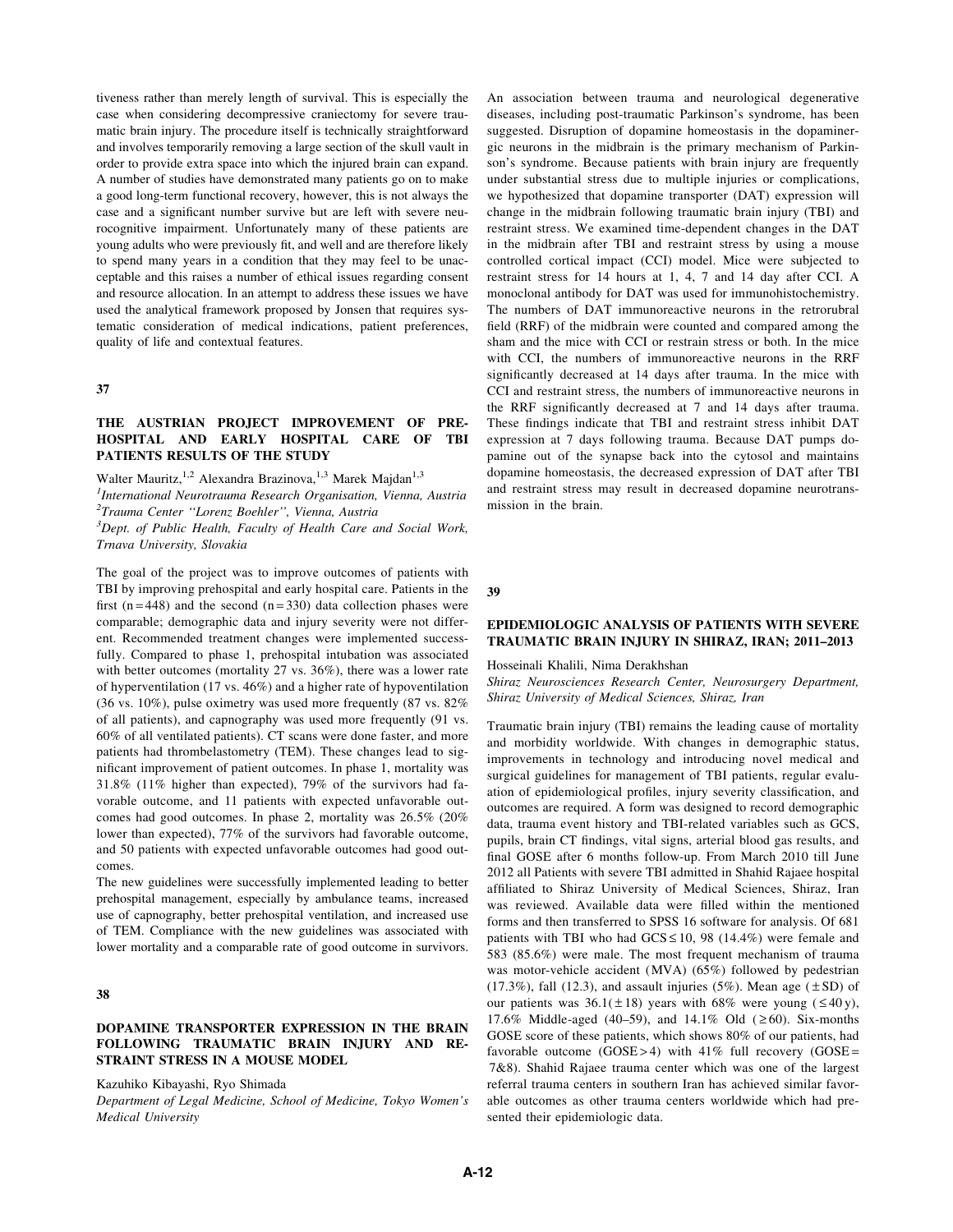tiveness rather than merely length of survival. This is especially the case when considering decompressive craniectomy for severe traumatic brain injury. The procedure itself is technically straightforward and involves temporarily removing a large section of the skull vault in order to provide extra space into which the injured brain can expand. A number of studies have demonstrated many patients go on to make a good long-term functional recovery, however, this is not always the case and a significant number survive but are left with severe neurocognitive impairment. Unfortunately many of these patients are young adults who were previously fit, and well and are therefore likely to spend many years in a condition that they may feel to be unacceptable and this raises a number of ethical issues regarding consent and resource allocation. In an attempt to address these issues we have used the analytical framework proposed by Jonsen that requires systematic consideration of medical indications, patient preferences, quality of life and contextual features.

## 37

### THE AUSTRIAN PROJECT IMPROVEMENT OF PRE-HOSPITAL AND EARLY HOSPITAL CARE OF TBI PATIENTS RESULTS OF THE STUDY

Walter Mauritz,[1,2] Alexandra Brazinova,[1,3] Marek Majdan[1,3]

[1]*International Neurotrauma Research Organisation, Vienna, Austria*
[2]*Trauma Center "Lorenz Boehler", Vienna, Austria*
[3]*Dept. of Public Health, Faculty of Health Care and Social Work, Trnava University, Slovakia*

The goal of the project was to improve outcomes of patients with TBI by improving prehospital and early hospital care. Patients in the first (n = 448) and the second (n = 330) data collection phases were comparable; demographic data and injury severity were not different. Recommended treatment changes were implemented successfully. Compared to phase 1, prehospital intubation was associated with better outcomes (mortality 27 vs. 36%), there was a lower rate of hyperventilation (17 vs. 46%) and a higher rate of hypoventilation (36 vs. 10%), pulse oximetry was used more frequently (87 vs. 82% of all patients), and capnography was used more frequently (91 vs. 60% of all ventilated patients). CT scans were done faster, and more patients had thrombelastometry (TEM). These changes lead to significant improvement of patient outcomes. In phase 1, mortality was 31.8% (11% higher than expected), 79% of the survivors had favorable outcome, and 11 patients with expected unfavorable outcomes had good outcomes. In phase 2, mortality was 26.5% (20% lower than expected), 77% of the survivors had favorable outcome, and 50 patients with expected unfavorable outcomes had good outcomes.

The new guidelines were successfully implemented leading to better prehospital management, especially by ambulance teams, increased use of capnography, better prehospital ventilation, and increased use of TEM. Compliance with the new guidelines was associated with lower mortality and a comparable rate of good outcome in survivors.

## 38

### DOPAMINE TRANSPORTER EXPRESSION IN THE BRAIN FOLLOWING TRAUMATIC BRAIN INJURY AND RESTRAINT STRESS IN A MOUSE MODEL

Kazuhiko Kibayashi, Ryo Shimada

*Department of Legal Medicine, School of Medicine, Tokyo Women's Medical University*

An association between trauma and neurological degenerative diseases, including post-traumatic Parkinson's syndrome, has been suggested. Disruption of dopamine homeostasis in the dopaminergic neurons in the midbrain is the primary mechanism of Parkinson's syndrome. Because patients with brain injury are frequently under substantial stress due to multiple injuries or complications, we hypothesized that dopamine transporter (DAT) expression will change in the midbrain following traumatic brain injury (TBI) and restraint stress. We examined time-dependent changes in the DAT in the midbrain after TBI and restraint stress by using a mouse controlled cortical impact (CCI) model. Mice were subjected to restraint stress for 14 hours at 1, 4, 7 and 14 day after CCI. A monoclonal antibody for DAT was used for immunohistochemistry. The numbers of DAT immunoreactive neurons in the retrorubral field (RRF) of the midbrain were counted and compared among the sham and the mice with CCI or restrain stress or both. In the mice with CCI, the numbers of immunoreactive neurons in the RRF significantly decreased at 14 days after trauma. In the mice with CCI and restraint stress, the numbers of immunoreactive neurons in the RRF significantly decreased at 7 and 14 days after trauma. These findings indicate that TBI and restraint stress inhibit DAT expression at 7 days following trauma. Because DAT pumps dopamine out of the synapse back into the cytosol and maintains dopamine homeostasis, the decreased expression of DAT after TBI and restraint stress may result in decreased dopamine neurotransmission in the brain.

## 39

### EPIDEMIOLOGIC ANALYSIS OF PATIENTS WITH SEVERE TRAUMATIC BRAIN INJURY IN SHIRAZ, IRAN; 2011–2013

Hosseinali Khalili, Nima Derakhshan

*Shiraz Neurosciences Research Center, Neurosurgery Department, Shiraz University of Medical Sciences, Shiraz, Iran*

Traumatic brain injury (TBI) remains the leading cause of mortality and morbidity worldwide. With changes in demographic status, improvements in technology and introducing novel medical and surgical guidelines for management of TBI patients, regular evaluation of epidemiological profiles, injury severity classification, and outcomes are required. A form was designed to record demographic data, trauma event history and TBI-related variables such as GCS, pupils, brain CT findings, vital signs, arterial blood gas results, and final GOSE after 6 months follow-up. From March 2010 till June 2012 all Patients with severe TBI admitted in Shahid Rajaee hospital affiliated to Shiraz University of Medical Sciences, Shiraz, Iran was reviewed. Available data were filled within the mentioned forms and then transferred to SPSS 16 software for analysis. Of 681 patients with TBI who had GCS ≤ 10, 98 (14.4%) were female and 583 (85.6%) were male. The most frequent mechanism of trauma was motor-vehicle accident (MVA) (65%) followed by pedestrian (17.3%), fall (12.3), and assault injuries (5%). Mean age (± SD) of our patients was 36.1(± 18) years with 68% were young (≤ 40 y), 17.6% Middle-aged (40–59), and 14.1% Old (≥ 60). Six-months GOSE score of these patients, which shows 80% of our patients, had favorable outcome (GOSE > 4) with 41% full recovery (GOSE = 7&8). Shahid Rajaee trauma center which was one of the largest referral trauma centers in southern Iran has achieved similar favorable outcomes as other trauma centers worldwide which had presented their epidemiologic data.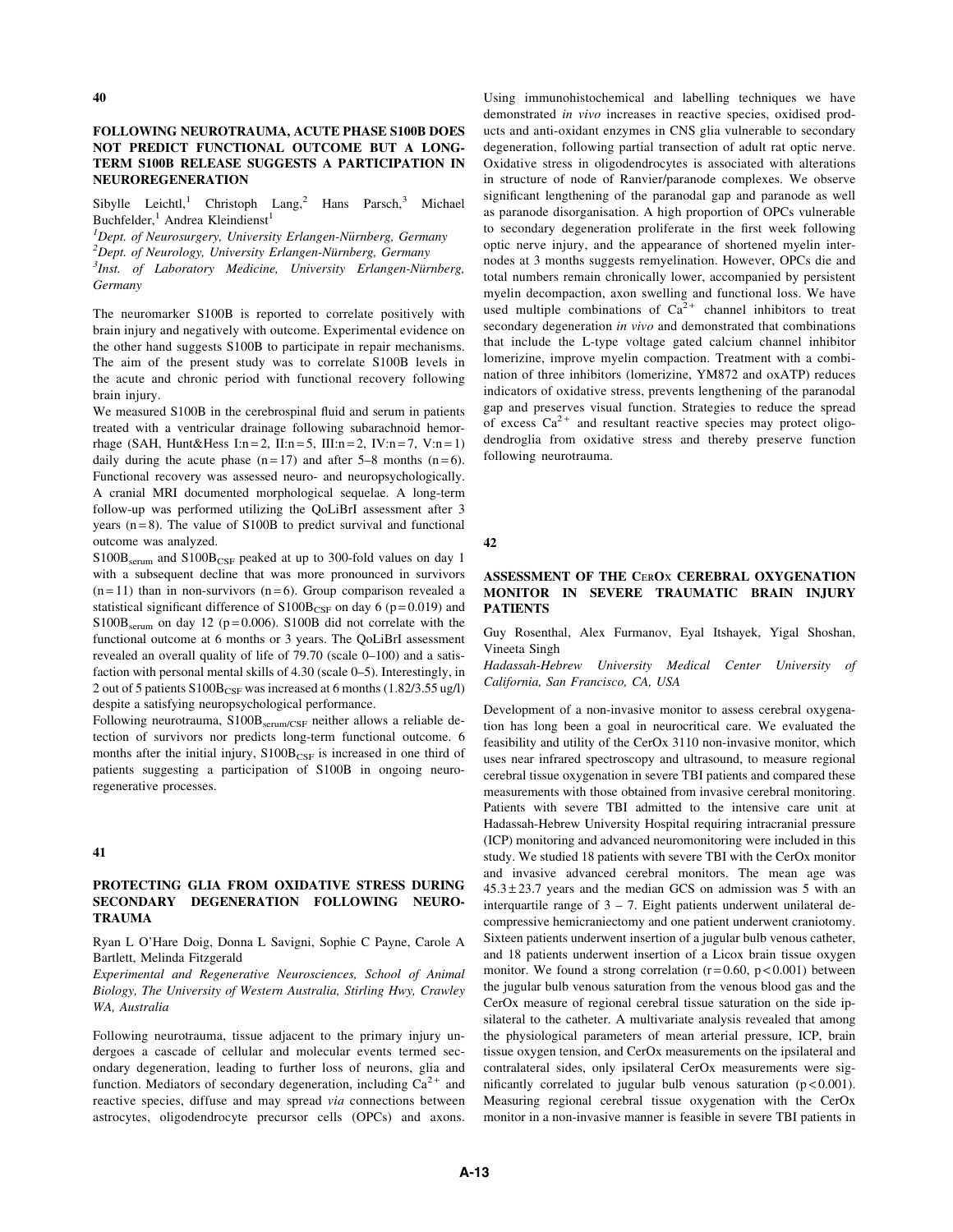## 40

### FOLLOWING NEUROTRAUMA, ACUTE PHASE S100B DOES NOT PREDICT FUNCTIONAL OUTCOME BUT A LONG-TERM S100B RELEASE SUGGESTS A PARTICIPATION IN NEUROREGENERATION

Sibylle Leichtl,[1] Christoph Lang,[2] Hans Parsch,[3] Michael Buchfelder,[1] Andrea Kleindienst[1]

*[1]Dept. of Neurosurgery, University Erlangen-Nürnberg, Germany*
*[2]Dept. of Neurology, University Erlangen-Nürnberg, Germany*
*[3]Inst. of Laboratory Medicine, University Erlangen-Nürnberg, Germany*

The neuromarker S100B is reported to correlate positively with brain injury and negatively with outcome. Experimental evidence on the other hand suggests S100B to participate in repair mechanisms. The aim of the present study was to correlate S100B levels in the acute and chronic period with functional recovery following brain injury.

We measured S100B in the cerebrospinal fluid and serum in patients treated with a ventricular drainage following subarachnoid hemorrhage (SAH, Hunt&Hess I:n = 2, II:n = 5, III:n = 2, IV:n = 7, V:n = 1) daily during the acute phase (n = 17) and after 5–8 months (n = 6). Functional recovery was assessed neuro- and neuropsychologically. A cranial MRI documented morphological sequelae. A long-term follow-up was performed utilizing the QoLiBrI assessment after 3 years (n = 8). The value of S100B to predict survival and functional outcome was analyzed.

$S100B_{serum}$ and $S100B_{CSF}$ peaked at up to 300-fold values on day 1 with a subsequent decline that was more pronounced in survivors (n = 11) than in non-survivors (n = 6). Group comparison revealed a statistical significant difference of $S100B_{CSF}$ on day 6 ($p = 0.019$) and $S100B_{serum}$ on day 12 ($p = 0.006$). S100B did not correlate with the functional outcome at 6 months or 3 years. The QoLiBrI assessment revealed an overall quality of life of 79.70 (scale 0–100) and a satisfaction with personal mental skills of 4.30 (scale 0–5). Interestingly, in 2 out of 5 patients $S100B_{CSF}$ was increased at 6 months (1.82/3.55 ug/l) despite a satisfying neuropsychological performance.

Following neurotrauma, $S100B_{serum/CSF}$ neither allows a reliable detection of survivors nor predicts long-term functional outcome. 6 months after the initial injury, $S100B_{CSF}$ is increased in one third of patients suggesting a participation of S100B in ongoing neuroregenerative processes.

## 41

### PROTECTING GLIA FROM OXIDATIVE STRESS DURING SECONDARY DEGENERATION FOLLOWING NEUROTRAUMA

Ryan L O'Hare Doig, Donna L Savigni, Sophie C Payne, Carole A Bartlett, Melinda Fitzgerald

*Experimental and Regenerative Neurosciences, School of Animal Biology, The University of Western Australia, Stirling Hwy, Crawley WA, Australia*

Following neurotrauma, tissue adjacent to the primary injury undergoes a cascade of cellular and molecular events termed secondary degeneration, leading to further loss of neurons, glia and function. Mediators of secondary degeneration, including $Ca^{2+}$ and reactive species, diffuse and may spread *via* connections between astrocytes, oligodendrocyte precursor cells (OPCs) and axons. Using immunohistochemical and labelling techniques we have demonstrated *in vivo* increases in reactive species, oxidised products and anti-oxidant enzymes in CNS glia vulnerable to secondary degeneration, following partial transection of adult rat optic nerve. Oxidative stress in oligodendrocytes is associated with alterations in structure of node of Ranvier/paranode complexes. We observe significant lengthening of the paranodal gap and paranode as well as paranode disorganisation. A high proportion of OPCs vulnerable to secondary degeneration proliferate in the first week following optic nerve injury, and the appearance of shortened myelin internodes at 3 months suggests remyelination. However, OPCs die and total numbers remain chronically lower, accompanied by persistent myelin decompaction, axon swelling and functional loss. We have used multiple combinations of $Ca^{2+}$ channel inhibitors to treat secondary degeneration *in vivo* and demonstrated that combinations that include the L-type voltage gated calcium channel inhibitor lomerizine, improve myelin compaction. Treatment with a combination of three inhibitors (lomerizine, YM872 and oxATP) reduces indicators of oxidative stress, prevents lengthening of the paranodal gap and preserves visual function. Strategies to reduce the spread of excess $Ca^{2+}$ and resultant reactive species may protect oligodendroglia from oxidative stress and thereby preserve function following neurotrauma.

## 42

### ASSESSMENT OF THE CEROX CEREBRAL OXYGENATION MONITOR IN SEVERE TRAUMATIC BRAIN INJURY PATIENTS

Guy Rosenthal, Alex Furmanov, Eyal Itshayek, Yigal Shoshan, Vineeta Singh

*Hadassah-Hebrew University Medical Center University of California, San Francisco, CA, USA*

Development of a non-invasive monitor to assess cerebral oxygenation has long been a goal in neurocritical care. We evaluated the feasibility and utility of the CerOx 3110 non-invasive monitor, which uses near infrared spectroscopy and ultrasound, to measure regional cerebral tissue oxygenation in severe TBI patients and compared these measurements with those obtained from invasive cerebral monitoring. Patients with severe TBI admitted to the intensive care unit at Hadassah-Hebrew University Hospital requiring intracranial pressure (ICP) monitoring and advanced neuromonitoring were included in this study. We studied 18 patients with severe TBI with the CerOx monitor and invasive advanced cerebral monitors. The mean age was 45.3 ± 23.7 years and the median GCS on admission was 5 with an interquartile range of 3 – 7. Eight patients underwent unilateral decompressive hemicraniectomy and one patient underwent craniotomy. Sixteen patients underwent insertion of a jugular bulb venous catheter, and 18 patients underwent insertion of a Licox brain tissue oxygen monitor. We found a strong correlation ($r = 0.60$, $p < 0.001$) between the jugular bulb venous saturation from the venous blood gas and the CerOx measure of regional cerebral tissue saturation on the side ipsilateral to the catheter. A multivariate analysis revealed that among the physiological parameters of mean arterial pressure, ICP, brain tissue oxygen tension, and CerOx measurements on the ipsilateral and contralateral sides, only ipsilateral CerOx measurements were significantly correlated to jugular bulb venous saturation ($p < 0.001$). Measuring regional cerebral tissue oxygenation with the CerOx monitor in a non-invasive manner is feasible in severe TBI patients in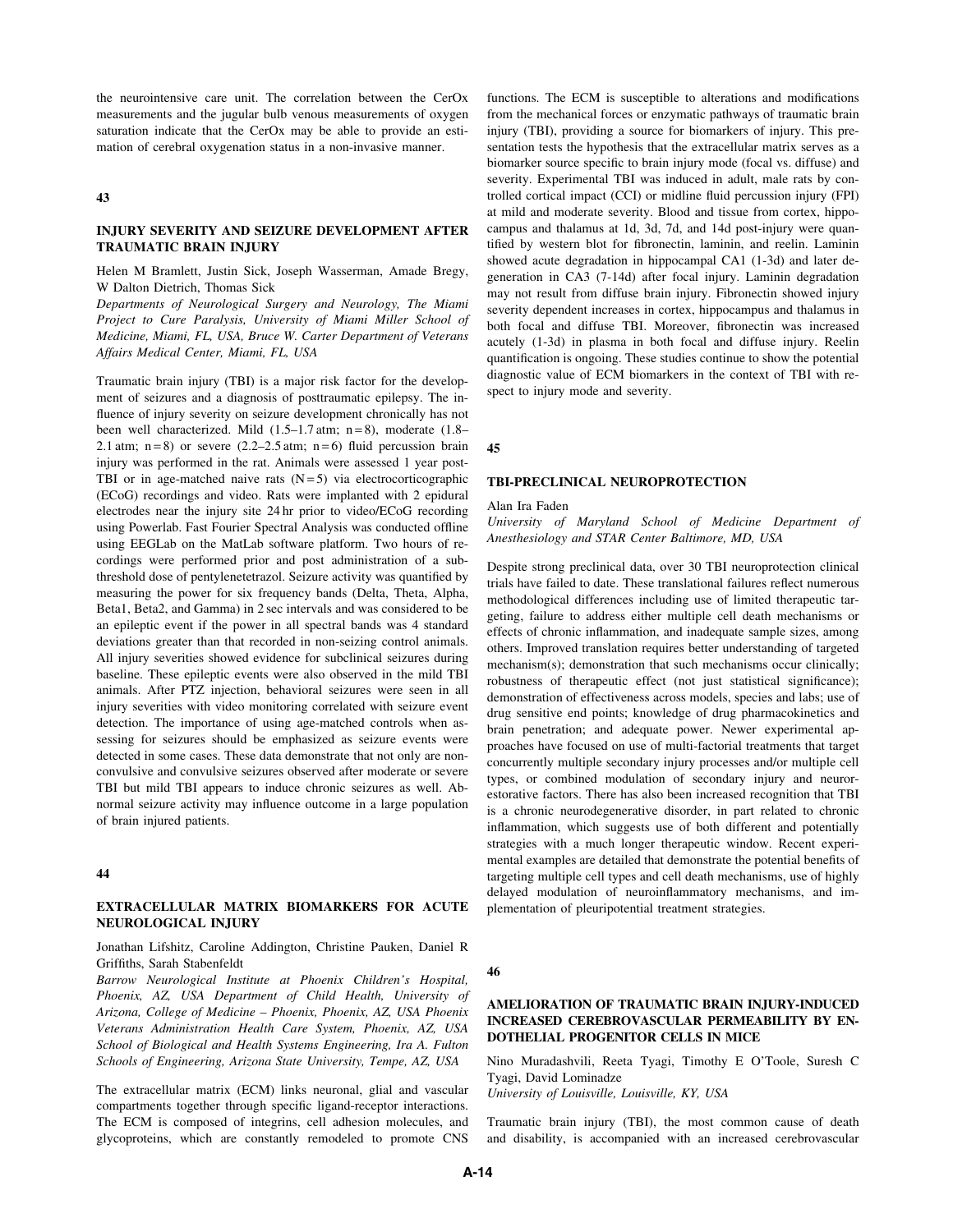the neurointensive care unit. The correlation between the CerOx measurements and the jugular bulb venous measurements of oxygen saturation indicate that the CerOx may be able to provide an estimation of cerebral oxygenation status in a non-invasive manner.

## 43

### INJURY SEVERITY AND SEIZURE DEVELOPMENT AFTER TRAUMATIC BRAIN INJURY

Helen M Bramlett, Justin Sick, Joseph Wasserman, Amade Bregy, W Dalton Dietrich, Thomas Sick

*Departments of Neurological Surgery and Neurology, The Miami Project to Cure Paralysis, University of Miami Miller School of Medicine, Miami, FL, USA, Bruce W. Carter Department of Veterans Affairs Medical Center, Miami, FL, USA*

Traumatic brain injury (TBI) is a major risk factor for the development of seizures and a diagnosis of posttraumatic epilepsy. The influence of injury severity on seizure development chronically has not been well characterized. Mild (1.5–1.7 atm; n = 8), moderate (1.8–2.1 atm; n = 8) or severe (2.2–2.5 atm; n = 6) fluid percussion brain injury was performed in the rat. Animals were assessed 1 year post-TBI or in age-matched naive rats (N = 5) via electrocorticographic (ECoG) recordings and video. Rats were implanted with 2 epidural electrodes near the injury site 24 hr prior to video/ECoG recording using Powerlab. Fast Fourier Spectral Analysis was conducted offline using EEGLab on the MatLab software platform. Two hours of recordings were performed prior and post administration of a subthreshold dose of pentylenetetrazol. Seizure activity was quantified by measuring the power for six frequency bands (Delta, Theta, Alpha, Beta1, Beta2, and Gamma) in 2 sec intervals and was considered to be an epileptic event if the power in all spectral bands was 4 standard deviations greater than that recorded in non-seizing control animals. All injury severities showed evidence for subclinical seizures during baseline. These epileptic events were also observed in the mild TBI animals. After PTZ injection, behavioral seizures were seen in all injury severities with video monitoring correlated with seizure event detection. The importance of using age-matched controls when assessing for seizures should be emphasized as seizure events were detected in some cases. These data demonstrate that not only are nonconvulsive and convulsive seizures observed after moderate or severe TBI but mild TBI appears to induce chronic seizures as well. Abnormal seizure activity may influence outcome in a large population of brain injured patients.

## 44

### EXTRACELLULAR MATRIX BIOMARKERS FOR ACUTE NEUROLOGICAL INJURY

Jonathan Lifshitz, Caroline Addington, Christine Pauken, Daniel R Griffiths, Sarah Stabenfeldt

*Barrow Neurological Institute at Phoenix Children's Hospital, Phoenix, AZ, USA Department of Child Health, University of Arizona, College of Medicine – Phoenix, Phoenix, AZ, USA Phoenix Veterans Administration Health Care System, Phoenix, AZ, USA School of Biological and Health Systems Engineering, Ira A. Fulton Schools of Engineering, Arizona State University, Tempe, AZ, USA*

The extracellular matrix (ECM) links neuronal, glial and vascular compartments together through specific ligand-receptor interactions. The ECM is composed of integrins, cell adhesion molecules, and glycoproteins, which are constantly remodeled to promote CNS functions. The ECM is susceptible to alterations and modifications from the mechanical forces or enzymatic pathways of traumatic brain injury (TBI), providing a source for biomarkers of injury. This presentation tests the hypothesis that the extracellular matrix serves as a biomarker source specific to brain injury mode (focal vs. diffuse) and severity. Experimental TBI was induced in adult, male rats by controlled cortical impact (CCI) or midline fluid percussion injury (FPI) at mild and moderate severity. Blood and tissue from cortex, hippocampus and thalamus at 1d, 3d, 7d, and 14d post-injury were quantified by western blot for fibronectin, laminin, and reelin. Laminin showed acute degradation in hippocampal CA1 (1-3d) and later degeneration in CA3 (7-14d) after focal injury. Laminin degradation may not result from diffuse brain injury. Fibronectin showed injury severity dependent increases in cortex, hippocampus and thalamus in both focal and diffuse TBI. Moreover, fibronectin was increased acutely (1-3d) in plasma in both focal and diffuse injury. Reelin quantification is ongoing. These studies continue to show the potential diagnostic value of ECM biomarkers in the context of TBI with respect to injury mode and severity.

## 45

### TBI-PRECLINICAL NEUROPROTECTION

Alan Ira Faden

*University of Maryland School of Medicine Department of Anesthesiology and STAR Center Baltimore, MD, USA*

Despite strong preclinical data, over 30 TBI neuroprotection clinical trials have failed to date. These translational failures reflect numerous methodological differences including use of limited therapeutic targeting, failure to address either multiple cell death mechanisms or effects of chronic inflammation, and inadequate sample sizes, among others. Improved translation requires better understanding of targeted mechanism(s); demonstration that such mechanisms occur clinically; robustness of therapeutic effect (not just statistical significance); demonstration of effectiveness across models, species and labs; use of drug sensitive end points; knowledge of drug pharmacokinetics and brain penetration; and adequate power. Newer experimental approaches have focused on use of multi-factorial treatments that target concurrently multiple secondary injury processes and/or multiple cell types, or combined modulation of secondary injury and neurorestorative factors. There has also been increased recognition that TBI is a chronic neurodegenerative disorder, in part related to chronic inflammation, which suggests use of both different and potentially strategies with a much longer therapeutic window. Recent experimental examples are detailed that demonstrate the potential benefits of targeting multiple cell types and cell death mechanisms, use of highly delayed modulation of neuroinflammatory mechanisms, and implementation of pleuripotential treatment strategies.

## 46

### AMELIORATION OF TRAUMATIC BRAIN INJURY-INDUCED INCREASED CEREBROVASCULAR PERMEABILITY BY ENDOTHELIAL PROGENITOR CELLS IN MICE

Nino Muradashvili, Reeta Tyagi, Timothy E O'Toole, Suresh C Tyagi, David Lominadze

*University of Louisville, Louisville, KY, USA*

Traumatic brain injury (TBI), the most common cause of death and disability, is accompanied with an increased cerebrovascular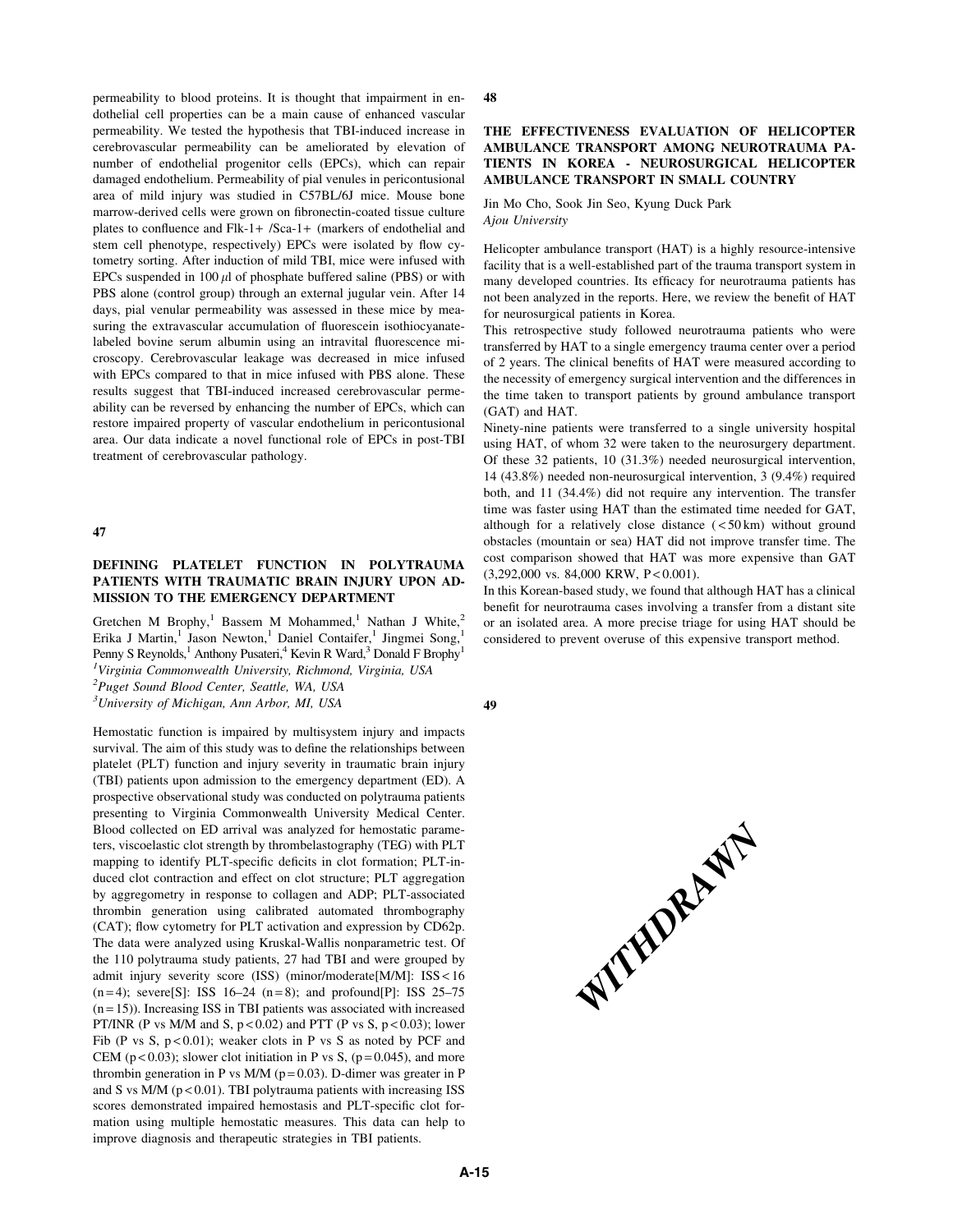permeability to blood proteins. It is thought that impairment in endothelial cell properties can be a main cause of enhanced vascular permeability. We tested the hypothesis that TBI-induced increase in cerebrovascular permeability can be ameliorated by elevation of number of endothelial progenitor cells (EPCs), which can repair damaged endothelium. Permeability of pial venules in pericontusional area of mild injury was studied in C57BL/6J mice. Mouse bone marrow-derived cells were grown on fibronectin-coated tissue culture plates to confluence and Flk-1+ /Sca-1+ (markers of endothelial and stem cell phenotype, respectively) EPCs were isolated by flow cytometry sorting. After induction of mild TBI, mice were infused with EPCs suspended in 100 $\mu$l of phosphate buffered saline (PBS) or with PBS alone (control group) through an external jugular vein. After 14 days, pial venular permeability was assessed in these mice by measuring the extravascular accumulation of fluorescein isothiocyanate-labeled bovine serum albumin using an intravital fluorescence microscopy. Cerebrovascular leakage was decreased in mice infused with EPCs compared to that in mice infused with PBS alone. These results suggest that TBI-induced increased cerebrovascular permeability can be reversed by enhancing the number of EPCs, which can restore impaired property of vascular endothelium in pericontusional area. Our data indicate a novel functional role of EPCs in post-TBI treatment of cerebrovascular pathology.

## 47

### DEFINING PLATELET FUNCTION IN POLYTRAUMA PATIENTS WITH TRAUMATIC BRAIN INJURY UPON ADMISSION TO THE EMERGENCY DEPARTMENT

Gretchen M Brophy,[1] Bassem M Mohammed,[1] Nathan J White,[2] Erika J Martin,[1] Jason Newton,[1] Daniel Contaifer,[1] Jingmei Song,[1] Penny S Reynolds,[1] Anthony Pusateri,[4] Kevin R Ward,[3] Donald F Brophy[1]

[1]*Virginia Commonwealth University, Richmond, Virginia, USA*
[2]*Puget Sound Blood Center, Seattle, WA, USA*
[3]*University of Michigan, Ann Arbor, MI, USA*

Hemostatic function is impaired by multisystem injury and impacts survival. The aim of this study was to define the relationships between platelet (PLT) function and injury severity in traumatic brain injury (TBI) patients upon admission to the emergency department (ED). A prospective observational study was conducted on polytrauma patients presenting to Virginia Commonwealth University Medical Center. Blood collected on ED arrival was analyzed for hemostatic parameters, viscoelastic clot strength by thrombelastography (TEG) with PLT mapping to identify PLT-specific deficits in clot formation; PLT-induced clot contraction and effect on clot structure; PLT aggregation by aggregometry in response to collagen and ADP; PLT-associated thrombin generation using calibrated automated thrombography (CAT); flow cytometry for PLT activation and expression by CD62p. The data were analyzed using Kruskal-Wallis nonparametric test. Of the 110 polytrauma study patients, 27 had TBI and were grouped by admit injury severity score (ISS) (minor/moderate[M/M]: ISS < 16 (n = 4); severe[S]: ISS 16–24 (n = 8); and profound[P]: ISS 25–75 (n = 15)). Increasing ISS in TBI patients was associated with increased PT/INR (P vs M/M and S, $p < 0.02$) and PTT (P vs S, $p < 0.03$); lower Fib (P vs S, $p < 0.01$); weaker clots in P vs S as noted by PCF and CEM ($p < 0.03$); slower clot initiation in P vs S, ($p = 0.045$), and more thrombin generation in P vs M/M ($p = 0.03$). D-dimer was greater in P and S vs M/M ($p < 0.01$). TBI polytrauma patients with increasing ISS scores demonstrated impaired hemostasis and PLT-specific clot formation using multiple hemostatic measures. This data can help to improve diagnosis and therapeutic strategies in TBI patients.

## 48

### THE EFFECTIVENESS EVALUATION OF HELICOPTER AMBULANCE TRANSPORT AMONG NEUROTRAUMA PATIENTS IN KOREA - NEUROSURGICAL HELICOPTER AMBULANCE TRANSPORT IN SMALL COUNTRY

Jin Mo Cho, Sook Jin Seo, Kyung Duck Park
*Ajou University*

Helicopter ambulance transport (HAT) is a highly resource-intensive facility that is a well-established part of the trauma transport system in many developed countries. Its efficacy for neurotrauma patients has not been analyzed in the reports. Here, we review the benefit of HAT for neurosurgical patients in Korea.

This retrospective study followed neurotrauma patients who were transferred by HAT to a single emergency trauma center over a period of 2 years. The clinical benefits of HAT were measured according to the necessity of emergency surgical intervention and the differences in the time taken to transport patients by ground ambulance transport (GAT) and HAT.

Ninety-nine patients were transferred to a single university hospital using HAT, of whom 32 were taken to the neurosurgery department. Of these 32 patients, 10 (31.3%) needed neurosurgical intervention, 14 (43.8%) needed non-neurosurgical intervention, 3 (9.4%) required both, and 11 (34.4%) did not require any intervention. The transfer time was faster using HAT than the estimated time needed for GAT, although for a relatively close distance (< 50 km) without ground obstacles (mountain or sea) HAT did not improve transfer time. The cost comparison showed that HAT was more expensive than GAT (3,292,000 vs. 84,000 KRW, $P < 0.001$).

In this Korean-based study, we found that although HAT has a clinical benefit for neurotrauma cases involving a transfer from a distant site or an isolated area. A more precise triage for using HAT should be considered to prevent overuse of this expensive transport method.

## 49

WITHDRAWN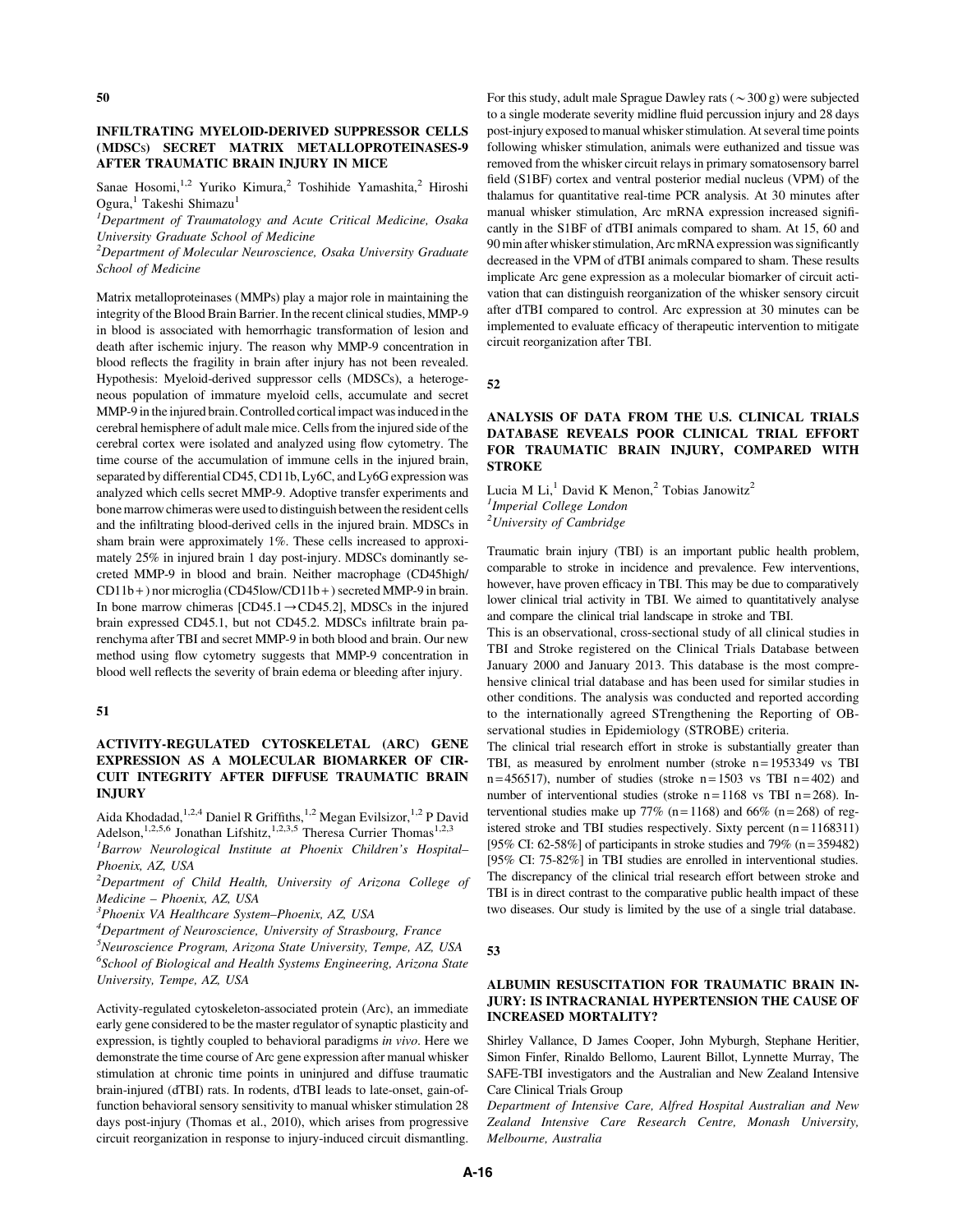## 50

### INFILTRATING MYELOID-DERIVED SUPPRESSOR CELLS (MDSCs) SECRET MATRIX METALLOPROTEINASES-9 AFTER TRAUMATIC BRAIN INJURY IN MICE

Sanae Hosomi,[1,2] Yuriko Kimura,[2] Toshihide Yamashita,[2] Hiroshi Ogura,[1] Takeshi Shimazu[1]

[1]*Department of Traumatology and Acute Critical Medicine, Osaka University Graduate School of Medicine*

[2]*Department of Molecular Neuroscience, Osaka University Graduate School of Medicine*

Matrix metalloproteinases (MMPs) play a major role in maintaining the integrity of the Blood Brain Barrier. In the recent clinical studies, MMP-9 in blood is associated with hemorrhagic transformation of lesion and death after ischemic injury. The reason why MMP-9 concentration in blood reflects the fragility in brain after injury has not been revealed. Hypothesis: Myeloid-derived suppressor cells (MDSCs), a heterogeneous population of immature myeloid cells, accumulate and secret MMP-9 in the injured brain. Controlled cortical impact was induced in the cerebral hemisphere of adult male mice. Cells from the injured side of the cerebral cortex were isolated and analyzed using flow cytometry. The time course of the accumulation of immune cells in the injured brain, separated by differential CD45, CD11b, Ly6C, and Ly6G expression was analyzed which cells secret MMP-9. Adoptive transfer experiments and bone marrow chimeras were used to distinguish between the resident cells and the infiltrating blood-derived cells in the injured brain. MDSCs in sham brain were approximately 1%. These cells increased to approximately 25% in injured brain 1 day post-injury. MDSCs dominantly secreted MMP-9 in blood and brain. Neither macrophage (CD45high/CD11b+) nor microglia (CD45low/CD11b+) secreted MMP-9 in brain. In bone marrow chimeras [CD45.1 → CD45.2], MDSCs in the injured brain expressed CD45.1, but not CD45.2. MDSCs infiltrate brain parenchyma after TBI and secret MMP-9 in both blood and brain. Our new method using flow cytometry suggests that MMP-9 concentration in blood well reflects the severity of brain edema or bleeding after injury.

## 51

### ACTIVITY-REGULATED CYTOSKELETAL (ARC) GENE EXPRESSION AS A MOLECULAR BIOMARKER OF CIRCUIT INTEGRITY AFTER DIFFUSE TRAUMATIC BRAIN INJURY

Aida Khodadad,[1,2,4] Daniel R Griffiths,[1,2] Megan Evilsizor,[1,2] P David Adelson,[1,2,5,6] Jonathan Lifshitz,[1,2,3,5] Theresa Currier Thomas[1,2,3]

[1]*Barrow Neurological Institute at Phoenix Children's Hospital–Phoenix, AZ, USA*

[2]*Department of Child Health, University of Arizona College of Medicine – Phoenix, AZ, USA*

[3]*Phoenix VA Healthcare System–Phoenix, AZ, USA*

[4]*Department of Neuroscience, University of Strasbourg, France*

[5]*Neuroscience Program, Arizona State University, Tempe, AZ, USA*

[6]*School of Biological and Health Systems Engineering, Arizona State University, Tempe, AZ, USA*

Activity-regulated cytoskeleton-associated protein (Arc), an immediate early gene considered to be the master regulator of synaptic plasticity and expression, is tightly coupled to behavioral paradigms *in vivo*. Here we demonstrate the time course of Arc gene expression after manual whisker stimulation at chronic time points in uninjured and diffuse traumatic brain-injured (dTBI) rats. In rodents, dTBI leads to late-onset, gain-of-function behavioral sensory sensitivity to manual whisker stimulation 28 days post-injury (Thomas et al., 2010), which arises from progressive circuit reorganization in response to injury-induced circuit dismantling. For this study, adult male Sprague Dawley rats (~300 g) were subjected to a single moderate severity midline fluid percussion injury and 28 days post-injury exposed to manual whisker stimulation. At several time points following whisker stimulation, animals were euthanized and tissue was removed from the whisker circuit relays in primary somatosensory barrel field (S1BF) cortex and ventral posterior medial nucleus (VPM) of the thalamus for quantitative real-time PCR analysis. At 30 minutes after manual whisker stimulation, Arc mRNA expression increased significantly in the S1BF of dTBI animals compared to sham. At 15, 60 and 90 min after whisker stimulation, Arc mRNA expression was significantly decreased in the VPM of dTBI animals compared to sham. These results implicate Arc gene expression as a molecular biomarker of circuit activation that can distinguish reorganization of the whisker sensory circuit after dTBI compared to control. Arc expression at 30 minutes can be implemented to evaluate efficacy of therapeutic intervention to mitigate circuit reorganization after TBI.

## 52

### ANALYSIS OF DATA FROM THE U.S. CLINICAL TRIALS DATABASE REVEALS POOR CLINICAL TRIAL EFFORT FOR TRAUMATIC BRAIN INJURY, COMPARED WITH STROKE

Lucia M Li,[1] David K Menon,[2] Tobias Janowitz[2]

[1]*Imperial College London*

[2]*University of Cambridge*

Traumatic brain injury (TBI) is an important public health problem, comparable to stroke in incidence and prevalence. Few interventions, however, have proven efficacy in TBI. This may be due to comparatively lower clinical trial activity in TBI. We aimed to quantitatively analyse and compare the clinical trial landscape in stroke and TBI.

This is an observational, cross-sectional study of all clinical studies in TBI and Stroke registered on the Clinical Trials Database between January 2000 and January 2013. This database is the most comprehensive clinical trial database and has been used for similar studies in other conditions. The analysis was conducted and reported according to the internationally agreed STrengthening the Reporting of OBservational studies in Epidemiology (STROBE) criteria.

The clinical trial research effort in stroke is substantially greater than TBI, as measured by enrolment number (stroke $n = 1953349$ vs TBI $n = 456517$), number of studies (stroke $n = 1503$ vs TBI $n = 402$) and number of interventional studies (stroke $n = 1168$ vs TBI $n = 268$). Interventional studies make up 77% ($n = 1168$) and 66% ($n = 268$) of registered stroke and TBI studies respectively. Sixty percent ($n = 1168311$) [95% CI: 62-58%] of participants in stroke studies and 79% ($n = 359482$) [95% CI: 75-82%] in TBI studies are enrolled in interventional studies. The discrepancy of the clinical trial research effort between stroke and TBI is in direct contrast to the comparative public health impact of these two diseases. Our study is limited by the use of a single trial database.

## 53

### ALBUMIN RESUSCITATION FOR TRAUMATIC BRAIN INJURY: IS INTRACRANIAL HYPERTENSION THE CAUSE OF INCREASED MORTALITY?

Shirley Vallance, D James Cooper, John Myburgh, Stephane Heritier, Simon Finfer, Rinaldo Bellomo, Laurent Billot, Lynnette Murray, The SAFE-TBI investigators and the Australian and New Zealand Intensive Care Clinical Trials Group

*Department of Intensive Care, Alfred Hospital Australian and New Zealand Intensive Care Research Centre, Monash University, Melbourne, Australia*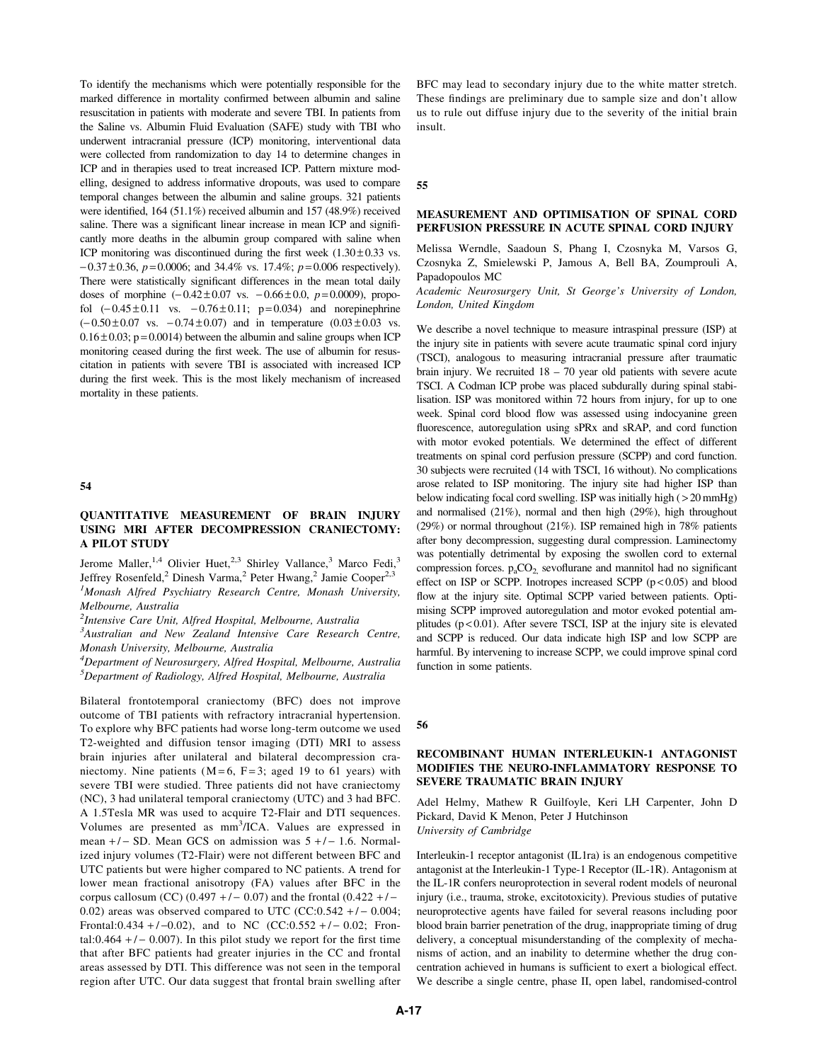To identify the mechanisms which were potentially responsible for the marked difference in mortality confirmed between albumin and saline resuscitation in patients with moderate and severe TBI. In patients from the Saline vs. Albumin Fluid Evaluation (SAFE) study with TBI who underwent intracranial pressure (ICP) monitoring, interventional data were collected from randomization to day 14 to determine changes in ICP and in therapies used to treat increased ICP. Pattern mixture modelling, designed to address informative dropouts, was used to compare temporal changes between the albumin and saline groups. 321 patients were identified, 164 (51.1%) received albumin and 157 (48.9%) received saline. There was a significant linear increase in mean ICP and significantly more deaths in the albumin group compared with saline when ICP monitoring was discontinued during the first week ($1.30 \pm 0.33$ vs. $-0.37 \pm 0.36$, $p = 0.0006$; and 34.4% vs. 17.4%; $p = 0.006$ respectively). There were statistically significant differences in the mean total daily doses of morphine ($-0.42 \pm 0.07$ vs. $-0.66 \pm 0.0$, $p = 0.0009$), propofol ($-0.45 \pm 0.11$ vs. $-0.76 \pm 0.11$; $p = 0.034$) and norepinephrine ($-0.50 \pm 0.07$ vs. $-0.74 \pm 0.07$) and in temperature ($0.03 \pm 0.03$ vs. $0.16 \pm 0.03$; $p = 0.0014$) between the albumin and saline groups when ICP monitoring ceased during the first week. The use of albumin for resuscitation in patients with severe TBI is associated with increased ICP during the first week. This is the most likely mechanism of increased mortality in these patients.

**54**

## QUANTITATIVE MEASUREMENT OF BRAIN INJURY USING MRI AFTER DECOMPRESSION CRANIECTOMY: A PILOT STUDY

Jerome Maller,[1,4] Olivier Huet,[2,3] Shirley Vallance,[3] Marco Fedi,[3] Jeffrey Rosenfeld,[2] Dinesh Varma,[2] Peter Hwang,[2] Jamie Cooper[2,3]

*[1]Monash Alfred Psychiatry Research Centre, Monash University, Melbourne, Australia*

*[2]Intensive Care Unit, Alfred Hospital, Melbourne, Australia*

*[3]Australian and New Zealand Intensive Care Research Centre, Monash University, Melbourne, Australia*

*[4]Department of Neurosurgery, Alfred Hospital, Melbourne, Australia*

*[5]Department of Radiology, Alfred Hospital, Melbourne, Australia*

Bilateral frontotemporal craniectomy (BFC) does not improve outcome of TBI patients with refractory intracranial hypertension. To explore why BFC patients had worse long-term outcome we used T2-weighted and diffusion tensor imaging (DTI) MRI to assess brain injuries after unilateral and bilateral decompression craniectomy. Nine patients (M = 6, F = 3; aged 19 to 61 years) with severe TBI were studied. Three patients did not have craniectomy (NC), 3 had unilateral temporal craniectomy (UTC) and 3 had BFC. A 1.5Tesla MR was used to acquire T2-Flair and DTI sequences. Volumes are presented as $mm^3$/ICA. Values are expressed in mean +/− SD. Mean GCS on admission was 5 +/− 1.6. Normalized injury volumes (T2-Flair) were not different between BFC and UTC patients but were higher compared to NC patients. A trend for lower mean fractional anisotropy (FA) values after BFC in the corpus callosum (CC) (0.497 +/− 0.07) and the frontal (0.422 +/− 0.02) areas was observed compared to UTC (CC:0.542 +/− 0.004; Frontal:0.434 +/−0.02), and to NC (CC:0.552 +/− 0.02; Frontal:0.464 +/− 0.007). In this pilot study we report for the first time that after BFC patients had greater injuries in the CC and frontal areas assessed by DTI. This difference was not seen in the temporal region after UTC. Our data suggest that frontal brain swelling after BFC may lead to secondary injury due to the white matter stretch. These findings are preliminary due to sample size and don't allow us to rule out diffuse injury due to the severity of the initial brain insult.

**55**

## MEASUREMENT AND OPTIMISATION OF SPINAL CORD PERFUSION PRESSURE IN ACUTE SPINAL CORD INJURY

Melissa Werndle, Saadoun S, Phang I, Czosnyka M, Varsos G, Czosnyka Z, Smielewski P, Jamous A, Bell BA, Zoumprouli A, Papadopoulos MC

*Academic Neurosurgery Unit, St George's University of London, London, United Kingdom*

We describe a novel technique to measure intraspinal pressure (ISP) at the injury site in patients with severe acute traumatic spinal cord injury (TSCI), analogous to measuring intracranial pressure after traumatic brain injury. We recruited 18 – 70 year old patients with severe acute TSCI. A Codman ICP probe was placed subdurally during spinal stabilisation. ISP was monitored within 72 hours from injury, for up to one week. Spinal cord blood flow was assessed using indocyanine green fluorescence, autoregulation using sPRx and sRAP, and cord function with motor evoked potentials. We determined the effect of different treatments on spinal cord perfusion pressure (SCPP) and cord function. 30 subjects were recruited (14 with TSCI, 16 without). No complications arose related to ISP monitoring. The injury site had higher ISP than below indicating focal cord swelling. ISP was initially high (> 20 mmHg) and normalised (21%), normal and then high (29%), high throughout (29%) or normal throughout (21%). ISP remained high in 78% patients after bony decompression, suggesting dural compression. Laminectomy was potentially detrimental by exposing the swollen cord to external compression forces. $p_aCO_2$, sevoflurane and mannitol had no significant effect on ISP or SCPP. Inotropes increased SCPP ($p < 0.05$) and blood flow at the injury site. Optimal SCPP varied between patients. Optimising SCPP improved autoregulation and motor evoked potential amplitudes ($p < 0.01$). After severe TSCI, ISP at the injury site is elevated and SCPP is reduced. Our data indicate high ISP and low SCPP are harmful. By intervening to increase SCPP, we could improve spinal cord function in some patients.

**56**

## RECOMBINANT HUMAN INTERLEUKIN-1 ANTAGONIST MODIFIES THE NEURO-INFLAMMATORY RESPONSE TO SEVERE TRAUMATIC BRAIN INJURY

Adel Helmy, Mathew R Guilfoyle, Keri LH Carpenter, John D Pickard, David K Menon, Peter J Hutchinson

*University of Cambridge*

Interleukin-1 receptor antagonist (IL1ra) is an endogenous competitive antagonist at the Interleukin-1 Type-1 Receptor (IL-1R). Antagonism at the IL-1R confers neuroprotection in several rodent models of neuronal injury (i.e., trauma, stroke, excitotoxicity). Previous studies of putative neuroprotective agents have failed for several reasons including poor blood brain barrier penetration of the drug, inappropriate timing of drug delivery, a conceptual misunderstanding of the complexity of mechanisms of action, and an inability to determine whether the drug concentration achieved in humans is sufficient to exert a biological effect. We describe a single centre, phase II, open label, randomised-control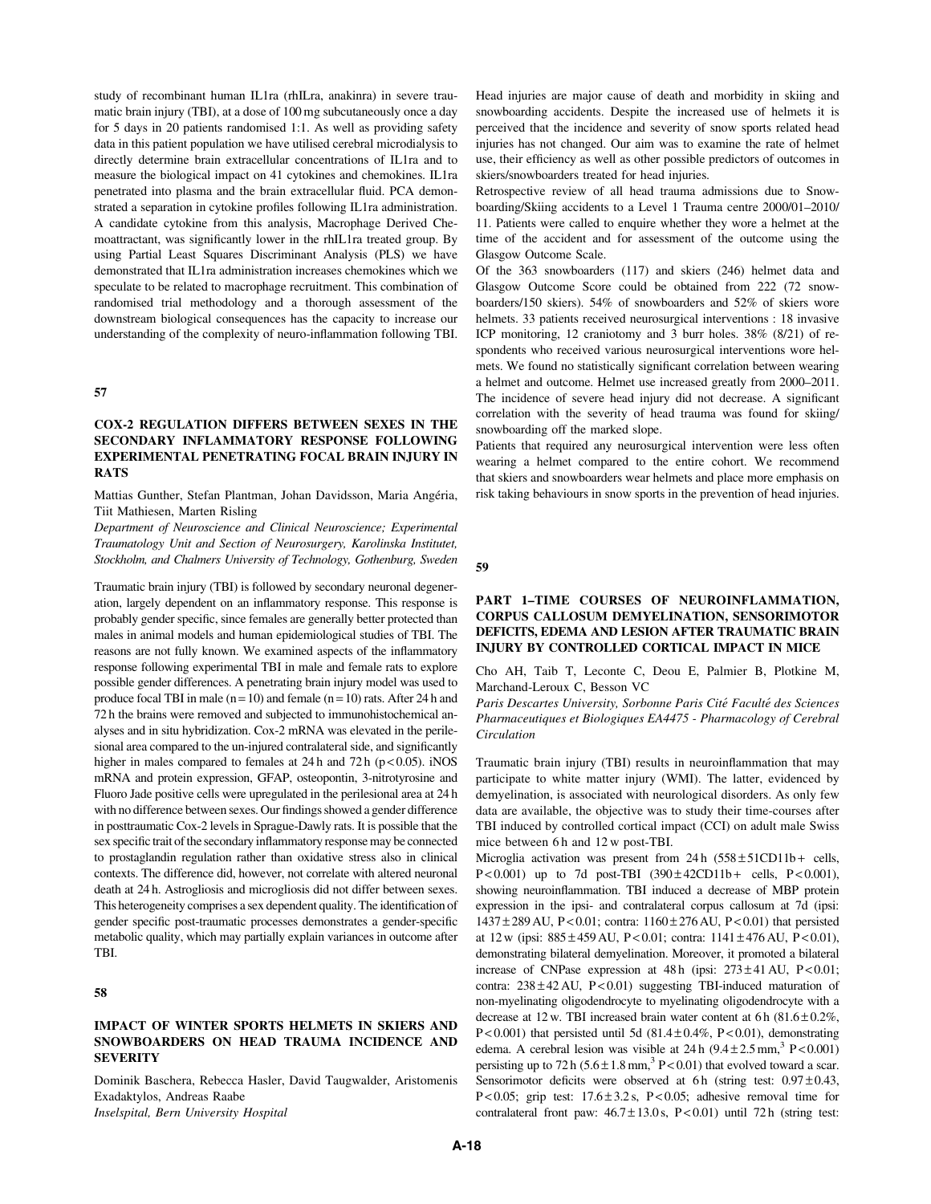study of recombinant human IL1ra (rhILra, anakinra) in severe traumatic brain injury (TBI), at a dose of 100 mg subcutaneously once a day for 5 days in 20 patients randomised 1:1. As well as providing safety data in this patient population we have utilised cerebral microdialysis to directly determine brain extracellular concentrations of IL1ra and to measure the biological impact on 41 cytokines and chemokines. IL1ra penetrated into plasma and the brain extracellular fluid. PCA demonstrated a separation in cytokine profiles following IL1ra administration. A candidate cytokine from this analysis, Macrophage Derived Chemoattractant, was significantly lower in the rhIL1ra treated group. By using Partial Least Squares Discriminant Analysis (PLS) we have demonstrated that IL1ra administration increases chemokines which we speculate to be related to macrophage recruitment. This combination of randomised trial methodology and a thorough assessment of the downstream biological consequences has the capacity to increase our understanding of the complexity of neuro-inflammation following TBI.

## 57

### COX-2 REGULATION DIFFERS BETWEEN SEXES IN THE SECONDARY INFLAMMATORY RESPONSE FOLLOWING EXPERIMENTAL PENETRATING FOCAL BRAIN INJURY IN RATS

Mattias Gunther, Stefan Plantman, Johan Davidsson, Maria Angéria, Tiit Mathiesen, Marten Risling

*Department of Neuroscience and Clinical Neuroscience; Experimental Traumatology Unit and Section of Neurosurgery, Karolinska Institutet, Stockholm, and Chalmers University of Technology, Gothenburg, Sweden*

Traumatic brain injury (TBI) is followed by secondary neuronal degeneration, largely dependent on an inflammatory response. This response is probably gender specific, since females are generally better protected than males in animal models and human epidemiological studies of TBI. The reasons are not fully known. We examined aspects of the inflammatory response following experimental TBI in male and female rats to explore possible gender differences. A penetrating brain injury model was used to produce focal TBI in male ($n = 10$) and female ($n = 10$) rats. After 24 h and 72 h the brains were removed and subjected to immunohistochemical analyses and in situ hybridization. Cox-2 mRNA was elevated in the perilesional area compared to the un-injured contralateral side, and significantly higher in males compared to females at 24 h and 72 h ($p < 0.05$). iNOS mRNA and protein expression, GFAP, osteopontin, 3-nitrotyrosine and Fluoro Jade positive cells were upregulated in the perilesional area at 24 h with no difference between sexes. Our findings showed a gender difference in posttraumatic Cox-2 levels in Sprague-Dawly rats. It is possible that the sex specific trait of the secondary inflammatory response may be connected to prostaglandin regulation rather than oxidative stress also in clinical contexts. The difference did, however, not correlate with altered neuronal death at 24 h. Astrogliosis and microgliosis did not differ between sexes. This heterogeneity comprises a sex dependent quality. The identification of gender specific post-traumatic processes demonstrates a gender-specific metabolic quality, which may partially explain variances in outcome after TBI.

## 58

### IMPACT OF WINTER SPORTS HELMETS IN SKIERS AND SNOWBOARDERS ON HEAD TRAUMA INCIDENCE AND SEVERITY

Dominik Baschera, Rebecca Hasler, David Taugwalder, Aristomenis Exadaktylos, Andreas Raabe

*Inselspital, Bern University Hospital*

Head injuries are major cause of death and morbidity in skiing and snowboarding accidents. Despite the increased use of helmets it is perceived that the incidence and severity of snow sports related head injuries has not changed. Our aim was to examine the rate of helmet use, their efficiency as well as other possible predictors of outcomes in skiers/snowboarders treated for head injuries.

Retrospective review of all head trauma admissions due to Snowboarding/Skiing accidents to a Level 1 Trauma centre 2000/01–2010/11. Patients were called to enquire whether they wore a helmet at the time of the accident and for assessment of the outcome using the Glasgow Outcome Scale.

Of the 363 snowboarders (117) and skiers (246) helmet data and Glasgow Outcome Score could be obtained from 222 (72 snowboarders/150 skiers). 54% of snowboarders and 52% of skiers wore helmets. 33 patients received neurosurgical interventions : 18 invasive ICP monitoring, 12 craniotomy and 3 burr holes. 38% (8/21) of respondents who received various neurosurgical interventions wore helmets. We found no statistically significant correlation between wearing a helmet and outcome. Helmet use increased greatly from 2000–2011. The incidence of severe head injury did not decrease. A significant correlation with the severity of head trauma was found for skiing/snowboarding off the marked slope.

Patients that required any neurosurgical intervention were less often wearing a helmet compared to the entire cohort. We recommend that skiers and snowboarders wear helmets and place more emphasis on risk taking behaviours in snow sports in the prevention of head injuries.

## 59

### PART 1–TIME COURSES OF NEUROINFLAMMATION, CORPUS CALLOSUM DEMYELINATION, SENSORIMOTOR DEFICITS, EDEMA AND LESION AFTER TRAUMATIC BRAIN INJURY BY CONTROLLED CORTICAL IMPACT IN MICE

Cho AH, Taib T, Leconte C, Deou E, Palmier B, Plotkine M, Marchand-Leroux C, Besson VC

*Paris Descartes University, Sorbonne Paris Cité Faculté des Sciences Pharmaceutiques et Biologiques EA4475 - Pharmacology of Cerebral Circulation*

Traumatic brain injury (TBI) results in neuroinflammation that may participate to white matter injury (WMI). The latter, evidenced by demyelination, is associated with neurological disorders. As only few data are available, the objective was to study their time-courses after TBI induced by controlled cortical impact (CCI) on adult male Swiss mice between 6 h and 12 w post-TBI.

Microglia activation was present from 24 h ($558 \pm 51$CD11b+ cells, $P < 0.001$) up to 7d post-TBI ($390 \pm 42$CD11b+ cells, $P < 0.001$), showing neuroinflammation. TBI induced a decrease of MBP protein expression in the ipsi- and contralateral corpus callosum at 7d (ipsi: $1437 \pm 289$ AU, $P < 0.01$; contra: $1160 \pm 276$ AU, $P < 0.01$) that persisted at 12 w (ipsi: $885 \pm 459$ AU, $P < 0.01$; contra: $1141 \pm 476$ AU, $P < 0.01$), demonstrating bilateral demyelination. Moreover, it promoted a bilateral increase of CNPase expression at 48 h (ipsi: $273 \pm 41$ AU, $P < 0.01$; contra: $238 \pm 42$ AU, $P < 0.01$) suggesting TBI-induced maturation of non-myelinating oligodendrocyte to myelinating oligodendrocyte with a decrease at 12 w. TBI increased brain water content at 6 h ($81.6 \pm 0.2\%$, $P < 0.001$) that persisted until 5d ($81.4 \pm 0.4\%$, $P < 0.01$), demonstrating edema. A cerebral lesion was visible at 24 h ($9.4 \pm 2.5\ mm^3$, $P < 0.001$) persisting up to 72 h ($5.6 \pm 1.8\ mm^3$, $P < 0.01$) that evolved toward a scar. Sensorimotor deficits were observed at 6 h (string test: $0.97 \pm 0.43$, $P < 0.05$; grip test: $17.6 \pm 3.2$ s, $P < 0.05$; adhesive removal time for contralateral front paw: $46.7 \pm 13.0$ s, $P < 0.01$) until 72 h (string test: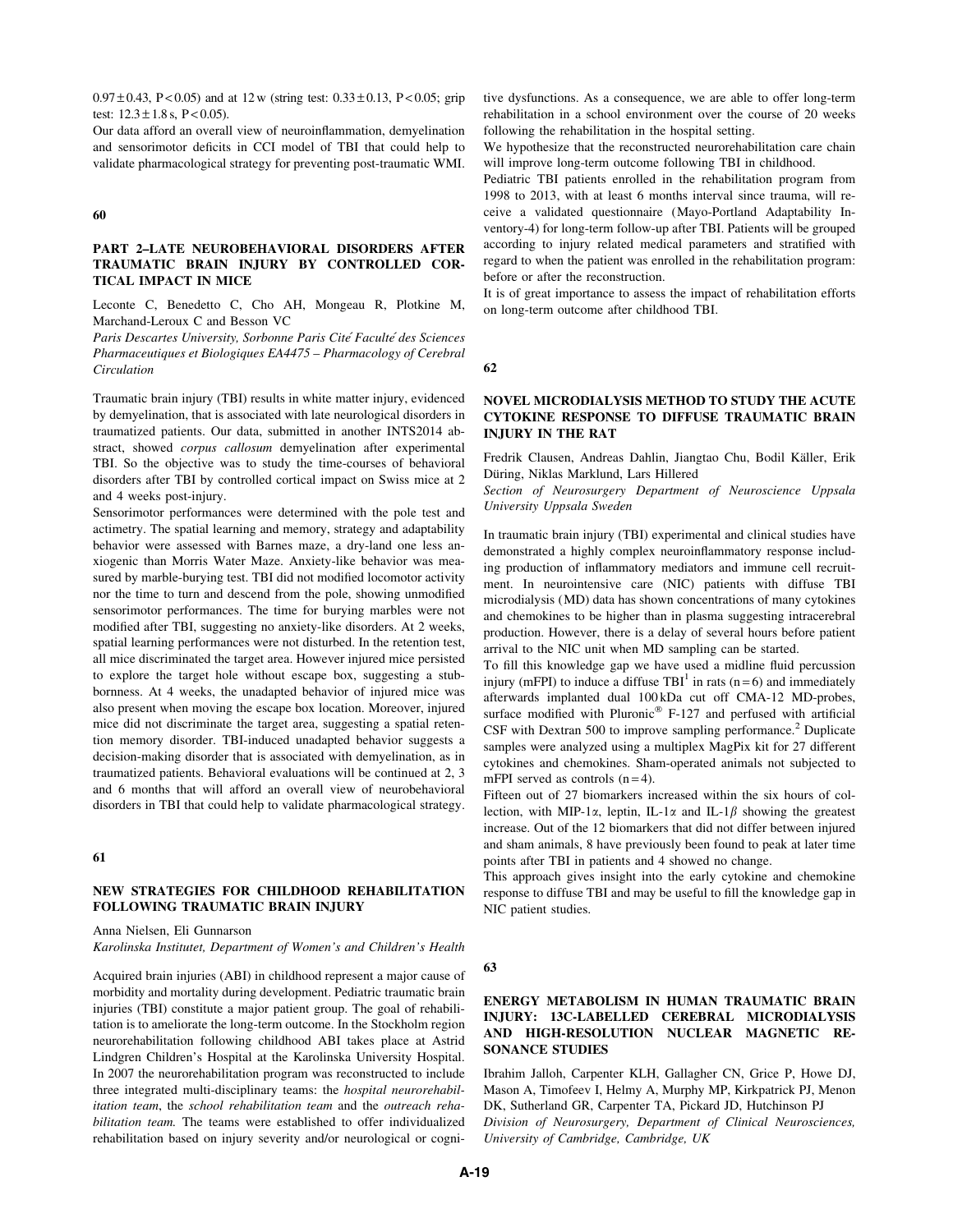$0.97 \pm 0.43$, $P < 0.05$) and at 12 w (string test: $0.33 \pm 0.13$, $P < 0.05$; grip test: $12.3 \pm 1.8$ s, $P < 0.05$).

Our data afford an overall view of neuroinflammation, demyelination and sensorimotor deficits in CCI model of TBI that could help to validate pharmacological strategy for preventing post-traumatic WMI.

## 60

### PART 2–LATE NEUROBEHAVIORAL DISORDERS AFTER TRAUMATIC BRAIN INJURY BY CONTROLLED CORTICAL IMPACT IN MICE

Leconte C, Benedetto C, Cho AH, Mongeau R, Plotkine M, Marchand-Leroux C and Besson VC

*Paris Descartes University, Sorbonne Paris Cité Faculté des Sciences Pharmaceutiques et Biologiques EA4475 – Pharmacology of Cerebral Circulation*

Traumatic brain injury (TBI) results in white matter injury, evidenced by demyelination, that is associated with late neurological disorders in traumatized patients. Our data, submitted in another INTS2014 abstract, showed *corpus callosum* demyelination after experimental TBI. So the objective was to study the time-courses of behavioral disorders after TBI by controlled cortical impact on Swiss mice at 2 and 4 weeks post-injury.

Sensorimotor performances were determined with the pole test and actimetry. The spatial learning and memory, strategy and adaptability behavior were assessed with Barnes maze, a dry-land one less anxiogenic than Morris Water Maze. Anxiety-like behavior was measured by marble-burying test. TBI did not modified locomotor activity nor the time to turn and descend from the pole, showing unmodified sensorimotor performances. The time for burying marbles were not modified after TBI, suggesting no anxiety-like disorders. At 2 weeks, spatial learning performances were not disturbed. In the retention test, all mice discriminated the target area. However injured mice persisted to explore the target hole without escape box, suggesting a stubbornness. At 4 weeks, the unadapted behavior of injured mice was also present when moving the escape box location. Moreover, injured mice did not discriminate the target area, suggesting a spatial retention memory disorder. TBI-induced unadapted behavior suggests a decision-making disorder that is associated with demyelination, as in traumatized patients. Behavioral evaluations will be continued at 2, 3 and 6 months that will afford an overall view of neurobehavioral disorders in TBI that could help to validate pharmacological strategy.

## 61

### NEW STRATEGIES FOR CHILDHOOD REHABILITATION FOLLOWING TRAUMATIC BRAIN INJURY

Anna Nielsen, Eli Gunnarson

*Karolinska Institutet, Department of Women's and Children's Health*

Acquired brain injuries (ABI) in childhood represent a major cause of morbidity and mortality during development. Pediatric traumatic brain injuries (TBI) constitute a major patient group. The goal of rehabilitation is to ameliorate the long-term outcome. In the Stockholm region neurorehabilitation following childhood ABI takes place at Astrid Lindgren Children's Hospital at the Karolinska University Hospital. In 2007 the neurorehabilitation program was reconstructed to include three integrated multi-disciplinary teams: the *hospital neurorehabilitation team*, the *school rehabilitation team* and the *outreach rehabilitation team.* The teams were established to offer individualized rehabilitation based on injury severity and/or neurological or cognitive dysfunctions. As a consequence, we are able to offer long-term rehabilitation in a school environment over the course of 20 weeks following the rehabilitation in the hospital setting.

We hypothesize that the reconstructed neurorehabilitation care chain will improve long-term outcome following TBI in childhood.

Pediatric TBI patients enrolled in the rehabilitation program from 1998 to 2013, with at least 6 months interval since trauma, will receive a validated questionnaire (Mayo-Portland Adaptability Inventory-4) for long-term follow-up after TBI. Patients will be grouped according to injury related medical parameters and stratified with regard to when the patient was enrolled in the rehabilitation program: before or after the reconstruction.

It is of great importance to assess the impact of rehabilitation efforts on long-term outcome after childhood TBI.

## 62

### NOVEL MICRODIALYSIS METHOD TO STUDY THE ACUTE CYTOKINE RESPONSE TO DIFFUSE TRAUMATIC BRAIN INJURY IN THE RAT

Fredrik Clausen, Andreas Dahlin, Jiangtao Chu, Bodil Käller, Erik Düring, Niklas Marklund, Lars Hillered

*Section of Neurosurgery Department of Neuroscience Uppsala University Uppsala Sweden*

In traumatic brain injury (TBI) experimental and clinical studies have demonstrated a highly complex neuroinflammatory response including production of inflammatory mediators and immune cell recruitment. In neurointensive care (NIC) patients with diffuse TBI microdialysis (MD) data has shown concentrations of many cytokines and chemokines to be higher than in plasma suggesting intracerebral production. However, there is a delay of several hours before patient arrival to the NIC unit when MD sampling can be started.

To fill this knowledge gap we have used a midline fluid percussion injury (mFPI) to induce a diffuse TBI[1] in rats ($n = 6$) and immediately afterwards implanted dual 100 kDa cut off CMA-12 MD-probes, surface modified with Pluronic® F-127 and perfused with artificial CSF with Dextran 500 to improve sampling performance.[2] Duplicate samples were analyzed using a multiplex MagPix kit for 27 different cytokines and chemokines. Sham-operated animals not subjected to mFPI served as controls ($n = 4$).

Fifteen out of 27 biomarkers increased within the six hours of collection, with MIP-1$\alpha$, leptin, IL-1$\alpha$ and IL-1$\beta$ showing the greatest increase. Out of the 12 biomarkers that did not differ between injured and sham animals, 8 have previously been found to peak at later time points after TBI in patients and 4 showed no change.

This approach gives insight into the early cytokine and chemokine response to diffuse TBI and may be useful to fill the knowledge gap in NIC patient studies.

## 63

### ENERGY METABOLISM IN HUMAN TRAUMATIC BRAIN INJURY: 13C-LABELLED CEREBRAL MICRODIALYSIS AND HIGH-RESOLUTION NUCLEAR MAGNETIC RESONANCE STUDIES

Ibrahim Jalloh, Carpenter KLH, Gallagher CN, Grice P, Howe DJ, Mason A, Timofeev I, Helmy A, Murphy MP, Kirkpatrick PJ, Menon DK, Sutherland GR, Carpenter TA, Pickard JD, Hutchinson PJ

*Division of Neurosurgery, Department of Clinical Neurosciences, University of Cambridge, Cambridge, UK*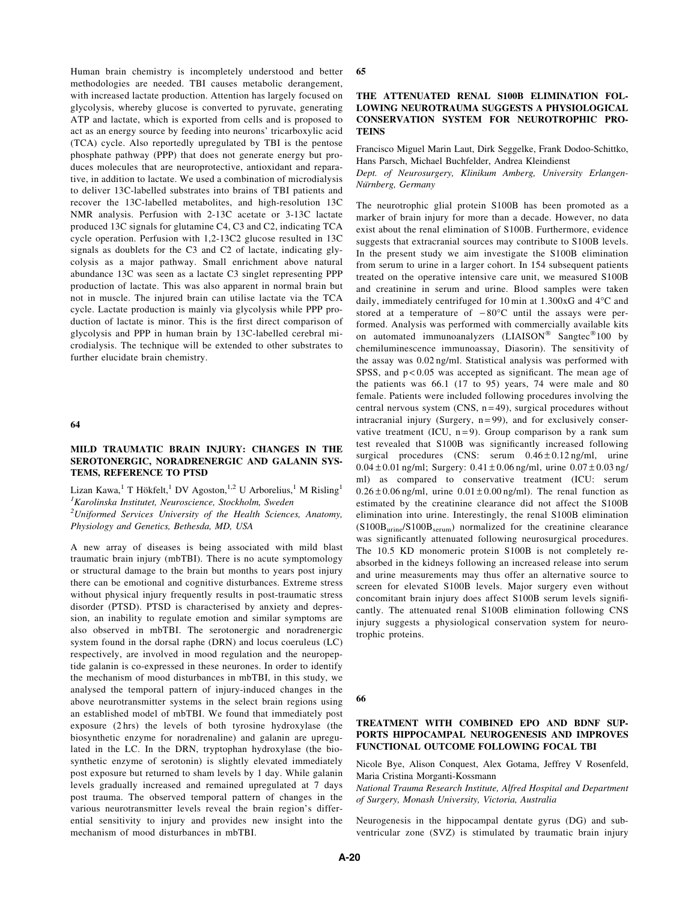Human brain chemistry is incompletely understood and better methodologies are needed. TBI causes metabolic derangement, with increased lactate production. Attention has largely focused on glycolysis, whereby glucose is converted to pyruvate, generating ATP and lactate, which is exported from cells and is proposed to act as an energy source by feeding into neurons' tricarboxylic acid (TCA) cycle. Also reportedly upregulated by TBI is the pentose phosphate pathway (PPP) that does not generate energy but produces molecules that are neuroprotective, antioxidant and reparative, in addition to lactate. We used a combination of microdialysis to deliver 13C-labelled substrates into brains of TBI patients and recover the 13C-labelled metabolites, and high-resolution 13C NMR analysis. Perfusion with 2-13C acetate or 3-13C lactate produced 13C signals for glutamine C4, C3 and C2, indicating TCA cycle operation. Perfusion with 1,2-13C2 glucose resulted in 13C signals as doublets for the C3 and C2 of lactate, indicating glycolysis as a major pathway. Small enrichment above natural abundance 13C was seen as a lactate C3 singlet representing PPP production of lactate. This was also apparent in normal brain but not in muscle. The injured brain can utilise lactate via the TCA cycle. Lactate production is mainly via glycolysis while PPP production of lactate is minor. This is the first direct comparison of glycolysis and PPP in human brain by 13C-labelled cerebral microdialysis. The technique will be extended to other substrates to further elucidate brain chemistry.

## 64

### MILD TRAUMATIC BRAIN INJURY: CHANGES IN THE SEROTONERGIC, NORADRENERGIC AND GALANIN SYSTEMS, REFERENCE TO PTSD

Lizan Kawa,[1] T Hökfelt,[1] DV Agoston,[1,2] U Arborelius,[1] M Risling[1]

*[1]Karolinska Institutet, Neuroscience, Stockholm, Sweden*
*[2]Uniformed Services University of the Health Sciences, Anatomy, Physiology and Genetics, Bethesda, MD, USA*

A new array of diseases is being associated with mild blast traumatic brain injury (mbTBI). There is no acute symptomology or structural damage to the brain but months to years post injury there can be emotional and cognitive disturbances. Extreme stress without physical injury frequently results in post-traumatic stress disorder (PTSD). PTSD is characterised by anxiety and depression, an inability to regulate emotion and similar symptoms are also observed in mbTBI. The serotonergic and noradrenergic system found in the dorsal raphe (DRN) and locus coeruleus (LC) respectively, are involved in mood regulation and the neuropeptide galanin is co-expressed in these neurones. In order to identify the mechanism of mood disturbances in mbTBI, in this study, we analysed the temporal pattern of injury-induced changes in the above neurotransmitter systems in the select brain regions using an established model of mbTBI. We found that immediately post exposure (2 hrs) the levels of both tyrosine hydroxylase (the biosynthetic enzyme for noradrenaline) and galanin are upregulated in the LC. In the DRN, tryptophan hydroxylase (the biosynthetic enzyme of serotonin) is slightly elevated immediately post exposure but returned to sham levels by 1 day. While galanin levels gradually increased and remained upregulated at 7 days post trauma. The observed temporal pattern of changes in the various neurotransmitter levels reveal the brain region's differential sensitivity to injury and provides new insight into the mechanism of mood disturbances in mbTBI.

## 65

### THE ATTENUATED RENAL S100B ELIMINATION FOLLOWING NEUROTRAUMA SUGGESTS A PHYSIOLOGICAL CONSERVATION SYSTEM FOR NEUROTROPHIC PROTEINS

Francisco Miguel Marin Laut, Dirk Seggelke, Frank Dodoo-Schittko, Hans Parsch, Michael Buchfelder, Andrea Kleindienst

*Dept. of Neurosurgery, Klinikum Amberg, University Erlangen-Nürnberg, Germany*

The neurotrophic glial protein S100B has been promoted as a marker of brain injury for more than a decade. However, no data exist about the renal elimination of S100B. Furthermore, evidence suggests that extracranial sources may contribute to S100B levels. In the present study we aim investigate the S100B elimination from serum to urine in a larger cohort. In 154 subsequent patients treated on the operative intensive care unit, we measured S100B and creatinine in serum and urine. Blood samples were taken daily, immediately centrifuged for 10 min at 1.300xG and 4°C and stored at a temperature of −80°C until the assays were performed. Analysis was performed with commercially available kits on automated immunoanalyzers (LIAISON® Sangtec®100 by chemiluminescence immunoassay, Diasorin). The sensitivity of the assay was 0.02 ng/ml. Statistical analysis was performed with SPSS, and $p<0.05$ was accepted as significant. The mean age of the patients was 66.1 (17 to 95) years, 74 were male and 80 female. Patients were included following procedures involving the central nervous system (CNS, $n=49$), surgical procedures without intracranial injury (Surgery, $n=99$), and for exclusively conservative treatment (ICU, $n=9$). Group comparison by a rank sum test revealed that S100B was significantly increased following surgical procedures (CNS: serum $0.46 \pm 0.12$ ng/ml, urine $0.04 \pm 0.01$ ng/ml; Surgery: $0.41 \pm 0.06$ ng/ml, urine $0.07 \pm 0.03$ ng/ml) as compared to conservative treatment (ICU: serum $0.26 \pm 0.06$ ng/ml, urine $0.01 \pm 0.00$ ng/ml). The renal function as estimated by the creatinine clearance did not affect the S100B elimination into urine. Interestingly, the renal S100B elimination ($S100B_{urine}/S100B_{serum}$) normalized for the creatinine clearance was significantly attenuated following neurosurgical procedures. The 10.5 KD monomeric protein S100B is not completely reabsorbed in the kidneys following an increased release into serum and urine measurements may thus offer an alternative source to screen for elevated S100B levels. Major surgery even without concomitant brain injury does affect S100B serum levels significantly. The attenuated renal S100B elimination following CNS injury suggests a physiological conservation system for neurotrophic proteins.

## 66

### TREATMENT WITH COMBINED EPO AND BDNF SUPPORTS HIPPOCAMPAL NEUROGENESIS AND IMPROVES FUNCTIONAL OUTCOME FOLLOWING FOCAL TBI

Nicole Bye, Alison Conquest, Alex Gotama, Jeffrey V Rosenfeld, Maria Cristina Morganti-Kossmann

*National Trauma Research Institute, Alfred Hospital and Department of Surgery, Monash University, Victoria, Australia*

Neurogenesis in the hippocampal dentate gyrus (DG) and subventricular zone (SVZ) is stimulated by traumatic brain injury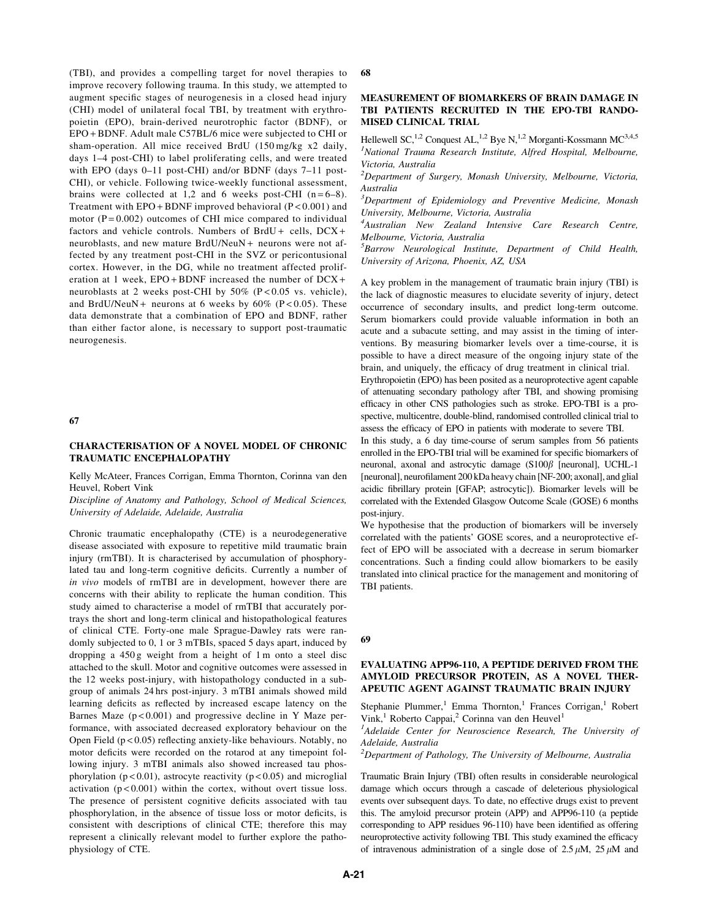(TBI), and provides a compelling target for novel therapies to improve recovery following trauma. In this study, we attempted to augment specific stages of neurogenesis in a closed head injury (CHI) model of unilateral focal TBI, by treatment with erythropoietin (EPO), brain-derived neurotrophic factor (BDNF), or EPO + BDNF. Adult male C57BL/6 mice were subjected to CHI or sham-operation. All mice received BrdU (150 mg/kg x2 daily, days 1–4 post-CHI) to label proliferating cells, and were treated with EPO (days 0–11 post-CHI) and/or BDNF (days 7–11 post-CHI), or vehicle. Following twice-weekly functional assessment, brains were collected at 1,2 and 6 weeks post-CHI ($n = 6–8$). Treatment with EPO + BDNF improved behavioral ($P < 0.001$) and motor ($P = 0.002$) outcomes of CHI mice compared to individual factors and vehicle controls. Numbers of BrdU+ cells, DCX+ neuroblasts, and new mature BrdU/NeuN+ neurons were not affected by any treatment post-CHI in the SVZ or pericontusional cortex. However, in the DG, while no treatment affected proliferation at 1 week, EPO + BDNF increased the number of DCX+ neuroblasts at 2 weeks post-CHI by 50% ($P < 0.05$ vs. vehicle), and BrdU/NeuN+ neurons at 6 weeks by 60% ($P < 0.05$). These data demonstrate that a combination of EPO and BDNF, rather than either factor alone, is necessary to support post-traumatic neurogenesis.

## 67

### CHARACTERISATION OF A NOVEL MODEL OF CHRONIC TRAUMATIC ENCEPHALOPATHY

Kelly McAteer, Frances Corrigan, Emma Thornton, Corinna van den Heuvel, Robert Vink

*Discipline of Anatomy and Pathology, School of Medical Sciences, University of Adelaide, Adelaide, Australia*

Chronic traumatic encephalopathy (CTE) is a neurodegenerative disease associated with exposure to repetitive mild traumatic brain injury (rmTBI). It is characterised by accumulation of phosphorylated tau and long-term cognitive deficits. Currently a number of *in vivo* models of rmTBI are in development, however there are concerns with their ability to replicate the human condition. This study aimed to characterise a model of rmTBI that accurately portrays the short and long-term clinical and histopathological features of clinical CTE. Forty-one male Sprague-Dawley rats were randomly subjected to 0, 1 or 3 mTBIs, spaced 5 days apart, induced by dropping a 450 g weight from a height of 1 m onto a steel disc attached to the skull. Motor and cognitive outcomes were assessed in the 12 weeks post-injury, with histopathology conducted in a subgroup of animals 24 hrs post-injury. 3 mTBI animals showed mild learning deficits as reflected by increased escape latency on the Barnes Maze ($p < 0.001$) and progressive decline in Y Maze performance, with associated decreased exploratory behaviour on the Open Field ($p < 0.05$) reflecting anxiety-like behaviours. Notably, no motor deficits were recorded on the rotarod at any timepoint following injury. 3 mTBI animals also showed increased tau phosphorylation ($p < 0.01$), astrocyte reactivity ($p < 0.05$) and microglial activation ($p < 0.001$) within the cortex, without overt tissue loss. The presence of persistent cognitive deficits associated with tau phosphorylation, in the absence of tissue loss or motor deficits, is consistent with descriptions of clinical CTE; therefore this may represent a clinically relevant model to further explore the pathophysiology of CTE.

## 68

### MEASUREMENT OF BIOMARKERS OF BRAIN DAMAGE IN TBI PATIENTS RECRUITED IN THE EPO-TBI RANDOMISED CLINICAL TRIAL

Hellewell SC,[1,2] Conquest AL,[1,2] Bye N,[1,2] Morganti-Kossmann MC[3,4,5]

[1]*National Trauma Research Institute, Alfred Hospital, Melbourne, Victoria, Australia*

[2]*Department of Surgery, Monash University, Melbourne, Victoria, Australia*

[3]*Department of Epidemiology and Preventive Medicine, Monash University, Melbourne, Victoria, Australia*

[4]*Australian New Zealand Intensive Care Research Centre, Melbourne, Victoria, Australia*

[5]*Barrow Neurological Institute, Department of Child Health, University of Arizona, Phoenix, AZ, USA*

A key problem in the management of traumatic brain injury (TBI) is the lack of diagnostic measures to elucidate severity of injury, detect occurrence of secondary insults, and predict long-term outcome. Serum biomarkers could provide valuable information in both an acute and a subacute setting, and may assist in the timing of interventions. By measuring biomarker levels over a time-course, it is possible to have a direct measure of the ongoing injury state of the brain, and uniquely, the efficacy of drug treatment in clinical trial.

Erythropoietin (EPO) has been posited as a neuroprotective agent capable of attenuating secondary pathology after TBI, and showing promising efficacy in other CNS pathologies such as stroke. EPO-TBI is a prospective, multicentre, double-blind, randomised controlled clinical trial to assess the efficacy of EPO in patients with moderate to severe TBI.

In this study, a 6 day time-course of serum samples from 56 patients enrolled in the EPO-TBI trial will be examined for specific biomarkers of neuronal, axonal and astrocytic damage (S100$\beta$ [neuronal], UCHL-1 [neuronal], neurofilament 200 kDa heavy chain [NF-200; axonal], and glial acidic fibrillary protein [GFAP; astrocytic]). Biomarker levels will be correlated with the Extended Glasgow Outcome Scale (GOSE) 6 months post-injury.

We hypothesise that the production of biomarkers will be inversely correlated with the patients' GOSE scores, and a neuroprotective effect of EPO will be associated with a decrease in serum biomarker concentrations. Such a finding could allow biomarkers to be easily translated into clinical practice for the management and monitoring of TBI patients.

## 69

### EVALUATING APP96-110, A PEPTIDE DERIVED FROM THE AMYLOID PRECURSOR PROTEIN, AS A NOVEL THERAPEUTIC AGENT AGAINST TRAUMATIC BRAIN INJURY

Stephanie Plummer,[1] Emma Thornton,[1] Frances Corrigan,[1] Robert Vink,[1] Roberto Cappai,[2] Corinna van den Heuvel[1]

[1]*Adelaide Center for Neuroscience Research, The University of Adelaide, Australia*

[2]*Department of Pathology, The University of Melbourne, Australia*

Traumatic Brain Injury (TBI) often results in considerable neurological damage which occurs through a cascade of deleterious physiological events over subsequent days. To date, no effective drugs exist to prevent this. The amyloid precursor protein (APP) and APP96-110 (a peptide corresponding to APP residues 96-110) have been identified as offering neuroprotective activity following TBI. This study examined the efficacy of intravenous administration of a single dose of 2.5 $\mu$M, 25 $\mu$M and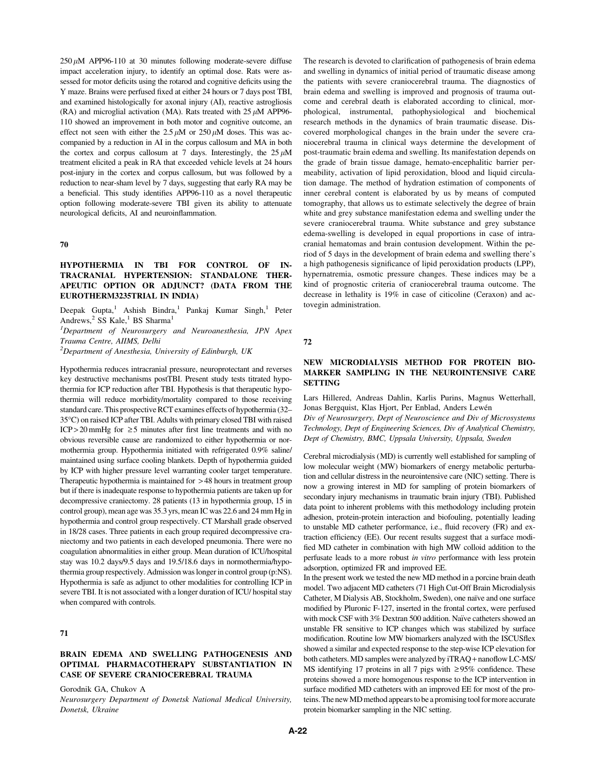250 $\mu$M APP96-110 at 30 minutes following moderate-severe diffuse impact acceleration injury, to identify an optimal dose. Rats were assessed for motor deficits using the rotarod and cognitive deficits using the Y maze. Brains were perfused fixed at either 24 hours or 7 days post TBI, and examined histologically for axonal injury (AI), reactive astrogliosis (RA) and microglial activation (MA). Rats treated with 25 $\mu$M APP96-110 showed an improvement in both motor and cognitive outcome, an effect not seen with either the 2.5 $\mu$M or 250 $\mu$M doses. This was accompanied by a reduction in AI in the corpus callosum and MA in both the cortex and corpus callosum at 7 days. Interestingly, the 25 $\mu$M treatment elicited a peak in RA that exceeded vehicle levels at 24 hours post-injury in the cortex and corpus callosum, but was followed by a reduction to near-sham level by 7 days, suggesting that early RA may be a beneficial. This study identifies APP96-110 as a novel therapeutic option following moderate-severe TBI given its ability to attenuate neurological deficits, AI and neuroinflammation.

## 70

### HYPOTHERMIA IN TBI FOR CONTROL OF INTRACRANIAL HYPERTENSION: STANDALONE THERAPEUTIC OPTION OR ADJUNCT? (DATA FROM THE EUROTHERM3235TRIAL IN INDIA)

Deepak Gupta,[1] Ashish Bindra,[1] Pankaj Kumar Singh,[1] Peter Andrews,[2] SS Kale,[1] BS Sharma[1]

*[1]Department of Neurosurgery and Neuroanesthesia, JPN Apex Trauma Centre, AIIMS, Delhi*

*[2]Department of Anesthesia, University of Edinburgh, UK*

Hypothermia reduces intracranial pressure, neuroprotectant and reverses key destructive mechanisms postTBI. Present study tests titrated hypothermia for ICP reduction after TBI. Hypothesis is that therapeutic hypothermia will reduce morbidity/mortality compared to those receiving standard care. This prospective RCT examines effects of hypothermia (32–35°C) on raised ICP after TBI. Adults with primary closed TBI with raised ICP > 20 mmHg for ≥5 minutes after first line treatments and with no obvious reversible cause are randomized to either hypothermia or normothermia group. Hypothermia initiated with refrigerated 0.9% saline/maintained using surface cooling blankets. Depth of hypothermia guided by ICP with higher pressure level warranting cooler target temperature. Therapeutic hypothermia is maintained for > 48 hours in treatment group but if there is inadequate response to hypothermia patients are taken up for decompressive craniectomy. 28 patients (13 in hypothermia group, 15 in control group), mean age was 35.3 yrs, mean IC was 22.6 and 24 mm Hg in hypothermia and control group respectively. CT Marshall grade observed in 18/28 cases. Three patients in each group required decompressive craniectomy and two patients in each developed pneumonia. There were no coagulation abnormalities in either group. Mean duration of ICU/hospital stay was 10.2 days/9.5 days and 19.5/18.6 days in normothermia/hypothermia group respectively. Admission was longer in control group (p:NS). Hypothermia is safe as adjunct to other modalities for controlling ICP in severe TBI. It is not associated with a longer duration of ICU/ hospital stay when compared with controls.

## 71

### BRAIN EDEMA AND SWELLING PATHOGENESIS AND OPTIMAL PHARMACOTHERAPY SUBSTANTIATION IN CASE OF SEVERE CRANIOCEREBRAL TRAUMA

Gorodnik GA, Chukov A

*Neurosurgery Department of Donetsk National Medical University, Donetsk, Ukraine*

The research is devoted to clarification of pathogenesis of brain edema and swelling in dynamics of initial period of traumatic disease among the patients with severe craniocerebral trauma. The diagnostics of brain edema and swelling is improved and prognosis of trauma outcome and cerebral death is elaborated according to clinical, morphological, instrumental, pathophysiological and biochemical research methods in the dynamics of brain traumatic disease. Discovered morphological changes in the brain under the severe craniocerebral trauma in clinical ways determine the development of post-traumatic brain edema and swelling. Its manifestation depends on the grade of brain tissue damage, hemato-encephalitic barrier permeability, activation of lipid peroxidation, blood and liquid circulation damage. The method of hydration estimation of components of inner cerebral content is elaborated by us by means of computed tomography, that allows us to estimate selectively the degree of brain white and grey substance manifestation edema and swelling under the severe craniocerebral trauma. White substance and grey substance edema-swelling is developed in equal proportions in case of intracranial hematomas and brain contusion development. Within the period of 5 days in the development of brain edema and swelling there's a high pathogenesis significance of lipid peroxidation products (LPP), hypernatremia, osmotic pressure changes. These indices may be a kind of prognostic criteria of craniocerebral trauma outcome. The decrease in lethality is 19% in case of citicoline (Ceraxon) and actovegin administration.

## 72

### NEW MICRODIALYSIS METHOD FOR PROTEIN BIOMARKER SAMPLING IN THE NEUROINTENSIVE CARE SETTING

Lars Hillered, Andreas Dahlin, Karlis Purins, Magnus Wetterhall, Jonas Bergquist, Klas Hjort, Per Enblad, Anders Lewén

*Div of Neurosurgery, Dept of Neuroscience and Div of Microsystems Technology, Dept of Engineering Sciences, Div of Analytical Chemistry, Dept of Chemistry, BMC, Uppsala University, Uppsala, Sweden*

Cerebral microdialysis (MD) is currently well established for sampling of low molecular weight (MW) biomarkers of energy metabolic perturbation and cellular distress in the neurointensive care (NIC) setting. There is now a growing interest in MD for sampling of protein biomarkers of secondary injury mechanisms in traumatic brain injury (TBI). Published data point to inherent problems with this methodology including protein adhesion, protein-protein interaction and biofouling, potentially leading to unstable MD catheter performance, i.e., fluid recovery (FR) and extraction efficiency (EE). Our recent results suggest that a surface modified MD catheter in combination with high MW colloid addition to the perfusate leads to a more robust *in vitro* performance with less protein adsorption, optimized FR and improved EE.

In the present work we tested the new MD method in a porcine brain death model. Two adjacent MD catheters (71 High Cut-Off Brain Microdialysis Catheter, M Dialysis AB, Stockholm, Sweden), one naïve and one surface modified by Pluronic F-127, inserted in the frontal cortex, were perfused with mock CSF with 3% Dextran 500 addition. Naïve catheters showed an unstable FR sensitive to ICP changes which was stabilized by surface modification. Routine low MW biomarkers analyzed with the ISCUSflex showed a similar and expected response to the step-wise ICP elevation for both catheters. MD samples were analyzed by iTRAQ + nanoflow LC-MS/MS identifying 17 proteins in all 7 pigs with ≥95% confidence. These proteins showed a more homogenous response to the ICP intervention in surface modified MD catheters with an improved EE for most of the proteins. The new MD method appears to be a promising tool for more accurate protein biomarker sampling in the NIC setting.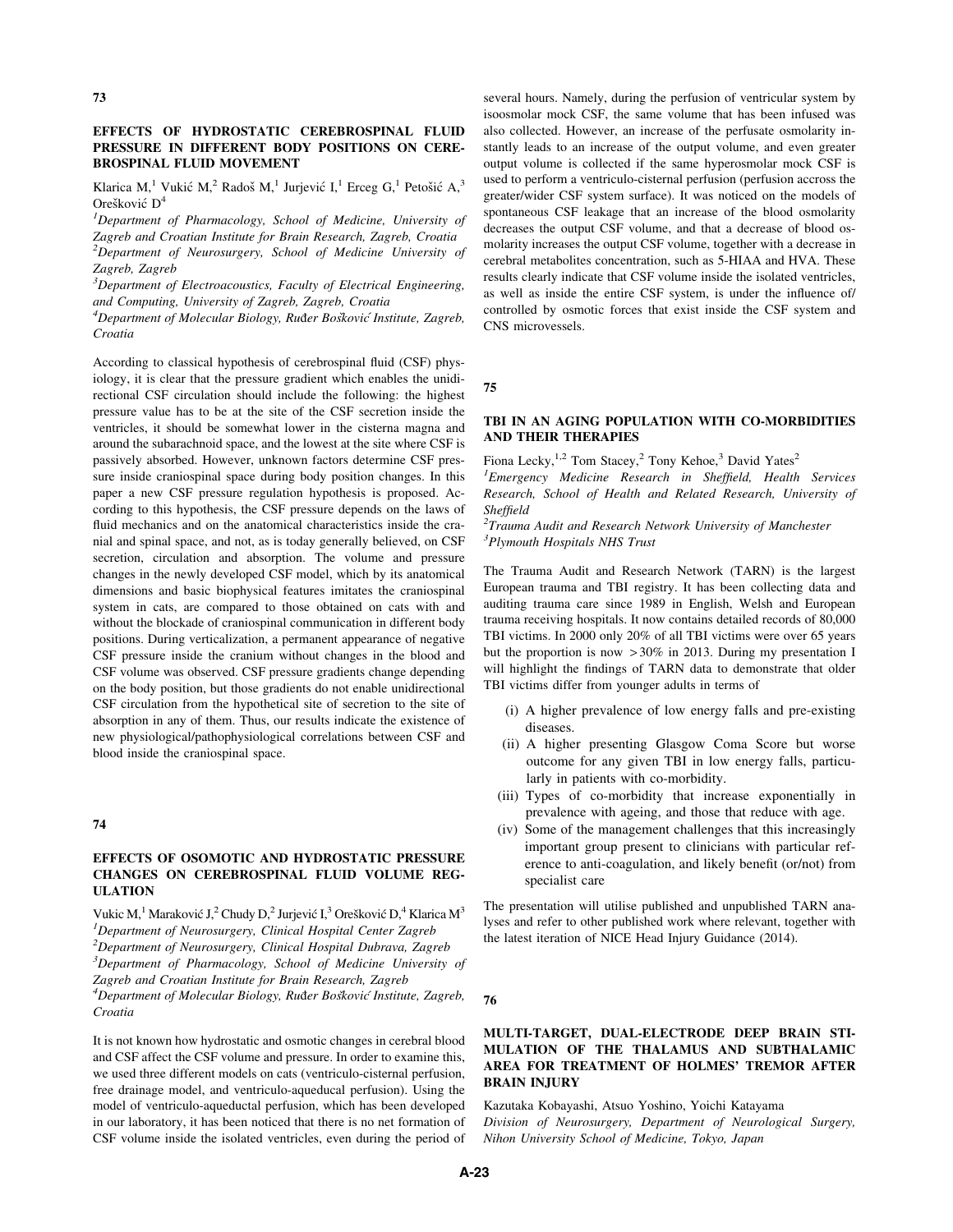## 73

### EFFECTS OF HYDROSTATIC CEREBROSPINAL FLUID PRESSURE IN DIFFERENT BODY POSITIONS ON CEREBROSPINAL FLUID MOVEMENT

Klarica M,[1] Vukić M,[2] Radoš M,[1] Jurjević I,[1] Erceg G,[1] Petošić A,[3] Orešković D[4]

*[1]Department of Pharmacology, School of Medicine, University of Zagreb and Croatian Institute for Brain Research, Zagreb, Croatia*
*[2]Department of Neurosurgery, School of Medicine University of Zagreb, Zagreb*
*[3]Department of Electroacoustics, Faculty of Electrical Engineering, and Computing, University of Zagreb, Zagreb, Croatia*
*[4]Department of Molecular Biology, Ruđer Bošković Institute, Zagreb, Croatia*

According to classical hypothesis of cerebrospinal fluid (CSF) physiology, it is clear that the pressure gradient which enables the unidirectional CSF circulation should include the following: the highest pressure value has to be at the site of the CSF secretion inside the ventricles, it should be somewhat lower in the cisterna magna and around the subarachnoid space, and the lowest at the site where CSF is passively absorbed. However, unknown factors determine CSF pressure inside craniospinal space during body position changes. In this paper a new CSF pressure regulation hypothesis is proposed. According to this hypothesis, the CSF pressure depends on the laws of fluid mechanics and on the anatomical characteristics inside the cranial and spinal space, and not, as is today generally believed, on CSF secretion, circulation and absorption. The volume and pressure changes in the newly developed CSF model, which by its anatomical dimensions and basic biophysical features imitates the craniospinal system in cats, are compared to those obtained on cats with and without the blockade of craniospinal communication in different body positions. During verticalization, a permanent appearance of negative CSF pressure inside the cranium without changes in the blood and CSF volume was observed. CSF pressure gradients change depending on the body position, but those gradients do not enable unidirectional CSF circulation from the hypothetical site of secretion to the site of absorption in any of them. Thus, our results indicate the existence of new physiological/pathophysiological correlations between CSF and blood inside the craniospinal space.

## 74

### EFFECTS OF OSOMOTIC AND HYDROSTATIC PRESSURE CHANGES ON CEREBROSPINAL FLUID VOLUME REGULATION

Vukic M,[1] Maraković J,[2] Chudy D,[2] Jurjević I,[3] Orešković D,[4] Klarica M[3]

*[1]Department of Neurosurgery, Clinical Hospital Center Zagreb*
*[2]Department of Neurosurgery, Clinical Hospital Dubrava, Zagreb*
*[3]Department of Pharmacology, School of Medicine University of Zagreb and Croatian Institute for Brain Research, Zagreb*
*[4]Department of Molecular Biology, Ruđer Bošković Institute, Zagreb, Croatia*

It is not known how hydrostatic and osmotic changes in cerebral blood and CSF affect the CSF volume and pressure. In order to examine this, we used three different models on cats (ventriculo-cisternal perfusion, free drainage model, and ventriculo-aqueductal perfusion). Using the model of ventriculo-aqueductal perfusion, which has been developed in our laboratory, it has been noticed that there is no net formation of CSF volume inside the isolated ventricles, even during the period of several hours. Namely, during the perfusion of ventricular system by isoosmolar mock CSF, the same volume that has been infused was also collected. However, an increase of the perfusate osmolarity instantly leads to an increase of the output volume, and even greater output volume is collected if the same hyperosmolar mock CSF is used to perform a ventriculo-cisternal perfusion (perfusion accross the greater/wider CSF system surface). It was noticed on the models of spontaneous CSF leakage that an increase of the blood osmolarity decreases the output CSF volume, and that a decrease of blood osmolarity increases the output CSF volume, together with a decrease in cerebral metabolites concentration, such as 5-HIAA and HVA. These results clearly indicate that CSF volume inside the isolated ventricles, as well as inside the entire CSF system, is under the influence of/ controlled by osmotic forces that exist inside the CSF system and CNS microvessels.

## 75

### TBI IN AN AGING POPULATION WITH CO-MORBIDITIES AND THEIR THERAPIES

Fiona Lecky,[1,2] Tom Stacey,[2] Tony Kehoe,[3] David Yates[2]

*[1]Emergency Medicine Research in Sheffield, Health Services Research, School of Health and Related Research, University of Sheffield*
*[2]Trauma Audit and Research Network University of Manchester*
*[3]Plymouth Hospitals NHS Trust*

The Trauma Audit and Research Network (TARN) is the largest European trauma and TBI registry. It has been collecting data and auditing trauma care since 1989 in English, Welsh and European trauma receiving hospitals. It now contains detailed records of 80,000 TBI victims. In 2000 only 20% of all TBI victims were over 65 years but the proportion is now >30% in 2013. During my presentation I will highlight the findings of TARN data to demonstrate that older TBI victims differ from younger adults in terms of

(i) A higher prevalence of low energy falls and pre-existing diseases.
(ii) A higher presenting Glasgow Coma Score but worse outcome for any given TBI in low energy falls, particularly in patients with co-morbidity.
(iii) Types of co-morbidity that increase exponentially in prevalence with ageing, and those that reduce with age.
(iv) Some of the management challenges that this increasingly important group present to clinicians with particular reference to anti-coagulation, and likely benefit (or/not) from specialist care

The presentation will utilise published and unpublished TARN analyses and refer to other published work where relevant, together with the latest iteration of NICE Head Injury Guidance (2014).

## 76

### MULTI-TARGET, DUAL-ELECTRODE DEEP BRAIN STIMULATION OF THE THALAMUS AND SUBTHALAMIC AREA FOR TREATMENT OF HOLMES' TREMOR AFTER BRAIN INJURY

Kazutaka Kobayashi, Atsuo Yoshino, Yoichi Katayama

*Division of Neurosurgery, Department of Neurological Surgery, Nihon University School of Medicine, Tokyo, Japan*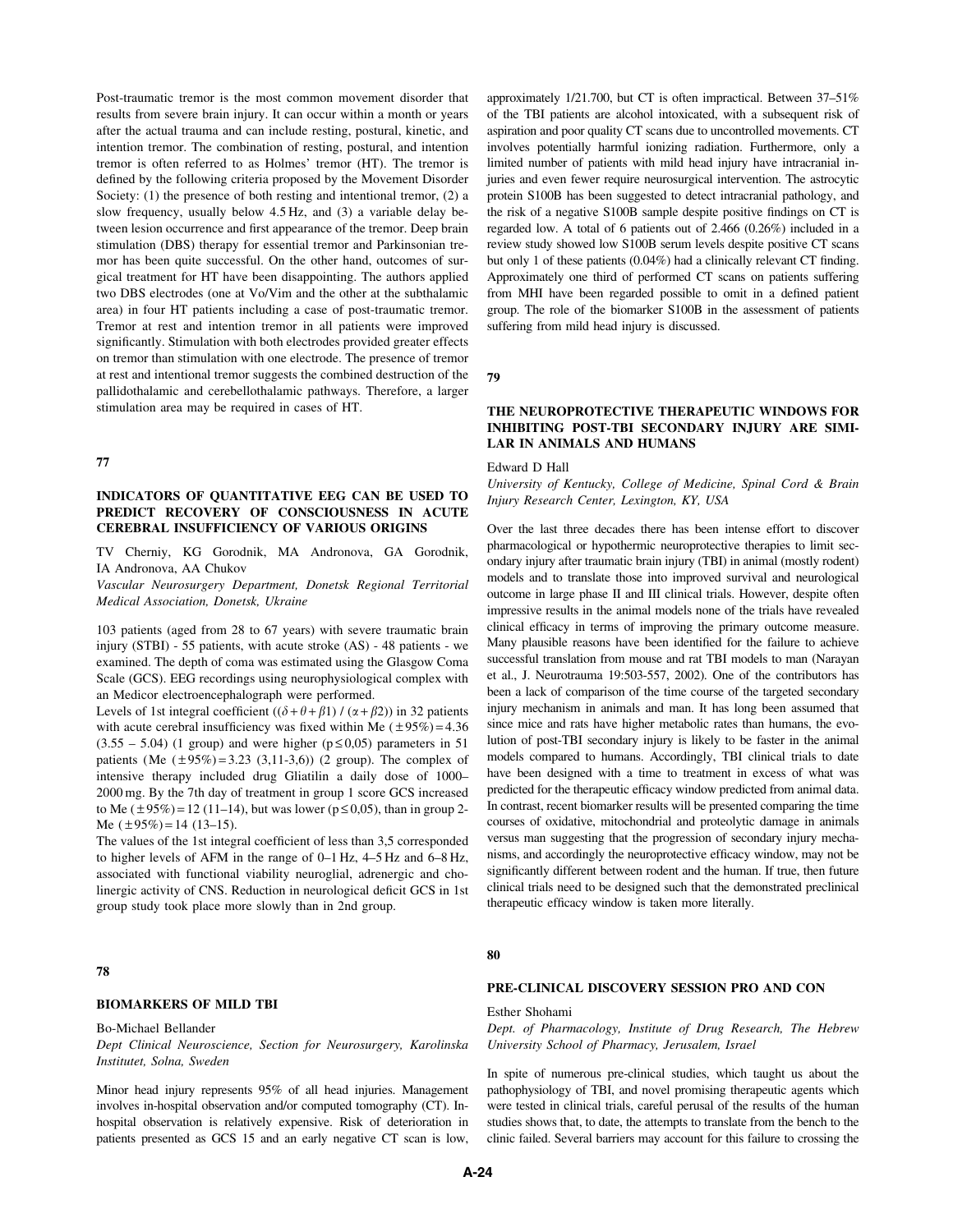Post-traumatic tremor is the most common movement disorder that results from severe brain injury. It can occur within a month or years after the actual trauma and can include resting, postural, kinetic, and intention tremor. The combination of resting, postural, and intention tremor is often referred to as Holmes' tremor (HT). The tremor is defined by the following criteria proposed by the Movement Disorder Society: (1) the presence of both resting and intentional tremor, (2) a slow frequency, usually below 4.5 Hz, and (3) a variable delay between lesion occurrence and first appearance of the tremor. Deep brain stimulation (DBS) therapy for essential tremor and Parkinsonian tremor has been quite successful. On the other hand, outcomes of surgical treatment for HT have been disappointing. The authors applied two DBS electrodes (one at Vo/Vim and the other at the subthalamic area) in four HT patients including a case of post-traumatic tremor. Tremor at rest and intention tremor in all patients were improved significantly. Stimulation with both electrodes provided greater effects on tremor than stimulation with one electrode. The presence of tremor at rest and intentional tremor suggests the combined destruction of the pallidothalamic and cerebellothalamic pathways. Therefore, a larger stimulation area may be required in cases of HT.

## 77

### INDICATORS OF QUANTITATIVE EEG CAN BE USED TO PREDICT RECOVERY OF CONSCIOUSNESS IN ACUTE CEREBRAL INSUFFICIENCY OF VARIOUS ORIGINS

TV Cherniy, KG Gorodnik, MA Andronova, GA Gorodnik, IA Andronova, AA Chukov

*Vascular Neurosurgery Department, Donetsk Regional Territorial Medical Association, Donetsk, Ukraine*

103 patients (aged from 28 to 67 years) with severe traumatic brain injury (STBI) - 55 patients, with acute stroke (AS) - 48 patients - we examined. The depth of coma was estimated using the Glasgow Coma Scale (GCS). EEG recordings using neurophysiological complex with an Medicor electroencephalograph were performed.

Levels of 1st integral coefficient ($(\delta + \theta + \beta 1) / (\alpha + \beta 2)$) in 32 patients with acute cerebral insufficiency was fixed within Me ($\pm$95%) = 4.36 (3.55 – 5.04) (1 group) and were higher ($p \leq 0{,}05$) parameters in 51 patients (Me ($\pm$95%) = 3.23 (3,11-3,6)) (2 group). The complex of intensive therapy included drug Gliatilin a daily dose of 1000–2000 mg. By the 7th day of treatment in group 1 score GCS increased to Me ($\pm$95%) = 12 (11–14), but was lower ($p \leq 0{,}05$), than in group 2- Me ($\pm$95%) = 14 (13–15).

The values of the 1st integral coefficient of less than 3,5 corresponded to higher levels of AFM in the range of 0–1 Hz, 4–5 Hz and 6–8 Hz, associated with functional viability neuroglial, adrenergic and cholinergic activity of CNS. Reduction in neurological deficit GCS in 1st group study took place more slowly than in 2nd group.

## 78

### BIOMARKERS OF MILD TBI

Bo-Michael Bellander

*Dept Clinical Neuroscience, Section for Neurosurgery, Karolinska Institutet, Solna, Sweden*

Minor head injury represents 95% of all head injuries. Management involves in-hospital observation and/or computed tomography (CT). In-hospital observation is relatively expensive. Risk of deterioration in patients presented as GCS 15 and an early negative CT scan is low, approximately 1/21.700, but CT is often impractical. Between 37–51% of the TBI patients are alcohol intoxicated, with a subsequent risk of aspiration and poor quality CT scans due to uncontrolled movements. CT involves potentially harmful ionizing radiation. Furthermore, only a limited number of patients with mild head injury have intracranial injuries and even fewer require neurosurgical intervention. The astrocytic protein S100B has been suggested to detect intracranial pathology, and the risk of a negative S100B sample despite positive findings on CT is regarded low. A total of 6 patients out of 2.466 (0.26%) included in a review study showed low S100B serum levels despite positive CT scans but only 1 of these patients (0.04%) had a clinically relevant CT finding. Approximately one third of performed CT scans on patients suffering from MHI have been regarded possible to omit in a defined patient group. The role of the biomarker S100B in the assessment of patients suffering from mild head injury is discussed.

## 79

### THE NEUROPROTECTIVE THERAPEUTIC WINDOWS FOR INHIBITING POST-TBI SECONDARY INJURY ARE SIMILAR IN ANIMALS AND HUMANS

Edward D Hall

*University of Kentucky, College of Medicine, Spinal Cord & Brain Injury Research Center, Lexington, KY, USA*

Over the last three decades there has been intense effort to discover pharmacological or hypothermic neuroprotective therapies to limit secondary injury after traumatic brain injury (TBI) in animal (mostly rodent) models and to translate those into improved survival and neurological outcome in large phase II and III clinical trials. However, despite often impressive results in the animal models none of the trials have revealed clinical efficacy in terms of improving the primary outcome measure. Many plausible reasons have been identified for the failure to achieve successful translation from mouse and rat TBI models to man (Narayan et al., J. Neurotrauma 19:503-557, 2002). One of the contributors has been a lack of comparison of the time course of the targeted secondary injury mechanism in animals and man. It has long been assumed that since mice and rats have higher metabolic rates than humans, the evolution of post-TBI secondary injury is likely to be faster in the animal models compared to humans. Accordingly, TBI clinical trials to date have been designed with a time to treatment in excess of what was predicted for the therapeutic efficacy window predicted from animal data. In contrast, recent biomarker results will be presented comparing the time courses of oxidative, mitochondrial and proteolytic damage in animals versus man suggesting that the progression of secondary injury mechanisms, and accordingly the neuroprotective efficacy window, may not be significantly different between rodent and the human. If true, then future clinical trials need to be designed such that the demonstrated preclinical therapeutic efficacy window is taken more literally.

## 80

### PRE-CLINICAL DISCOVERY SESSION PRO AND CON

Esther Shohami

*Dept. of Pharmacology, Institute of Drug Research, The Hebrew University School of Pharmacy, Jerusalem, Israel*

In spite of numerous pre-clinical studies, which taught us about the pathophysiology of TBI, and novel promising therapeutic agents which were tested in clinical trials, careful perusal of the results of the human studies shows that, to date, the attempts to translate from the bench to the clinic failed. Several barriers may account for this failure to crossing the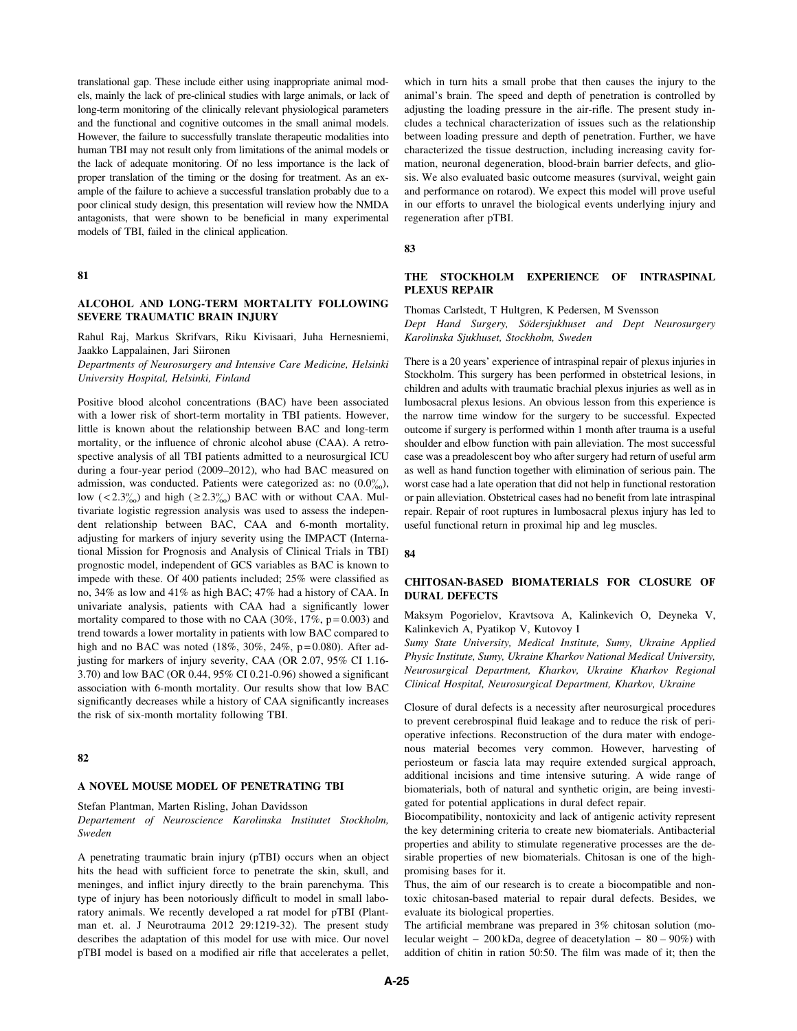translational gap. These include either using inappropriate animal models, mainly the lack of pre-clinical studies with large animals, or lack of long-term monitoring of the clinically relevant physiological parameters and the functional and cognitive outcomes in the small animal models. However, the failure to successfully translate therapeutic modalities into human TBI may not result only from limitations of the animal models or the lack of adequate monitoring. Of no less importance is the lack of proper translation of the timing or the dosing for treatment. As an example of the failure to achieve a successful translation probably due to a poor clinical study design, this presentation will review how the NMDA antagonists, that were shown to be beneficial in many experimental models of TBI, failed in the clinical application.

## 81

### ALCOHOL AND LONG-TERM MORTALITY FOLLOWING SEVERE TRAUMATIC BRAIN INJURY

Rahul Raj, Markus Skrifvars, Riku Kivisaari, Juha Hernesniemi, Jaakko Lappalainen, Jari Siironen

*Departments of Neurosurgery and Intensive Care Medicine, Helsinki University Hospital, Helsinki, Finland*

Positive blood alcohol concentrations (BAC) have been associated with a lower risk of short-term mortality in TBI patients. However, little is known about the relationship between BAC and long-term mortality, or the influence of chronic alcohol abuse (CAA). A retrospective analysis of all TBI patients admitted to a neurosurgical ICU during a four-year period (2009–2012), who had BAC measured on admission, was conducted. Patients were categorized as: no (0.0‰), low (<2.3‰) and high (≥2.3‰) BAC with or without CAA. Multivariate logistic regression analysis was used to assess the independent relationship between BAC, CAA and 6-month mortality, adjusting for markers of injury severity using the IMPACT (International Mission for Prognosis and Analysis of Clinical Trials in TBI) prognostic model, independent of GCS variables as BAC is known to impede with these. Of 400 patients included; 25% were classified as no, 34% as low and 41% as high BAC; 47% had a history of CAA. In univariate analysis, patients with CAA had a significantly lower mortality compared to those with no CAA (30%, 17%, $p=0.003$) and trend towards a lower mortality in patients with low BAC compared to high and no BAC was noted (18%, 30%, 24%, $p=0.080$). After adjusting for markers of injury severity, CAA (OR 2.07, 95% CI 1.16-3.70) and low BAC (OR 0.44, 95% CI 0.21-0.96) showed a significant association with 6-month mortality. Our results show that low BAC significantly decreases while a history of CAA significantly increases the risk of six-month mortality following TBI.

## 82

### A NOVEL MOUSE MODEL OF PENETRATING TBI

Stefan Plantman, Marten Risling, Johan Davidsson

*Departement of Neuroscience Karolinska Institutet Stockholm, Sweden*

A penetrating traumatic brain injury (pTBI) occurs when an object hits the head with sufficient force to penetrate the skin, skull, and meninges, and inflict injury directly to the brain parenchyma. This type of injury has been notoriously difficult to model in small laboratory animals. We recently developed a rat model for pTBI (Plantman et. al. J Neurotrauma 2012 29:1219-32). The present study describes the adaptation of this model for use with mice. Our novel pTBI model is based on a modified air rifle that accelerates a pellet, which in turn hits a small probe that then causes the injury to the animal's brain. The speed and depth of penetration is controlled by adjusting the loading pressure in the air-rifle. The present study includes a technical characterization of issues such as the relationship between loading pressure and depth of penetration. Further, we have characterized the tissue destruction, including increasing cavity formation, neuronal degeneration, blood-brain barrier defects, and gliosis. We also evaluated basic outcome measures (survival, weight gain and performance on rotarod). We expect this model will prove useful in our efforts to unravel the biological events underlying injury and regeneration after pTBI.

## 83

### THE STOCKHOLM EXPERIENCE OF INTRASPINAL PLEXUS REPAIR

Thomas Carlstedt, T Hultgren, K Pedersen, M Svensson

*Dept Hand Surgery, Södersjukhuset and Dept Neurosurgery Karolinska Sjukhuset, Stockholm, Sweden*

There is a 20 years' experience of intraspinal repair of plexus injuries in Stockholm. This surgery has been performed in obstetrical lesions, in children and adults with traumatic brachial plexus injuries as well as in lumbosacral plexus lesions. An obvious lesson from this experience is the narrow time window for the surgery to be successful. Expected outcome if surgery is performed within 1 month after trauma is a useful shoulder and elbow function with pain alleviation. The most successful case was a preadolescent boy who after surgery had return of useful arm as well as hand function together with elimination of serious pain. The worst case had a late operation that did not help in functional restoration or pain alleviation. Obstetrical cases had no benefit from late intraspinal repair. Repair of root ruptures in lumbosacral plexus injury has led to useful functional return in proximal hip and leg muscles.

## 84

### CHITOSAN-BASED BIOMATERIALS FOR CLOSURE OF DURAL DEFECTS

Maksym Pogorielov, Kravtsova A, Kalinkevich O, Deyneka V, Kalinkevich A, Pyatikop V, Kutovoy I

*Sumy State University, Medical Institute, Sumy, Ukraine Applied Physic Institute, Sumy, Ukraine Kharkov National Medical University, Neurosurgical Department, Kharkov, Ukraine Kharkov Regional Clinical Hospital, Neurosurgical Department, Kharkov, Ukraine*

Closure of dural defects is a necessity after neurosurgical procedures to prevent cerebrospinal fluid leakage and to reduce the risk of perioperative infections. Reconstruction of the dura mater with endogenous material becomes very common. However, harvesting of periosteum or fascia lata may require extended surgical approach, additional incisions and time intensive suturing. A wide range of biomaterials, both of natural and synthetic origin, are being investigated for potential applications in dural defect repair.

Biocompatibility, nontoxicity and lack of antigenic activity represent the key determining criteria to create new biomaterials. Antibacterial properties and ability to stimulate regenerative processes are the desirable properties of new biomaterials. Chitosan is one of the high-promising bases for it.

Thus, the aim of our research is to create a biocompatible and nontoxic chitosan-based material to repair dural defects. Besides, we evaluate its biological properties.

The artificial membrane was prepared in 3% chitosan solution (molecular weight − 200 kDa, degree of deacetylation − 80 – 90%) with addition of chitin in ration 50:50. The film was made of it; then the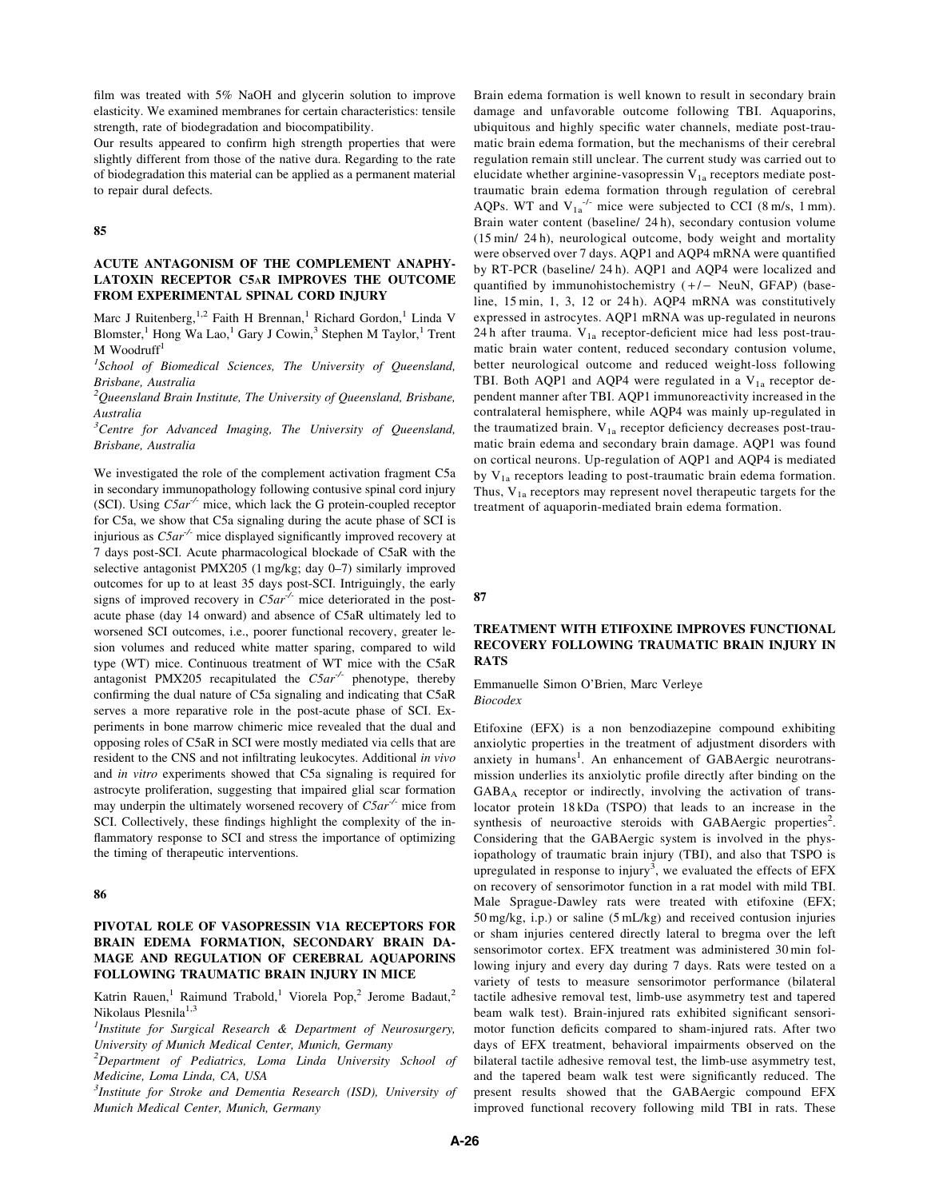film was treated with 5% NaOH and glycerin solution to improve elasticity. We examined membranes for certain characteristics: tensile strength, rate of biodegradation and biocompatibility.

Our results appeared to confirm high strength properties that were slightly different from those of the native dura. Regarding to the rate of biodegradation this material can be applied as a permanent material to repair dural defects.

## 85

### ACUTE ANTAGONISM OF THE COMPLEMENT ANAPHYLATOXIN RECEPTOR C5AR IMPROVES THE OUTCOME FROM EXPERIMENTAL SPINAL CORD INJURY

Marc J Ruitenberg,[1,2] Faith H Brennan,[1] Richard Gordon,[1] Linda V Blomster,[1] Hong Wa Lao,[1] Gary J Cowin,[3] Stephen M Taylor,[1] Trent M Woodruff[1]

[1]*School of Biomedical Sciences, The University of Queensland, Brisbane, Australia*
[2]*Queensland Brain Institute, The University of Queensland, Brisbane, Australia*
[3]*Centre for Advanced Imaging, The University of Queensland, Brisbane, Australia*

We investigated the role of the complement activation fragment C5a in secondary immunopathology following contusive spinal cord injury (SCI). Using *C5ar$^{-/-}$* mice, which lack the G protein-coupled receptor for C5a, we show that C5a signaling during the acute phase of SCI is injurious as *C5ar$^{-/-}$* mice displayed significantly improved recovery at 7 days post-SCI. Acute pharmacological blockade of C5aR with the selective antagonist PMX205 (1 mg/kg; day 0–7) similarly improved outcomes for up to at least 35 days post-SCI. Intriguingly, the early signs of improved recovery in *C5ar$^{-/-}$* mice deteriorated in the post-acute phase (day 14 onward) and absence of C5aR ultimately led to worsened SCI outcomes, i.e., poorer functional recovery, greater lesion volumes and reduced white matter sparing, compared to wild type (WT) mice. Continuous treatment of WT mice with the C5aR antagonist PMX205 recapitulated the *C5ar$^{-/-}$* phenotype, thereby confirming the dual nature of C5a signaling and indicating that C5aR serves a more reparative role in the post-acute phase of SCI. Experiments in bone marrow chimeric mice revealed that the dual and opposing roles of C5aR in SCI were mostly mediated via cells that are resident to the CNS and not infiltrating leukocytes. Additional *in vivo* and *in vitro* experiments showed that C5a signaling is required for astrocyte proliferation, suggesting that impaired glial scar formation may underpin the ultimately worsened recovery of *C5ar$^{-/-}$* mice from SCI. Collectively, these findings highlight the complexity of the inflammatory response to SCI and stress the importance of optimizing the timing of therapeutic interventions.

## 86

### PIVOTAL ROLE OF VASOPRESSIN V1A RECEPTORS FOR BRAIN EDEMA FORMATION, SECONDARY BRAIN DAMAGE AND REGULATION OF CEREBRAL AQUAPORINS FOLLOWING TRAUMATIC BRAIN INJURY IN MICE

Katrin Rauen,[1] Raimund Trabold,[1] Viorela Pop,[2] Jerome Badaut,[2] Nikolaus Plesnila[1,3]

[1]*Institute for Surgical Research & Department of Neurosurgery, University of Munich Medical Center, Munich, Germany*
[2]*Department of Pediatrics, Loma Linda University School of Medicine, Loma Linda, CA, USA*
[3]*Institute for Stroke and Dementia Research (ISD), University of Munich Medical Center, Munich, Germany*

Brain edema formation is well known to result in secondary brain damage and unfavorable outcome following TBI. Aquaporins, ubiquitous and highly specific water channels, mediate post-traumatic brain edema formation, but the mechanisms of their cerebral regulation remain still unclear. The current study was carried out to elucidate whether arginine-vasopressin $V_{1a}$ receptors mediate post-traumatic brain edema formation through regulation of cerebral AQPs. WT and $V_{1a}^{-/-}$ mice were subjected to CCI (8 m/s, 1 mm). Brain water content (baseline/ 24 h), secondary contusion volume (15 min/ 24 h), neurological outcome, body weight and mortality were observed over 7 days. AQP1 and AQP4 mRNA were quantified by RT-PCR (baseline/ 24 h). AQP1 and AQP4 were localized and quantified by immunohistochemistry (+/− NeuN, GFAP) (baseline, 15 min, 1, 3, 12 or 24 h). AQP4 mRNA was constitutively expressed in astrocytes. AQP1 mRNA was up-regulated in neurons 24 h after trauma. $V_{1a}$ receptor-deficient mice had less post-traumatic brain water content, reduced secondary contusion volume, better neurological outcome and reduced weight-loss following TBI. Both AQP1 and AQP4 were regulated in a $V_{1a}$ receptor dependent manner after TBI. AQP1 immunoreactivity increased in the contralateral hemisphere, while AQP4 was mainly up-regulated in the traumatized brain. $V_{1a}$ receptor deficiency decreases post-traumatic brain edema and secondary brain damage. AQP1 was found on cortical neurons. Up-regulation of AQP1 and AQP4 is mediated by $V_{1a}$ receptors leading to post-traumatic brain edema formation. Thus, $V_{1a}$ receptors may represent novel therapeutic targets for the treatment of aquaporin-mediated brain edema formation.

## 87

### TREATMENT WITH ETIFOXINE IMPROVES FUNCTIONAL RECOVERY FOLLOWING TRAUMATIC BRAIN INJURY IN RATS

Emmanuelle Simon O'Brien, Marc Verleye
*Biocodex*

Etifoxine (EFX) is a non benzodiazepine compound exhibiting anxiolytic properties in the treatment of adjustment disorders with anxiety in humans[1]. An enhancement of GABAergic neurotransmission underlies its anxiolytic profile directly after binding on the $GABA_A$ receptor or indirectly, involving the activation of translocator protein 18 kDa (TSPO) that leads to an increase in the synthesis of neuroactive steroids with GABAergic properties[2]. Considering that the GABAergic system is involved in the physiopathology of traumatic brain injury (TBI), and also that TSPO is upregulated in response to injury[3], we evaluated the effects of EFX on recovery of sensorimotor function in a rat model with mild TBI. Male Sprague-Dawley rats were treated with etifoxine (EFX; 50 mg/kg, i.p.) or saline (5 mL/kg) and received contusion injuries or sham injuries centered directly lateral to bregma over the left sensorimotor cortex. EFX treatment was administered 30 min following injury and every day during 7 days. Rats were tested on a variety of tests to measure sensorimotor performance (bilateral tactile adhesive removal test, limb-use asymmetry test and tapered beam walk test). Brain-injured rats exhibited significant sensorimotor function deficits compared to sham-injured rats. After two days of EFX treatment, behavioral impairments observed on the bilateral tactile adhesive removal test, the limb-use asymmetry test, and the tapered beam walk test were significantly reduced. The present results showed that the GABAergic compound EFX improved functional recovery following mild TBI in rats. These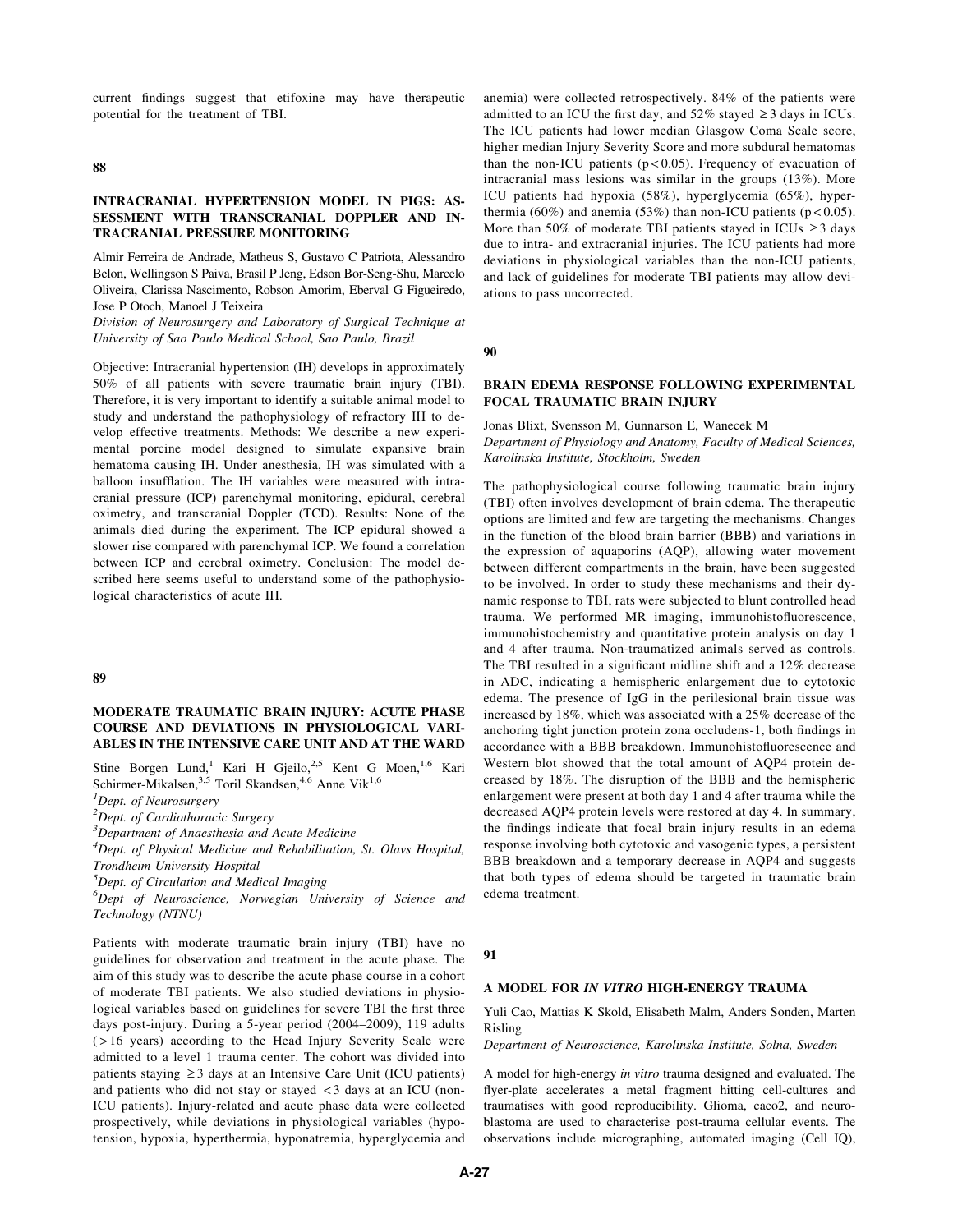current findings suggest that etifoxine may have therapeutic potential for the treatment of TBI.

## 88

### INTRACRANIAL HYPERTENSION MODEL IN PIGS: ASSESSMENT WITH TRANSCRANIAL DOPPLER AND INTRACRANIAL PRESSURE MONITORING

Almir Ferreira de Andrade, Matheus S, Gustavo C Patriota, Alessandro Belon, Wellingson S Paiva, Brasil P Jeng, Edson Bor-Seng-Shu, Marcelo Oliveira, Clarissa Nascimento, Robson Amorim, Eberval G Figueiredo, Jose P Otoch, Manoel J Teixeira

*Division of Neurosurgery and Laboratory of Surgical Technique at University of Sao Paulo Medical School, Sao Paulo, Brazil*

Objective: Intracranial hypertension (IH) develops in approximately 50% of all patients with severe traumatic brain injury (TBI). Therefore, it is very important to identify a suitable animal model to study and understand the pathophysiology of refractory IH to develop effective treatments. Methods: We describe a new experimental porcine model designed to simulate expansive brain hematoma causing IH. Under anesthesia, IH was simulated with a balloon insufflation. The IH variables were measured with intracranial pressure (ICP) parenchymal monitoring, epidural, cerebral oximetry, and transcranial Doppler (TCD). Results: None of the animals died during the experiment. The ICP epidural showed a slower rise compared with parenchymal ICP. We found a correlation between ICP and cerebral oximetry. Conclusion: The model described here seems useful to understand some of the pathophysiological characteristics of acute IH.

## 89

### MODERATE TRAUMATIC BRAIN INJURY: ACUTE PHASE COURSE AND DEVIATIONS IN PHYSIOLOGICAL VARIABLES IN THE INTENSIVE CARE UNIT AND AT THE WARD

Stine Borgen Lund,[1] Kari H Gjeilo,[2,5] Kent G Moen,[1,6] Kari Schirmer-Mikalsen,[3,5] Toril Skandsen,[4,6] Anne Vik[1,6]

[1]*Dept. of Neurosurgery*

[2]*Dept. of Cardiothoracic Surgery*

[3]*Department of Anaesthesia and Acute Medicine*

[4]*Dept. of Physical Medicine and Rehabilitation, St. Olavs Hospital, Trondheim University Hospital*

[5]*Dept. of Circulation and Medical Imaging*

[6]*Dept of Neuroscience, Norwegian University of Science and Technology (NTNU)*

Patients with moderate traumatic brain injury (TBI) have no guidelines for observation and treatment in the acute phase. The aim of this study was to describe the acute phase course in a cohort of moderate TBI patients. We also studied deviations in physiological variables based on guidelines for severe TBI the first three days post-injury. During a 5-year period (2004–2009), 119 adults (>16 years) according to the Head Injury Severity Scale were admitted to a level 1 trauma center. The cohort was divided into patients staying ≥3 days at an Intensive Care Unit (ICU patients) and patients who did not stay or stayed <3 days at an ICU (non-ICU patients). Injury-related and acute phase data were collected prospectively, while deviations in physiological variables (hypotension, hypoxia, hyperthermia, hyponatremia, hyperglycemia and anemia) were collected retrospectively. 84% of the patients were admitted to an ICU the first day, and 52% stayed ≥3 days in ICUs. The ICU patients had lower median Glasgow Coma Scale score, higher median Injury Severity Score and more subdural hematomas than the non-ICU patients ($p<0.05$). Frequency of evacuation of intracranial mass lesions was similar in the groups (13%). More ICU patients had hypoxia (58%), hyperglycemia (65%), hyperthermia (60%) and anemia (53%) than non-ICU patients ($p<0.05$). More than 50% of moderate TBI patients stayed in ICUs ≥3 days due to intra- and extracranial injuries. The ICU patients had more deviations in physiological variables than the non-ICU patients, and lack of guidelines for moderate TBI patients may allow deviations to pass uncorrected.

## 90

### BRAIN EDEMA RESPONSE FOLLOWING EXPERIMENTAL FOCAL TRAUMATIC BRAIN INJURY

Jonas Blixt, Svensson M, Gunnarson E, Wanecek M

*Department of Physiology and Anatomy, Faculty of Medical Sciences, Karolinska Institute, Stockholm, Sweden*

The pathophysiological course following traumatic brain injury (TBI) often involves development of brain edema. The therapeutic options are limited and few are targeting the mechanisms. Changes in the function of the blood brain barrier (BBB) and variations in the expression of aquaporins (AQP), allowing water movement between different compartments in the brain, have been suggested to be involved. In order to study these mechanisms and their dynamic response to TBI, rats were subjected to blunt controlled head trauma. We performed MR imaging, immunohistofluorescence, immunohistochemistry and quantitative protein analysis on day 1 and 4 after trauma. Non-traumatized animals served as controls. The TBI resulted in a significant midline shift and a 12% decrease in ADC, indicating a hemispheric enlargement due to cytotoxic edema. The presence of IgG in the perilesional brain tissue was increased by 18%, which was associated with a 25% decrease of the anchoring tight junction protein zona occludens-1, both findings in accordance with a BBB breakdown. Immunohistofluorescence and Western blot showed that the total amount of AQP4 protein decreased by 18%. The disruption of the BBB and the hemispheric enlargement were present at both day 1 and 4 after trauma while the decreased AQP4 protein levels were restored at day 4. In summary, the findings indicate that focal brain injury results in an edema response involving both cytotoxic and vasogenic types, a persistent BBB breakdown and a temporary decrease in AQP4 and suggests that both types of edema should be targeted in traumatic brain edema treatment.

## 91

### A MODEL FOR *IN VITRO* HIGH-ENERGY TRAUMA

Yuli Cao, Mattias K Skold, Elisabeth Malm, Anders Sonden, Marten Risling

*Department of Neuroscience, Karolinska Institute, Solna, Sweden*

A model for high-energy *in vitro* trauma designed and evaluated. The flyer-plate accelerates a metal fragment hitting cell-cultures and traumatises with good reproducibility. Glioma, caco2, and neuroblastoma are used to characterise post-trauma cellular events. The observations include micrographing, automated imaging (Cell IQ),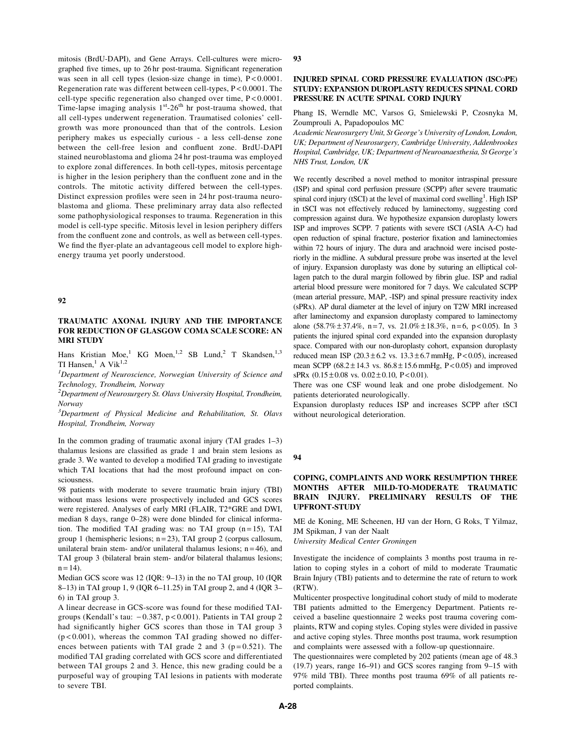mitosis (BrdU-DAPI), and Gene Arrays. Cell-cultures were micrographed five times, up to 26 hr post-trauma. Significant regeneration was seen in all cell types (lesion-size change in time), $P < 0.0001$. Regeneration rate was different between cell-types, $P < 0.0001$. The cell-type specific regeneration also changed over time, $P < 0.0001$. Time-lapse imaging analysis $1^{st}$-$26^{th}$ hr post-trauma showed, that all cell-types underwent regeneration. Traumatised colonies' cell-growth was more pronounced than that of the controls. Lesion periphery makes us especially curious - a less cell-dense zone between the cell-free lesion and confluent zone. BrdU-DAPI stained neuroblastoma and glioma 24 hr post-trauma was employed to explore zonal differences. In both cell-types, mitosis percentage is higher in the lesion periphery than the confluent zone and in the controls. The mitotic activity differed between the cell-types. Distinct expression profiles were seen in 24 hr post-trauma neuroblastoma and glioma. These preliminary array data also reflected some pathophysiological responses to trauma. Regeneration in this model is cell-type specific. Mitosis level in lesion periphery differs from the confluent zone and controls, as well as between cell-types. We find the flyer-plate an advantageous cell model to explore high-energy trauma yet poorly understood.

## 92

### TRAUMATIC AXONAL INJURY AND THE IMPORTANCE FOR REDUCTION OF GLASGOW COMA SCALE SCORE: AN MRI STUDY

Hans Kristian Moe,[1] KG Moen,[1,2] SB Lund,[2] T Skandsen,[1,3] TI Hansen,[1] A Vik[1,2]

*[1]Department of Neuroscience, Norwegian University of Science and Technology, Trondheim, Norway*

*[2]Department of Neurosurgery St. Olavs University Hospital, Trondheim, Norway*

*[3]Department of Physical Medicine and Rehabilitation, St. Olavs Hospital, Trondheim, Norway*

In the common grading of traumatic axonal injury (TAI grades 1–3) thalamus lesions are classified as grade 1 and brain stem lesions as grade 3. We wanted to develop a modified TAI grading to investigate which TAI locations that had the most profound impact on consciousness.

98 patients with moderate to severe traumatic brain injury (TBI) without mass lesions were prospectively included and GCS scores were registered. Analyses of early MRI (FLAIR, T2*GRE and DWI, median 8 days, range 0–28) were done blinded for clinical information. The modified TAI grading was: no TAI group ($n = 15$), TAI group 1 (hemispheric lesions; $n = 23$), TAI group 2 (corpus callosum, unilateral brain stem- and/or unilateral thalamus lesions; $n = 46$), and TAI group 3 (bilateral brain stem- and/or bilateral thalamus lesions; $n = 14$).

Median GCS score was 12 (IQR: 9–13) in the no TAI group, 10 (IQR 8–13) in TAI group 1, 9 (IQR 6–11.25) in TAI group 2, and 4 (IQR 3–6) in TAI group 3.

A linear decrease in GCS-score was found for these modified TAI-groups (Kendall's tau: $-0.387$, $p < 0.001$). Patients in TAI group 2 had significantly higher GCS scores than those in TAI group 3 ($p < 0.001$), whereas the common TAI grading showed no differences between patients with TAI grade 2 and 3 ($p = 0.521$). The modified TAI grading correlated with GCS score and differentiated between TAI groups 2 and 3. Hence, this new grading could be a purposeful way of grouping TAI lesions in patients with moderate to severe TBI.

## 93

### INJURED SPINAL CORD PRESSURE EVALUATION (ISCoPE) STUDY: EXPANSION DUROPLASTY REDUCES SPINAL CORD PRESSURE IN ACUTE SPINAL CORD INJURY

Phang IS, Werndle MC, Varsos G, Smielewski P, Czosnyka M, Zoumprouli A, Papadopoulos MC

*Academic Neurosurgery Unit, St George's University of London, London, UK; Department of Neurosurgery, Cambridge University, Addenbrookes Hospital, Cambridge, UK; Department of Neuroanaesthesia, St George's NHS Trust, London, UK*

We recently described a novel method to monitor intraspinal pressure (ISP) and spinal cord perfusion pressure (SCPP) after severe traumatic spinal cord injury (tSCI) at the level of maximal cord swelling[1]. High ISP in tSCI was not effectively reduced by laminectomy, suggesting cord compression against dura. We hypothesize expansion duroplasty lowers ISP and improves SCPP. 7 patients with severe tSCI (ASIA A-C) had open reduction of spinal fracture, posterior fixation and laminectomies within 72 hours of injury. The dura and arachnoid were incised posteriorly in the midline. A subdural pressure probe was inserted at the level of injury. Expansion duroplasty was done by suturing an elliptical collagen patch to the dural margin followed by fibrin glue. ISP and radial arterial blood pressure were monitored for 7 days. We calculated SCPP (mean arterial pressure, MAP, -ISP) and spinal pressure reactivity index (sPRx). AP dural diameter at the level of injury on T2W MRI increased after laminectomy and expansion duroplasty compared to laminectomy alone ($58.7\% \pm 37.4\%$, $n = 7$, vs. $21.0\% \pm 18.3\%$, $n = 6$, $p < 0.05$). In 3 patients the injured spinal cord expanded into the expansion duroplasty space. Compared with our non-duroplasty cohort, expansion duroplasty reduced mean ISP ($20.3 \pm 6.2$ vs. $13.3 \pm 6.7$ mmHg, $P < 0.05$), increased mean SCPP ($68.2 \pm 14.3$ vs. $86.8 \pm 15.6$ mmHg, $P < 0.05$) and improved sPRx ($0.15 \pm 0.08$ vs. $0.02 \pm 0.10$, $P < 0.01$).

There was one CSF wound leak and one probe dislodgement. No patients deteriorated neurologically.

Expansion duroplasty reduces ISP and increases SCPP after tSCI without neurological deterioration.

## 94

### COPING, COMPLAINTS AND WORK RESUMPTION THREE MONTHS AFTER MILD-TO-MODERATE TRAUMATIC BRAIN INJURY. PRELIMINARY RESULTS OF THE UPFRONT-STUDY

ME de Koning, ME Scheenen, HJ van der Horn, G Roks, T Yilmaz, JM Spikman, J van der Naalt

*University Medical Center Groningen*

Investigate the incidence of complaints 3 months post trauma in relation to coping styles in a cohort of mild to moderate Traumatic Brain Injury (TBI) patients and to determine the rate of return to work (RTW).

Multicenter prospective longitudinal cohort study of mild to moderate TBI patients admitted to the Emergency Department. Patients received a baseline questionnaire 2 weeks post trauma covering complaints, RTW and coping styles. Coping styles were divided in passive and active coping styles. Three months post trauma, work resumption and complaints were assessed with a follow-up questionnaire.

The questionnaires were completed by 202 patients (mean age of 48.3 (19.7) years, range 16–91) and GCS scores ranging from 9–15 with 97% mild TBI). Three months post trauma 69% of all patients reported complaints.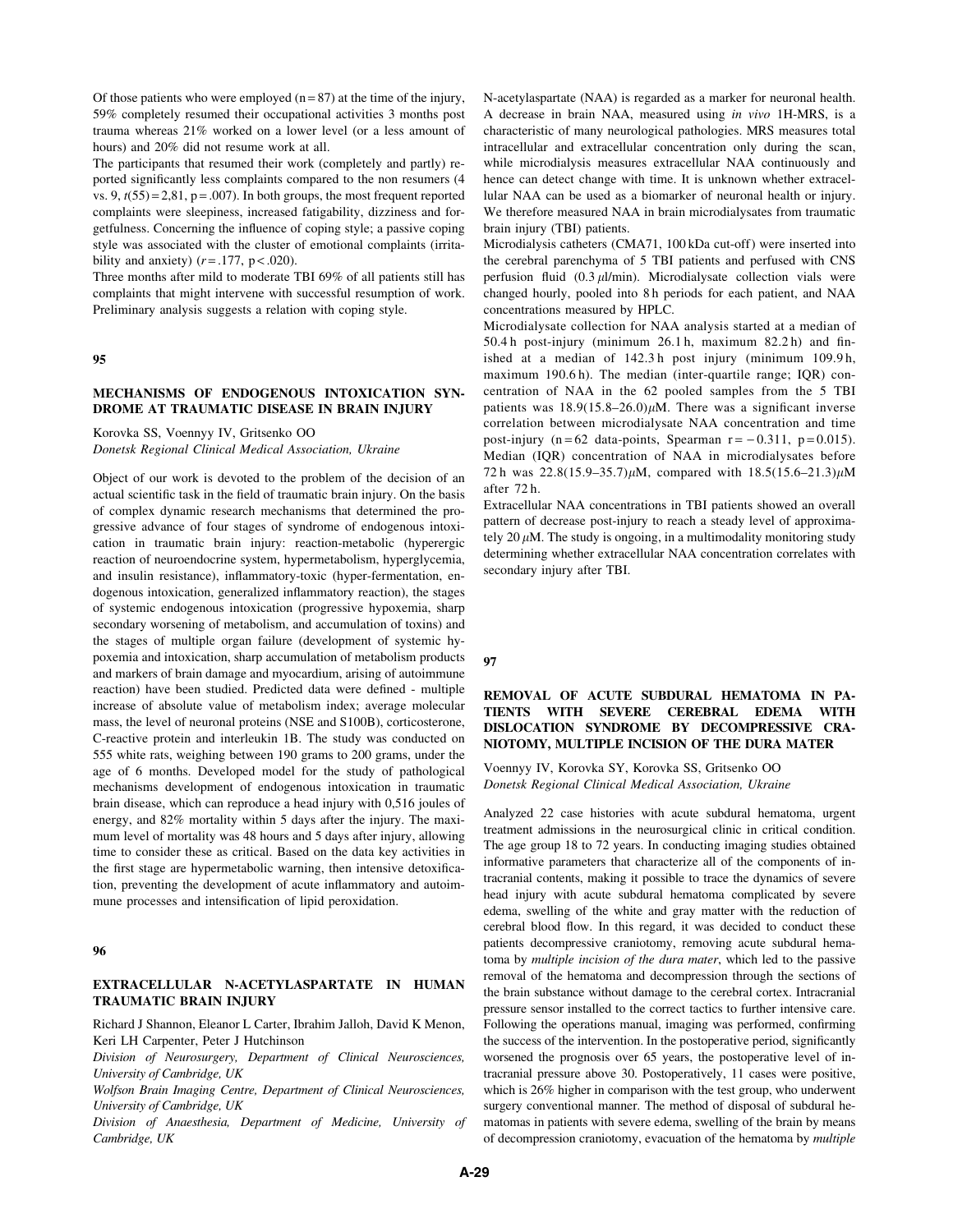Of those patients who were employed (n = 87) at the time of the injury, 59% completely resumed their occupational activities 3 months post trauma whereas 21% worked on a lower level (or a less amount of hours) and 20% did not resume work at all.

The participants that resumed their work (completely and partly) reported significantly less complaints compared to the non resumers (4 vs. 9, $t(55) = 2{,}81$, $p = .007$). In both groups, the most frequent reported complaints were sleepiness, increased fatigability, dizziness and forgetfulness. Concerning the influence of coping style; a passive coping style was associated with the cluster of emotional complaints (irritability and anxiety) ($r = .177$, $p < .020$).

Three months after mild to moderate TBI 69% of all patients still has complaints that might intervene with successful resumption of work. Preliminary analysis suggests a relation with coping style.

## 95

### MECHANISMS OF ENDOGENOUS INTOXICATION SYNDROME AT TRAUMATIC DISEASE IN BRAIN INJURY

Korovka SS, Voennyy IV, Gritsenko OO

*Donetsk Regional Clinical Medical Association, Ukraine*

Object of our work is devoted to the problem of the decision of an actual scientific task in the field of traumatic brain injury. On the basis of complex dynamic research mechanisms that determined the progressive advance of four stages of syndrome of endogenous intoxication in traumatic brain injury: reaction-metabolic (hyperergic reaction of neuroendocrine system, hypermetabolism, hyperglycemia, and insulin resistance), inflammatory-toxic (hyper-fermentation, endogenous intoxication, generalized inflammatory reaction), the stages of systemic endogenous intoxication (progressive hypoxemia, sharp secondary worsening of metabolism, and accumulation of toxins) and the stages of multiple organ failure (development of systemic hypoxemia and intoxication, sharp accumulation of metabolism products and markers of brain damage and myocardium, arising of autoimmune reaction) have been studied. Predicted data were defined - multiple increase of absolute value of metabolism index; average molecular mass, the level of neuronal proteins (NSE and S100B), corticosterone, C-reactive protein and interleukin 1B. The study was conducted on 555 white rats, weighing between 190 grams to 200 grams, under the age of 6 months. Developed model for the study of pathological mechanisms development of endogenous intoxication in traumatic brain disease, which can reproduce a head injury with 0,516 joules of energy, and 82% mortality within 5 days after the injury. The maximum level of mortality was 48 hours and 5 days after injury, allowing time to consider these as critical. Based on the data key activities in the first stage are hypermetabolic warning, then intensive detoxification, preventing the development of acute inflammatory and autoimmune processes and intensification of lipid peroxidation.

## 96

### EXTRACELLULAR N-ACETYLASPARTATE IN HUMAN TRAUMATIC BRAIN INJURY

Richard J Shannon, Eleanor L Carter, Ibrahim Jalloh, David K Menon, Keri LH Carpenter, Peter J Hutchinson

*Division of Neurosurgery, Department of Clinical Neurosciences, University of Cambridge, UK*

*Wolfson Brain Imaging Centre, Department of Clinical Neurosciences, University of Cambridge, UK*

*Division of Anaesthesia, Department of Medicine, University of Cambridge, UK*

N-acetylaspartate (NAA) is regarded as a marker for neuronal health. A decrease in brain NAA, measured using *in vivo* 1H-MRS, is a characteristic of many neurological pathologies. MRS measures total intracellular and extracellular concentration only during the scan, while microdialysis measures extracellular NAA continuously and hence can detect change with time. It is unknown whether extracellular NAA can be used as a biomarker of neuronal health or injury. We therefore measured NAA in brain microdialysates from traumatic brain injury (TBI) patients.

Microdialysis catheters (CMA71, 100 kDa cut-off) were inserted into the cerebral parenchyma of 5 TBI patients and perfused with CNS perfusion fluid (0.3 $\mu$l/min). Microdialysate collection vials were changed hourly, pooled into 8 h periods for each patient, and NAA concentrations measured by HPLC.

Microdialysate collection for NAA analysis started at a median of 50.4 h post-injury (minimum 26.1 h, maximum 82.2 h) and finished at a median of 142.3 h post injury (minimum 109.9 h, maximum 190.6 h). The median (inter-quartile range; IQR) concentration of NAA in the 62 pooled samples from the 5 TBI patients was 18.9(15.8–26.0)$\mu$M. There was a significant inverse correlation between microdialysate NAA concentration and time post-injury (n = 62 data-points, Spearman $r = -0.311$, $p = 0.015$). Median (IQR) concentration of NAA in microdialysates before 72 h was 22.8(15.9–35.7)$\mu$M, compared with 18.5(15.6–21.3)$\mu$M after 72 h.

Extracellular NAA concentrations in TBI patients showed an overall pattern of decrease post-injury to reach a steady level of approximately 20 $\mu$M. The study is ongoing, in a multimodality monitoring study determining whether extracellular NAA concentration correlates with secondary injury after TBI.

## 97

### REMOVAL OF ACUTE SUBDURAL HEMATOMA IN PATIENTS WITH SEVERE CEREBRAL EDEMA WITH DISLOCATION SYNDROME BY DECOMPRESSIVE CRANIOTOMY, MULTIPLE INCISION OF THE DURA MATER

Voennyy IV, Korovka SY, Korovka SS, Gritsenko OO

*Donetsk Regional Clinical Medical Association, Ukraine*

Analyzed 22 case histories with acute subdural hematoma, urgent treatment admissions in the neurosurgical clinic in critical condition. The age group 18 to 72 years. In conducting imaging studies obtained informative parameters that characterize all of the components of intracranial contents, making it possible to trace the dynamics of severe head injury with acute subdural hematoma complicated by severe edema, swelling of the white and gray matter with the reduction of cerebral blood flow. In this regard, it was decided to conduct these patients decompressive craniotomy, removing acute subdural hematoma by *multiple incision of the dura mater*, which led to the passive removal of the hematoma and decompression through the sections of the brain substance without damage to the cerebral cortex. Intracranial pressure sensor installed to the correct tactics to further intensive care. Following the operations manual, imaging was performed, confirming the success of the intervention. In the postoperative period, significantly worsened the prognosis over 65 years, the postoperative level of intracranial pressure above 30. Postoperatively, 11 cases were positive, which is 26% higher in comparison with the test group, who underwent surgery conventional manner. The method of disposal of subdural hematomas in patients with severe edema, swelling of the brain by means of decompression craniotomy, evacuation of the hematoma by *multiple*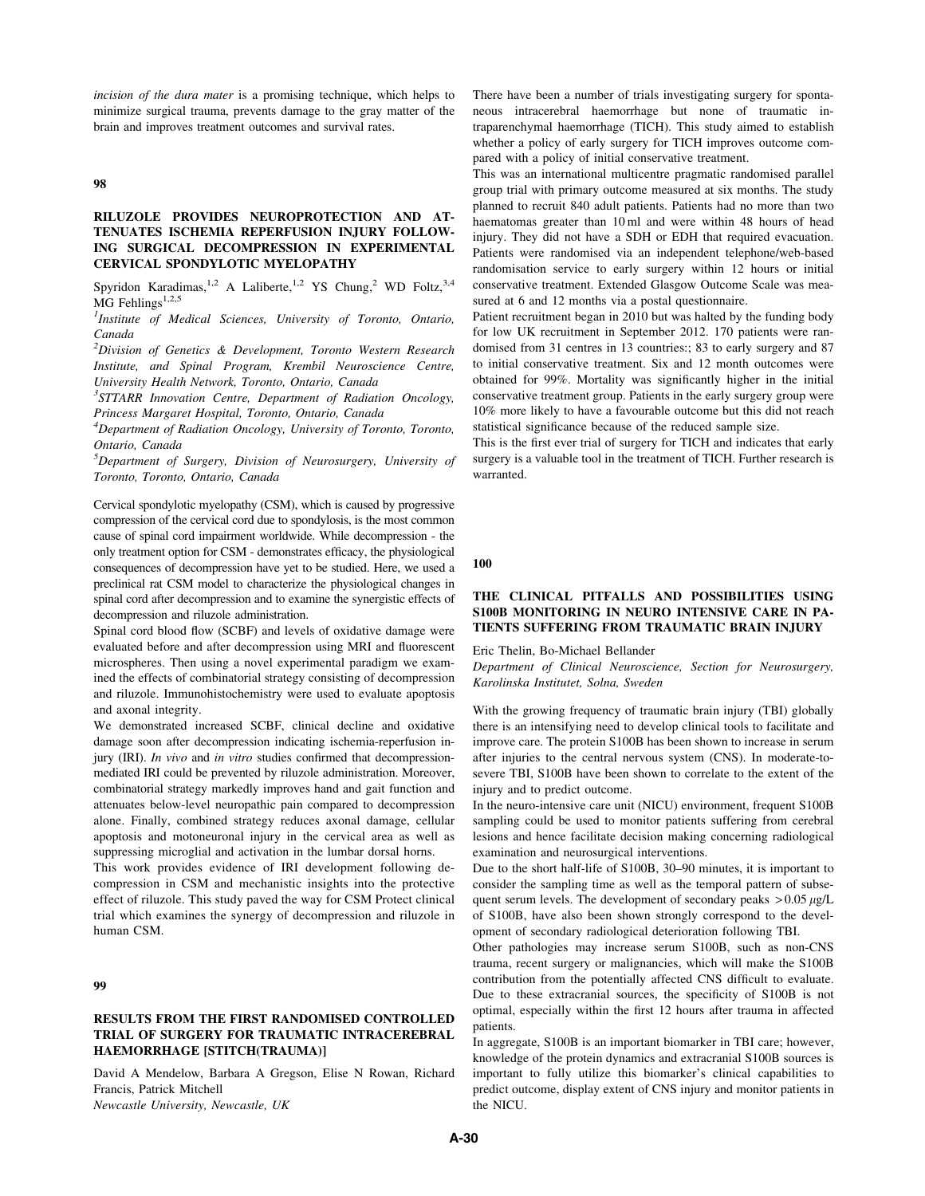*incision of the dura mater* is a promising technique, which helps to minimize surgical trauma, prevents damage to the gray matter of the brain and improves treatment outcomes and survival rates.

## 98

### RILUZOLE PROVIDES NEUROPROTECTION AND ATTENUATES ISCHEMIA REPERFUSION INJURY FOLLOWING SURGICAL DECOMPRESSION IN EXPERIMENTAL CERVICAL SPONDYLOTIC MYELOPATHY

Spyridon Karadimas,[1,2] A Laliberte,[1,2] YS Chung,[2] WD Foltz,[3,4] MG Fehlings[1,2,5]

[1]*Institute of Medical Sciences, University of Toronto, Ontario, Canada*

[2]*Division of Genetics & Development, Toronto Western Research Institute, and Spinal Program, Krembil Neuroscience Centre, University Health Network, Toronto, Ontario, Canada*

[3]*STTARR Innovation Centre, Department of Radiation Oncology, Princess Margaret Hospital, Toronto, Ontario, Canada*

[4]*Department of Radiation Oncology, University of Toronto, Toronto, Ontario, Canada*

[5]*Department of Surgery, Division of Neurosurgery, University of Toronto, Toronto, Ontario, Canada*

Cervical spondylotic myelopathy (CSM), which is caused by progressive compression of the cervical cord due to spondylosis, is the most common cause of spinal cord impairment worldwide. While decompression - the only treatment option for CSM - demonstrates efficacy, the physiological consequences of decompression have yet to be studied. Here, we used a preclinical rat CSM model to characterize the physiological changes in spinal cord after decompression and to examine the synergistic effects of decompression and riluzole administration.

Spinal cord blood flow (SCBF) and levels of oxidative damage were evaluated before and after decompression using MRI and fluorescent microspheres. Then using a novel experimental paradigm we examined the effects of combinatorial strategy consisting of decompression and riluzole. Immunohistochemistry were used to evaluate apoptosis and axonal integrity.

We demonstrated increased SCBF, clinical decline and oxidative damage soon after decompression indicating ischemia-reperfusion injury (IRI). *In vivo* and *in vitro* studies confirmed that decompression-mediated IRI could be prevented by riluzole administration. Moreover, combinatorial strategy markedly improves hand and gait function and attenuates below-level neuropathic pain compared to decompression alone. Finally, combined strategy reduces axonal damage, cellular apoptosis and motoneuronal injury in the cervical area as well as suppressing microglial and activation in the lumbar dorsal horns.

This work provides evidence of IRI development following decompression in CSM and mechanistic insights into the protective effect of riluzole. This study paved the way for CSM Protect clinical trial which examines the synergy of decompression and riluzole in human CSM.

## 99

### RESULTS FROM THE FIRST RANDOMISED CONTROLLED TRIAL OF SURGERY FOR TRAUMATIC INTRACEREBRAL HAEMORRHAGE [STITCH(TRAUMA)]

David A Mendelow, Barbara A Gregson, Elise N Rowan, Richard Francis, Patrick Mitchell

*Newcastle University, Newcastle, UK*

There have been a number of trials investigating surgery for spontaneous intracerebral haemorrhage but none of traumatic intraparenchymal haemorrhage (TICH). This study aimed to establish whether a policy of early surgery for TICH improves outcome compared with a policy of initial conservative treatment.

This was an international multicentre pragmatic randomised parallel group trial with primary outcome measured at six months. The study planned to recruit 840 adult patients. Patients had no more than two haematomas greater than 10 ml and were within 48 hours of head injury. They did not have a SDH or EDH that required evacuation. Patients were randomised via an independent telephone/web-based randomisation service to early surgery within 12 hours or initial conservative treatment. Extended Glasgow Outcome Scale was measured at 6 and 12 months via a postal questionnaire.

Patient recruitment began in 2010 but was halted by the funding body for low UK recruitment in September 2012. 170 patients were randomised from 31 centres in 13 countries:; 83 to early surgery and 87 to initial conservative treatment. Six and 12 month outcomes were obtained for 99%. Mortality was significantly higher in the initial conservative treatment group. Patients in the early surgery group were 10% more likely to have a favourable outcome but this did not reach statistical significance because of the reduced sample size.

This is the first ever trial of surgery for TICH and indicates that early surgery is a valuable tool in the treatment of TICH. Further research is warranted.

## 100

### THE CLINICAL PITFALLS AND POSSIBILITIES USING S100B MONITORING IN NEURO INTENSIVE CARE IN PATIENTS SUFFERING FROM TRAUMATIC BRAIN INJURY

Eric Thelin, Bo-Michael Bellander

*Department of Clinical Neuroscience, Section for Neurosurgery, Karolinska Institutet, Solna, Sweden*

With the growing frequency of traumatic brain injury (TBI) globally there is an intensifying need to develop clinical tools to facilitate and improve care. The protein S100B has been shown to increase in serum after injuries to the central nervous system (CNS). In moderate-to-severe TBI, S100B have been shown to correlate to the extent of the injury and to predict outcome.

In the neuro-intensive care unit (NICU) environment, frequent S100B sampling could be used to monitor patients suffering from cerebral lesions and hence facilitate decision making concerning radiological examination and neurosurgical interventions.

Due to the short half-life of S100B, 30–90 minutes, it is important to consider the sampling time as well as the temporal pattern of subsequent serum levels. The development of secondary peaks $>0.05\ \mu g/L$ of S100B, have also been shown strongly correspond to the development of secondary radiological deterioration following TBI.

Other pathologies may increase serum S100B, such as non-CNS trauma, recent surgery or malignancies, which will make the S100B contribution from the potentially affected CNS difficult to evaluate. Due to these extracranial sources, the specificity of S100B is not optimal, especially within the first 12 hours after trauma in affected patients.

In aggregate, S100B is an important biomarker in TBI care; however, knowledge of the protein dynamics and extracranial S100B sources is important to fully utilize this biomarker's clinical capabilities to predict outcome, display extent of CNS injury and monitor patients in the NICU.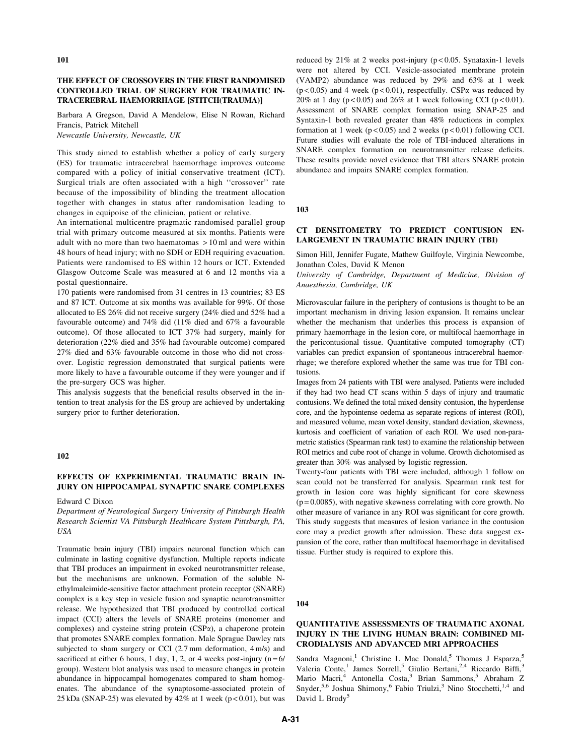## 101

### THE EFFECT OF CROSSOVERS IN THE FIRST RANDOMISED CONTROLLED TRIAL OF SURGERY FOR TRAUMATIC INTRACEREBRAL HAEMORRHAGE [STITCH(TRAUMA)]

Barbara A Gregson, David A Mendelow, Elise N Rowan, Richard Francis, Patrick Mitchell

*Newcastle University, Newcastle, UK*

This study aimed to establish whether a policy of early surgery (ES) for traumatic intracerebral haemorrhage improves outcome compared with a policy of initial conservative treatment (ICT). Surgical trials are often associated with a high ''crossover'' rate because of the impossibility of blinding the treatment allocation together with changes in status after randomisation leading to changes in equipoise of the clinician, patient or relative.

An international multicentre pragmatic randomised parallel group trial with primary outcome measured at six months. Patients were adult with no more than two haematomas > 10 ml and were within 48 hours of head injury; with no SDH or EDH requiring evacuation. Patients were randomised to ES within 12 hours or ICT. Extended Glasgow Outcome Scale was measured at 6 and 12 months via a postal questionnaire.

170 patients were randomised from 31 centres in 13 countries; 83 ES and 87 ICT. Outcome at six months was available for 99%. Of those allocated to ES 26% did not receive surgery (24% died and 52% had a favourable outcome) and 74% did (11% died and 67% a favourable outcome). Of those allocated to ICT 37% had surgery, mainly for deterioration (22% died and 35% had favourable outcome) compared 27% died and 63% favourable outcome in those who did not crossover. Logistic regression demonstrated that surgical patients were more likely to have a favourable outcome if they were younger and if the pre-surgery GCS was higher.

This analysis suggests that the beneficial results observed in the intention to treat analysis for the ES group are achieved by undertaking surgery prior to further deterioration.

## 102

### EFFECTS OF EXPERIMENTAL TRAUMATIC BRAIN INJURY ON HIPPOCAMPAL SYNAPTIC SNARE COMPLEXES

Edward C Dixon

*Department of Neurological Surgery University of Pittsburgh Health Research Scientist VA Pittsburgh Healthcare System Pittsburgh, PA, USA*

Traumatic brain injury (TBI) impairs neuronal function which can culminate in lasting cognitive dysfunction. Multiple reports indicate that TBI produces an impairment in evoked neurotransmitter release, but the mechanisms are unknown. Formation of the soluble N-ethylmaleimide-sensitive factor attachment protein receptor (SNARE) complex is a key step in vesicle fusion and synaptic neurotransmitter release. We hypothesized that TBI produced by controlled cortical impact (CCI) alters the levels of SNARE proteins (monomer and complexes) and cysteine string protein (CSP$\alpha$), a chaperone protein that promotes SNARE complex formation. Male Sprague Dawley rats subjected to sham surgery or CCI (2.7 mm deformation, 4 m/s) and sacrificed at either 6 hours, 1 day, 1, 2, or 4 weeks post-injury (n = 6/group). Western blot analysis was used to measure changes in protein abundance in hippocampal homogenates compared to sham homogenates. The abundance of the synaptosome-associated protein of 25 kDa (SNAP-25) was elevated by 42% at 1 week ($p < 0.01$), but was reduced by 21% at 2 weeks post-injury ($p < 0.05$. Synataxin-1 levels were not altered by CCI. Vesicle-associated membrane protein (VAMP2) abundance was reduced by 29% and 63% at 1 week ($p < 0.05$) and 4 week ($p < 0.01$), respectfully. CSP$\alpha$ was reduced by 20% at 1 day ($p < 0.05$) and 26% at 1 week following CCI ($p < 0.01$). Assessment of SNARE complex formation using SNAP-25 and Syntaxin-1 both revealed greater than 48% reductions in complex formation at 1 week ($p < 0.05$) and 2 weeks ($p < 0.01$) following CCI. Future studies will evaluate the role of TBI-induced alterations in SNARE complex formation on neurotransmitter release deficits. These results provide novel evidence that TBI alters SNARE protein abundance and impairs SNARE complex formation.

## 103

### CT DENSITOMETRY TO PREDICT CONTUSION ENLARGEMENT IN TRAUMATIC BRAIN INJURY (TBI)

Simon Hill, Jennifer Fugate, Mathew Guilfoyle, Virginia Newcombe, Jonathan Coles, David K Menon

*University of Cambridge, Department of Medicine, Division of Anaesthesia, Cambridge, UK*

Microvascular failure in the periphery of contusions is thought to be an important mechanism in driving lesion expansion. It remains unclear whether the mechanism that underlies this process is expansion of primary haemorrhage in the lesion core, or multifocal haemorrhage in the pericontusional tissue. Quantitative computed tomography (CT) variables can predict expansion of spontaneous intracerebral haemorrhage; we therefore explored whether the same was true for TBI contusions.

Images from 24 patients with TBI were analysed. Patients were included if they had two head CT scans within 5 days of injury and traumatic contusions. We defined the total mixed density contusion, the hyperdense core, and the hypointense oedema as separate regions of interest (ROI), and measured volume, mean voxel density, standard deviation, skewness, kurtosis and coefficient of variation of each ROI. We used non-parametric statistics (Spearman rank test) to examine the relationship between ROI metrics and cube root of change in volume. Growth dichotomised as greater than 30% was analysed by logistic regression.

Twenty-four patients with TBI were included, although 1 follow on scan could not be transferred for analysis. Spearman rank test for growth in lesion core was highly significant for core skewness ($p = 0.0085$), with negative skewness correlating with core growth. No other measure of variance in any ROI was significant for core growth. This study suggests that measures of lesion variance in the contusion core may a predict growth after admission. These data suggest expansion of the core, rather than multifocal haemorrhage in devitalised tissue. Further study is required to explore this.

## 104

### QUANTITATIVE ASSESSMENTS OF TRAUMATIC AXONAL INJURY IN THE LIVING HUMAN BRAIN: COMBINED MICRODIALYSIS AND ADVANCED MRI APPROACHES

Sandra Magnoni,[1] Christine L Mac Donald,[5] Thomas J Esparza,[5] Valeria Conte,[1] James Sorrell,[5] Giulio Bertani,[2,4] Riccardo Biffi,[3] Mario Macri,[4] Antonella Costa,[3] Brian Sammons,[5] Abraham Z Snyder,[5,6] Joshua Shimony,[6] Fabio Triulzi,[3] Nino Stocchetti,[1,4] and David L Brody[5]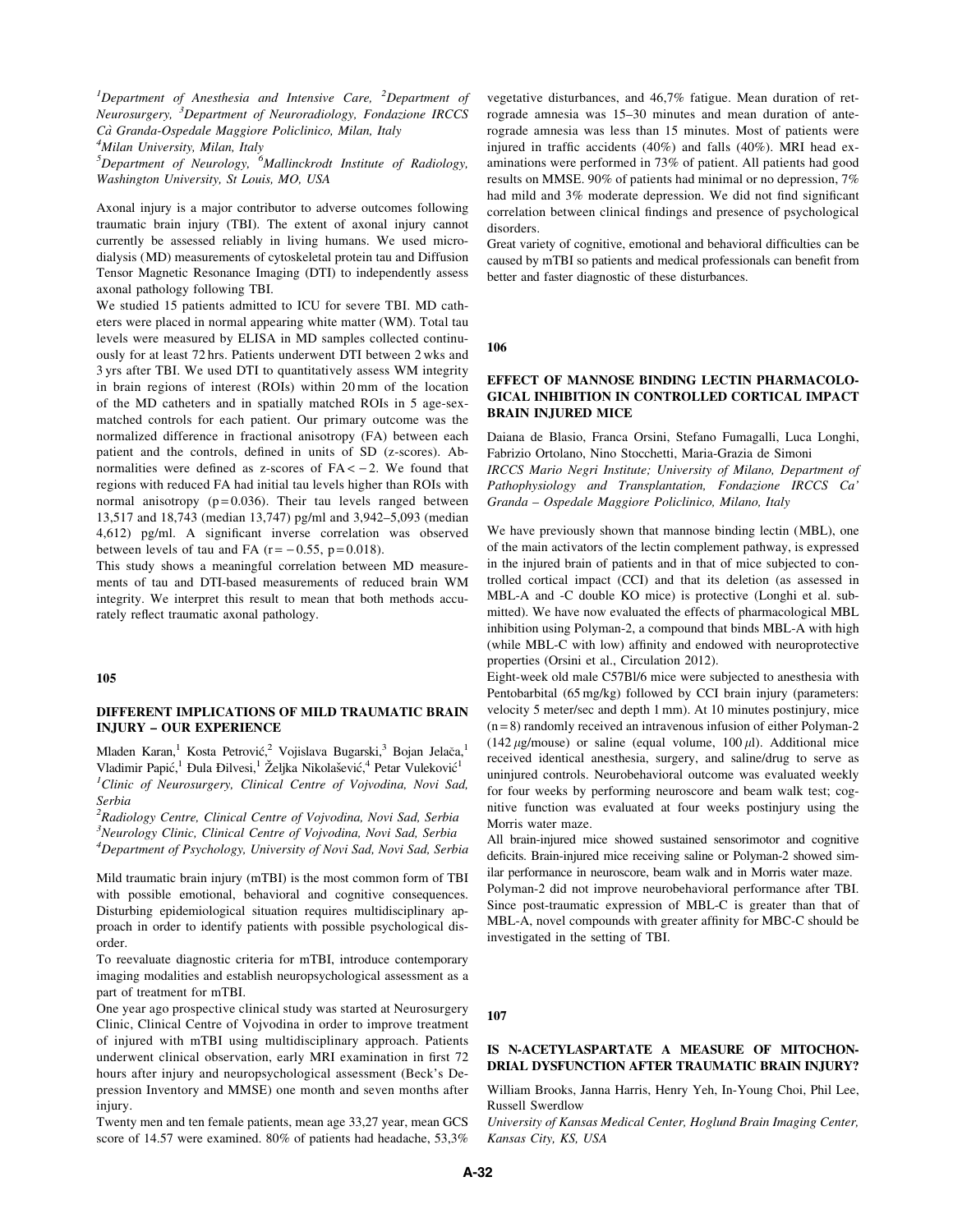[1]Department of Anesthesia and Intensive Care, [2]Department of Neurosurgery, [3]Department of Neuroradiology, Fondazione IRCCS Cà Granda-Ospedale Maggiore Policlinico, Milan, Italy
[4]Milan University, Milan, Italy
[5]Department of Neurology, [6]Mallinckrodt Institute of Radiology, Washington University, St Louis, MO, USA

Axonal injury is a major contributor to adverse outcomes following traumatic brain injury (TBI). The extent of axonal injury cannot currently be assessed reliably in living humans. We used microdialysis (MD) measurements of cytoskeletal protein tau and Diffusion Tensor Magnetic Resonance Imaging (DTI) to independently assess axonal pathology following TBI.

We studied 15 patients admitted to ICU for severe TBI. MD catheters were placed in normal appearing white matter (WM). Total tau levels were measured by ELISA in MD samples collected continuously for at least 72 hrs. Patients underwent DTI between 2 wks and 3 yrs after TBI. We used DTI to quantitatively assess WM integrity in brain regions of interest (ROIs) within 20 mm of the location of the MD catheters and in spatially matched ROIs in 5 age-sex-matched controls for each patient. Our primary outcome was the normalized difference in fractional anisotropy (FA) between each patient and the controls, defined in units of SD (z-scores). Abnormalities were defined as z-scores of $FA < -2$. We found that regions with reduced FA had initial tau levels higher than ROIs with normal anisotropy ($p = 0.036$). Their tau levels ranged between 13,517 and 18,743 (median 13,747) pg/ml and 3,942–5,093 (median 4,612) pg/ml. A significant inverse correlation was observed between levels of tau and FA ($r = -0.55$, $p = 0.018$).

This study shows a meaningful correlation between MD measurements of tau and DTI-based measurements of reduced brain WM integrity. We interpret this result to mean that both methods accurately reflect traumatic axonal pathology.

## 105

### DIFFERENT IMPLICATIONS OF MILD TRAUMATIC BRAIN INJURY – OUR EXPERIENCE

Mladen Karan,[1] Kosta Petrović,[2] Vojislava Bugarski,[3] Bojan Jelača,[1] Vladimir Papić,[1] Đula Đilvesi,[1] Željka Nikolašević,[4] Petar Vuleković[1]

[1]Clinic of Neurosurgery, Clinical Centre of Vojvodina, Novi Sad, Serbia
[2]Radiology Centre, Clinical Centre of Vojvodina, Novi Sad, Serbia
[3]Neurology Clinic, Clinical Centre of Vojvodina, Novi Sad, Serbia
[4]Department of Psychology, University of Novi Sad, Novi Sad, Serbia

Mild traumatic brain injury (mTBI) is the most common form of TBI with possible emotional, behavioral and cognitive consequences. Disturbing epidemiological situation requires multidisciplinary approach in order to identify patients with possible psychological disorder.

To reevaluate diagnostic criteria for mTBI, introduce contemporary imaging modalities and establish neuropsychological assessment as a part of treatment for mTBI.

One year ago prospective clinical study was started at Neurosurgery Clinic, Clinical Centre of Vojvodina in order to improve treatment of injured with mTBI using multidisciplinary approach. Patients underwent clinical observation, early MRI examination in first 72 hours after injury and neuropsychological assessment (Beck's Depression Inventory and MMSE) one month and seven months after injury.

Twenty men and ten female patients, mean age 33,27 year, mean GCS score of 14.57 were examined. 80% of patients had headache, 53,3% vegetative disturbances, and 46,7% fatigue. Mean duration of retrograde amnesia was 15–30 minutes and mean duration of anterograde amnesia was less than 15 minutes. Most of patients were injured in traffic accidents (40%) and falls (40%). MRI head examinations were performed in 73% of patient. All patients had good results on MMSE. 90% of patients had minimal or no depression, 7% had mild and 3% moderate depression. We did not find significant correlation between clinical findings and presence of psychological disorders.

Great variety of cognitive, emotional and behavioral difficulties can be caused by mTBI so patients and medical professionals can benefit from better and faster diagnostic of these disturbances.

## 106

### EFFECT OF MANNOSE BINDING LECTIN PHARMACOLOGICAL INHIBITION IN CONTROLLED CORTICAL IMPACT BRAIN INJURED MICE

Daiana de Blasio, Franca Orsini, Stefano Fumagalli, Luca Longhi, Fabrizio Ortolano, Nino Stocchetti, Maria-Grazia de Simoni

*IRCCS Mario Negri Institute; University of Milano, Department of Pathophysiology and Transplantation, Fondazione IRCCS Ca' Granda – Ospedale Maggiore Policlinico, Milano, Italy*

We have previously shown that mannose binding lectin (MBL), one of the main activators of the lectin complement pathway, is expressed in the injured brain of patients and in that of mice subjected to controlled cortical impact (CCI) and that its deletion (as assessed in MBL-A and -C double KO mice) is protective (Longhi et al. submitted). We have now evaluated the effects of pharmacological MBL inhibition using Polyman-2, a compound that binds MBL-A with high (while MBL-C with low) affinity and endowed with neuroprotective properties (Orsini et al., Circulation 2012).

Eight-week old male C57Bl/6 mice were subjected to anesthesia with Pentobarbital (65 mg/kg) followed by CCI brain injury (parameters: velocity 5 meter/sec and depth 1 mm). At 10 minutes postinjury, mice ($n = 8$) randomly received an intravenous infusion of either Polyman-2 (142 μg/mouse) or saline (equal volume, 100 μl). Additional mice received identical anesthesia, surgery, and saline/drug to serve as uninjured controls. Neurobehavioral outcome was evaluated weekly for four weeks by performing neuroscore and beam walk test; cognitive function was evaluated at four weeks postinjury using the Morris water maze.

All brain-injured mice showed sustained sensorimotor and cognitive deficits. Brain-injured mice receiving saline or Polyman-2 showed similar performance in neuroscore, beam walk and in Morris water maze.

Polyman-2 did not improve neurobehavioral performance after TBI. Since post-traumatic expression of MBL-C is greater than that of MBL-A, novel compounds with greater affinity for MBC-C should be investigated in the setting of TBI.

## 107

### IS N-ACETYLASPARTATE A MEASURE OF MITOCHONDRIAL DYSFUNCTION AFTER TRAUMATIC BRAIN INJURY?

William Brooks, Janna Harris, Henry Yeh, In-Young Choi, Phil Lee, Russell Swerdlow

*University of Kansas Medical Center, Hoglund Brain Imaging Center, Kansas City, KS, USA*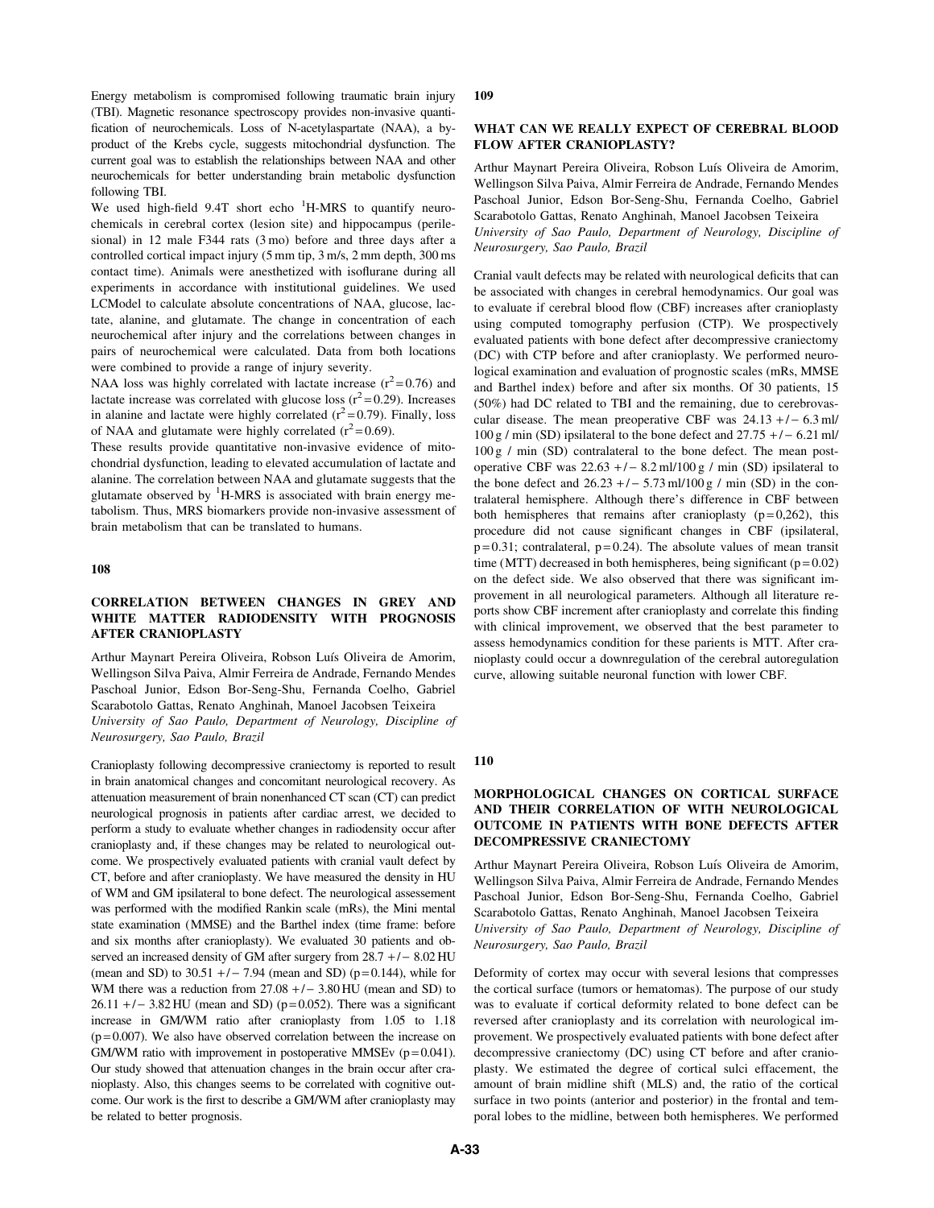Energy metabolism is compromised following traumatic brain injury (TBI). Magnetic resonance spectroscopy provides non-invasive quantification of neurochemicals. Loss of N-acetylaspartate (NAA), a by-product of the Krebs cycle, suggests mitochondrial dysfunction. The current goal was to establish the relationships between NAA and other neurochemicals for better understanding brain metabolic dysfunction following TBI.

We used high-field 9.4T short echo $^1$H-MRS to quantify neurochemicals in cerebral cortex (lesion site) and hippocampus (perilesional) in 12 male F344 rats (3 mo) before and three days after a controlled cortical impact injury (5 mm tip, 3 m/s, 2 mm depth, 300 ms contact time). Animals were anesthetized with isoflurane during all experiments in accordance with institutional guidelines. We used LCModel to calculate absolute concentrations of NAA, glucose, lactate, alanine, and glutamate. The change in concentration of each neurochemical after injury and the correlations between changes in pairs of neurochemical were calculated. Data from both locations were combined to provide a range of injury severity.

NAA loss was highly correlated with lactate increase ($r^2 = 0.76$) and lactate increase was correlated with glucose loss ($r^2 = 0.29$). Increases in alanine and lactate were highly correlated ($r^2 = 0.79$). Finally, loss of NAA and glutamate were highly correlated ($r^2 = 0.69$).

These results provide quantitative non-invasive evidence of mitochondrial dysfunction, leading to elevated accumulation of lactate and alanine. The correlation between NAA and glutamate suggests that the glutamate observed by $^1$H-MRS is associated with brain energy metabolism. Thus, MRS biomarkers provide non-invasive assessment of brain metabolism that can be translated to humans.

## 108

### CORRELATION BETWEEN CHANGES IN GREY AND WHITE MATTER RADIODENSITY WITH PROGNOSIS AFTER CRANIOPLASTY

Arthur Maynart Pereira Oliveira, Robson Luís Oliveira de Amorim, Wellingson Silva Paiva, Almir Ferreira de Andrade, Fernando Mendes Paschoal Junior, Edson Bor-Seng-Shu, Fernanda Coelho, Gabriel Scarabotolo Gattas, Renato Anghinah, Manoel Jacobsen Teixeira

*University of Sao Paulo, Department of Neurology, Discipline of Neurosurgery, Sao Paulo, Brazil*

Cranioplasty following decompressive craniectomy is reported to result in brain anatomical changes and concomitant neurological recovery. As attenuation measurement of brain nonenhanced CT scan (CT) can predict neurological prognosis in patients after cardiac arrest, we decided to perform a study to evaluate whether changes in radiodensity occur after cranioplasty and, if these changes may be related to neurological outcome. We prospectively evaluated patients with cranial vault defect by CT, before and after cranioplasty. We have measured the density in HU of WM and GM ipsilateral to bone defect. The neurological assessement was performed with the modified Rankin scale (mRs), the Mini mental state examination (MMSE) and the Barthel index (time frame: before and six months after cranioplasty). We evaluated 30 patients and observed an increased density of GM after surgery from 28.7 +/− 8.02 HU (mean and SD) to 30.51 +/− 7.94 (mean and SD) ($p = 0.144$), while for WM there was a reduction from 27.08 +/− 3.80 HU (mean and SD) to 26.11 +/− 3.82 HU (mean and SD) ($p = 0.052$). There was a significant increase in GM/WM ratio after cranioplasty from 1.05 to 1.18 ($p = 0.007$). We also have observed correlation between the increase on GM/WM ratio with improvement in postoperative MMSEv ($p = 0.041$). Our study showed that attenuation changes in the brain occur after cranioplasty. Also, this changes seems to be correlated with cognitive outcome. Our work is the first to describe a GM/WM after cranioplasty may be related to better prognosis.

## 109

### WHAT CAN WE REALLY EXPECT OF CEREBRAL BLOOD FLOW AFTER CRANIOPLASTY?

Arthur Maynart Pereira Oliveira, Robson Luís Oliveira de Amorim, Wellingson Silva Paiva, Almir Ferreira de Andrade, Fernando Mendes Paschoal Junior, Edson Bor-Seng-Shu, Fernanda Coelho, Gabriel Scarabotolo Gattas, Renato Anghinah, Manoel Jacobsen Teixeira

*University of Sao Paulo, Department of Neurology, Discipline of Neurosurgery, Sao Paulo, Brazil*

Cranial vault defects may be related with neurological deficits that can be associated with changes in cerebral hemodynamics. Our goal was to evaluate if cerebral blood flow (CBF) increases after cranioplasty using computed tomography perfusion (CTP). We prospectively evaluated patients with bone defect after decompressive craniectomy (DC) with CTP before and after cranioplasty. We performed neurological examination and evaluation of prognostic scales (mRs, MMSE and Barthel index) before and after six months. Of 30 patients, 15 (50%) had DC related to TBI and the remaining, due to cerebrovascular disease. The mean preoperative CBF was 24.13 +/− 6.3 ml/ 100 g / min (SD) ipsilateral to the bone defect and 27.75 +/− 6.21 ml/ 100 g / min (SD) contralateral to the bone defect. The mean postoperative CBF was 22.63 +/− 8.2 ml/100 g / min (SD) ipsilateral to the bone defect and 26.23 +/− 5.73 ml/100 g / min (SD) in the contralateral hemisphere. Although there's difference in CBF between both hemispheres that remains after cranioplasty ($p = 0{,}262$), this procedure did not cause significant changes in CBF (ipsilateral, $p = 0.31$; contralateral, $p = 0.24$). The absolute values of mean transit time (MTT) decreased in both hemispheres, being significant ($p = 0.02$) on the defect side. We also observed that there was significant improvement in all neurological parameters. Although all literature reports show CBF increment after cranioplasty and correlate this finding with clinical improvement, we observed that the best parameter to assess hemodynamics condition for these parients is MTT. After cranioplasty could occur a downregulation of the cerebral autoregulation curve, allowing suitable neuronal function with lower CBF.

## 110

### MORPHOLOGICAL CHANGES ON CORTICAL SURFACE AND THEIR CORRELATION OF WITH NEUROLOGICAL OUTCOME IN PATIENTS WITH BONE DEFECTS AFTER DECOMPRESSIVE CRANIECTOMY

Arthur Maynart Pereira Oliveira, Robson Luís Oliveira de Amorim, Wellingson Silva Paiva, Almir Ferreira de Andrade, Fernando Mendes Paschoal Junior, Edson Bor-Seng-Shu, Fernanda Coelho, Gabriel Scarabotolo Gattas, Renato Anghinah, Manoel Jacobsen Teixeira

*University of Sao Paulo, Department of Neurology, Discipline of Neurosurgery, Sao Paulo, Brazil*

Deformity of cortex may occur with several lesions that compresses the cortical surface (tumors or hematomas). The purpose of our study was to evaluate if cortical deformity related to bone defect can be reversed after cranioplasty and its correlation with neurological improvement. We prospectively evaluated patients with bone defect after decompressive craniectomy (DC) using CT before and after cranioplasty. We estimated the degree of cortical sulci effacement, the amount of brain midline shift (MLS) and, the ratio of the cortical surface in two points (anterior and posterior) in the frontal and temporal lobes to the midline, between both hemispheres. We performed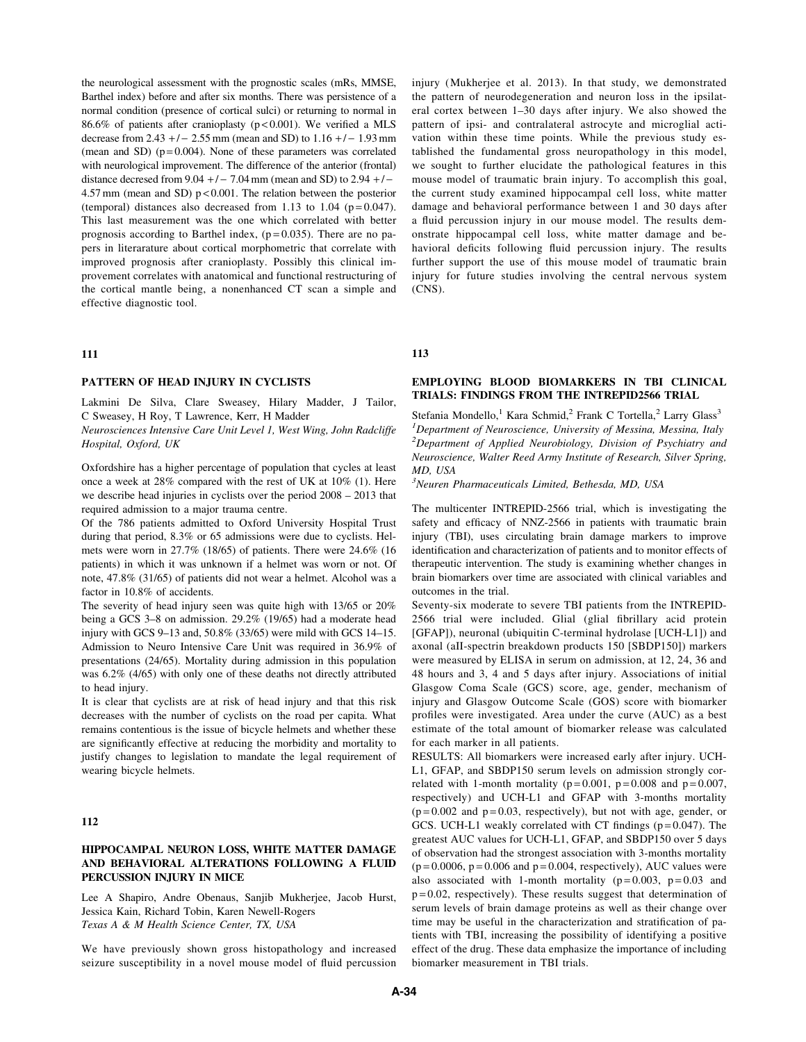the neurological assessment with the prognostic scales (mRs, MMSE, Barthel index) before and after six months. There was persistence of a normal condition (presence of cortical sulci) or returning to normal in 86.6% of patients after cranioplasty ($p < 0.001$). We verified a MLS decrease from 2.43 +/− 2.55 mm (mean and SD) to 1.16 +/− 1.93 mm (mean and SD) ($p = 0.004$). None of these parameters was correlated with neurological improvement. The difference of the anterior (frontal) distance decreased from 9.04 +/− 7.04 mm (mean and SD) to 2.94 +/− 4.57 mm (mean and SD) $p < 0.001$. The relation between the posterior (temporal) distances also decreased from 1.13 to 1.04 ($p = 0.047$). This last measurement was the one which correlated with better prognosis according to Barthel index, ($p = 0.035$). There are no papers in literarature about cortical morphometric that correlate with improved prognosis after cranioplasty. Possibly this clinical improvement correlates with anatomical and functional restructuring of the cortical mantle being, a nonenhanced CT scan a simple and effective diagnostic tool.

## 111

### PATTERN OF HEAD INJURY IN CYCLISTS

Lakmini De Silva, Clare Sweasey, Hilary Madder, J Tailor, C Sweasey, H Roy, T Lawrence, Kerr, H Madder

*Neurosciences Intensive Care Unit Level 1, West Wing, John Radcliffe Hospital, Oxford, UK*

Oxfordshire has a higher percentage of population that cycles at least once a week at 28% compared with the rest of UK at 10% (1). Here we describe head injuries in cyclists over the period 2008 – 2013 that required admission to a major trauma centre.

Of the 786 patients admitted to Oxford University Hospital Trust during that period, 8.3% or 65 admissions were due to cyclists. Helmets were worn in 27.7% (18/65) of patients. There were 24.6% (16 patients) in which it was unknown if a helmet was worn or not. Of note, 47.8% (31/65) of patients did not wear a helmet. Alcohol was a factor in 10.8% of accidents.

The severity of head injury seen was quite high with 13/65 or 20% being a GCS 3–8 on admission. 29.2% (19/65) had a moderate head injury with GCS 9–13 and, 50.8% (33/65) were mild with GCS 14–15. Admission to Neuro Intensive Care Unit was required in 36.9% of presentations (24/65). Mortality during admission in this population was 6.2% (4/65) with only one of these deaths not directly attributed to head injury.

It is clear that cyclists are at risk of head injury and that this risk decreases with the number of cyclists on the road per capita. What remains contentious is the issue of bicycle helmets and whether these are significantly effective at reducing the morbidity and mortality to justify changes to legislation to mandate the legal requirement of wearing bicycle helmets.

## 112

### HIPPOCAMPAL NEURON LOSS, WHITE MATTER DAMAGE AND BEHAVIORAL ALTERATIONS FOLLOWING A FLUID PERCUSSION INJURY IN MICE

Lee A Shapiro, Andre Obenaus, Sanjib Mukherjee, Jacob Hurst, Jessica Kain, Richard Tobin, Karen Newell-Rogers

*Texas A & M Health Science Center, TX, USA*

We have previously shown gross histopathology and increased seizure susceptibility in a novel mouse model of fluid percussion injury (Mukherjee et al. 2013). In that study, we demonstrated the pattern of neurodegeneration and neuron loss in the ipsilateral cortex between 1–30 days after injury. We also showed the pattern of ipsi- and contralateral astrocyte and microglial activation within these time points. While the previous study established the fundamental gross neuropathology in this model, we sought to further elucidate the pathological features in this mouse model of traumatic brain injury. To accomplish this goal, the current study examined hippocampal cell loss, white matter damage and behavioral performance between 1 and 30 days after a fluid percussion injury in our mouse model. The results demonstrate hippocampal cell loss, white matter damage and behavioral deficits following fluid percussion injury. The results further support the use of this mouse model of traumatic brain injury for future studies involving the central nervous system (CNS).

## 113

### EMPLOYING BLOOD BIOMARKERS IN TBI CLINICAL TRIALS: FINDINGS FROM THE INTREPID2566 TRIAL

Stefania Mondello,[1] Kara Schmid,[2] Frank C Tortella,[2] Larry Glass[3]

[1]*Department of Neuroscience, University of Messina, Messina, Italy*
[2]*Department of Applied Neurobiology, Division of Psychiatry and Neuroscience, Walter Reed Army Institute of Research, Silver Spring, MD, USA*
[3]*Neuren Pharmaceuticals Limited, Bethesda, MD, USA*

The multicenter INTREPID-2566 trial, which is investigating the safety and efficacy of NNZ-2566 in patients with traumatic brain injury (TBI), uses circulating brain damage markers to improve identification and characterization of patients and to monitor effects of therapeutic intervention. The study is examining whether changes in brain biomarkers over time are associated with clinical variables and outcomes in the trial.

Seventy-six moderate to severe TBI patients from the INTREPID-2566 trial were included. Glial (glial fibrillary acid protein [GFAP]), neuronal (ubiquitin C-terminal hydrolase [UCH-L1]) and axonal (aII-spectrin breakdown products 150 [SBDP150]) markers were measured by ELISA in serum on admission, at 12, 24, 36 and 48 hours and 3, 4 and 5 days after injury. Associations of initial Glasgow Coma Scale (GCS) score, age, gender, mechanism of injury and Glasgow Outcome Scale (GOS) score with biomarker profiles were investigated. Area under the curve (AUC) as a best estimate of the total amount of biomarker release was calculated for each marker in all patients.

RESULTS: All biomarkers were increased early after injury. UCH-L1, GFAP, and SBDP150 serum levels on admission strongly correlated with 1-month mortality ($p = 0.001$, $p = 0.008$ and $p = 0.007$, respectively) and UCH-L1 and GFAP with 3-months mortality ($p = 0.002$ and $p = 0.03$, respectively), but not with age, gender, or GCS. UCH-L1 weakly correlated with CT findings ($p = 0.047$). The greatest AUC values for UCH-L1, GFAP, and SBDP150 over 5 days of observation had the strongest association with 3-months mortality ($p = 0.0006$, $p = 0.006$ and $p = 0.004$, respectively), AUC values were also associated with 1-month mortality ($p = 0.003$, $p = 0.03$ and $p = 0.02$, respectively). These results suggest that determination of serum levels of brain damage proteins as well as their change over time may be useful in the characterization and stratification of patients with TBI, increasing the possibility of identifying a positive effect of the drug. These data emphasize the importance of including biomarker measurement in TBI trials.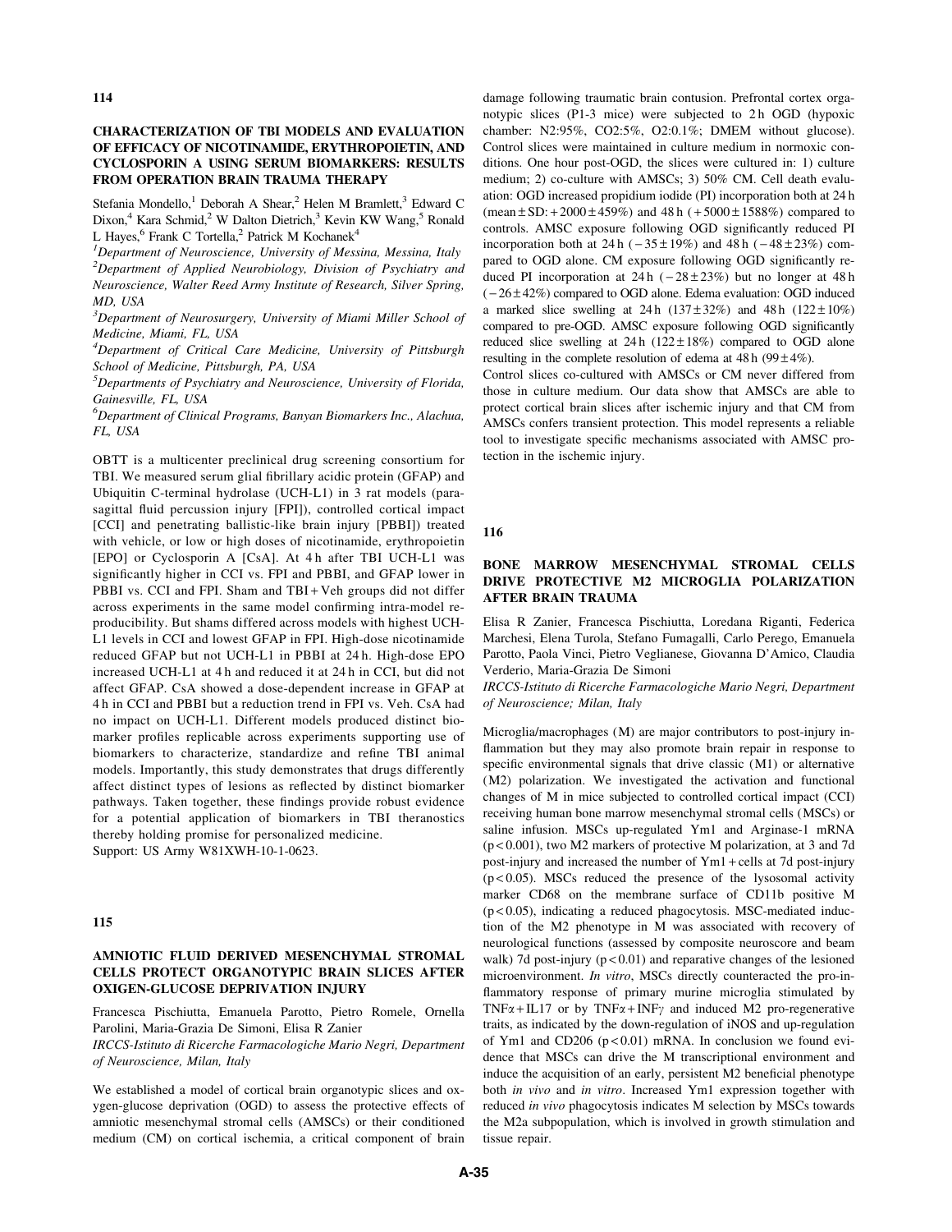## 114

### CHARACTERIZATION OF TBI MODELS AND EVALUATION OF EFFICACY OF NICOTINAMIDE, ERYTHROPOIETIN, AND CYCLOSPORIN A USING SERUM BIOMARKERS: RESULTS FROM OPERATION BRAIN TRAUMA THERAPY

Stefania Mondello,[1] Deborah A Shear,[2] Helen M Bramlett,[3] Edward C Dixon,[4] Kara Schmid,[2] W Dalton Dietrich,[3] Kevin KW Wang,[5] Ronald L Hayes,[6] Frank C Tortella,[2] Patrick M Kochanek[4]

[1]*Department of Neuroscience, University of Messina, Messina, Italy*
[2]*Department of Applied Neurobiology, Division of Psychiatry and Neuroscience, Walter Reed Army Institute of Research, Silver Spring, MD, USA*
[3]*Department of Neurosurgery, University of Miami Miller School of Medicine, Miami, FL, USA*
[4]*Department of Critical Care Medicine, University of Pittsburgh School of Medicine, Pittsburgh, PA, USA*
[5]*Departments of Psychiatry and Neuroscience, University of Florida, Gainesville, FL, USA*
[6]*Department of Clinical Programs, Banyan Biomarkers Inc., Alachua, FL, USA*

OBTT is a multicenter preclinical drug screening consortium for TBI. We measured serum glial fibrillary acidic protein (GFAP) and Ubiquitin C-terminal hydrolase (UCH-L1) in 3 rat models (parasagittal fluid percussion injury [FPI]), controlled cortical impact [CCI] and penetrating ballistic-like brain injury [PBBI]) treated with vehicle, or low or high doses of nicotinamide, erythropoietin [EPO] or Cyclosporin A [CsA]. At 4 h after TBI UCH-L1 was significantly higher in CCI vs. FPI and PBBI, and GFAP lower in PBBI vs. CCI and FPI. Sham and TBI + Veh groups did not differ across experiments in the same model confirming intra-model reproducibility. But shams differed across models with highest UCH-L1 levels in CCI and lowest GFAP in FPI. High-dose nicotinamide reduced GFAP but not UCH-L1 in PBBI at 24 h. High-dose EPO increased UCH-L1 at 4 h and reduced it at 24 h in CCI, but did not affect GFAP. CsA showed a dose-dependent increase in GFAP at 4 h in CCI and PBBI but a reduction trend in FPI vs. Veh. CsA had no impact on UCH-L1. Different models produced distinct biomarker profiles replicable across experiments supporting use of biomarkers to characterize, standardize and refine TBI animal models. Importantly, this study demonstrates that drugs differently affect distinct types of lesions as reflected by distinct biomarker pathways. Taken together, these findings provide robust evidence for a potential application of biomarkers in TBI theranostics thereby holding promise for personalized medicine.
Support: US Army W81XWH-10-1-0623.

## 115

### AMNIOTIC FLUID DERIVED MESENCHYMAL STROMAL CELLS PROTECT ORGANOTYPIC BRAIN SLICES AFTER OXIGEN-GLUCOSE DEPRIVATION INJURY

Francesca Pischiutta, Emanuela Parotto, Pietro Romele, Ornella Parolini, Maria-Grazia De Simoni, Elisa R Zanier

*IRCCS-Istituto di Ricerche Farmacologiche Mario Negri, Department of Neuroscience, Milan, Italy*

We established a model of cortical brain organotypic slices and oxygen-glucose deprivation (OGD) to assess the protective effects of amniotic mesenchymal stromal cells (AMSCs) or their conditioned medium (CM) on cortical ischemia, a critical component of brain damage following traumatic brain contusion. Prefrontal cortex organotypic slices (P1-3 mice) were subjected to 2 h OGD (hypoxic chamber: N2:95%, CO2:5%, O2:0.1%; DMEM without glucose). Control slices were maintained in culture medium in normoxic conditions. One hour post-OGD, the slices were cultured in: 1) culture medium; 2) co-culture with AMSCs; 3) 50% CM. Cell death evaluation: OGD increased propidium iodide (PI) incorporation both at 24 h (mean ± SD: + 2000 ± 459%) and 48 h (+ 5000 ± 1588%) compared to controls. AMSC exposure following OGD significantly reduced PI incorporation both at 24 h (−35 ± 19%) and 48 h (−48 ± 23%) compared to OGD alone. CM exposure following OGD significantly reduced PI incorporation at 24 h (−28 ± 23%) but no longer at 48 h (−26 ± 42%) compared to OGD alone. Edema evaluation: OGD induced a marked slice swelling at 24 h (137 ± 32%) and 48 h (122 ± 10%) compared to pre-OGD. AMSC exposure following OGD significantly reduced slice swelling at 24 h (122 ± 18%) compared to OGD alone resulting in the complete resolution of edema at 48 h (99 ± 4%).

Control slices co-cultured with AMSCs or CM never differed from those in culture medium. Our data show that AMSCs are able to protect cortical brain slices after ischemic injury and that CM from AMSCs confers transient protection. This model represents a reliable tool to investigate specific mechanisms associated with AMSC protection in the ischemic injury.

## 116

### BONE MARROW MESENCHYMAL STROMAL CELLS DRIVE PROTECTIVE M2 MICROGLIA POLARIZATION AFTER BRAIN TRAUMA

Elisa R Zanier, Francesca Pischiutta, Loredana Riganti, Federica Marchesi, Elena Turola, Stefano Fumagalli, Carlo Perego, Emanuela Parotto, Paola Vinci, Pietro Veglianese, Giovanna D'Amico, Claudia Verderio, Maria-Grazia De Simoni

*IRCCS-Istituto di Ricerche Farmacologiche Mario Negri, Department of Neuroscience; Milan, Italy*

Microglia/macrophages (M) are major contributors to post-injury inflammation but they may also promote brain repair in response to specific environmental signals that drive classic (M1) or alternative (M2) polarization. We investigated the activation and functional changes of M in mice subjected to controlled cortical impact (CCI) receiving human bone marrow mesenchymal stromal cells (MSCs) or saline infusion. MSCs up-regulated Ym1 and Arginase-1 mRNA ($p < 0.001$), two M2 markers of protective M polarization, at 3 and 7d post-injury and increased the number of Ym1 + cells at 7d post-injury ($p < 0.05$). MSCs reduced the presence of the lysosomal activity marker CD68 on the membrane surface of CD11b positive M ($p < 0.05$), indicating a reduced phagocytosis. MSC-mediated induction of the M2 phenotype in M was associated with recovery of neurological functions (assessed by composite neuroscore and beam walk) 7d post-injury ($p < 0.01$) and reparative changes of the lesioned microenvironment. *In vitro*, MSCs directly counteracted the pro-inflammatory response of primary murine microglia stimulated by TNF$\alpha$ + IL17 or by TNF$\alpha$ + INF$\gamma$ and induced M2 pro-regenerative traits, as indicated by the down-regulation of iNOS and up-regulation of Ym1 and CD206 ($p < 0.01$) mRNA. In conclusion we found evidence that MSCs can drive the M transcriptional environment and induce the acquisition of an early, persistent M2 beneficial phenotype both *in vivo* and *in vitro*. Increased Ym1 expression together with reduced *in vivo* phagocytosis indicates M selection by MSCs towards the M2a subpopulation, which is involved in growth stimulation and tissue repair.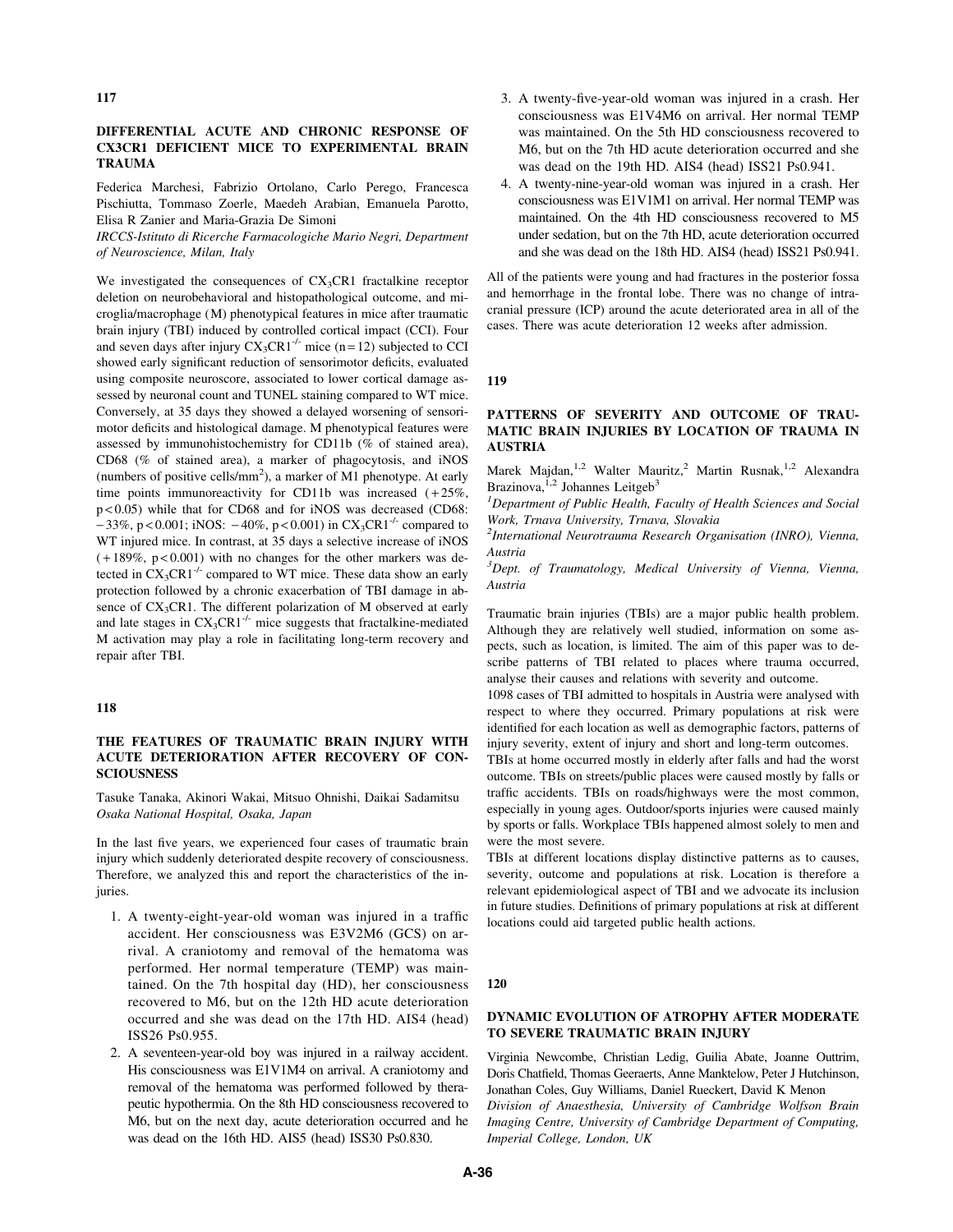## 117

### DIFFERENTIAL ACUTE AND CHRONIC RESPONSE OF CX3CR1 DEFICIENT MICE TO EXPERIMENTAL BRAIN TRAUMA

Federica Marchesi, Fabrizio Ortolano, Carlo Perego, Francesca Pischiutta, Tommaso Zoerle, Maedeh Arabian, Emanuela Parotto, Elisa R Zanier and Maria-Grazia De Simoni

*IRCCS-Istituto di Ricerche Farmacologiche Mario Negri, Department of Neuroscience, Milan, Italy*

We investigated the consequences of $CX_3CR1$ fractalkine receptor deletion on neurobehavioral and histopathological outcome, and microglia/macrophage (M) phenotypical features in mice after traumatic brain injury (TBI) induced by controlled cortical impact (CCI). Four and seven days after injury $CX_3CR1^{-/-}$ mice (n = 12) subjected to CCI showed early significant reduction of sensorimotor deficits, evaluated using composite neuroscore, associated to lower cortical damage assessed by neuronal count and TUNEL staining compared to WT mice. Conversely, at 35 days they showed a delayed worsening of sensorimotor deficits and histological damage. M phenotypical features were assessed by immunohistochemistry for CD11b (% of stained area), CD68 (% of stained area), a marker of phagocytosis, and iNOS (numbers of positive cells/$mm^2$), a marker of M1 phenotype. At early time points immunoreactivity for CD11b was increased (+25%, $p < 0.05$) while that for CD68 and for iNOS was decreased (CD68: −33%, $p < 0.001$; iNOS: −40%, $p < 0.001$) in $CX_3CR1^{-/-}$ compared to WT injured mice. In contrast, at 35 days a selective increase of iNOS (+189%, $p < 0.001$) with no changes for the other markers was detected in $CX_3CR1^{-/-}$ compared to WT mice. These data show an early protection followed by a chronic exacerbation of TBI damage in absence of $CX_3CR1$. The different polarization of M observed at early and late stages in $CX_3CR1^{-/-}$ mice suggests that fractalkine-mediated M activation may play a role in facilitating long-term recovery and repair after TBI.

## 118

### THE FEATURES OF TRAUMATIC BRAIN INJURY WITH ACUTE DETERIORATION AFTER RECOVERY OF CONSCIOUSNESS

Tasuke Tanaka, Akinori Wakai, Mitsuo Ohnishi, Daikai Sadamitsu

*Osaka National Hospital, Osaka, Japan*

In the last five years, we experienced four cases of traumatic brain injury which suddenly deteriorated despite recovery of consciousness. Therefore, we analyzed this and report the characteristics of the injuries.

1. A twenty-eight-year-old woman was injured in a traffic accident. Her consciousness was E3V2M6 (GCS) on arrival. A craniotomy and removal of the hematoma was performed. Her normal temperature (TEMP) was maintained. On the 7th hospital day (HD), her consciousness recovered to M6, but on the 12th HD acute deterioration occurred and she was dead on the 17th HD. AIS4 (head) ISS26 Ps0.955.
2. A seventeen-year-old boy was injured in a railway accident. His consciousness was E1V1M4 on arrival. A craniotomy and removal of the hematoma was performed followed by therapeutic hypothermia. On the 8th HD consciousness recovered to M6, but on the next day, acute deterioration occurred and he was dead on the 16th HD. AIS5 (head) ISS30 Ps0.830.
3. A twenty-five-year-old woman was injured in a crash. Her consciousness was E1V4M6 on arrival. Her normal TEMP was maintained. On the 5th HD consciousness recovered to M6, but on the 7th HD acute deterioration occurred and she was dead on the 19th HD. AIS4 (head) ISS21 Ps0.941.
4. A twenty-nine-year-old woman was injured in a crash. Her consciousness was E1V1M1 on arrival. Her normal TEMP was maintained. On the 4th HD consciousness recovered to M5 under sedation, but on the 7th HD, acute deterioration occurred and she was dead on the 18th HD. AIS4 (head) ISS21 Ps0.941.

All of the patients were young and had fractures in the posterior fossa and hemorrhage in the frontal lobe. There was no change of intracranial pressure (ICP) around the acute deteriorated area in all of the cases. There was acute deterioration 12 weeks after admission.

## 119

### PATTERNS OF SEVERITY AND OUTCOME OF TRAUMATIC BRAIN INJURIES BY LOCATION OF TRAUMA IN AUSTRIA

Marek Majdan,[1,2] Walter Mauritz,[2] Martin Rusnak,[1,2] Alexandra Brazinova,[1,2] Johannes Leitgeb[3]

[1]*Department of Public Health, Faculty of Health Sciences and Social Work, Trnava University, Trnava, Slovakia*

[2]*International Neurotrauma Research Organisation (INRO), Vienna, Austria*

[3]*Dept. of Traumatology, Medical University of Vienna, Vienna, Austria*

Traumatic brain injuries (TBIs) are a major public health problem. Although they are relatively well studied, information on some aspects, such as location, is limited. The aim of this paper was to describe patterns of TBI related to places where trauma occurred, analyse their causes and relations with severity and outcome.

1098 cases of TBI admitted to hospitals in Austria were analysed with respect to where they occurred. Primary populations at risk were identified for each location as well as demographic factors, patterns of injury severity, extent of injury and short and long-term outcomes.

TBIs at home occurred mostly in elderly after falls and had the worst outcome. TBIs on streets/public places were caused mostly by falls or traffic accidents. TBIs on roads/highways were the most common, especially in young ages. Outdoor/sports injuries were caused mainly by sports or falls. Workplace TBIs happened almost solely to men and were the most severe.

TBIs at different locations display distinctive patterns as to causes, severity, outcome and populations at risk. Location is therefore a relevant epidemiological aspect of TBI and we advocate its inclusion in future studies. Definitions of primary populations at risk at different locations could aid targeted public health actions.

## 120

### DYNAMIC EVOLUTION OF ATROPHY AFTER MODERATE TO SEVERE TRAUMATIC BRAIN INJURY

Virginia Newcombe, Christian Ledig, Guilia Abate, Joanne Outtrim, Doris Chatfield, Thomas Geeraerts, Anne Manktelow, Peter J Hutchinson, Jonathan Coles, Guy Williams, Daniel Rueckert, David K Menon

*Division of Anaesthesia, University of Cambridge Wolfson Brain Imaging Centre, University of Cambridge Department of Computing, Imperial College, London, UK*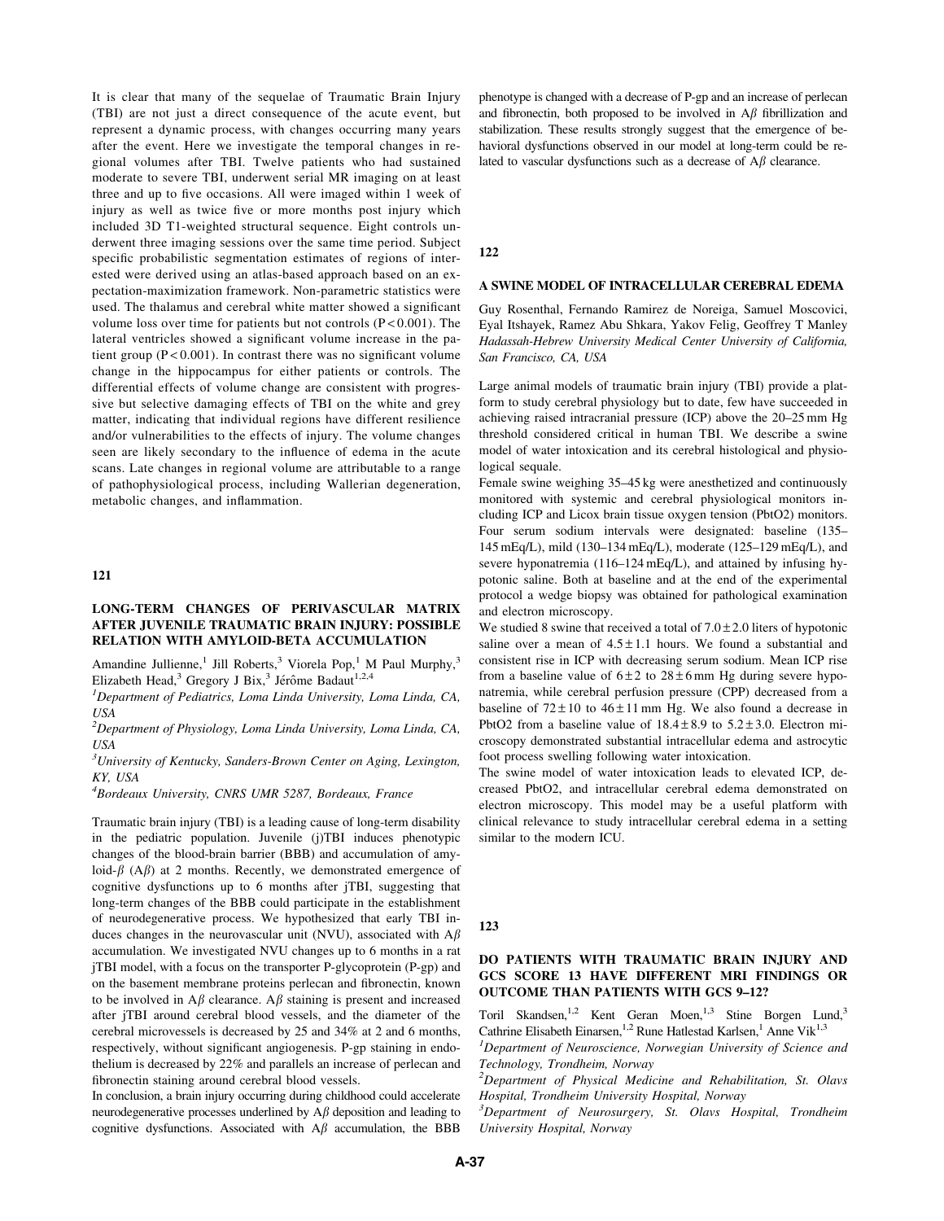It is clear that many of the sequelae of Traumatic Brain Injury (TBI) are not just a direct consequence of the acute event, but represent a dynamic process, with changes occurring many years after the event. Here we investigate the temporal changes in regional volumes after TBI. Twelve patients who had sustained moderate to severe TBI, underwent serial MR imaging on at least three and up to five occasions. All were imaged within 1 week of injury as well as twice five or more months post injury which included 3D T1-weighted structural sequence. Eight controls underwent three imaging sessions over the same time period. Subject specific probabilistic segmentation estimates of regions of interested were derived using an atlas-based approach based on an expectation-maximization framework. Non-parametric statistics were used. The thalamus and cerebral white matter showed a significant volume loss over time for patients but not controls ($P < 0.001$). The lateral ventricles showed a significant volume increase in the patient group ($P < 0.001$). In contrast there was no significant volume change in the hippocampus for either patients or controls. The differential effects of volume change are consistent with progressive but selective damaging effects of TBI on the white and grey matter, indicating that individual regions have different resilience and/or vulnerabilities to the effects of injury. The volume changes seen are likely secondary to the influence of edema in the acute scans. Late changes in regional volume are attributable to a range of pathophysiological process, including Wallerian degeneration, metabolic changes, and inflammation.

## 121

### LONG-TERM CHANGES OF PERIVASCULAR MATRIX AFTER JUVENILE TRAUMATIC BRAIN INJURY: POSSIBLE RELATION WITH AMYLOID-BETA ACCUMULATION

Amandine Jullienne,[1] Jill Roberts,[3] Viorela Pop,[1] M Paul Murphy,[3] Elizabeth Head,[3] Gregory J Bix,[3] Jérôme Badaut[1,2,4]

*[1]Department of Pediatrics, Loma Linda University, Loma Linda, CA, USA*

*[2]Department of Physiology, Loma Linda University, Loma Linda, CA, USA*

*[3]University of Kentucky, Sanders-Brown Center on Aging, Lexington, KY, USA*

*[4]Bordeaux University, CNRS UMR 5287, Bordeaux, France*

Traumatic brain injury (TBI) is a leading cause of long-term disability in the pediatric population. Juvenile (j)TBI induces phenotypic changes of the blood-brain barrier (BBB) and accumulation of amyloid-$\beta$ (A$\beta$) at 2 months. Recently, we demonstrated emergence of cognitive dysfunctions up to 6 months after jTBI, suggesting that long-term changes of the BBB could participate in the establishment of neurodegenerative process. We hypothesized that early TBI induces changes in the neurovascular unit (NVU), associated with A$\beta$ accumulation. We investigated NVU changes up to 6 months in a rat jTBI model, with a focus on the transporter P-glycoprotein (P-gp) and on the basement membrane proteins perlecan and fibronectin, known to be involved in A$\beta$ clearance. A$\beta$ staining is present and increased after jTBI around cerebral blood vessels, and the diameter of the cerebral microvessels is decreased by 25 and 34% at 2 and 6 months, respectively, without significant angiogenesis. P-gp staining in endothelium is decreased by 22% and parallels an increase of perlecan and fibronectin staining around cerebral blood vessels.

In conclusion, a brain injury occurring during childhood could accelerate neurodegenerative processes underlined by A$\beta$ deposition and leading to cognitive dysfunctions. Associated with A$\beta$ accumulation, the BBB phenotype is changed with a decrease of P-gp and an increase of perlecan and fibronectin, both proposed to be involved in A$\beta$ fibrillization and stabilization. These results strongly suggest that the emergence of behavioral dysfunctions observed in our model at long-term could be related to vascular dysfunctions such as a decrease of A$\beta$ clearance.

## 122

### A SWINE MODEL OF INTRACELLULAR CEREBRAL EDEMA

Guy Rosenthal, Fernando Ramirez de Noreiga, Samuel Moscovici, Eyal Itshayek, Ramez Abu Shkara, Yakov Felig, Geoffrey T Manley

*Hadassah-Hebrew University Medical Center University of California, San Francisco, CA, USA*

Large animal models of traumatic brain injury (TBI) provide a platform to study cerebral physiology but to date, few have succeeded in achieving raised intracranial pressure (ICP) above the 20–25 mm Hg threshold considered critical in human TBI. We describe a swine model of water intoxication and its cerebral histological and physiological sequale.

Female swine weighing 35–45 kg were anesthetized and continuously monitored with systemic and cerebral physiological monitors including ICP and Licox brain tissue oxygen tension (PbtO2) monitors. Four serum sodium intervals were designated: baseline (135–145 mEq/L), mild (130–134 mEq/L), moderate (125–129 mEq/L), and severe hyponatremia (116–124 mEq/L), and attained by infusing hypotonic saline. Both at baseline and at the end of the experimental protocol a wedge biopsy was obtained for pathological examination and electron microscopy.

We studied 8 swine that received a total of $7.0 \pm 2.0$ liters of hypotonic saline over a mean of $4.5 \pm 1.1$ hours. We found a substantial and consistent rise in ICP with decreasing serum sodium. Mean ICP rise from a baseline value of $6 \pm 2$ to $28 \pm 6$ mm Hg during severe hyponatremia, while cerebral perfusion pressure (CPP) decreased from a baseline of $72 \pm 10$ to $46 \pm 11$ mm Hg. We also found a decrease in PbtO2 from a baseline value of $18.4 \pm 8.9$ to $5.2 \pm 3.0$. Electron microscopy demonstrated substantial intracellular edema and astrocytic foot process swelling following water intoxication.

The swine model of water intoxication leads to elevated ICP, decreased PbtO2, and intracellular cerebral edema demonstrated on electron microscopy. This model may be a useful platform with clinical relevance to study intracellular cerebral edema in a setting similar to the modern ICU.

## 123

### DO PATIENTS WITH TRAUMATIC BRAIN INJURY AND GCS SCORE 13 HAVE DIFFERENT MRI FINDINGS OR OUTCOME THAN PATIENTS WITH GCS 9–12?

Toril Skandsen,[1,2] Kent Geran Moen,[1,3] Stine Borgen Lund,[3] Cathrine Elisabeth Einarsen,[1,2] Rune Hatlestad Karlsen,[1] Anne Vik[1,3]

*[1]Department of Neuroscience, Norwegian University of Science and Technology, Trondheim, Norway*

*[2]Department of Physical Medicine and Rehabilitation, St. Olavs Hospital, Trondheim University Hospital, Norway*

*[3]Department of Neurosurgery, St. Olavs Hospital, Trondheim University Hospital, Norway*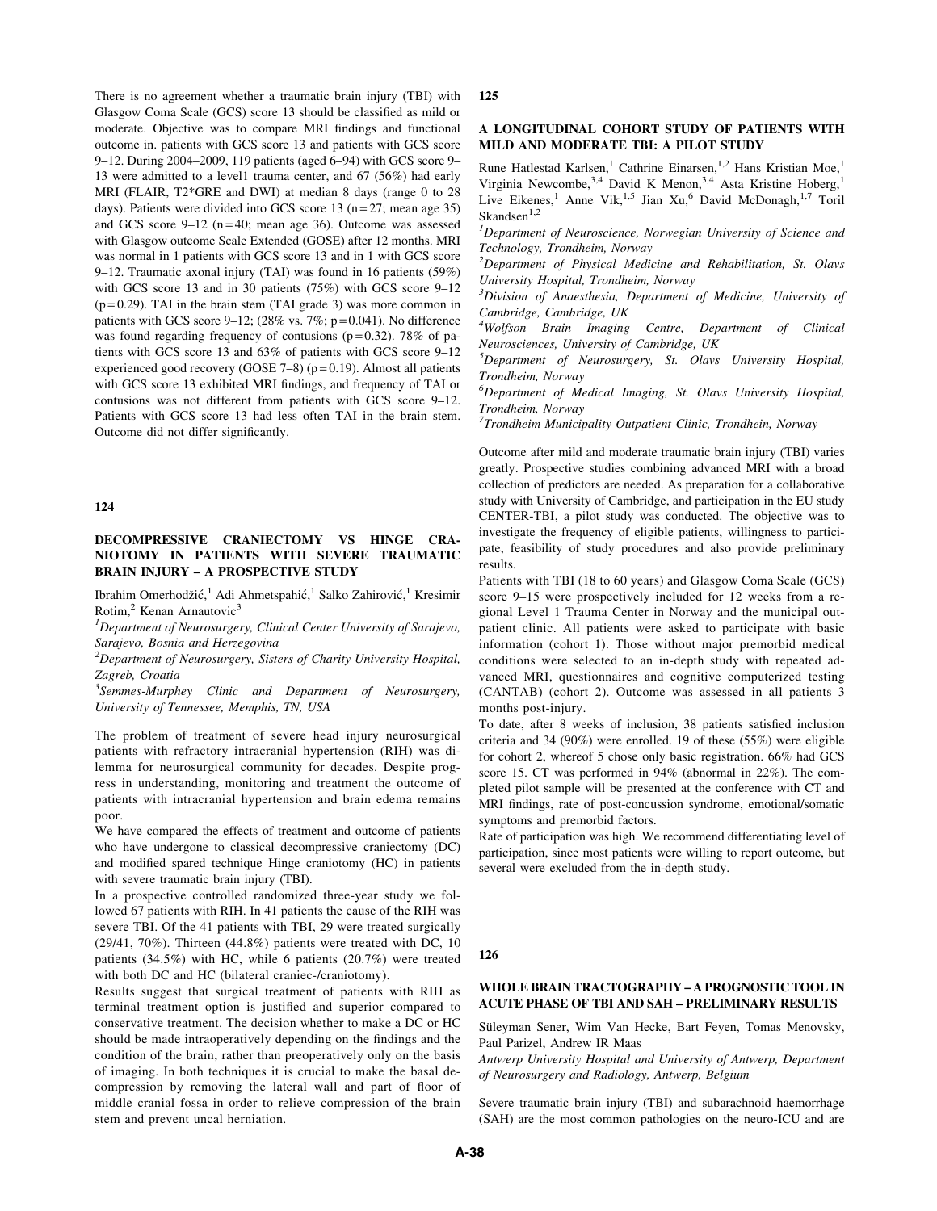There is no agreement whether a traumatic brain injury (TBI) with Glasgow Coma Scale (GCS) score 13 should be classified as mild or moderate. Objective was to compare MRI findings and functional outcome in. patients with GCS score 13 and patients with GCS score 9–12. During 2004–2009, 119 patients (aged 6–94) with GCS score 9–13 were admitted to a level1 trauma center, and 67 (56%) had early MRI (FLAIR, T2*GRE and DWI) at median 8 days (range 0 to 28 days). Patients were divided into GCS score 13 (n = 27; mean age 35) and GCS score 9–12 (n = 40; mean age 36). Outcome was assessed with Glasgow outcome Scale Extended (GOSE) after 12 months. MRI was normal in 1 patients with GCS score 13 and in 1 with GCS score 9–12. Traumatic axonal injury (TAI) was found in 16 patients (59%) with GCS score 13 and in 30 patients (75%) with GCS score 9–12 (p = 0.29). TAI in the brain stem (TAI grade 3) was more common in patients with GCS score 9–12; (28% vs. 7%; p = 0.041). No difference was found regarding frequency of contusions (p = 0.32). 78% of patients with GCS score 13 and 63% of patients with GCS score 9–12 experienced good recovery (GOSE 7–8) (p = 0.19). Almost all patients with GCS score 13 exhibited MRI findings, and frequency of TAI or contusions was not different from patients with GCS score 9–12. Patients with GCS score 13 had less often TAI in the brain stem. Outcome did not differ significantly.

## 124

### DECOMPRESSIVE CRANIECTOMY VS HINGE CRANIOTOMY IN PATIENTS WITH SEVERE TRAUMATIC BRAIN INJURY – A PROSPECTIVE STUDY

Ibrahim Omerhodžić,[1] Adi Ahmetspahić,[1] Salko Zahirović,[1] Kresimir Rotim,[2] Kenan Arnautovic[3]

[1]*Department of Neurosurgery, Clinical Center University of Sarajevo, Sarajevo, Bosnia and Herzegovina*

[2]*Department of Neurosurgery, Sisters of Charity University Hospital, Zagreb, Croatia*

[3]*Semmes-Murphey Clinic and Department of Neurosurgery, University of Tennessee, Memphis, TN, USA*

The problem of treatment of severe head injury neurosurgical patients with refractory intracranial hypertension (RIH) was dilemma for neurosurgical community for decades. Despite progress in understanding, monitoring and treatment the outcome of patients with intracranial hypertension and brain edema remains poor.

We have compared the effects of treatment and outcome of patients who have undergone to classical decompressive craniectomy (DC) and modified spared technique Hinge craniotomy (HC) in patients with severe traumatic brain injury (TBI).

In a prospective controlled randomized three-year study we followed 67 patients with RIH. In 41 patients the cause of the RIH was severe TBI. Of the 41 patients with TBI, 29 were treated surgically (29/41, 70%). Thirteen (44.8%) patients were treated with DC, 10 patients (34.5%) with HC, while 6 patients (20.7%) were treated with both DC and HC (bilateral craniec-/craniotomy).

Results suggest that surgical treatment of patients with RIH as terminal treatment option is justified and superior compared to conservative treatment. The decision whether to make a DC or HC should be made intraoperatively depending on the findings and the condition of the brain, rather than preoperatively only on the basis of imaging. In both techniques it is crucial to make the basal decompression by removing the lateral wall and part of floor of middle cranial fossa in order to relieve compression of the brain stem and prevent uncal herniation.

## 125

### A LONGITUDINAL COHORT STUDY OF PATIENTS WITH MILD AND MODERATE TBI: A PILOT STUDY

Rune Hatlestad Karlsen,[1] Cathrine Einarsen,[1,2] Hans Kristian Moe,[1] Virginia Newcombe,[3,4] David K Menon,[3,4] Asta Kristine Hoberg,[1] Live Eikenes,[1] Anne Vik,[1,5] Jian Xu,[6] David McDonagh,[1,7] Toril Skandsen[1,2]

[1]*Department of Neuroscience, Norwegian University of Science and Technology, Trondheim, Norway*

[2]*Department of Physical Medicine and Rehabilitation, St. Olavs University Hospital, Trondheim, Norway*

[3]*Division of Anaesthesia, Department of Medicine, University of Cambridge, Cambridge, UK*

[4]*Wolfson Brain Imaging Centre, Department of Clinical Neurosciences, University of Cambridge, UK*

[5]*Department of Neurosurgery, St. Olavs University Hospital, Trondheim, Norway*

[6]*Department of Medical Imaging, St. Olavs University Hospital, Trondheim, Norway*

[7]*Trondheim Municipality Outpatient Clinic, Trondhein, Norway*

Outcome after mild and moderate traumatic brain injury (TBI) varies greatly. Prospective studies combining advanced MRI with a broad collection of predictors are needed. As preparation for a collaborative study with University of Cambridge, and participation in the EU study CENTER-TBI, a pilot study was conducted. The objective was to investigate the frequency of eligible patients, willingness to participate, feasibility of study procedures and also provide preliminary results.

Patients with TBI (18 to 60 years) and Glasgow Coma Scale (GCS) score 9–15 were prospectively included for 12 weeks from a regional Level 1 Trauma Center in Norway and the municipal outpatient clinic. All patients were asked to participate with basic information (cohort 1). Those without major premorbid medical conditions were selected to an in-depth study with repeated advanced MRI, questionnaires and cognitive computerized testing (CANTAB) (cohort 2). Outcome was assessed in all patients 3 months post-injury.

To date, after 8 weeks of inclusion, 38 patients satisfied inclusion criteria and 34 (90%) were enrolled. 19 of these (55%) were eligible for cohort 2, whereof 5 chose only basic registration. 66% had GCS score 15. CT was performed in 94% (abnormal in 22%). The completed pilot sample will be presented at the conference with CT and MRI findings, rate of post-concussion syndrome, emotional/somatic symptoms and premorbid factors.

Rate of participation was high. We recommend differentiating level of participation, since most patients were willing to report outcome, but several were excluded from the in-depth study.

## 126

### WHOLE BRAIN TRACTOGRAPHY – A PROGNOSTIC TOOL IN ACUTE PHASE OF TBI AND SAH – PRELIMINARY RESULTS

Süleyman Sener, Wim Van Hecke, Bart Feyen, Tomas Menovsky, Paul Parizel, Andrew IR Maas

*Antwerp University Hospital and University of Antwerp, Department of Neurosurgery and Radiology, Antwerp, Belgium*

Severe traumatic brain injury (TBI) and subarachnoid haemorrhage (SAH) are the most common pathologies on the neuro-ICU and are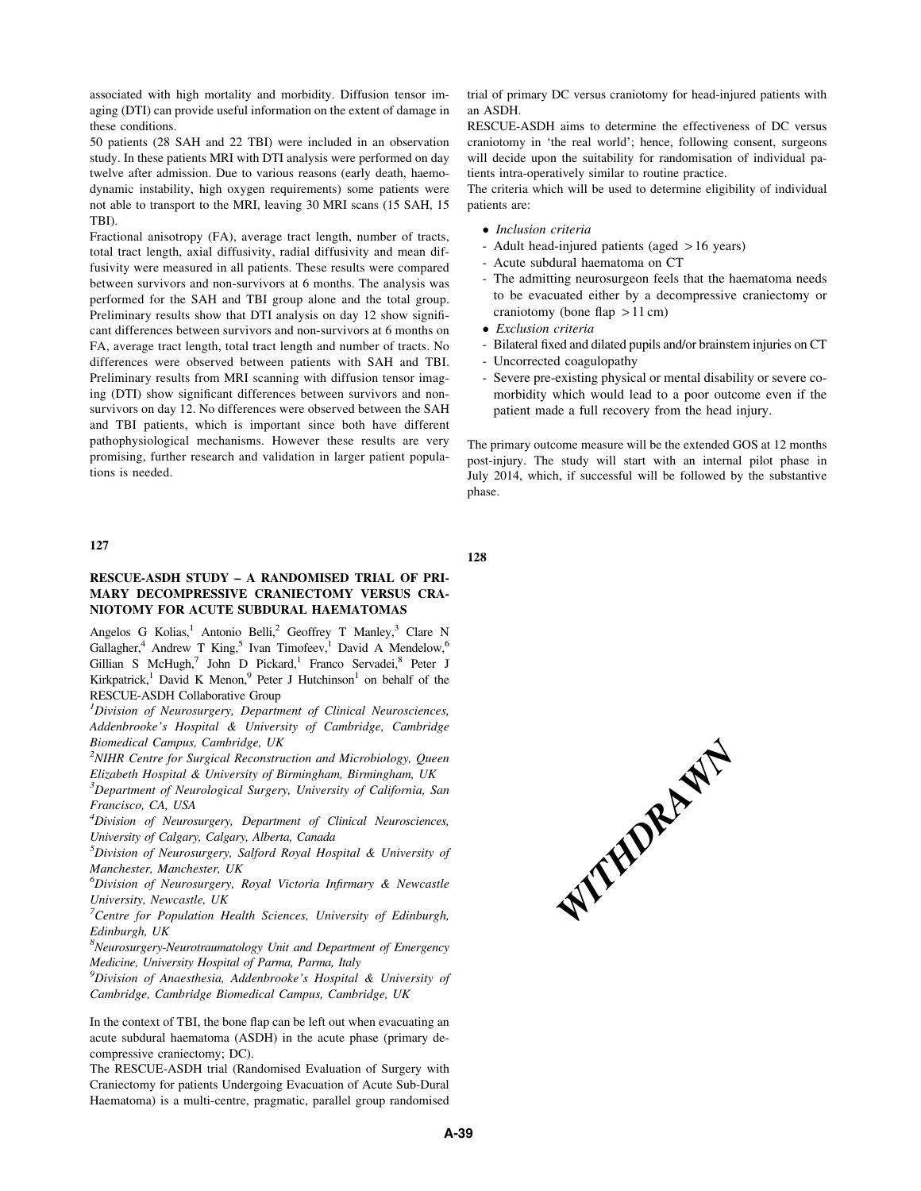associated with high mortality and morbidity. Diffusion tensor imaging (DTI) can provide useful information on the extent of damage in these conditions.

50 patients (28 SAH and 22 TBI) were included in an observation study. In these patients MRI with DTI analysis were performed on day twelve after admission. Due to various reasons (early death, haemodynamic instability, high oxygen requirements) some patients were not able to transport to the MRI, leaving 30 MRI scans (15 SAH, 15 TBI).

Fractional anisotropy (FA), average tract length, number of tracts, total tract length, axial diffusivity, radial diffusivity and mean diffusivity were measured in all patients. These results were compared between survivors and non-survivors at 6 months. The analysis was performed for the SAH and TBI group alone and the total group. Preliminary results show that DTI analysis on day 12 show significant differences between survivors and non-survivors at 6 months on FA, average tract length, total tract length and number of tracts. No differences were observed between patients with SAH and TBI. Preliminary results from MRI scanning with diffusion tensor imaging (DTI) show significant differences between survivors and non-survivors on day 12. No differences were observed between the SAH and TBI patients, which is important since both have different pathophysiological mechanisms. However these results are very promising, further research and validation in larger patient populations is needed.

## 127

### RESCUE-ASDH STUDY – A RANDOMISED TRIAL OF PRIMARY DECOMPRESSIVE CRANIECTOMY VERSUS CRANIOTOMY FOR ACUTE SUBDURAL HAEMATOMAS

Angelos G Kolias,[1] Antonio Belli,[2] Geoffrey T Manley,[3] Clare N Gallagher,[4] Andrew T King,[5] Ivan Timofeev,[1] David A Mendelow,[6] Gillian S McHugh,[7] John D Pickard,[1] Franco Servadei,[8] Peter J Kirkpatrick,[1] David K Menon,[9] Peter J Hutchinson[1] on behalf of the RESCUE-ASDH Collaborative Group

[1]*Division of Neurosurgery, Department of Clinical Neurosciences, Addenbrooke's Hospital & University of Cambridge, Cambridge Biomedical Campus, Cambridge, UK*

[2]*NIHR Centre for Surgical Reconstruction and Microbiology, Queen Elizabeth Hospital & University of Birmingham, Birmingham, UK*

[3]*Department of Neurological Surgery, University of California, San Francisco, CA, USA*

[4]*Division of Neurosurgery, Department of Clinical Neurosciences, University of Calgary, Calgary, Alberta, Canada*

[5]*Division of Neurosurgery, Salford Royal Hospital & University of Manchester, Manchester, UK*

[6]*Division of Neurosurgery, Royal Victoria Infirmary & Newcastle University, Newcastle, UK*

[7]*Centre for Population Health Sciences, University of Edinburgh, Edinburgh, UK*

[8]*Neurosurgery-Neurotraumatology Unit and Department of Emergency Medicine, University Hospital of Parma, Parma, Italy*

[9]*Division of Anaesthesia, Addenbrooke's Hospital & University of Cambridge, Cambridge Biomedical Campus, Cambridge, UK*

In the context of TBI, the bone flap can be left out when evacuating an acute subdural haematoma (ASDH) in the acute phase (primary decompressive craniectomy; DC).

The RESCUE-ASDH trial (Randomised Evaluation of Surgery with Craniectomy for patients Undergoing Evacuation of Acute Sub-Dural Haematoma) is a multi-centre, pragmatic, parallel group randomised trial of primary DC versus craniotomy for head-injured patients with an ASDH.

RESCUE-ASDH aims to determine the effectiveness of DC versus craniotomy in 'the real world'; hence, following consent, surgeons will decide upon the suitability for randomisation of individual patients intra-operatively similar to routine practice.

The criteria which will be used to determine eligibility of individual patients are:

- *Inclusion criteria*
  - Adult head-injured patients (aged > 16 years)
  - Acute subdural haematoma on CT
  - The admitting neurosurgeon feels that the haematoma needs to be evacuated either by a decompressive craniectomy or craniotomy (bone flap > 11 cm)
- *Exclusion criteria*
  - Bilateral fixed and dilated pupils and/or brainstem injuries on CT
  - Uncorrected coagulopathy
  - Severe pre-existing physical or mental disability or severe co-morbidity which would lead to a poor outcome even if the patient made a full recovery from the head injury.

The primary outcome measure will be the extended GOS at 12 months post-injury. The study will start with an internal pilot phase in July 2014, which, if successful will be followed by the substantive phase.

## 128

WITHDRAWN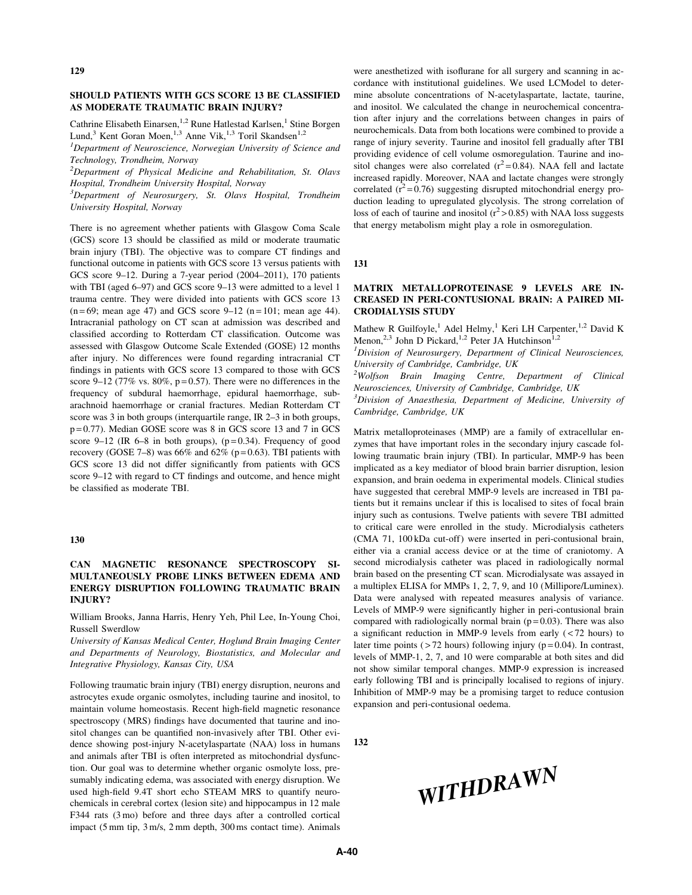## 129

### SHOULD PATIENTS WITH GCS SCORE 13 BE CLASSIFIED AS MODERATE TRAUMATIC BRAIN INJURY?

Cathrine Elisabeth Einarsen,[1,2] Rune Hatlestad Karlsen,[1] Stine Borgen Lund,[3] Kent Goran Moen,[1,3] Anne Vik,[1,3] Toril Skandsen[1,2]

[1]*Department of Neuroscience, Norwegian University of Science and Technology, Trondheim, Norway*

[2]*Department of Physical Medicine and Rehabilitation, St. Olavs Hospital, Trondheim University Hospital, Norway*

[3]*Department of Neurosurgery, St. Olavs Hospital, Trondheim University Hospital, Norway*

There is no agreement whether patients with Glasgow Coma Scale (GCS) score 13 should be classified as mild or moderate traumatic brain injury (TBI). The objective was to compare CT findings and functional outcome in patients with GCS score 13 versus patients with GCS score 9–12. During a 7-year period (2004–2011), 170 patients with TBI (aged 6–97) and GCS score 9–13 were admitted to a level 1 trauma centre. They were divided into patients with GCS score 13 ($n = 69$; mean age 47) and GCS score 9–12 ($n = 101$; mean age 44). Intracranial pathology on CT scan at admission was described and classified according to Rotterdam CT classification. Outcome was assessed with Glasgow Outcome Scale Extended (GOSE) 12 months after injury. No differences were found regarding intracranial CT findings in patients with GCS score 13 compared to those with GCS score 9–12 (77% vs. 80%, $p = 0.57$). There were no differences in the frequency of subdural haemorrhage, epidural haemorrhage, subarachnoid haemorrhage or cranial fractures. Median Rotterdam CT score was 3 in both groups (interquartile range, IR 2–3 in both groups, $p = 0.77$). Median GOSE score was 8 in GCS score 13 and 7 in GCS score 9–12 (IR 6–8 in both groups), ($p = 0.34$). Frequency of good recovery (GOSE 7–8) was 66% and 62% ($p = 0.63$). TBI patients with GCS score 13 did not differ significantly from patients with GCS score 9–12 with regard to CT findings and outcome, and hence might be classified as moderate TBI.

## 130

### CAN MAGNETIC RESONANCE SPECTROSCOPY SIMULTANEOUSLY PROBE LINKS BETWEEN EDEMA AND ENERGY DISRUPTION FOLLOWING TRAUMATIC BRAIN INJURY?

William Brooks, Janna Harris, Henry Yeh, Phil Lee, In-Young Choi, Russell Swerdlow

*University of Kansas Medical Center, Hoglund Brain Imaging Center and Departments of Neurology, Biostatistics, and Molecular and Integrative Physiology, Kansas City, USA*

Following traumatic brain injury (TBI) energy disruption, neurons and astrocytes exude organic osmolytes, including taurine and inositol, to maintain volume homeostasis. Recent high-field magnetic resonance spectroscopy (MRS) findings have documented that taurine and inositol changes can be quantified non-invasively after TBI. Other evidence showing post-injury N-acetylaspartate (NAA) loss in humans and animals after TBI is often interpreted as mitochondrial dysfunction. Our goal was to determine whether organic osmolyte loss, presumably indicating edema, was associated with energy disruption. We used high-field 9.4T short echo STEAM MRS to quantify neurochemicals in cerebral cortex (lesion site) and hippocampus in 12 male F344 rats (3 mo) before and three days after a controlled cortical impact (5 mm tip, 3 m/s, 2 mm depth, 300 ms contact time). Animals were anesthetized with isoflurane for all surgery and scanning in accordance with institutional guidelines. We used LCModel to determine absolute concentrations of N-acetylaspartate, lactate, taurine, and inositol. We calculated the change in neurochemical concentration after injury and the correlations between changes in pairs of neurochemicals. Data from both locations were combined to provide a range of injury severity. Taurine and inositol fell gradually after TBI providing evidence of cell volume osmoregulation. Taurine and inositol changes were also correlated ($r^2 = 0.84$). NAA fell and lactate increased rapidly. Moreover, NAA and lactate changes were strongly correlated ($r^2 = 0.76$) suggesting disrupted mitochondrial energy production leading to upregulated glycolysis. The strong correlation of loss of each of taurine and inositol ($r^2 > 0.85$) with NAA loss suggests that energy metabolism might play a role in osmoregulation.

## 131

### MATRIX METALLOPROTEINASE 9 LEVELS ARE INCREASED IN PERI-CONTUSIONAL BRAIN: A PAIRED MICRODIALYSIS STUDY

Mathew R Guilfoyle,[1] Adel Helmy,[1] Keri LH Carpenter,[1,2] David K Menon,[2,3] John D Pickard,[1,2] Peter JA Hutchinson[1,2]

[1]*Division of Neurosurgery, Department of Clinical Neurosciences, University of Cambridge, Cambridge, UK*

[2]*Wolfson Brain Imaging Centre, Department of Clinical Neurosciences, University of Cambridge, Cambridge, UK*

[3]*Division of Anaesthesia, Department of Medicine, University of Cambridge, Cambridge, UK*

Matrix metalloproteinases (MMP) are a family of extracellular enzymes that have important roles in the secondary injury cascade following traumatic brain injury (TBI). In particular, MMP-9 has been implicated as a key mediator of blood brain barrier disruption, lesion expansion, and brain oedema in experimental models. Clinical studies have suggested that cerebral MMP-9 levels are increased in TBI patients but it remains unclear if this is localised to sites of focal brain injury such as contusions. Twelve patients with severe TBI admitted to critical care were enrolled in the study. Microdialysis catheters (CMA 71, 100 kDa cut-off) were inserted in peri-contusional brain, either via a cranial access device or at the time of craniotomy. A second microdialysis catheter was placed in radiologically normal brain based on the presenting CT scan. Microdialysate was assayed in a multiplex ELISA for MMPs 1, 2, 7, 9, and 10 (Millipore/Luminex). Data were analysed with repeated measures analysis of variance. Levels of MMP-9 were significantly higher in peri-contusional brain compared with radiologically normal brain ($p = 0.03$). There was also a significant reduction in MMP-9 levels from early (< 72 hours) to later time points (> 72 hours) following injury ($p = 0.04$). In contrast, levels of MMP-1, 2, 7, and 10 were comparable at both sites and did not show similar temporal changes. MMP-9 expression is increased early following TBI and is principally localised to regions of injury. Inhibition of MMP-9 may be a promising target to reduce contusion expansion and peri-contusional oedema.

## 132

***WITHDRAWN***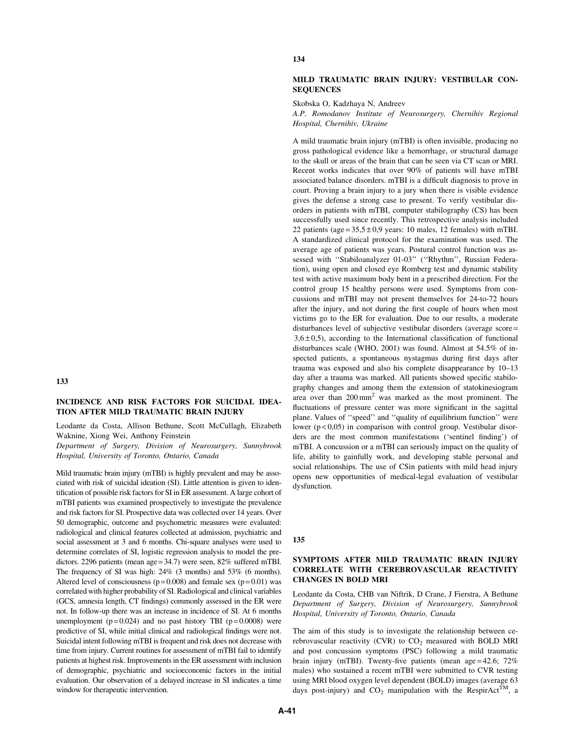## 133

### INCIDENCE AND RISK FACTORS FOR SUICIDAL IDEATION AFTER MILD TRAUMATIC BRAIN INJURY

Leodante da Costa, Allison Bethune, Scott McCullagh, Elizabeth Waknine, Xiong Wei, Anthony Feinstein

*Department of Surgery, Division of Neurosurgery, Sunnybrook Hospital, University of Toronto, Ontario, Canada*

Mild traumatic brain injury (mTBI) is highly prevalent and may be associated with risk of suicidal ideation (SI). Little attention is given to identification of possible risk factors for SI in ER assessment. A large cohort of mTBI patients was examined prospectively to investigate the prevalence and risk factors for SI. Prospective data was collected over 14 years. Over 50 demographic, outcome and psychometric measures were evaluated: radiological and clinical features collected at admission, psychiatric and social assessment at 3 and 6 months. Chi-square analyses were used to determine correlates of SI, logistic regression analysis to model the predictors. 2296 patients (mean age = 34.7) were seen, 82% suffered mTBI. The frequency of SI was high: 24% (3 months) and 53% (6 months). Altered level of consciousness ($p = 0.008$) and female sex ($p = 0.01$) was correlated with higher probability of SI. Radiological and clinical variables (GCS, amnesia length, CT findings) commonly assessed in the ER were not. In follow-up there was an increase in incidence of SI. At 6 months unemployment ($p = 0.024$) and no past history TBI ($p = 0.0008$) were predictive of SI, while initial clinical and radiological findings were not. Suicidal intent following mTBI is frequent and risk does not decrease with time from injury. Current routines for assessment of mTBI fail to identify patients at highest risk. Improvements in the ER assessment with inclusion of demographic, psychiatric and socioeconomic factors in the initial evaluation. Our observation of a delayed increase in SI indicates a time window for therapeutic intervention.

## 134

### MILD TRAUMATIC BRAIN INJURY: VESTIBULAR CONSEQUENCES

Skobska O, Kadzhaya N, Andreev

*A.P. Romodanov Institute of Neurosurgery, Chernihiv Regional Hospital, Chernihiv, Ukraine*

A mild traumatic brain injury (mTBI) is often invisible, producing no gross pathological evidence like a hemorrhage, or structural damage to the skull or areas of the brain that can be seen via CT scan or MRI. Recent works indicates that over 90% of patients will have mTBI associated balance disorders. mTBI is a difficult diagnosis to prove in court. Proving a brain injury to a jury when there is visible evidence gives the defense a strong case to present. To verify vestibular disorders in patients with mTBI, computer stabilography (CS) has been successfully used since recently. This retrospective analysis included 22 patients (age = 35,5 ± 0,9 years: 10 males, 12 females) with mTBI. A standardized clinical protocol for the examination was used. The average age of patients was years. Postural control function was assessed with ''Stabiloanalyzer 01-03'' (''Rhythm'', Russian Federation), using open and closed eye Romberg test and dynamic stability test with active maximum body bent in a prescribed direction. For the control group 15 healthy persons were used. Symptoms from concussions and mTBI may not present themselves for 24-to-72 hours after the injury, and not during the first couple of hours when most victims go to the ER for evaluation. Due to our results, a moderate disturbances level of subjective vestibular disorders (average score = 3,6 ± 0,5), according to the International classification of functional disturbances scale (WHO, 2001) was found. Almost at 54.5% of inspected patients, a spontaneous nystagmus during first days after trauma was exposed and also his complete disappearance by 10–13 day after a trauma was marked. All patients showed specific stabilography changes and among them the extension of statokinesiogram area over than 200 $mm^2$ was marked as the most prominent. The fluctuations of pressure center was more significant in the sagittal plane. Values of ''speed'' and ''quality of equilibrium function'' were lower ($p < 0,05$) in comparison with control group. Vestibular disorders are the most common manifestations ('sentinel finding') of mTBI. A concussion or a mTBI can seriously impact on the quality of life, ability to gainfully work, and developing stable personal and social relationships. The use of CSin patients with mild head injury opens new opportunities of medical-legal evaluation of vestibular dysfunction.

## 135

### SYMPTOMS AFTER MILD TRAUMATIC BRAIN INJURY CORRELATE WITH CEREBROVASCULAR REACTIVITY CHANGES IN BOLD MRI

Leodante da Costa, CHB van Niftrik, D Crane, J Fierstra, A Bethune

*Department of Surgery, Division of Neurosurgery, Sunnybrook Hospital, University of Toronto, Ontario, Canada*

The aim of this study is to investigate the relationship between cerebrovascular reactivity (CVR) to $CO_2$ measured with BOLD MRI and post concussion symptoms (PSC) following a mild traumatic brain injury (mTBI). Twenty-five patients (mean age = 42.6; 72% males) who sustained a recent mTBI were submitted to CVR testing using MRI blood oxygen level dependent (BOLD) images (average 63 days post-injury) and $CO_2$ manipulation with the RespirAct$^{TM}$, a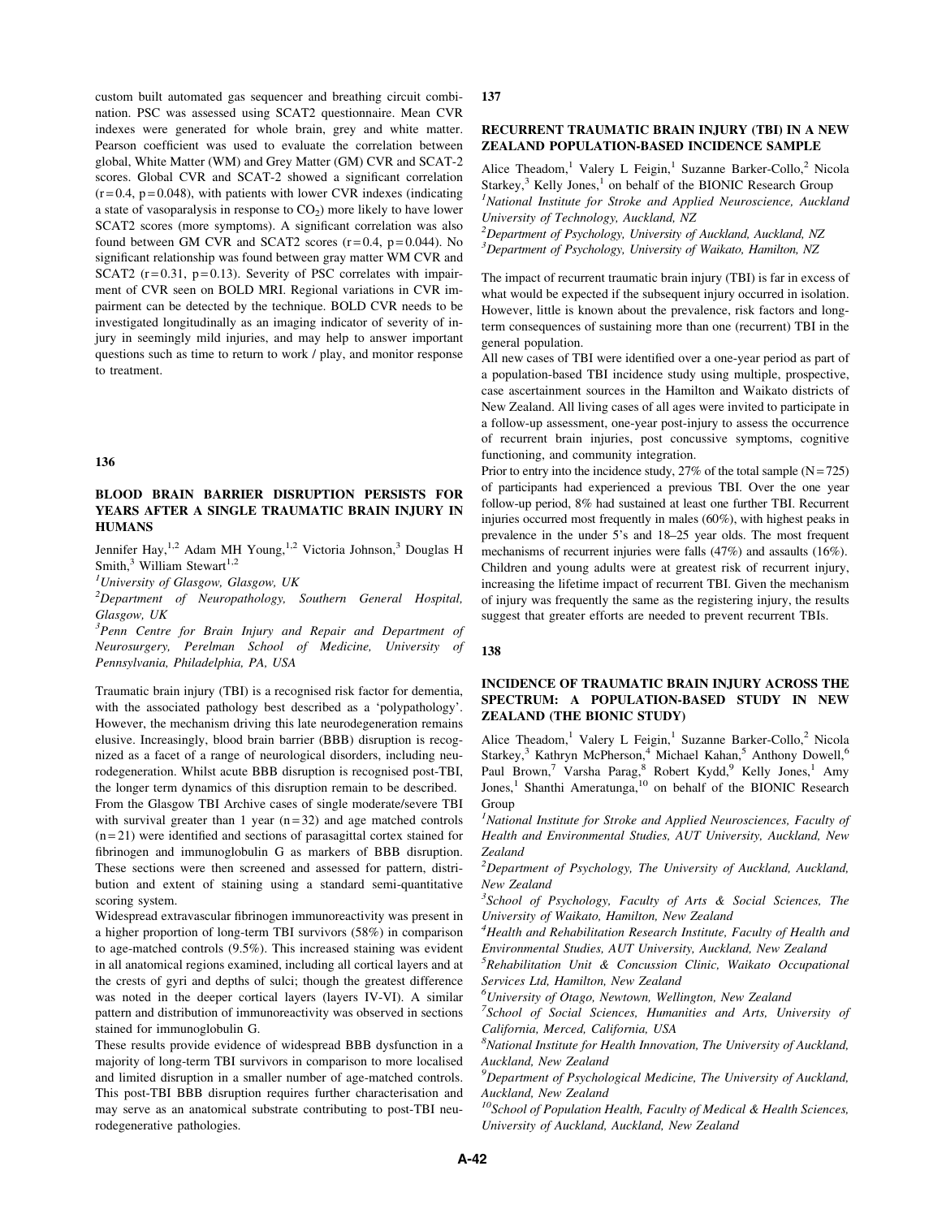custom built automated gas sequencer and breathing circuit combination. PSC was assessed using SCAT2 questionnaire. Mean CVR indexes were generated for whole brain, grey and white matter. Pearson coefficient was used to evaluate the correlation between global, White Matter (WM) and Grey Matter (GM) CVR and SCAT-2 scores. Global CVR and SCAT-2 showed a significant correlation ($r=0.4$, $p=0.048$), with patients with lower CVR indexes (indicating a state of vasoparalysis in response to $CO_2$) more likely to have lower SCAT2 scores (more symptoms). A significant correlation was also found between GM CVR and SCAT2 scores ($r=0.4$, $p=0.044$). No significant relationship was found between gray matter WM CVR and SCAT2 ($r=0.31$, $p=0.13$). Severity of PSC correlates with impairment of CVR seen on BOLD MRI. Regional variations in CVR impairment can be detected by the technique. BOLD CVR needs to be investigated longitudinally as an imaging indicator of severity of injury in seemingly mild injuries, and may help to answer important questions such as time to return to work / play, and monitor response to treatment.

## 136

### BLOOD BRAIN BARRIER DISRUPTION PERSISTS FOR YEARS AFTER A SINGLE TRAUMATIC BRAIN INJURY IN HUMANS

Jennifer Hay,[1,2] Adam MH Young,[1,2] Victoria Johnson,[3] Douglas H Smith,[3] William Stewart[1,2]

[1]*University of Glasgow, Glasgow, UK*

[2]*Department of Neuropathology, Southern General Hospital, Glasgow, UK*

[3]*Penn Centre for Brain Injury and Repair and Department of Neurosurgery, Perelman School of Medicine, University of Pennsylvania, Philadelphia, PA, USA*

Traumatic brain injury (TBI) is a recognised risk factor for dementia, with the associated pathology best described as a 'polypathology'. However, the mechanism driving this late neurodegeneration remains elusive. Increasingly, blood brain barrier (BBB) disruption is recognized as a facet of a range of neurological disorders, including neurodegeneration. Whilst acute BBB disruption is recognised post-TBI, the longer term dynamics of this disruption remain to be described.

From the Glasgow TBI Archive cases of single moderate/severe TBI with survival greater than 1 year ($n=32$) and age matched controls ($n=21$) were identified and sections of parasagittal cortex stained for fibrinogen and immunoglobulin G as markers of BBB disruption. These sections were then screened and assessed for pattern, distribution and extent of staining using a standard semi-quantitative scoring system.

Widespread extravascular fibrinogen immunoreactivity was present in a higher proportion of long-term TBI survivors (58%) in comparison to age-matched controls (9.5%). This increased staining was evident in all anatomical regions examined, including all cortical layers and at the crests of gyri and depths of sulci; though the greatest difference was noted in the deeper cortical layers (layers IV-VI). A similar pattern and distribution of immunoreactivity was observed in sections stained for immunoglobulin G.

These results provide evidence of widespread BBB dysfunction in a majority of long-term TBI survivors in comparison to more localised and limited disruption in a smaller number of age-matched controls. This post-TBI BBB disruption requires further characterisation and may serve as an anatomical substrate contributing to post-TBI neurodegenerative pathologies.

## 137

### RECURRENT TRAUMATIC BRAIN INJURY (TBI) IN A NEW ZEALAND POPULATION-BASED INCIDENCE SAMPLE

Alice Theadom,[1] Valery L Feigin,[1] Suzanne Barker-Collo,[2] Nicola Starkey,[3] Kelly Jones,[1] on behalf of the BIONIC Research Group

[1]*National Institute for Stroke and Applied Neuroscience, Auckland University of Technology, Auckland, NZ*

[2]*Department of Psychology, University of Auckland, Auckland, NZ*

[3]*Department of Psychology, University of Waikato, Hamilton, NZ*

The impact of recurrent traumatic brain injury (TBI) is far in excess of what would be expected if the subsequent injury occurred in isolation. However, little is known about the prevalence, risk factors and long-term consequences of sustaining more than one (recurrent) TBI in the general population.

All new cases of TBI were identified over a one-year period as part of a population-based TBI incidence study using multiple, prospective, case ascertainment sources in the Hamilton and Waikato districts of New Zealand. All living cases of all ages were invited to participate in a follow-up assessment, one-year post-injury to assess the occurrence of recurrent brain injuries, post concussive symptoms, cognitive functioning, and community integration.

Prior to entry into the incidence study, 27% of the total sample ($N=725$) of participants had experienced a previous TBI. Over the one year follow-up period, 8% had sustained at least one further TBI. Recurrent injuries occurred most frequently in males (60%), with highest peaks in prevalence in the under 5's and 18–25 year olds. The most frequent mechanisms of recurrent injuries were falls (47%) and assaults (16%). Children and young adults were at greatest risk of recurrent injury, increasing the lifetime impact of recurrent TBI. Given the mechanism of injury was frequently the same as the registering injury, the results suggest that greater efforts are needed to prevent recurrent TBIs.

## 138

### INCIDENCE OF TRAUMATIC BRAIN INJURY ACROSS THE SPECTRUM: A POPULATION-BASED STUDY IN NEW ZEALAND (THE BIONIC STUDY)

Alice Theadom,[1] Valery L Feigin,[1] Suzanne Barker-Collo,[2] Nicola Starkey,[3] Kathryn McPherson,[4] Michael Kahan,[5] Anthony Dowell,[6] Paul Brown,[7] Varsha Parag,[8] Robert Kydd,[9] Kelly Jones,[1] Amy Jones,[1] Shanthi Ameratunga,[10] on behalf of the BIONIC Research Group

[1]*National Institute for Stroke and Applied Neurosciences, Faculty of Health and Environmental Studies, AUT University, Auckland, New Zealand*

[2]*Department of Psychology, The University of Auckland, Auckland, New Zealand*

[3]*School of Psychology, Faculty of Arts & Social Sciences, The University of Waikato, Hamilton, New Zealand*

[4]*Health and Rehabilitation Research Institute, Faculty of Health and Environmental Studies, AUT University, Auckland, New Zealand*

[5]*Rehabilitation Unit & Concussion Clinic, Waikato Occupational Services Ltd, Hamilton, New Zealand*

[6]*University of Otago, Newtown, Wellington, New Zealand*

[7]*School of Social Sciences, Humanities and Arts, University of California, Merced, California, USA*

[8]*National Institute for Health Innovation, The University of Auckland, Auckland, New Zealand*

[9]*Department of Psychological Medicine, The University of Auckland, Auckland, New Zealand*

[10]*School of Population Health, Faculty of Medical & Health Sciences, University of Auckland, Auckland, New Zealand*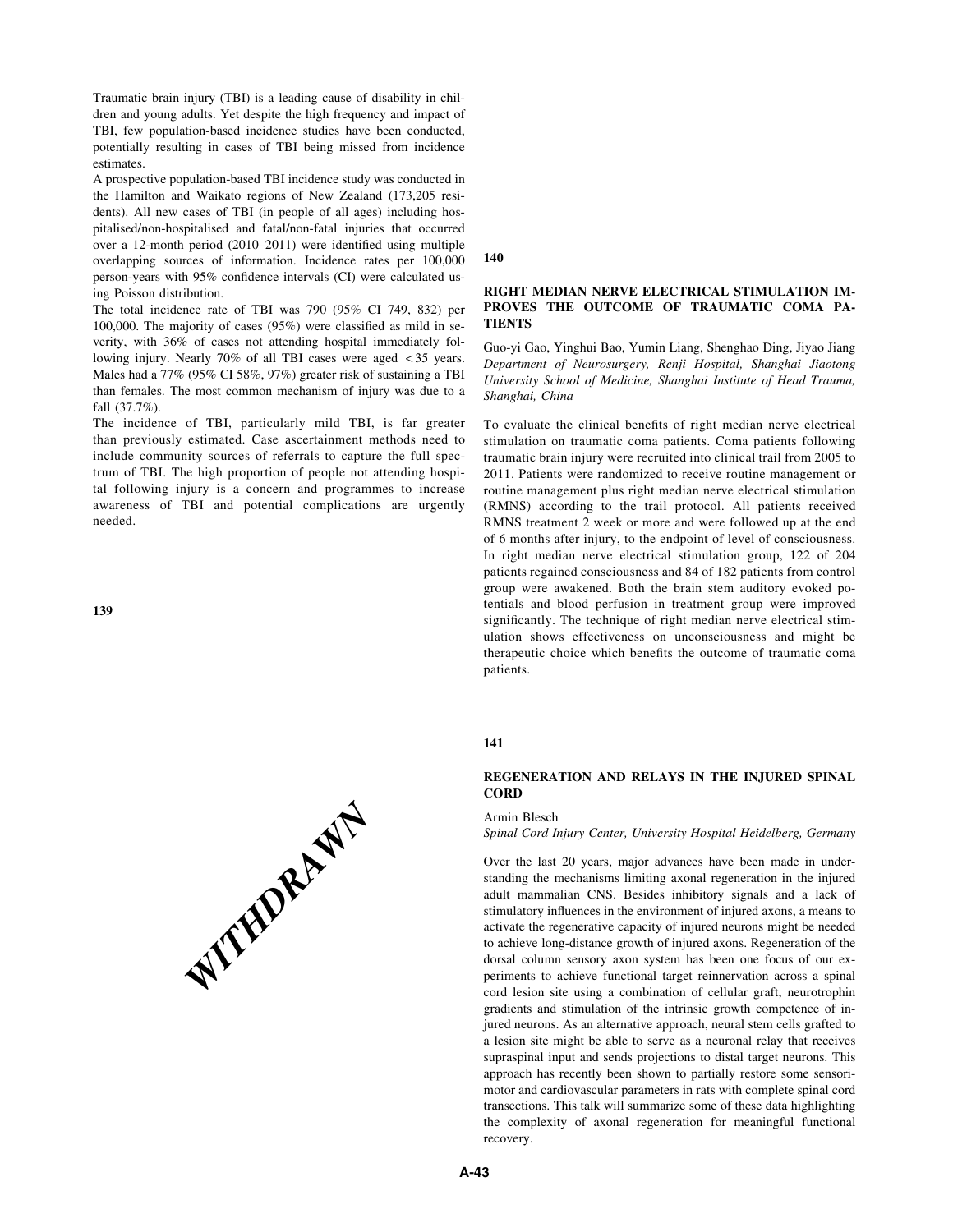Traumatic brain injury (TBI) is a leading cause of disability in children and young adults. Yet despite the high frequency and impact of TBI, few population-based incidence studies have been conducted, potentially resulting in cases of TBI being missed from incidence estimates.

A prospective population-based TBI incidence study was conducted in the Hamilton and Waikato regions of New Zealand (173,205 residents). All new cases of TBI (in people of all ages) including hospitalised/non-hospitalised and fatal/non-fatal injuries that occurred over a 12-month period (2010–2011) were identified using multiple overlapping sources of information. Incidence rates per 100,000 person-years with 95% confidence intervals (CI) were calculated using Poisson distribution.

The total incidence rate of TBI was 790 (95% CI 749, 832) per 100,000. The majority of cases (95%) were classified as mild in severity, with 36% of cases not attending hospital immediately following injury. Nearly 70% of all TBI cases were aged <35 years. Males had a 77% (95% CI 58%, 97%) greater risk of sustaining a TBI than females. The most common mechanism of injury was due to a fall (37.7%).

The incidence of TBI, particularly mild TBI, is far greater than previously estimated. Case ascertainment methods need to include community sources of referrals to capture the full spectrum of TBI. The high proportion of people not attending hospital following injury is a concern and programmes to increase awareness of TBI and potential complications are urgently needed.

**139**

WITHDRAWN

**140**

## RIGHT MEDIAN NERVE ELECTRICAL STIMULATION IMPROVES THE OUTCOME OF TRAUMATIC COMA PATIENTS

Guo-yi Gao, Yinghui Bao, Yumin Liang, Shenghao Ding, Jiyao Jiang

*Department of Neurosurgery, Renji Hospital, Shanghai Jiaotong University School of Medicine, Shanghai Institute of Head Trauma, Shanghai, China*

To evaluate the clinical benefits of right median nerve electrical stimulation on traumatic coma patients. Coma patients following traumatic brain injury were recruited into clinical trail from 2005 to 2011. Patients were randomized to receive routine management or routine management plus right median nerve electrical stimulation (RMNS) according to the trail protocol. All patients received RMNS treatment 2 week or more and were followed up at the end of 6 months after injury, to the endpoint of level of consciousness. In right median nerve electrical stimulation group, 122 of 204 patients regained consciousness and 84 of 182 patients from control group were awakened. Both the brain stem auditory evoked potentials and blood perfusion in treatment group were improved significantly. The technique of right median nerve electrical stimulation shows effectiveness on unconsciousness and might be therapeutic choice which benefits the outcome of traumatic coma patients.

**141**

## REGENERATION AND RELAYS IN THE INJURED SPINAL CORD

Armin Blesch

*Spinal Cord Injury Center, University Hospital Heidelberg, Germany*

Over the last 20 years, major advances have been made in understanding the mechanisms limiting axonal regeneration in the injured adult mammalian CNS. Besides inhibitory signals and a lack of stimulatory influences in the environment of injured axons, a means to activate the regenerative capacity of injured neurons might be needed to achieve long-distance growth of injured axons. Regeneration of the dorsal column sensory axon system has been one focus of our experiments to achieve functional target reinnervation across a spinal cord lesion site using a combination of cellular graft, neurotrophin gradients and stimulation of the intrinsic growth competence of injured neurons. As an alternative approach, neural stem cells grafted to a lesion site might be able to serve as a neuronal relay that receives supraspinal input and sends projections to distal target neurons. This approach has recently been shown to partially restore some sensorimotor and cardiovascular parameters in rats with complete spinal cord transections. This talk will summarize some of these data highlighting the complexity of axonal regeneration for meaningful functional recovery.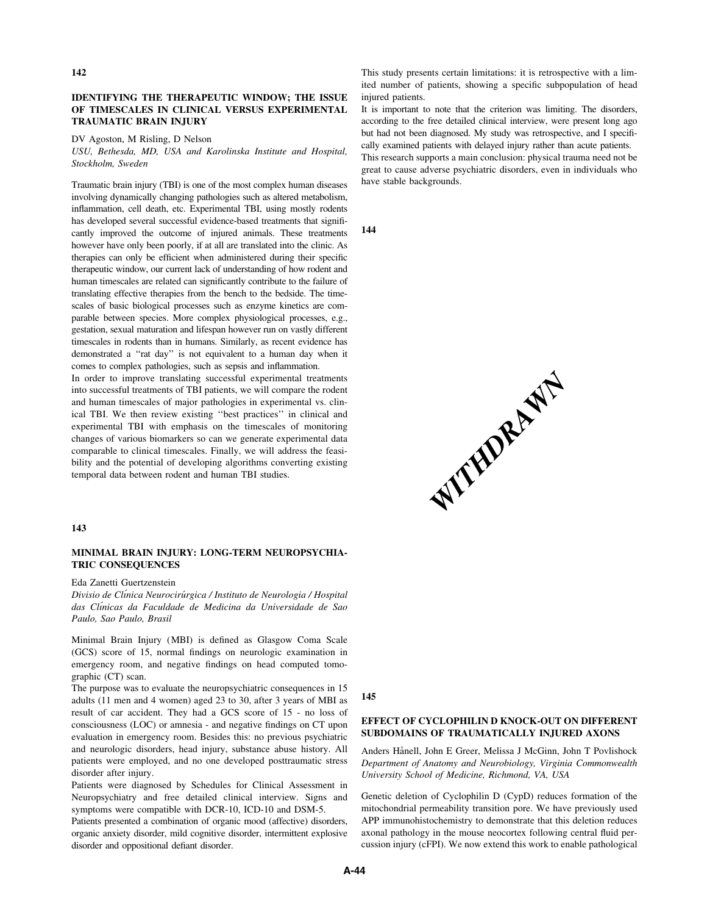**142**

### IDENTIFYING THE THERAPEUTIC WINDOW; THE ISSUE OF TIMESCALES IN CLINICAL VERSUS EXPERIMENTAL TRAUMATIC BRAIN INJURY

DV Agoston, M Risling, D Nelson

*USU, Bethesda, MD, USA and Karolinska Institute and Hospital, Stockholm, Sweden*

Traumatic brain injury (TBI) is one of the most complex human diseases involving dynamically changing pathologies such as altered metabolism, inflammation, cell death, etc. Experimental TBI, using mostly rodents has developed several successful evidence-based treatments that significantly improved the outcome of injured animals. These treatments however have only been poorly, if at all are translated into the clinic. As therapies can only be efficient when administered during their specific therapeutic window, our current lack of understanding of how rodent and human timescales are related can significantly contribute to the failure of translating effective therapies from the bench to the bedside. The timescales of basic biological processes such as enzyme kinetics are comparable between species. More complex physiological processes, e.g., gestation, sexual maturation and lifespan however run on vastly different timescales in rodents than in humans. Similarly, as recent evidence has demonstrated a ''rat day'' is not equivalent to a human day when it comes to complex pathologies, such as sepsis and inflammation.

In order to improve translating successful experimental treatments into successful treatments of TBI patients, we will compare the rodent and human timescales of major pathologies in experimental vs. clinical TBI. We then review existing ''best practices'' in clinical and experimental TBI with emphasis on the timescales of monitoring changes of various biomarkers so can we generate experimental data comparable to clinical timescales. Finally, we will address the feasibility and the potential of developing algorithms converting existing temporal data between rodent and human TBI studies.

**143**

### MINIMAL BRAIN INJURY: LONG-TERM NEUROPSYCHIATRIC CONSEQUENCES

Eda Zanetti Guertzenstein

*Divisio de Clínica Neurocirúrgica / Instituto de Neurologia / Hospital das Clínicas da Faculdade de Medicina da Universidade de Sao Paulo, Sao Paulo, Brasil*

Minimal Brain Injury (MBI) is defined as Glasgow Coma Scale (GCS) score of 15, normal findings on neurologic examination in emergency room, and negative findings on head computed tomographic (CT) scan.

The purpose was to evaluate the neuropsychiatric consequences in 15 adults (11 men and 4 women) aged 23 to 30, after 3 years of MBI as result of car accident. They had a GCS score of 15 - no loss of consciousness (LOC) or amnesia - and negative findings on CT upon evaluation in emergency room. Besides this: no previous psychiatric and neurologic disorders, head injury, substance abuse history. All patients were employed, and no one developed posttraumatic stress disorder after injury.

Patients were diagnosed by Schedules for Clinical Assessment in Neuropsychiatry and free detailed clinical interview. Signs and symptoms were compatible with DCR-10, ICD-10 and DSM-5.

Patients presented a combination of organic mood (affective) disorders, organic anxiety disorder, mild cognitive disorder, intermittent explosive disorder and oppositional defiant disorder.

This study presents certain limitations: it is retrospective with a limited number of patients, showing a specific subpopulation of head injured patients.

It is important to note that the criterion was limiting. The disorders, according to the free detailed clinical interview, were present long ago but had not been diagnosed. My study was retrospective, and I specifically examined patients with delayed injury rather than acute patients.

This research supports a main conclusion: physical trauma need not be great to cause adverse psychiatric disorders, even in individuals who have stable backgrounds.

**144**

WITHDRAWN

**145**

### EFFECT OF CYCLOPHILIN D KNOCK-OUT ON DIFFERENT SUBDOMAINS OF TRAUMATICALLY INJURED AXONS

Anders Hånell, John E Greer, Melissa J McGinn, John T Povlishock

*Department of Anatomy and Neurobiology, Virginia Commonwealth University School of Medicine, Richmond, VA, USA*

Genetic deletion of Cyclophilin D (CypD) reduces formation of the mitochondrial permeability transition pore. We have previously used APP immunohistochemistry to demonstrate that this deletion reduces axonal pathology in the mouse neocortex following central fluid percussion injury (cFPI). We now extend this work to enable pathological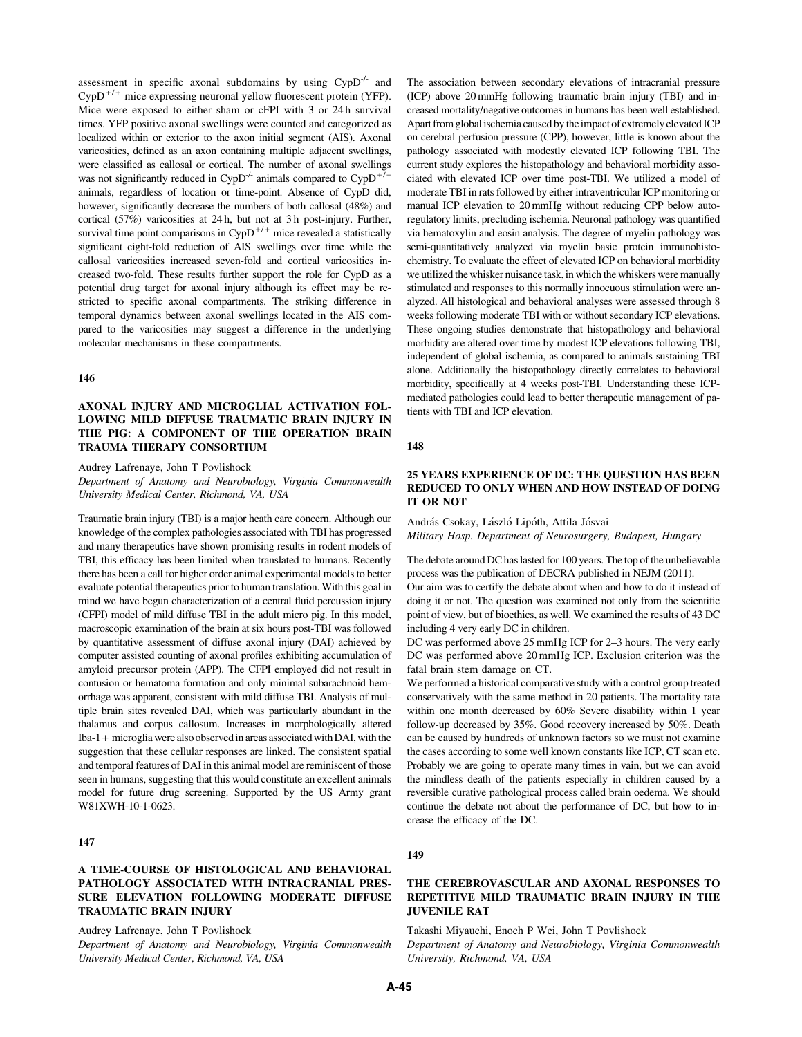assessment in specific axonal subdomains by using $CypD^{-/-}$ and $CypD^{+/+}$ mice expressing neuronal yellow fluorescent protein (YFP). Mice were exposed to either sham or cFPI with 3 or 24 h survival times. YFP positive axonal swellings were counted and categorized as localized within or exterior to the axon initial segment (AIS). Axonal varicosities, defined as an axon containing multiple adjacent swellings, were classified as callosal or cortical. The number of axonal swellings was not significantly reduced in $CypD^{-/-}$ animals compared to $CypD^{+/+}$ animals, regardless of location or time-point. Absence of CypD did, however, significantly decrease the numbers of both callosal (48%) and cortical (57%) varicosities at 24 h, but not at 3 h post-injury. Further, survival time point comparisons in $CypD^{+/+}$ mice revealed a statistically significant eight-fold reduction of AIS swellings over time while the callosal varicosities increased seven-fold and cortical varicosities increased two-fold. These results further support the role for CypD as a potential drug target for axonal injury although its effect may be restricted to specific axonal compartments. The striking difference in temporal dynamics between axonal swellings located in the AIS compared to the varicosities may suggest a difference in the underlying molecular mechanisms in these compartments.

## 146

### AXONAL INJURY AND MICROGLIAL ACTIVATION FOLLOWING MILD DIFFUSE TRAUMATIC BRAIN INJURY IN THE PIG: A COMPONENT OF THE OPERATION BRAIN TRAUMA THERAPY CONSORTIUM

Audrey Lafrenaye, John T Povlishock

*Department of Anatomy and Neurobiology, Virginia Commonwealth University Medical Center, Richmond, VA, USA*

Traumatic brain injury (TBI) is a major heath care concern. Although our knowledge of the complex pathologies associated with TBI has progressed and many therapeutics have shown promising results in rodent models of TBI, this efficacy has been limited when translated to humans. Recently there has been a call for higher order animal experimental models to better evaluate potential therapeutics prior to human translation. With this goal in mind we have begun characterization of a central fluid percussion injury (CFPI) model of mild diffuse TBI in the adult micro pig. In this model, macroscopic examination of the brain at six hours post-TBI was followed by quantitative assessment of diffuse axonal injury (DAI) achieved by computer assisted counting of axonal profiles exhibiting accumulation of amyloid precursor protein (APP). The CFPI employed did not result in contusion or hematoma formation and only minimal subarachnoid hemorrhage was apparent, consistent with mild diffuse TBI. Analysis of multiple brain sites revealed DAI, which was particularly abundant in the thalamus and corpus callosum. Increases in morphologically altered Iba-1+ microglia were also observed in areas associated with DAI, with the suggestion that these cellular responses are linked. The consistent spatial and temporal features of DAI in this animal model are reminiscent of those seen in humans, suggesting that this would constitute an excellent animals model for future drug screening. Supported by the US Army grant W81XWH-10-1-0623.

## 147

### A TIME-COURSE OF HISTOLOGICAL AND BEHAVIORAL PATHOLOGY ASSOCIATED WITH INTRACRANIAL PRESSURE ELEVATION FOLLOWING MODERATE DIFFUSE TRAUMATIC BRAIN INJURY

Audrey Lafrenaye, John T Povlishock

*Department of Anatomy and Neurobiology, Virginia Commonwealth University Medical Center, Richmond, VA, USA*

The association between secondary elevations of intracranial pressure (ICP) above 20 mmHg following traumatic brain injury (TBI) and increased mortality/negative outcomes in humans has been well established. Apart from global ischemia caused by the impact of extremely elevated ICP on cerebral perfusion pressure (CPP), however, little is known about the pathology associated with modestly elevated ICP following TBI. The current study explores the histopathology and behavioral morbidity associated with elevated ICP over time post-TBI. We utilized a model of moderate TBI in rats followed by either intraventricular ICP monitoring or manual ICP elevation to 20 mmHg without reducing CPP below autoregulatory limits, precluding ischemia. Neuronal pathology was quantified via hematoxylin and eosin analysis. The degree of myelin pathology was semi-quantitatively analyzed via myelin basic protein immunohistochemistry. To evaluate the effect of elevated ICP on behavioral morbidity we utilized the whisker nuisance task, in which the whiskers were manually stimulated and responses to this normally innocuous stimulation were analyzed. All histological and behavioral analyses were assessed through 8 weeks following moderate TBI with or without secondary ICP elevations. These ongoing studies demonstrate that histopathology and behavioral morbidity are altered over time by modest ICP elevations following TBI, independent of global ischemia, as compared to animals sustaining TBI alone. Additionally the histopathology directly correlates to behavioral morbidity, specifically at 4 weeks post-TBI. Understanding these ICP-mediated pathologies could lead to better therapeutic management of patients with TBI and ICP elevation.

## 148

### 25 YEARS EXPERIENCE OF DC: THE QUESTION HAS BEEN REDUCED TO ONLY WHEN AND HOW INSTEAD OF DOING IT OR NOT

András Csokay, László Lipóth, Attila Jósvai

*Military Hosp. Department of Neurosurgery, Budapest, Hungary*

The debate around DC has lasted for 100 years. The top of the unbelievable process was the publication of DECRA published in NEJM (2011).

Our aim was to certify the debate about when and how to do it instead of doing it or not. The question was examined not only from the scientific point of view, but of bioethics, as well. We examined the results of 43 DC including 4 very early DC in children.

DC was performed above 25 mmHg ICP for 2–3 hours. The very early DC was performed above 20 mmHg ICP. Exclusion criterion was the fatal brain stem damage on CT.

We performed a historical comparative study with a control group treated conservatively with the same method in 20 patients. The mortality rate within one month decreased by 60% Severe disability within 1 year follow-up decreased by 35%. Good recovery increased by 50%. Death can be caused by hundreds of unknown factors so we must not examine the cases according to some well known constants like ICP, CT scan etc. Probably we are going to operate many times in vain, but we can avoid the mindless death of the patients especially in children caused by a reversible curative pathological process called brain oedema. We should continue the debate not about the performance of DC, but how to increase the efficacy of the DC.

## 149

### THE CEREBROVASCULAR AND AXONAL RESPONSES TO REPETITIVE MILD TRAUMATIC BRAIN INJURY IN THE JUVENILE RAT

Takashi Miyauchi, Enoch P Wei, John T Povlishock

*Department of Anatomy and Neurobiology, Virginia Commonwealth University, Richmond, VA, USA*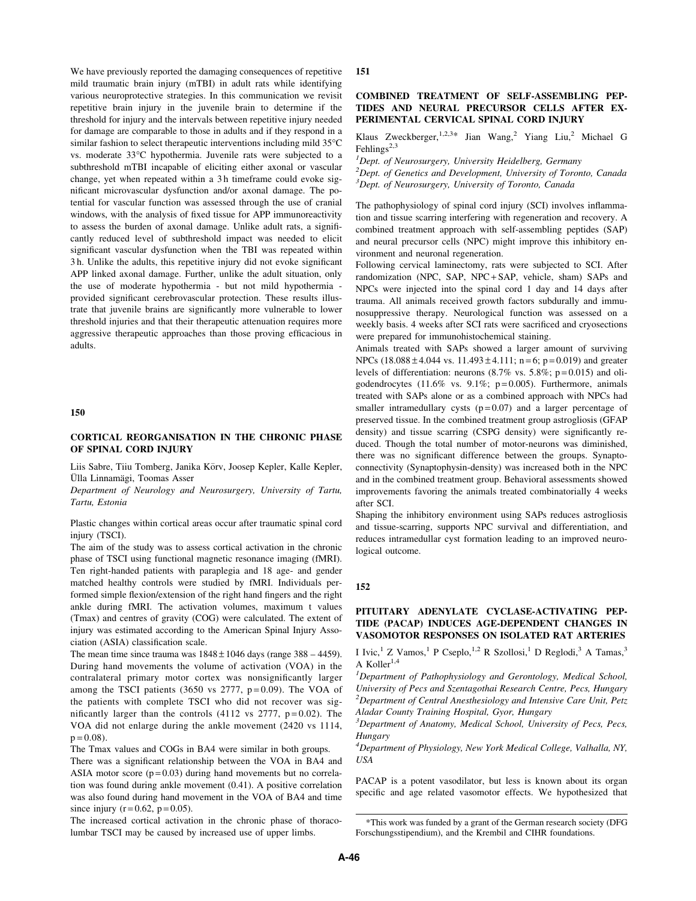We have previously reported the damaging consequences of repetitive mild traumatic brain injury (mTBI) in adult rats while identifying various neuroprotective strategies. In this communication we revisit repetitive brain injury in the juvenile brain to determine if the threshold for injury and the intervals between repetitive injury needed for damage are comparable to those in adults and if they respond in a similar fashion to select therapeutic interventions including mild 35°C vs. moderate 33°C hypothermia. Juvenile rats were subjected to a subthreshold mTBI incapable of eliciting either axonal or vascular change, yet when repeated within a 3 h timeframe could evoke significant microvascular dysfunction and/or axonal damage. The potential for vascular function was assessed through the use of cranial windows, with the analysis of fixed tissue for APP immunoreactivity to assess the burden of axonal damage. Unlike adult rats, a significantly reduced level of subthreshold impact was needed to elicit significant vascular dysfunction when the TBI was repeated within 3 h. Unlike the adults, this repetitive injury did not evoke significant APP linked axonal damage. Further, unlike the adult situation, only the use of moderate hypothermia - but not mild hypothermia - provided significant cerebrovascular protection. These results illustrate that juvenile brains are significantly more vulnerable to lower threshold injuries and that their therapeutic attenuation requires more aggressive therapeutic approaches than those proving efficacious in adults.

## 150

### CORTICAL REORGANISATION IN THE CHRONIC PHASE OF SPINAL CORD INJURY

Liis Sabre, Tiiu Tomberg, Janika Kõrv, Joosep Kepler, Kalle Kepler, Ülla Linnamägi, Toomas Asser

*Department of Neurology and Neurosurgery, University of Tartu, Tartu, Estonia*

Plastic changes within cortical areas occur after traumatic spinal cord injury (TSCI).

The aim of the study was to assess cortical activation in the chronic phase of TSCI using functional magnetic resonance imaging (fMRI). Ten right-handed patients with paraplegia and 18 age- and gender matched healthy controls were studied by fMRI. Individuals performed simple flexion/extension of the right hand fingers and the right ankle during fMRI. The activation volumes, maximum t values (Tmax) and centres of gravity (COG) were calculated. The extent of injury was estimated according to the American Spinal Injury Association (ASIA) classification scale.

The mean time since trauma was 1848 ± 1046 days (range 388 – 4459). During hand movements the volume of activation (VOA) in the contralateral primary motor cortex was nonsignificantly larger among the TSCI patients (3650 vs 2777, $p = 0.09$). The VOA of the patients with complete TSCI who did not recover was significantly larger than the controls (4112 vs 2777, $p = 0.02$). The VOA did not enlarge during the ankle movement (2420 vs 1114, $p = 0.08$).

The Tmax values and COGs in BA4 were similar in both groups.

There was a significant relationship between the VOA in BA4 and ASIA motor score ($p = 0.03$) during hand movements but no correlation was found during ankle movement (0.41). A positive correlation was also found during hand movement in the VOA of BA4 and time since injury ($r = 0.62$, $p = 0.05$).

The increased cortical activation in the chronic phase of thoracolumbar TSCI may be caused by increased use of upper limbs.

## 151

### COMBINED TREATMENT OF SELF-ASSEMBLING PEPTIDES AND NEURAL PRECURSOR CELLS AFTER EXPERIMENTAL CERVICAL SPINAL CORD INJURY

Klaus Zweckberger,[1,2,3]* Jian Wang,[2] Yiang Liu,[2] Michael G Fehlings[2,3]

[1]*Dept. of Neurosurgery, University Heidelberg, Germany*
[2]*Dept. of Genetics and Development, University of Toronto, Canada*
[3]*Dept. of Neurosurgery, University of Toronto, Canada*

The pathophysiology of spinal cord injury (SCI) involves inflammation and tissue scarring interfering with regeneration and recovery. A combined treatment approach with self-assembling peptides (SAP) and neural precursor cells (NPC) might improve this inhibitory environment and neuronal regeneration.

Following cervical laminectomy, rats were subjected to SCI. After randomization (NPC, SAP, NPC + SAP, vehicle, sham) SAPs and NPCs were injected into the spinal cord 1 day and 14 days after trauma. All animals received growth factors subdurally and immunosuppressive therapy. Neurological function was assessed on a weekly basis. 4 weeks after SCI rats were sacrificed and cryosections were prepared for immunohistochemical staining.

Animals treated with SAPs showed a larger amount of surviving NPCs (18.088 ± 4.044 vs. 11.493 ± 4.111; $n = 6$; $p = 0.019$) and greater levels of differentiation: neurons (8.7% vs. 5.8%; $p = 0.015$) and oligodendrocytes (11.6% vs. 9.1%; $p = 0.005$). Furthermore, animals treated with SAPs alone or as a combined approach with NPCs had smaller intramedullary cysts ($p = 0.07$) and a larger percentage of preserved tissue. In the combined treatment group astrogliosis (GFAP density) and tissue scarring (CSPG density) were significantly reduced. Though the total number of motor-neurons was diminished, there was no significant difference between the groups. Synaptoconnectivity (Synaptophysin-density) was increased both in the NPC and in the combined treatment group. Behavioral assessments showed improvements favoring the animals treated combinatorially 4 weeks after SCI.

Shaping the inhibitory environment using SAPs reduces astrogliosis and tissue-scarring, supports NPC survival and differentiation, and reduces intramedullar cyst formation leading to an improved neurological outcome.

*This work was funded by a grant of the German research society (DFG Forschungsstipendium), and the Krembil and CIHR foundations.

## 152

### PITUITARY ADENYLATE CYCLASE-ACTIVATING PEPTIDE (PACAP) INDUCES AGE-DEPENDENT CHANGES IN VASOMOTOR RESPONSES ON ISOLATED RAT ARTERIES

I Ivic,[1] Z Vamos,[1] P Cseplo,[1,2] R Szollosi,[1] D Reglodi,[3] A Tamas,[3] A Koller[1,4]

[1]*Department of Pathophysiology and Gerontology, Medical School, University of Pecs and Szentagothai Research Centre, Pecs, Hungary*
[2]*Department of Central Anesthesiology and Intensive Care Unit, Petz Aladar County Training Hospital, Gyor, Hungary*
[3]*Department of Anatomy, Medical School, University of Pecs, Pecs, Hungary*
[4]*Department of Physiology, New York Medical College, Valhalla, NY, USA*

PACAP is a potent vasodilator, but less is known about its organ specific and age related vasomotor effects. We hypothesized that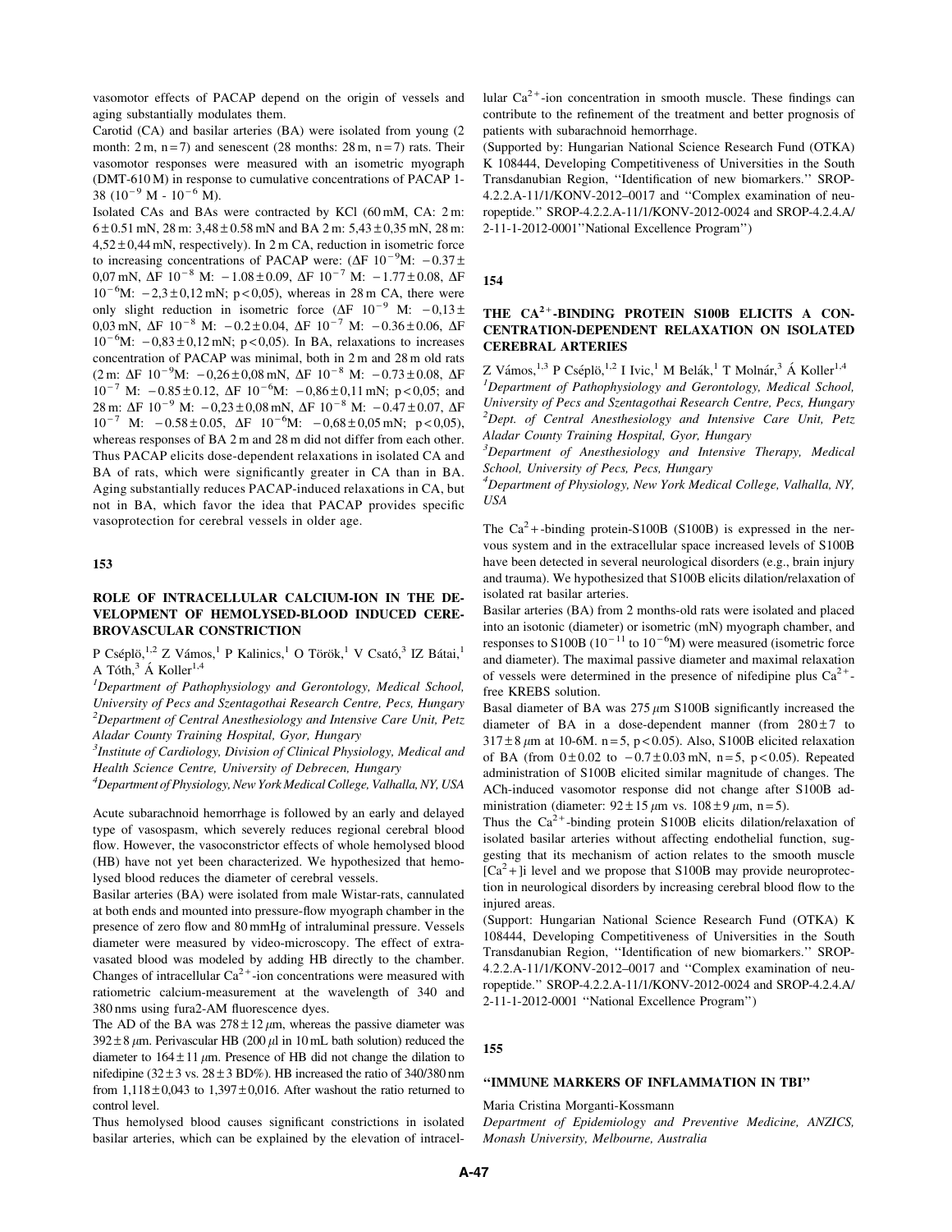vasomotor effects of PACAP depend on the origin of vessels and aging substantially modulates them.

Carotid (CA) and basilar arteries (BA) were isolated from young (2 month: 2 m, n = 7) and senescent (28 months: 28 m, n = 7) rats. Their vasomotor responses were measured with an isometric myograph (DMT-610 M) in response to cumulative concentrations of PACAP 1-38 ($10^{-9}$ M - $10^{-6}$ M).

Isolated CAs and BAs were contracted by KCl (60 mM, CA: 2 m: 6 ± 0.51 mN, 28 m: 3,48 ± 0.58 mN and BA 2 m: 5,43 ± 0,35 mN, 28 m: 4,52 ± 0,44 mN, respectively). In 2 m CA, reduction in isometric force to increasing concentrations of PACAP were: (ΔF $10^{-9}$M: −0.37 ± 0,07 mN, ΔF $10^{-8}$ M: −1.08 ± 0.09, ΔF $10^{-7}$ M: −1.77 ± 0.08, ΔF $10^{-6}$M: −2,3 ± 0,12 mN; $p < 0{,}05$), whereas in 28 m CA, there were only slight reduction in isometric force (ΔF $10^{-9}$ M: −0,13 ± 0,03 mN, ΔF $10^{-8}$ M: −0.2 ± 0.04, ΔF $10^{-7}$ M: −0.36 ± 0.06, ΔF $10^{-6}$M: −0,83 ± 0,12 mN; $p < 0{,}05$). In BA, relaxations to increases concentration of PACAP was minimal, both in 2 m and 28 m old rats (2 m: ΔF $10^{-9}$M: −0,26 ± 0,08 mN, ΔF $10^{-8}$ M: −0.73 ± 0.08, ΔF $10^{-7}$ M: −0.85 ± 0.12, ΔF $10^{-6}$M: −0,86 ± 0,11 mN; $p < 0{,}05$; and 28 m: ΔF $10^{-9}$ M: −0,23 ± 0,08 mN, ΔF $10^{-8}$ M: −0.47 ± 0.07, ΔF $10^{-7}$ M: −0.58 ± 0.05, ΔF $10^{-6}$M: −0,68 ± 0,05 mN; $p < 0{,}05$), whereas responses of BA 2 m and 28 m did not differ from each other. Thus PACAP elicits dose-dependent relaxations in isolated CA and BA of rats, which were significantly greater in CA than in BA. Aging substantially reduces PACAP-induced relaxations in CA, but not in BA, which favor the idea that PACAP provides specific vasoprotection for cerebral vessels in older age.

## 153

### ROLE OF INTRACELLULAR CALCIUM-ION IN THE DEVELOPMENT OF HEMOLYSED-BLOOD INDUCED CEREBROVASCULAR CONSTRICTION

P Cséplö,[1,2] Z Vámos,[1] P Kalinics,[1] O Török,[1] V Csató,[3] IZ Bátai,[1] A Tóth,[3] Á Koller[1,4]

[1]*Department of Pathophysiology and Gerontology, Medical School, University of Pecs and Szentagothai Research Centre, Pecs, Hungary*
[2]*Department of Central Anesthesiology and Intensive Care Unit, Petz Aladar County Training Hospital, Gyor, Hungary*
[3]*Institute of Cardiology, Division of Clinical Physiology, Medical and Health Science Centre, University of Debrecen, Hungary*
[4]*Department of Physiology, New York Medical College, Valhalla, NY, USA*

Acute subarachnoid hemorrhage is followed by an early and delayed type of vasospasm, which severely reduces regional cerebral blood flow. However, the vasoconstrictor effects of whole hemolysed blood (HB) have not yet been characterized. We hypothesized that hemolysed blood reduces the diameter of cerebral vessels.

Basilar arteries (BA) were isolated from male Wistar-rats, cannulated at both ends and mounted into pressure-flow myograph chamber in the presence of zero flow and 80 mmHg of intraluminal pressure. Vessels diameter were measured by video-microscopy. The effect of extravasated blood was modeled by adding HB directly to the chamber. Changes of intracellular $Ca^{2+}$-ion concentrations were measured with ratiometric calcium-measurement at the wavelength of 340 and 380 nms using fura2-AM fluorescence dyes.

The AD of the BA was 278 ± 12 μm, whereas the passive diameter was 392 ± 8 μm. Perivascular HB (200 μl in 10 mL bath solution) reduced the diameter to 164 ± 11 μm. Presence of HB did not change the dilation to nifedipine (32 ± 3 vs. 28 ± 3 BD%). HB increased the ratio of 340/380 nm from 1,118 ± 0,043 to 1,397 ± 0,016. After washout the ratio returned to control level.

Thus hemolysed blood causes significant constrictions in isolated basilar arteries, which can be explained by the elevation of intracellular $Ca^{2+}$-ion concentration in smooth muscle. These findings can contribute to the refinement of the treatment and better prognosis of patients with subarachnoid hemorrhage.

(Supported by: Hungarian National Science Research Fund (OTKA) K 108444, Developing Competitiveness of Universities in the South Transdanubian Region, ''Identification of new biomarkers.'' SROP-4.2.2.A-11/1/KONV-2012–0017 and ''Complex examination of neuropeptide.'' SROP-4.2.2.A-11/1/KONV-2012-0024 and SROP-4.2.4.A/2-11-1-2012-0001''National Excellence Program'')

## 154

### THE $Ca^{2+}$-BINDING PROTEIN S100B ELICITS A CONCENTRATION-DEPENDENT RELAXATION ON ISOLATED CEREBRAL ARTERIES

Z Vámos,[1,3] P Cséplö,[1,2] I Ivic,[1] M Belák,[1] T Molnár,[3] Á Koller[1,4]

[1]*Department of Pathophysiology and Gerontology, Medical School, University of Pecs and Szentagothai Research Centre, Pecs, Hungary*
[2]*Dept. of Central Anesthesiology and Intensive Care Unit, Petz Aladar County Training Hospital, Gyor, Hungary*
[3]*Department of Anesthesiology and Intensive Therapy, Medical School, University of Pecs, Pecs, Hungary*
[4]*Department of Physiology, New York Medical College, Valhalla, NY, USA*

The $Ca2+$-binding protein-S100B (S100B) is expressed in the nervous system and in the extracellular space increased levels of S100B have been detected in several neurological disorders (e.g., brain injury and trauma). We hypothesized that S100B elicits dilation/relaxation of isolated rat basilar arteries.

Basilar arteries (BA) from 2 months-old rats were isolated and placed into an isotonic (diameter) or isometric (mN) myograph chamber, and responses to S100B ($10^{-11}$ to $10^{-6}$M) were measured (isometric force and diameter). The maximal passive diameter and maximal relaxation of vessels were determined in the presence of nifedipine plus $Ca^{2+}$-free KREBS solution.

Basal diameter of BA was 275 μm S100B significantly increased the diameter of BA in a dose-dependent manner (from 280 ± 7 to 317 ± 8 μm at 10-6M. n = 5, $p < 0.05$). Also, S100B elicited relaxation of BA (from 0 ± 0.02 to −0.7 ± 0.03 mN, n = 5, $p < 0.05$). Repeated administration of S100B elicited similar magnitude of changes. The ACh-induced vasomotor response did not change after S100B administration (diameter: 92 ± 15 μm vs. 108 ± 9 μm, n = 5).

Thus the $Ca^{2+}$-binding protein S100B elicits dilation/relaxation of isolated basilar arteries without affecting endothelial function, suggesting that its mechanism of action relates to the smooth muscle $[Ca2+]i$ level and we propose that S100B may provide neuroprotection in neurological disorders by increasing cerebral blood flow to the injured areas.

(Support: Hungarian National Science Research Fund (OTKA) K 108444, Developing Competitiveness of Universities in the South Transdanubian Region, ''Identification of new biomarkers.'' SROP-4.2.2.A-11/1/KONV-2012–0017 and ''Complex examination of neuropeptide.'' SROP-4.2.2.A-11/1/KONV-2012-0024 and SROP-4.2.4.A/2-11-1-2012-0001 ''National Excellence Program'')

## 155

### ''IMMUNE MARKERS OF INFLAMMATION IN TBI''

Maria Cristina Morganti-Kossmann

*Department of Epidemiology and Preventive Medicine, ANZICS, Monash University, Melbourne, Australia*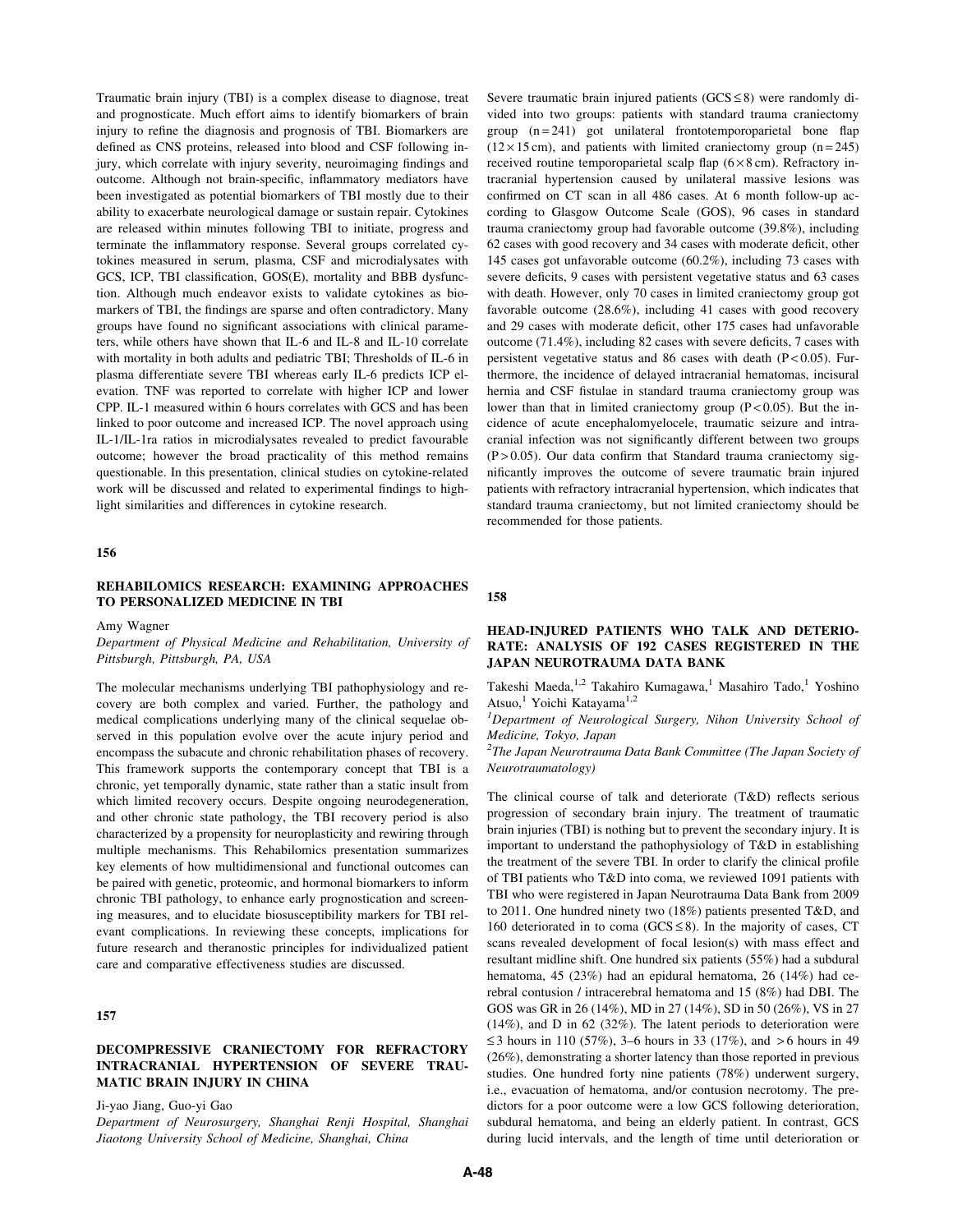Traumatic brain injury (TBI) is a complex disease to diagnose, treat and prognosticate. Much effort aims to identify biomarkers of brain injury to refine the diagnosis and prognosis of TBI. Biomarkers are defined as CNS proteins, released into blood and CSF following injury, which correlate with injury severity, neuroimaging findings and outcome. Although not brain-specific, inflammatory mediators have been investigated as potential biomarkers of TBI mostly due to their ability to exacerbate neurological damage or sustain repair. Cytokines are released within minutes following TBI to initiate, progress and terminate the inflammatory response. Several groups correlated cytokines measured in serum, plasma, CSF and microdialysates with GCS, ICP, TBI classification, GOS(E), mortality and BBB dysfunction. Although much endeavor exists to validate cytokines as biomarkers of TBI, the findings are sparse and often contradictory. Many groups have found no significant associations with clinical parameters, while others have shown that IL-6 and IL-8 and IL-10 correlate with mortality in both adults and pediatric TBI; Thresholds of IL-6 in plasma differentiate severe TBI whereas early IL-6 predicts ICP elevation. TNF was reported to correlate with higher ICP and lower CPP. IL-1 measured within 6 hours correlates with GCS and has been linked to poor outcome and increased ICP. The novel approach using IL-1/IL-1ra ratios in microdialysates revealed to predict favourable outcome; however the broad practicality of this method remains questionable. In this presentation, clinical studies on cytokine-related work will be discussed and related to experimental findings to highlight similarities and differences in cytokine research.

## 156

### REHABILOMICS RESEARCH: EXAMINING APPROACHES TO PERSONALIZED MEDICINE IN TBI

Amy Wagner

*Department of Physical Medicine and Rehabilitation, University of Pittsburgh, Pittsburgh, PA, USA*

The molecular mechanisms underlying TBI pathophysiology and recovery are both complex and varied. Further, the pathology and medical complications underlying many of the clinical sequelae observed in this population evolve over the acute injury period and encompass the subacute and chronic rehabilitation phases of recovery. This framework supports the contemporary concept that TBI is a chronic, yet temporally dynamic, state rather than a static insult from which limited recovery occurs. Despite ongoing neurodegeneration, and other chronic state pathology, the TBI recovery period is also characterized by a propensity for neuroplasticity and rewiring through multiple mechanisms. This Rehabilomics presentation summarizes key elements of how multidimensional and functional outcomes can be paired with genetic, proteomic, and hormonal biomarkers to inform chronic TBI pathology, to enhance early prognostication and screening measures, and to elucidate biosusceptibility markers for TBI relevant complications. In reviewing these concepts, implications for future research and theranostic principles for individualized patient care and comparative effectiveness studies are discussed.

## 157

### DECOMPRESSIVE CRANIECTOMY FOR REFRACTORY INTRACRANIAL HYPERTENSION OF SEVERE TRAUMATIC BRAIN INJURY IN CHINA

Ji-yao Jiang, Guo-yi Gao

*Department of Neurosurgery, Shanghai Renji Hospital, Shanghai Jiaotong University School of Medicine, Shanghai, China*

Severe traumatic brain injured patients (GCS ≤ 8) were randomly divided into two groups: patients with standard trauma craniectomy group (n = 241) got unilateral frontotemporoparietal bone flap (12 × 15 cm), and patients with limited craniectomy group (n = 245) received routine temporoparietal scalp flap (6 × 8 cm). Refractory intracranial hypertension caused by unilateral massive lesions was confirmed on CT scan in all 486 cases. At 6 month follow-up according to Glasgow Outcome Scale (GOS), 96 cases in standard trauma craniectomy group had favorable outcome (39.8%), including 62 cases with good recovery and 34 cases with moderate deficit, other 145 cases got unfavorable outcome (60.2%), including 73 cases with severe deficits, 9 cases with persistent vegetative status and 63 cases with death. However, only 70 cases in limited craniectomy group got favorable outcome (28.6%), including 41 cases with good recovery and 29 cases with moderate deficit, other 175 cases had unfavorable outcome (71.4%), including 82 cases with severe deficits, 7 cases with persistent vegetative status and 86 cases with death ($P < 0.05$). Furthermore, the incidence of delayed intracranial hematomas, incisural hernia and CSF fistulae in standard trauma craniectomy group was lower than that in limited craniectomy group ($P < 0.05$). But the incidence of acute encephalomyelocele, traumatic seizure and intracranial infection was not significantly different between two groups ($P > 0.05$). Our data confirm that Standard trauma craniectomy significantly improves the outcome of severe traumatic brain injured patients with refractory intracranial hypertension, which indicates that standard trauma craniectomy, but not limited craniectomy should be recommended for those patients.

## 158

### HEAD-INJURED PATIENTS WHO TALK AND DETERIORATE: ANALYSIS OF 192 CASES REGISTERED IN THE JAPAN NEUROTRAUMA DATA BANK

Takeshi Maeda,[1,2] Takahiro Kumagawa,[1] Masahiro Tado,[1] Yoshino Atsuo,[1] Yoichi Katayama[1,2]

[1]*Department of Neurological Surgery, Nihon University School of Medicine, Tokyo, Japan*

[2]*The Japan Neurotrauma Data Bank Committee (The Japan Society of Neurotraumatology)*

The clinical course of talk and deteriorate (T&D) reflects serious progression of secondary brain injury. The treatment of traumatic brain injuries (TBI) is nothing but to prevent the secondary injury. It is important to understand the pathophysiology of T&D in establishing the treatment of the severe TBI. In order to clarify the clinical profile of TBI patients who T&D into coma, we reviewed 1091 patients with TBI who were registered in Japan Neurotrauma Data Bank from 2009 to 2011. One hundred ninety two (18%) patients presented T&D, and 160 deteriorated in to coma (GCS ≤ 8). In the majority of cases, CT scans revealed development of focal lesion(s) with mass effect and resultant midline shift. One hundred six patients (55%) had a subdural hematoma, 45 (23%) had an epidural hematoma, 26 (14%) had cerebral contusion / intracerebral hematoma and 15 (8%) had DBI. The GOS was GR in 26 (14%), MD in 27 (14%), SD in 50 (26%), VS in 27 (14%), and D in 62 (32%). The latent periods to deterioration were ≤ 3 hours in 110 (57%), 3–6 hours in 33 (17%), and > 6 hours in 49 (26%), demonstrating a shorter latency than those reported in previous studies. One hundred forty nine patients (78%) underwent surgery, i.e., evacuation of hematoma, and/or contusion necrotomy. The predictors for a poor outcome were a low GCS following deterioration, subdural hematoma, and being an elderly patient. In contrast, GCS during lucid intervals, and the length of time until deterioration or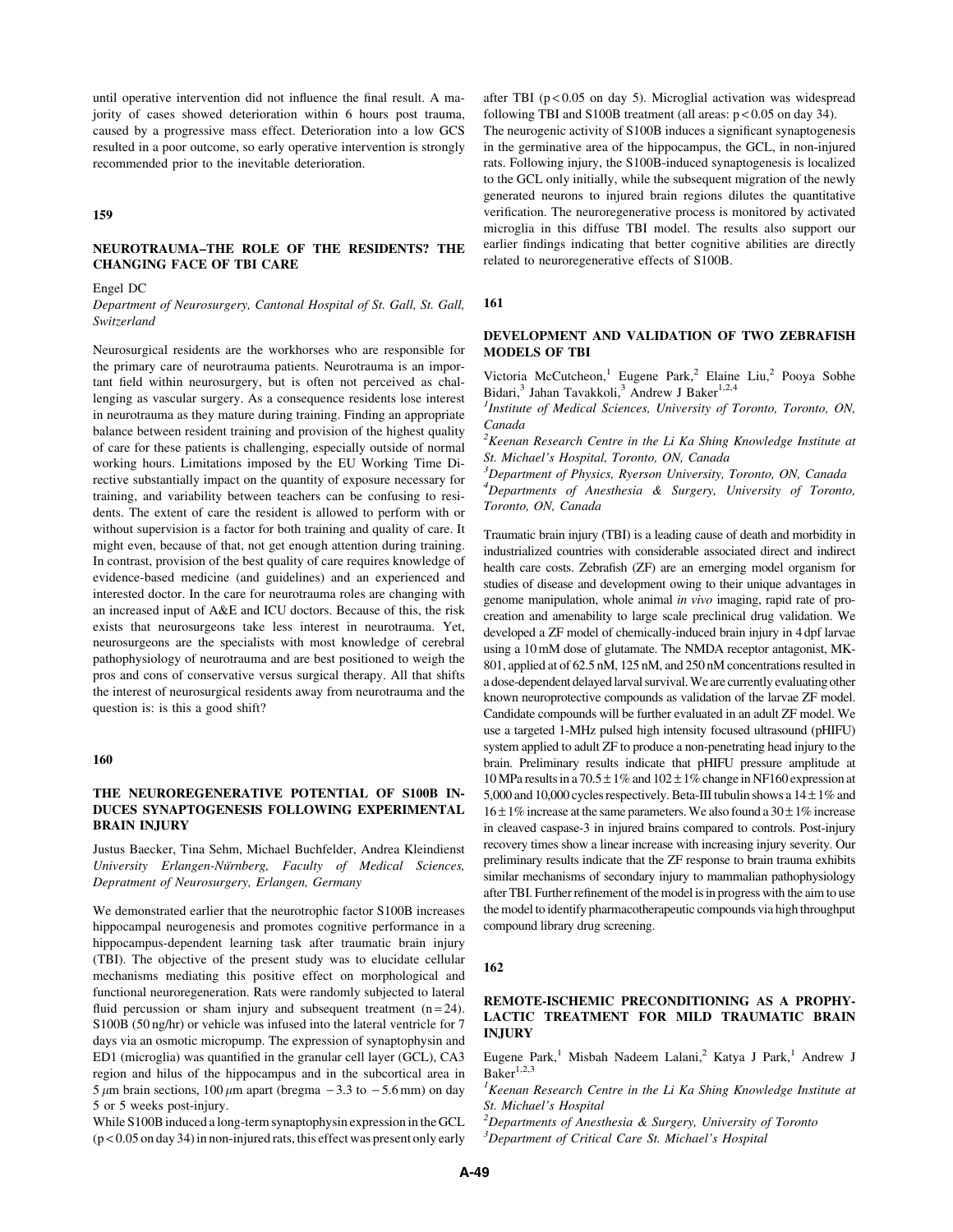until operative intervention did not influence the final result. A majority of cases showed deterioration within 6 hours post trauma, caused by a progressive mass effect. Deterioration into a low GCS resulted in a poor outcome, so early operative intervention is strongly recommended prior to the inevitable deterioration.

## 159

### NEUROTRAUMA–THE ROLE OF THE RESIDENTS? THE CHANGING FACE OF TBI CARE

Engel DC

*Department of Neurosurgery, Cantonal Hospital of St. Gall, St. Gall, Switzerland*

Neurosurgical residents are the workhorses who are responsible for the primary care of neurotrauma patients. Neurotrauma is an important field within neurosurgery, but is often not perceived as challenging as vascular surgery. As a consequence residents lose interest in neurotrauma as they mature during training. Finding an appropriate balance between resident training and provision of the highest quality of care for these patients is challenging, especially outside of normal working hours. Limitations imposed by the EU Working Time Directive substantially impact on the quantity of exposure necessary for training, and variability between teachers can be confusing to residents. The extent of care the resident is allowed to perform with or without supervision is a factor for both training and quality of care. It might even, because of that, not get enough attention during training. In contrast, provision of the best quality of care requires knowledge of evidence-based medicine (and guidelines) and an experienced and interested doctor. In the care for neurotrauma roles are changing with an increased input of A&E and ICU doctors. Because of this, the risk exists that neurosurgeons take less interest in neurotrauma. Yet, neurosurgeons are the specialists with most knowledge of cerebral pathophysiology of neurotrauma and are best positioned to weigh the pros and cons of conservative versus surgical therapy. All that shifts the interest of neurosurgical residents away from neurotrauma and the question is: is this a good shift?

## 160

### THE NEUROREGENERATIVE POTENTIAL OF S100B INDUCES SYNAPTOGENESIS FOLLOWING EXPERIMENTAL BRAIN INJURY

Justus Baecker, Tina Sehm, Michael Buchfelder, Andrea Kleindienst

*University Erlangen-Nürnberg, Faculty of Medical Sciences, Depratment of Neurosurgery, Erlangen, Germany*

We demonstrated earlier that the neurotrophic factor S100B increases hippocampal neurogenesis and promotes cognitive performance in a hippocampus-dependent learning task after traumatic brain injury (TBI). The objective of the present study was to elucidate cellular mechanisms mediating this positive effect on morphological and functional neuroregeneration. Rats were randomly subjected to lateral fluid percussion or sham injury and subsequent treatment ($n = 24$). S100B (50 ng/hr) or vehicle was infused into the lateral ventricle for 7 days via an osmotic micropump. The expression of synaptophysin and ED1 (microglia) was quantified in the granular cell layer (GCL), CA3 region and hilus of the hippocampus and in the subcortical area in 5 $\mu$m brain sections, 100 $\mu$m apart (bregma $-3.3$ to $-5.6$ mm) on day 5 or 5 weeks post-injury.

While S100B induced a long-term synaptophysin expression in the GCL ($p < 0.05$ on day 34) in non-injured rats, this effect was present only early after TBI ($p < 0.05$ on day 5). Microglial activation was widespread following TBI and S100B treatment (all areas: $p < 0.05$ on day 34).

The neurogenic activity of S100B induces a significant synaptogenesis in the germinative area of the hippocampus, the GCL, in non-injured rats. Following injury, the S100B-induced synaptogenesis is localized to the GCL only initially, while the subsequent migration of the newly generated neurons to injured brain regions dilutes the quantitative verification. The neuroregenerative process is monitored by activated microglia in this diffuse TBI model. The results also support our earlier findings indicating that better cognitive abilities are directly related to neuroregenerative effects of S100B.

## 161

### DEVELOPMENT AND VALIDATION OF TWO ZEBRAFISH MODELS OF TBI

Victoria McCutcheon,[1] Eugene Park,[2] Elaine Liu,[2] Pooya Sobhe Bidari,[3] Jahan Tavakkoli,[3] Andrew J Baker[1,2,4]

[1]*Institute of Medical Sciences, University of Toronto, Toronto, ON, Canada*

[2]*Keenan Research Centre in the Li Ka Shing Knowledge Institute at St. Michael's Hospital, Toronto, ON, Canada*

[3]*Department of Physics, Ryerson University, Toronto, ON, Canada*

[4]*Departments of Anesthesia & Surgery, University of Toronto, Toronto, ON, Canada*

Traumatic brain injury (TBI) is a leading cause of death and morbidity in industrialized countries with considerable associated direct and indirect health care costs. Zebrafish (ZF) are an emerging model organism for studies of disease and development owing to their unique advantages in genome manipulation, whole animal *in vivo* imaging, rapid rate of procreation and amenability to large scale preclinical drug validation. We developed a ZF model of chemically-induced brain injury in 4 dpf larvae using a 10 mM dose of glutamate. The NMDA receptor antagonist, MK-801, applied at of 62.5 nM, 125 nM, and 250 nM concentrations resulted in a dose-dependent delayed larval survival. We are currently evaluating other known neuroprotective compounds as validation of the larvae ZF model. Candidate compounds will be further evaluated in an adult ZF model. We use a targeted 1-MHz pulsed high intensity focused ultrasound (pHIFU) system applied to adult ZF to produce a non-penetrating head injury to the brain. Preliminary results indicate that pHIFU pressure amplitude at 10 MPa results in a $70.5 \pm 1\%$ and $102 \pm 1\%$ change in NF160 expression at 5,000 and 10,000 cycles respectively. Beta-III tubulin shows a $14 \pm 1\%$ and $16 \pm 1\%$ increase at the same parameters. We also found a $30 \pm 1\%$ increase in cleaved caspase-3 in injured brains compared to controls. Post-injury recovery times show a linear increase with increasing injury severity. Our preliminary results indicate that the ZF response to brain trauma exhibits similar mechanisms of secondary injury to mammalian pathophysiology after TBI. Further refinement of the model is in progress with the aim to use the model to identify pharmacotherapeutic compounds via high throughput compound library drug screening.

## 162

### REMOTE-ISCHEMIC PRECONDITIONING AS A PROPHYLACTIC TREATMENT FOR MILD TRAUMATIC BRAIN INJURY

Eugene Park,[1] Misbah Nadeem Lalani,[2] Katya J Park,[1] Andrew J Baker[1,2,3]

[1]*Keenan Research Centre in the Li Ka Shing Knowledge Institute at St. Michael's Hospital*

[2]*Departments of Anesthesia & Surgery, University of Toronto*

[3]*Department of Critical Care St. Michael's Hospital*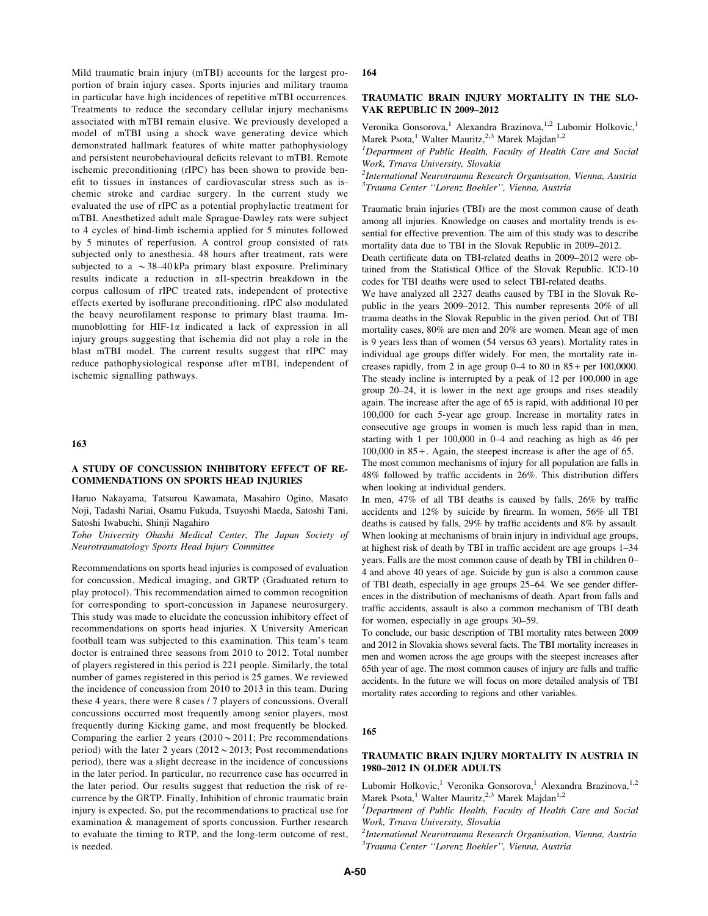Mild traumatic brain injury (mTBI) accounts for the largest proportion of brain injury cases. Sports injuries and military trauma in particular have high incidences of repetitive mTBI occurrences. Treatments to reduce the secondary cellular injury mechanisms associated with mTBI remain elusive. We previously developed a model of mTBI using a shock wave generating device which demonstrated hallmark features of white matter pathophysiology and persistent neurobehavioural deficits relevant to mTBI. Remote ischemic preconditioning (rIPC) has been shown to provide benefit to tissues in instances of cardiovascular stress such as ischemic stroke and cardiac surgery. In the current study we evaluated the use of rIPC as a potential prophylactic treatment for mTBI. Anesthetized adult male Sprague-Dawley rats were subject to 4 cycles of hind-limb ischemia applied for 5 minutes followed by 5 minutes of reperfusion. A control group consisted of rats subjected only to anesthesia. 48 hours after treatment, rats were subjected to a ~38–40 kPa primary blast exposure. Preliminary results indicate a reduction in αII-spectrin breakdown in the corpus callosum of rIPC treated rats, independent of protective effects exerted by isoflurane preconditioning. rIPC also modulated the heavy neurofilament response to primary blast trauma. Immunoblotting for HIF-1α indicated a lack of expression in all injury groups suggesting that ischemia did not play a role in the blast mTBI model. The current results suggest that rIPC may reduce pathophysiological response after mTBI, independent of ischemic signalling pathways.

## 163

### A STUDY OF CONCUSSION INHIBITORY EFFECT OF RECOMMENDATIONS ON SPORTS HEAD INJURIES

Haruo Nakayama, Tatsurou Kawamata, Masahiro Ogino, Masato Noji, Tadashi Nariai, Osamu Fukuda, Tsuyoshi Maeda, Satoshi Tani, Satoshi Iwabuchi, Shinji Nagahiro

*Toho University Ohashi Medical Center, The Japan Society of Neurotraumatology Sports Head Injury Committee*

Recommendations on sports head injuries is composed of evaluation for concussion, Medical imaging, and GRTP (Graduated return to play protocol). This recommendation aimed to common recognition for corresponding to sport-concussion in Japanese neurosurgery. This study was made to elucidate the concussion inhibitory effect of recommendations on sports head injuries. X University American football team was subjected to this examination. This team's team doctor is entrained three seasons from 2010 to 2012. Total number of players registered in this period is 221 people. Similarly, the total number of games registered in this period is 25 games. We reviewed the incidence of concussion from 2010 to 2013 in this team. During these 4 years, there were 8 cases / 7 players of concussions. Overall concussions occurred most frequently among senior players, most frequently during Kicking game, and most frequently be blocked. Comparing the earlier 2 years (2010 ~ 2011; Pre recommendations period) with the later 2 years (2012 ~ 2013; Post recommendations period), there was a slight decrease in the incidence of concussions in the later period. In particular, no recurrence case has occurred in the later period. Our results suggest that reduction the risk of recurrence by the GRTP. Finally, Inhibition of chronic traumatic brain injury is expected. So, put the recommendations to practical use for examination & management of sports concussion. Further research to evaluate the timing to RTP, and the long-term outcome of rest, is needed.

## 164

### TRAUMATIC BRAIN INJURY MORTALITY IN THE SLOVAK REPUBLIC IN 2009–2012

Veronika Gonsorova,[1] Alexandra Brazinova,[1,2] Lubomir Holkovic,[1] Marek Psota,[1] Walter Mauritz,[2,3] Marek Majdan[1,2]

[1]*Department of Public Health, Faculty of Health Care and Social Work, Trnava University, Slovakia*

[2]*International Neurotrauma Research Organisation, Vienna, Austria*

[3]*Trauma Center "Lorenz Boehler", Vienna, Austria*

Traumatic brain injuries (TBI) are the most common cause of death among all injuries. Knowledge on causes and mortality trends is essential for effective prevention. The aim of this study was to describe mortality data due to TBI in the Slovak Republic in 2009–2012.

Death certificate data on TBI-related deaths in 2009–2012 were obtained from the Statistical Office of the Slovak Republic. ICD-10 codes for TBI deaths were used to select TBI-related deaths.

We have analyzed all 2327 deaths caused by TBI in the Slovak Republic in the years 2009–2012. This number represents 20% of all trauma deaths in the Slovak Republic in the given period. Out of TBI mortality cases, 80% are men and 20% are women. Mean age of men is 9 years less than of women (54 versus 63 years). Mortality rates in individual age groups differ widely. For men, the mortality rate increases rapidly, from 2 in age group 0–4 to 80 in 85+ per 100,0000. The steady incline is interrupted by a peak of 12 per 100,000 in age group 20–24, it is lower in the next age groups and rises steadily again. The increase after the age of 65 is rapid, with additional 10 per 100,000 for each 5-year age group. Increase in mortality rates in consecutive age groups in women is much less rapid than in men, starting with 1 per 100,000 in 0–4 and reaching as high as 46 per 100,000 in 85+. Again, the steepest increase is after the age of 65.

The most common mechanisms of injury for all population are falls in 48% followed by traffic accidents in 26%. This distribution differs when looking at individual genders.

In men, 47% of all TBI deaths is caused by falls, 26% by traffic accidents and 12% by suicide by firearm. In women, 56% all TBI deaths is caused by falls, 29% by traffic accidents and 8% by assault. When looking at mechanisms of brain injury in individual age groups, at highest risk of death by TBI in traffic accident are age groups 1–34 years. Falls are the most common cause of death by TBI in children 0–4 and above 40 years of age. Suicide by gun is also a common cause of TBI death, especially in age groups 25–64. We see gender differences in the distribution of mechanisms of death. Apart from falls and traffic accidents, assault is also a common mechanism of TBI death for women, especially in age groups 30–59.

To conclude, our basic description of TBI mortality rates between 2009 and 2012 in Slovakia shows several facts. The TBI mortality increases in men and women across the age groups with the steepest increases after 65th year of age. The most common causes of injury are falls and traffic accidents. In the future we will focus on more detailed analysis of TBI mortality rates according to regions and other variables.

## 165

### TRAUMATIC BRAIN INJURY MORTALITY IN AUSTRIA IN 1980–2012 IN OLDER ADULTS

Lubomir Holkovic,[1] Veronika Gonsorova,[1] Alexandra Brazinova,[1,2] Marek Psota,[1] Walter Mauritz,[2,3] Marek Majdan[1,2]

[1]*Department of Public Health, Faculty of Health Care and Social Work, Trnava University, Slovakia*

[2]*International Neurotrauma Research Organisation, Vienna, Austria*

[3]*Trauma Center "Lorenz Boehler", Vienna, Austria*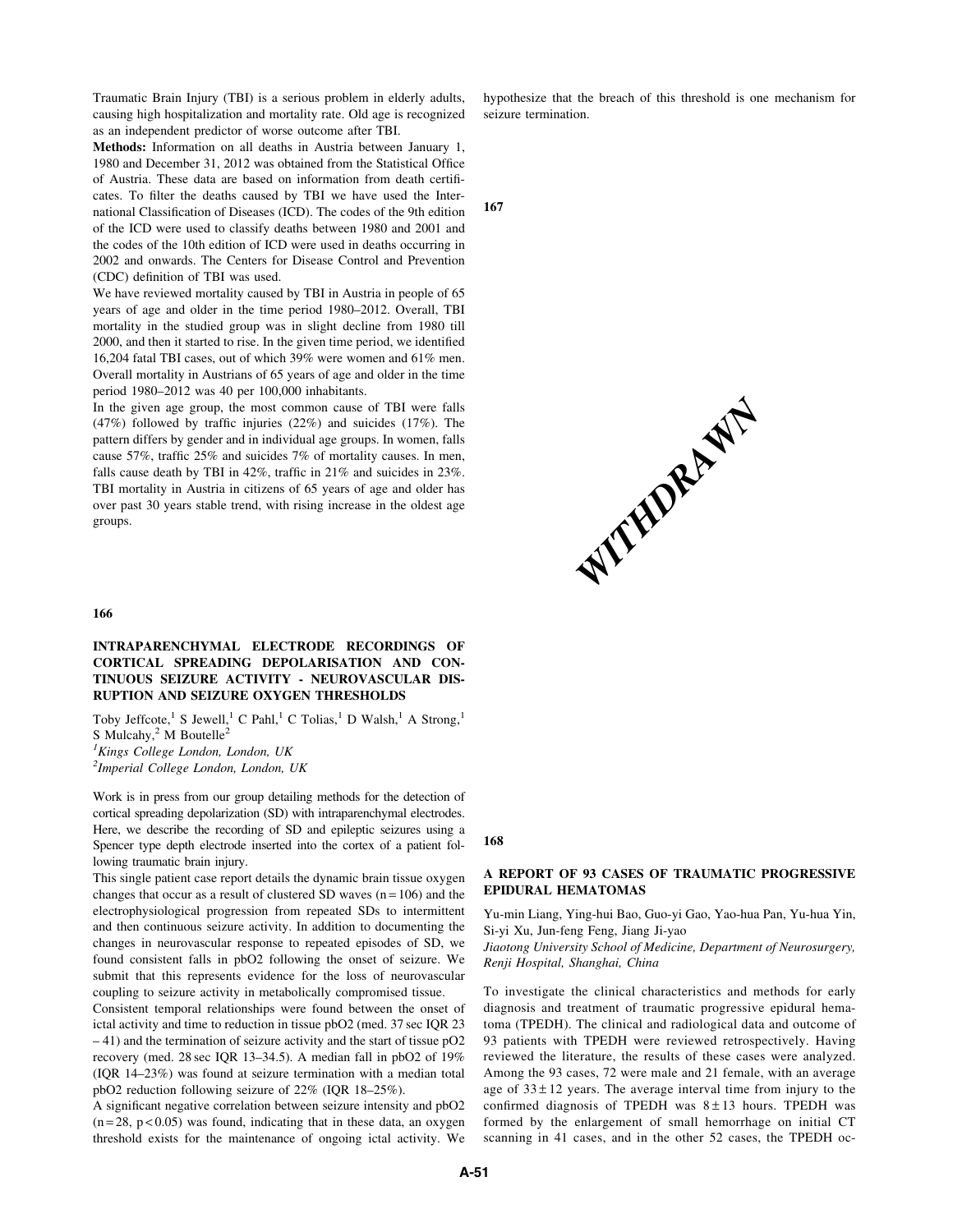Traumatic Brain Injury (TBI) is a serious problem in elderly adults, causing high hospitalization and mortality rate. Old age is recognized as an independent predictor of worse outcome after TBI.

**Methods:** Information on all deaths in Austria between January 1, 1980 and December 31, 2012 was obtained from the Statistical Office of Austria. These data are based on information from death certificates. To filter the deaths caused by TBI we have used the International Classification of Diseases (ICD). The codes of the 9th edition of the ICD were used to classify deaths between 1980 and 2001 and the codes of the 10th edition of ICD were used in deaths occurring in 2002 and onwards. The Centers for Disease Control and Prevention (CDC) definition of TBI was used.

We have reviewed mortality caused by TBI in Austria in people of 65 years of age and older in the time period 1980–2012. Overall, TBI mortality in the studied group was in slight decline from 1980 till 2000, and then it started to rise. In the given time period, we identified 16,204 fatal TBI cases, out of which 39% were women and 61% men. Overall mortality in Austrians of 65 years of age and older in the time period 1980–2012 was 40 per 100,000 inhabitants.

In the given age group, the most common cause of TBI were falls (47%) followed by traffic injuries (22%) and suicides (17%). The pattern differs by gender and in individual age groups. In women, falls cause 57%, traffic 25% and suicides 7% of mortality causes. In men, falls cause death by TBI in 42%, traffic in 21% and suicides in 23%. TBI mortality in Austria in citizens of 65 years of age and older has over past 30 years stable trend, with rising increase in the oldest age groups.

**166**

## INTRAPARENCHYMAL ELECTRODE RECORDINGS OF CORTICAL SPREADING DEPOLARISATION AND CONTINUOUS SEIZURE ACTIVITY - NEUROVASCULAR DISRUPTION AND SEIZURE OXYGEN THRESHOLDS

Toby Jeffcote,[1] S Jewell,[1] C Pahl,[1] C Tolias,[1] D Walsh,[1] A Strong,[1] S Mulcahy,[2] M Boutelle[2]

*[1]Kings College London, London, UK*
*[2]Imperial College London, London, UK*

Work is in press from our group detailing methods for the detection of cortical spreading depolarization (SD) with intraparenchymal electrodes. Here, we describe the recording of SD and epileptic seizures using a Spencer type depth electrode inserted into the cortex of a patient following traumatic brain injury.

This single patient case report details the dynamic brain tissue oxygen changes that occur as a result of clustered SD waves ($n = 106$) and the electrophysiological progression from repeated SDs to intermittent and then continuous seizure activity. In addition to documenting the changes in neurovascular response to repeated episodes of SD, we found consistent falls in pbO2 following the onset of seizure. We submit that this represents evidence for the loss of neurovascular coupling to seizure activity in metabolically compromised tissue.

Consistent temporal relationships were found between the onset of ictal activity and time to reduction in tissue pbO2 (med. 37 sec IQR 23 – 41) and the termination of seizure activity and the start of tissue pO2 recovery (med. 28 sec IQR 13–34.5). A median fall in pbO2 of 19% (IQR 14–23%) was found at seizure termination with a median total pbO2 reduction following seizure of 22% (IQR 18–25%).

A significant negative correlation between seizure intensity and pbO2 ($n = 28$, $p < 0.05$) was found, indicating that in these data, an oxygen threshold exists for the maintenance of ongoing ictal activity. We hypothesize that the breach of this threshold is one mechanism for seizure termination.

**167**

WITHDRAWN

**168**

## A REPORT OF 93 CASES OF TRAUMATIC PROGRESSIVE EPIDURAL HEMATOMAS

Yu-min Liang, Ying-hui Bao, Guo-yi Gao, Yao-hua Pan, Yu-hua Yin, Si-yi Xu, Jun-feng Feng, Jiang Ji-yao

*Jiaotong University School of Medicine, Department of Neurosurgery, Renji Hospital, Shanghai, China*

To investigate the clinical characteristics and methods for early diagnosis and treatment of traumatic progressive epidural hematoma (TPEDH). The clinical and radiological data and outcome of 93 patients with TPEDH were reviewed retrospectively. Having reviewed the literature, the results of these cases were analyzed. Among the 93 cases, 72 were male and 21 female, with an average age of $33 \pm 12$ years. The average interval time from injury to the confirmed diagnosis of TPEDH was $8 \pm 13$ hours. TPEDH was formed by the enlargement of small hemorrhage on initial CT scanning in 41 cases, and in the other 52 cases, the TPEDH oc-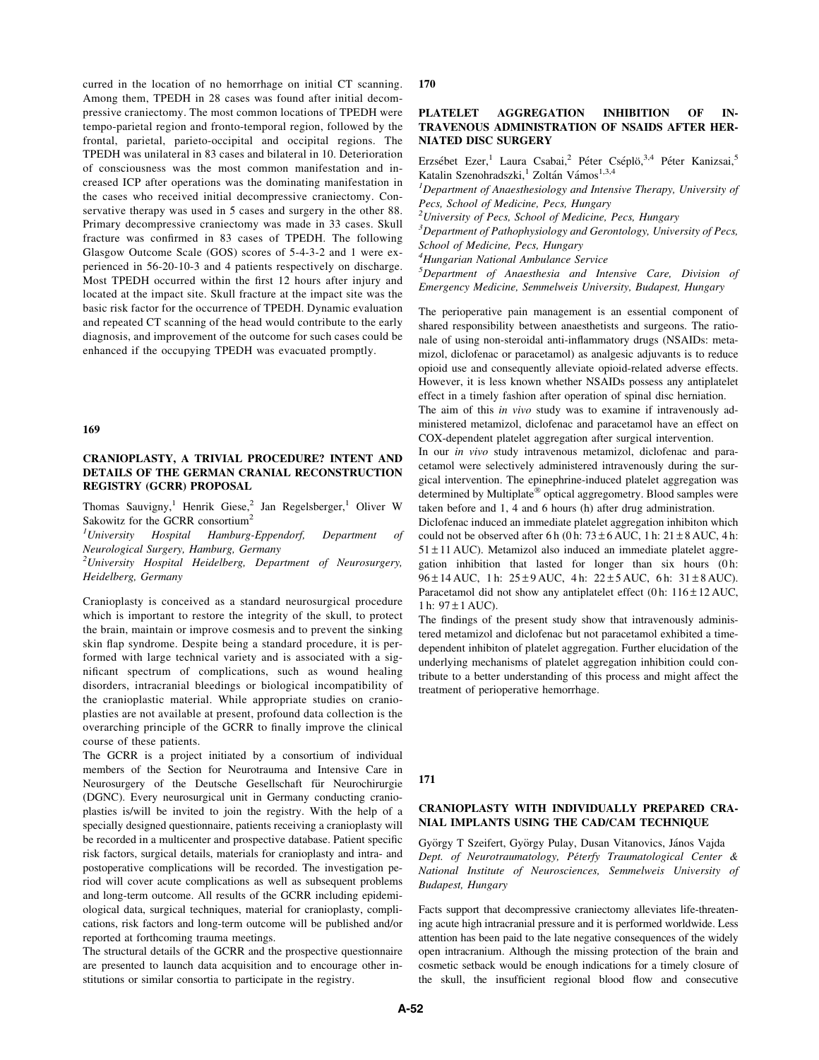curred in the location of no hemorrhage on initial CT scanning. Among them, TPEDH in 28 cases was found after initial decompressive craniectomy. The most common locations of TPEDH were tempo-parietal region and fronto-temporal region, followed by the frontal, parietal, parieto-occipital and occipital regions. The TPEDH was unilateral in 83 cases and bilateral in 10. Deterioration of consciousness was the most common manifestation and increased ICP after operations was the dominating manifestation in the cases who received initial decompressive craniectomy. Conservative therapy was used in 5 cases and surgery in the other 88. Primary decompressive craniectomy was made in 33 cases. Skull fracture was confirmed in 83 cases of TPEDH. The following Glasgow Outcome Scale (GOS) scores of 5-4-3-2 and 1 were experienced in 56-20-10-3 and 4 patients respectively on discharge. Most TPEDH occurred within the first 12 hours after injury and located at the impact site. Skull fracture at the impact site was the basic risk factor for the occurrence of TPEDH. Dynamic evaluation and repeated CT scanning of the head would contribute to the early diagnosis, and improvement of the outcome for such cases could be enhanced if the occupying TPEDH was evacuated promptly.

**169**

## CRANIOPLASTY, A TRIVIAL PROCEDURE? INTENT AND DETAILS OF THE GERMAN CRANIAL RECONSTRUCTION REGISTRY (GCRR) PROPOSAL

Thomas Sauvigny,[1] Henrik Giese,[2] Jan Regelsberger,[1] Oliver W Sakowitz for the GCRR consortium[2]

[1]*University Hospital Hamburg-Eppendorf, Department of Neurological Surgery, Hamburg, Germany*

[2]*University Hospital Heidelberg, Department of Neurosurgery, Heidelberg, Germany*

Cranioplasty is conceived as a standard neurosurgical procedure which is important to restore the integrity of the skull, to protect the brain, maintain or improve cosmesis and to prevent the sinking skin flap syndrome. Despite being a standard procedure, it is performed with large technical variety and is associated with a significant spectrum of complications, such as wound healing disorders, intracranial bleedings or biological incompatibility of the cranioplastic material. While appropriate studies on cranioplasties are not available at present, profound data collection is the overarching principle of the GCRR to finally improve the clinical course of these patients.

The GCRR is a project initiated by a consortium of individual members of the Section for Neurotrauma and Intensive Care in Neurosurgery of the Deutsche Gesellschaft für Neurochirurgie (DGNC). Every neurosurgical unit in Germany conducting cranioplasties is/will be invited to join the registry. With the help of a specially designed questionnaire, patients receiving a cranioplasty will be recorded in a multicenter and prospective database. Patient specific risk factors, surgical details, materials for cranioplasty and intra- and postoperative complications will be recorded. The investigation period will cover acute complications as well as subsequent problems and long-term outcome. All results of the GCRR including epidemiological data, surgical techniques, material for cranioplasty, complications, risk factors and long-term outcome will be published and/or reported at forthcoming trauma meetings.

The structural details of the GCRR and the prospective questionnaire are presented to launch data acquisition and to encourage other institutions or similar consortia to participate in the registry.

**170**

## PLATELET AGGREGATION INHIBITION OF INTRAVENOUS ADMINISTRATION OF NSAIDS AFTER HERNIATED DISC SURGERY

Erzsébet Ezer,[1] Laura Csabai,[2] Péter Cséplö,[3,4] Péter Kanizsai,[5] Katalin Szenohradszki,[1] Zoltán Vámos[1,3,4]

[1]*Department of Anaesthesiology and Intensive Therapy, University of Pecs, School of Medicine, Pecs, Hungary*

[2]*University of Pecs, School of Medicine, Pecs, Hungary*

[3]*Department of Pathophysiology and Gerontology, University of Pecs, School of Medicine, Pecs, Hungary*

[4]*Hungarian National Ambulance Service*

[5]*Department of Anaesthesia and Intensive Care, Division of Emergency Medicine, Semmelweis University, Budapest, Hungary*

The perioperative pain management is an essential component of shared responsibility between anaesthetists and surgeons. The rationale of using non-steroidal anti-inflammatory drugs (NSAIDs: metamizol, diclofenac or paracetamol) as analgesic adjuvants is to reduce opioid use and consequently alleviate opioid-related adverse effects. However, it is less known whether NSAIDs possess any antiplatelet effect in a timely fashion after operation of spinal disc herniation.

The aim of this *in vivo* study was to examine if intravenously administered metamizol, diclofenac and paracetamol have an effect on COX-dependent platelet aggregation after surgical intervention.

In our *in vivo* study intravenous metamizol, diclofenac and paracetamol were selectively administered intravenously during the surgical intervention. The epinephrine-induced platelet aggregation was determined by Multiplate® optical aggregometry. Blood samples were taken before and 1, 4 and 6 hours (h) after drug administration.

Diclofenac induced an immediate platelet aggregation inhibiton which could not be observed after 6 h (0 h: 73 ± 6 AUC, 1 h: 21 ± 8 AUC, 4 h: 51 ± 11 AUC). Metamizol also induced an immediate platelet aggregation inhibition that lasted for longer than six hours (0 h: 96 ± 14 AUC, 1 h: 25 ± 9 AUC, 4 h: 22 ± 5 AUC, 6 h: 31 ± 8 AUC). Paracetamol did not show any antiplatelet effect (0 h: 116 ± 12 AUC, 1 h: 97 ± 1 AUC).

The findings of the present study show that intravenously administered metamizol and diclofenac but not paracetamol exhibited a time-dependent inhibiton of platelet aggregation. Further elucidation of the underlying mechanisms of platelet aggregation inhibition could contribute to a better understanding of this process and might affect the treatment of perioperative hemorrhage.

**171**

## CRANIOPLASTY WITH INDIVIDUALLY PREPARED CRANIAL IMPLANTS USING THE CAD/CAM TECHNIQUE

György T Szeifert, György Pulay, Dusan Vitanovics, János Vajda

*Dept. of Neurotraumatology, Péterfy Traumatological Center & National Institute of Neurosciences, Semmelweis University of Budapest, Hungary*

Facts support that decompressive craniectomy alleviates life-threatening acute high intracranial pressure and it is performed worldwide. Less attention has been paid to the late negative consequences of the widely open intracranium. Although the missing protection of the brain and cosmetic setback would be enough indications for a timely closure of the skull, the insufficient regional blood flow and consecutive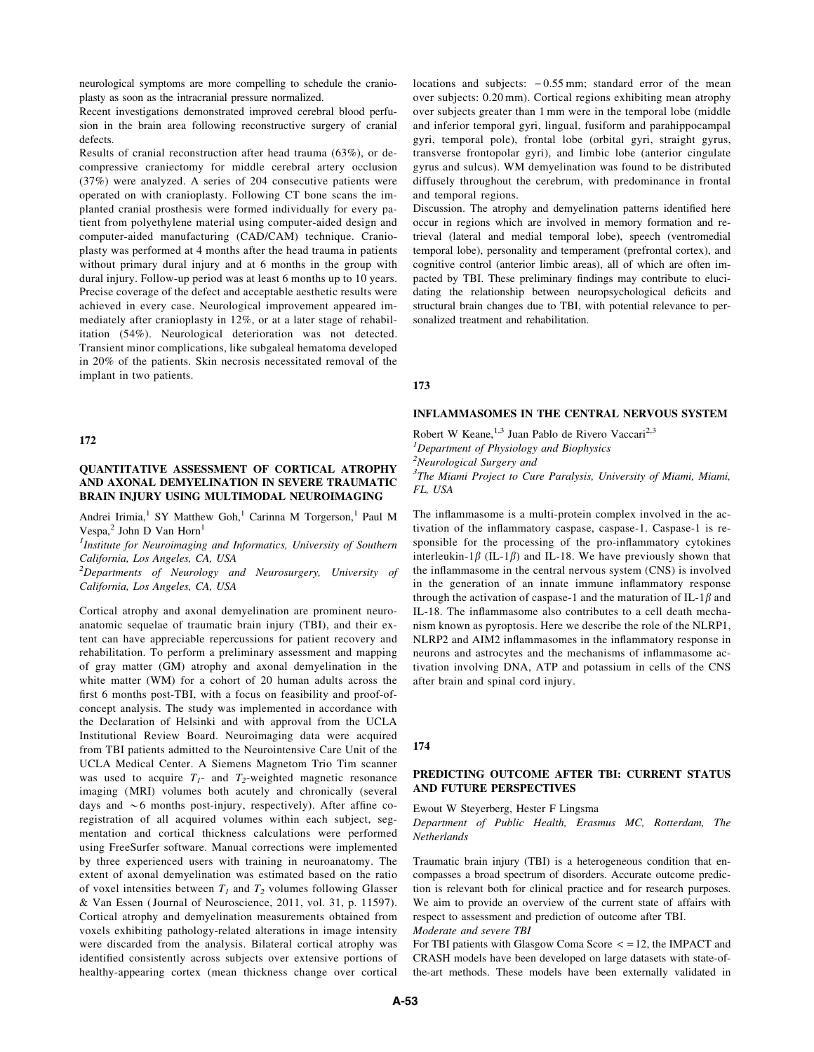neurological symptoms are more compelling to schedule the cranioplasty as soon as the intracranial pressure normalized.

Recent investigations demonstrated improved cerebral blood perfusion in the brain area following reconstructive surgery of cranial defects.

Results of cranial reconstruction after head trauma (63%), or decompressive craniectomy for middle cerebral artery occlusion (37%) were analyzed. A series of 204 consecutive patients were operated on with cranioplasty. Following CT bone scans the implanted cranial prosthesis were formed individually for every patient from polyethylene material using computer-aided design and computer-aided manufacturing (CAD/CAM) technique. Cranioplasty was performed at 4 months after the head trauma in patients without primary dural injury and at 6 months in the group with dural injury. Follow-up period was at least 6 months up to 10 years. Precise coverage of the defect and acceptable aesthetic results were achieved in every case. Neurological improvement appeared immediately after cranioplasty in 12%, or at a later stage of rehabilitation (54%). Neurological deterioration was not detected. Transient minor complications, like subgaleal hematoma developed in 20% of the patients. Skin necrosis necessitated removal of the implant in two patients.

## 172

### QUANTITATIVE ASSESSMENT OF CORTICAL ATROPHY AND AXONAL DEMYELINATION IN SEVERE TRAUMATIC BRAIN INJURY USING MULTIMODAL NEUROIMAGING

Andrei Irimia,[1] SY Matthew Goh,[1] Carinna M Torgerson,[1] Paul M Vespa,[2] John D Van Horn[1]

[1]*Institute for Neuroimaging and Informatics, University of Southern California, Los Angeles, CA, USA*

[2]*Departments of Neurology and Neurosurgery, University of California, Los Angeles, CA, USA*

Cortical atrophy and axonal demyelination are prominent neuroanatomic sequelae of traumatic brain injury (TBI), and their extent can have appreciable repercussions for patient recovery and rehabilitation. To perform a preliminary assessment and mapping of gray matter (GM) atrophy and axonal demyelination in the white matter (WM) for a cohort of 20 human adults across the first 6 months post-TBI, with a focus on feasibility and proof-of-concept analysis. The study was implemented in accordance with the Declaration of Helsinki and with approval from the UCLA Institutional Review Board. Neuroimaging data were acquired from TBI patients admitted to the Neurointensive Care Unit of the UCLA Medical Center. A Siemens Magnetom Trio Tim scanner was used to acquire $T_1$- and $T_2$-weighted magnetic resonance imaging (MRI) volumes both acutely and chronically (several days and $\sim$6 months post-injury, respectively). After affine co-registration of all acquired volumes within each subject, segmentation and cortical thickness calculations were performed using FreeSurfer software. Manual corrections were implemented by three experienced users with training in neuroanatomy. The extent of axonal demyelination was estimated based on the ratio of voxel intensities between $T_1$ and $T_2$ volumes following Glasser & Van Essen (Journal of Neuroscience, 2011, vol. 31, p. 11597). Cortical atrophy and demyelination measurements obtained from voxels exhibiting pathology-related alterations in image intensity were discarded from the analysis. Bilateral cortical atrophy was identified consistently across subjects over extensive portions of healthy-appearing cortex (mean thickness change over cortical locations and subjects: $-0.55$ mm; standard error of the mean over subjects: 0.20 mm). Cortical regions exhibiting mean atrophy over subjects greater than 1 mm were in the temporal lobe (middle and inferior temporal gyri, lingual, fusiform and parahippocampal gyri, temporal pole), frontal lobe (orbital gyri, straight gyrus, transverse frontopolar gyri), and limbic lobe (anterior cingulate gyrus and sulcus). WM demyelination was found to be distributed diffusely throughout the cerebrum, with predominance in frontal and temporal regions.

Discussion. The atrophy and demyelination patterns identified here occur in regions which are involved in memory formation and retrieval (lateral and medial temporal lobe), speech (ventromedial temporal lobe), personality and temperament (prefrontal cortex), and cognitive control (anterior limbic areas), all of which are often impacted by TBI. These preliminary findings may contribute to elucidating the relationship between neuropsychological deficits and structural brain changes due to TBI, with potential relevance to personalized treatment and rehabilitation.

## 173

### INFLAMMASOMES IN THE CENTRAL NERVOUS SYSTEM

Robert W Keane,[1,3] Juan Pablo de Rivero Vaccari[2,3]

[1]*Department of Physiology and Biophysics*

[2]*Neurological Surgery and*

[3]*The Miami Project to Cure Paralysis, University of Miami, Miami, FL, USA*

The inflammasome is a multi-protein complex involved in the activation of the inflammatory caspase, caspase-1. Caspase-1 is responsible for the processing of the pro-inflammatory cytokines interleukin-1$\beta$ (IL-1$\beta$) and IL-18. We have previously shown that the inflammasome in the central nervous system (CNS) is involved in the generation of an innate immune inflammatory response through the activation of caspase-1 and the maturation of IL-1$\beta$ and IL-18. The inflammasome also contributes to a cell death mechanism known as pyroptosis. Here we describe the role of the NLRP1, NLRP2 and AIM2 inflammasomes in the inflammatory response in neurons and astrocytes and the mechanisms of inflammasome activation involving DNA, ATP and potassium in cells of the CNS after brain and spinal cord injury.

## 174

### PREDICTING OUTCOME AFTER TBI: CURRENT STATUS AND FUTURE PERSPECTIVES

Ewout W Steyerberg, Hester F Lingsma

*Department of Public Health, Erasmus MC, Rotterdam, The Netherlands*

Traumatic brain injury (TBI) is a heterogeneous condition that encompasses a broad spectrum of disorders. Accurate outcome prediction is relevant both for clinical practice and for research purposes. We aim to provide an overview of the current state of affairs with respect to assessment and prediction of outcome after TBI.

*Moderate and severe TBI*

For TBI patients with Glasgow Coma Score $<=12$, the IMPACT and CRASH models have been developed on large datasets with state-of-the-art methods. These models have been externally validated in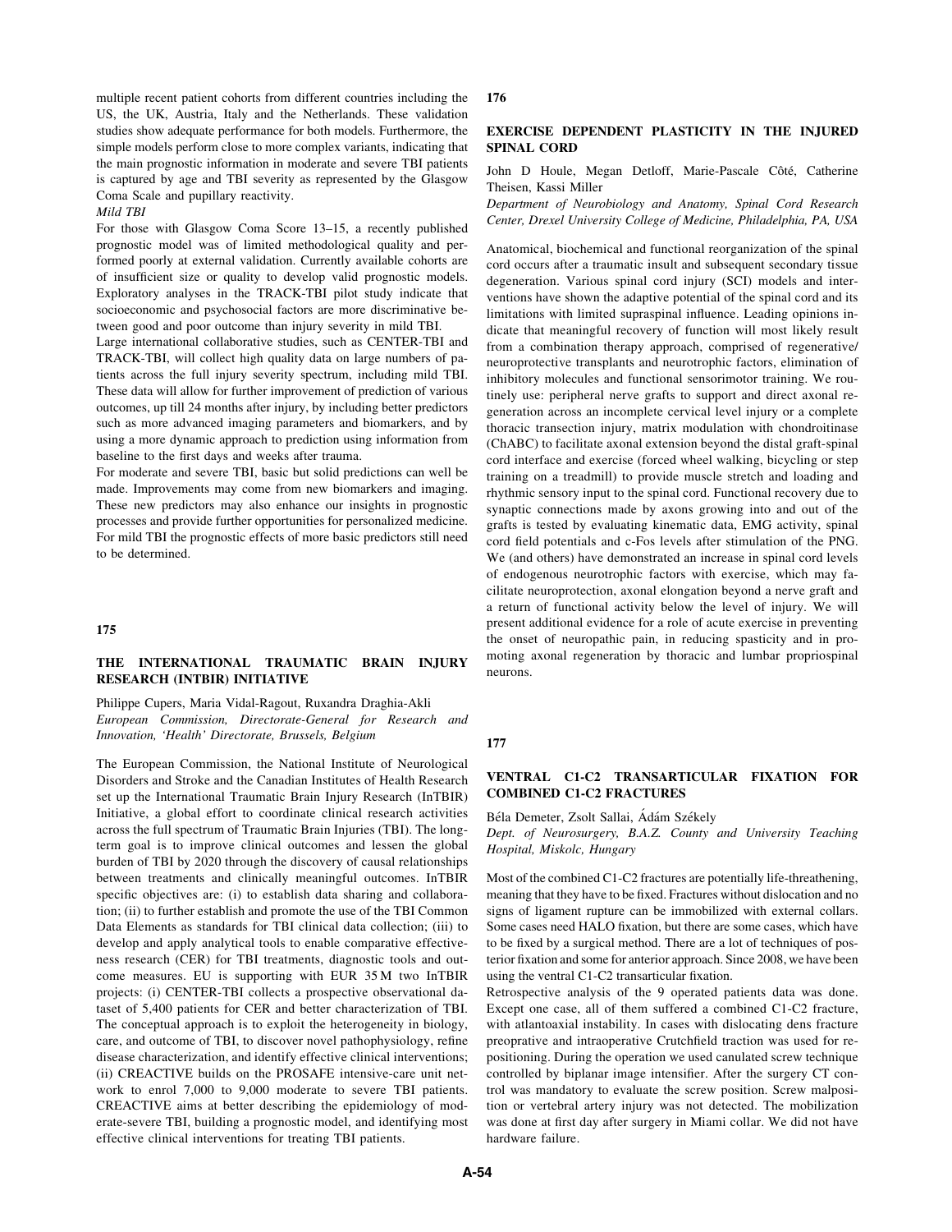multiple recent patient cohorts from different countries including the US, the UK, Austria, Italy and the Netherlands. These validation studies show adequate performance for both models. Furthermore, the simple models perform close to more complex variants, indicating that the main prognostic information in moderate and severe TBI patients is captured by age and TBI severity as represented by the Glasgow Coma Scale and pupillary reactivity.

*Mild TBI*

For those with Glasgow Coma Score 13–15, a recently published prognostic model was of limited methodological quality and performed poorly at external validation. Currently available cohorts are of insufficient size or quality to develop valid prognostic models. Exploratory analyses in the TRACK-TBI pilot study indicate that socioeconomic and psychosocial factors are more discriminative between good and poor outcome than injury severity in mild TBI.

Large international collaborative studies, such as CENTER-TBI and TRACK-TBI, will collect high quality data on large numbers of patients across the full injury severity spectrum, including mild TBI. These data will allow for further improvement of prediction of various outcomes, up till 24 months after injury, by including better predictors such as more advanced imaging parameters and biomarkers, and by using a more dynamic approach to prediction using information from baseline to the first days and weeks after trauma.

For moderate and severe TBI, basic but solid predictions can well be made. Improvements may come from new biomarkers and imaging. These new predictors may also enhance our insights in prognostic processes and provide further opportunities for personalized medicine. For mild TBI the prognostic effects of more basic predictors still need to be determined.

**175**

## THE INTERNATIONAL TRAUMATIC BRAIN INJURY RESEARCH (INTBIR) INITIATIVE

Philippe Cupers, Maria Vidal-Ragout, Ruxandra Draghia-Akli

*European Commission, Directorate-General for Research and Innovation, 'Health' Directorate, Brussels, Belgium*

The European Commission, the National Institute of Neurological Disorders and Stroke and the Canadian Institutes of Health Research set up the International Traumatic Brain Injury Research (InTBIR) Initiative, a global effort to coordinate clinical research activities across the full spectrum of Traumatic Brain Injuries (TBI). The long-term goal is to improve clinical outcomes and lessen the global burden of TBI by 2020 through the discovery of causal relationships between treatments and clinically meaningful outcomes. InTBIR specific objectives are: (i) to establish data sharing and collaboration; (ii) to further establish and promote the use of the TBI Common Data Elements as standards for TBI clinical data collection; (iii) to develop and apply analytical tools to enable comparative effectiveness research (CER) for TBI treatments, diagnostic tools and outcome measures. EU is supporting with EUR 35 M two InTBIR projects: (i) CENTER-TBI collects a prospective observational dataset of 5,400 patients for CER and better characterization of TBI. The conceptual approach is to exploit the heterogeneity in biology, care, and outcome of TBI, to discover novel pathophysiology, refine disease characterization, and identify effective clinical interventions; (ii) CREACTIVE builds on the PROSAFE intensive-care unit network to enrol 7,000 to 9,000 moderate to severe TBI patients. CREACTIVE aims at better describing the epidemiology of moderate-severe TBI, building a prognostic model, and identifying most effective clinical interventions for treating TBI patients.

**176**

## EXERCISE DEPENDENT PLASTICITY IN THE INJURED SPINAL CORD

John D Houle, Megan Detloff, Marie-Pascale Côté, Catherine Theisen, Kassi Miller

*Department of Neurobiology and Anatomy, Spinal Cord Research Center, Drexel University College of Medicine, Philadelphia, PA, USA*

Anatomical, biochemical and functional reorganization of the spinal cord occurs after a traumatic insult and subsequent secondary tissue degeneration. Various spinal cord injury (SCI) models and interventions have shown the adaptive potential of the spinal cord and its limitations with limited supraspinal influence. Leading opinions indicate that meaningful recovery of function will most likely result from a combination therapy approach, comprised of regenerative/neuroprotective transplants and neurotrophic factors, elimination of inhibitory molecules and functional sensorimotor training. We routinely use: peripheral nerve grafts to support and direct axonal regeneration across an incomplete cervical level injury or a complete thoracic transection injury, matrix modulation with chondroitinase (ChABC) to facilitate axonal extension beyond the distal graft-spinal cord interface and exercise (forced wheel walking, bicycling or step training on a treadmill) to provide muscle stretch and loading and rhythmic sensory input to the spinal cord. Functional recovery due to synaptic connections made by axons growing into and out of the grafts is tested by evaluating kinematic data, EMG activity, spinal cord field potentials and c-Fos levels after stimulation of the PNG. We (and others) have demonstrated an increase in spinal cord levels of endogenous neurotrophic factors with exercise, which may facilitate neuroprotection, axonal elongation beyond a nerve graft and a return of functional activity below the level of injury. We will present additional evidence for a role of acute exercise in preventing the onset of neuropathic pain, in reducing spasticity and in promoting axonal regeneration by thoracic and lumbar propriospinal neurons.

**177**

## VENTRAL C1-C2 TRANSARTICULAR FIXATION FOR COMBINED C1-C2 FRACTURES

Béla Demeter, Zsolt Sallai, Ádám Székely

*Dept. of Neurosurgery, B.A.Z. County and University Teaching Hospital, Miskolc, Hungary*

Most of the combined C1-C2 fractures are potentially life-threathening, meaning that they have to be fixed. Fractures without dislocation and no signs of ligament rupture can be immobilized with external collars. Some cases need HALO fixation, but there are some cases, which have to be fixed by a surgical method. There are a lot of techniques of posterior fixation and some for anterior approach. Since 2008, we have been using the ventral C1-C2 transarticular fixation.

Retrospective analysis of the 9 operated patients data was done. Except one case, all of them suffered a combined C1-C2 fracture, with atlantoaxial instability. In cases with dislocating dens fracture preoprative and intraoperative Crutchfield traction was used for repositioning. During the operation we used canulated screw technique controlled by biplanar image intensifier. After the surgery CT control was mandatory to evaluate the screw position. Screw malposition or vertebral artery injury was not detected. The mobilization was done at first day after surgery in Miami collar. We did not have hardware failure.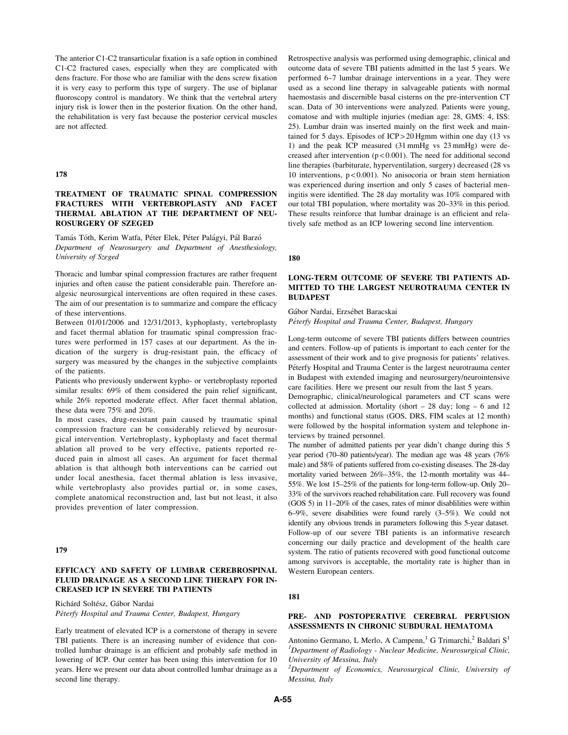The anterior C1-C2 transarticular fixation is a safe option in combined C1-C2 fractured cases, especially when they are complicated with dens fracture. For those who are familiar with the dens screw fixation it is very easy to perform this type of surgery. The use of biplanar fluoroscopy control is mandatory. We think that the vertebral artery injury risk is lower then in the posterior fixation. On the other hand, the rehabilitation is very fast because the posterior cervical muscles are not affected.

## 178

### TREATMENT OF TRAUMATIC SPINAL COMPRESSION FRACTURES WITH VERTEBROPLASTY AND FACET THERMAL ABLATION AT THE DEPARTMENT OF NEUROSURGERY OF SZEGED

Tamás Tóth, Kerim Watfa, Péter Elek, Péter Palágyi, Pál Barzó

*Department of Neurosurgery and Department of Anesthesiology, University of Szeged*

Thoracic and lumbar spinal compression fractures are rather frequent injuries and often cause the patient considerable pain. Therefore analgesic neurosurgical interventions are often required in these cases. The aim of our presentation is to summarize and compare the efficacy of these interventions.

Between 01/01/2006 and 12/31/2013, kyphoplasty, vertebroplasty and facet thermal ablation for traumatic spinal compression fractures were performed in 157 cases at our department. As the indication of the surgery is drug-resistant pain, the efficacy of surgery was measured by the changes in the subjective complaints of the patients.

Patients who previously underwent kypho- or vertebroplasty reported similar results: 69% of them considered the pain relief significant, while 26% reported moderate effect. After facet thermal ablation, these data were 75% and 20%.

In most cases, drug-resistant pain caused by traumatic spinal compression fracture can be considerably relieved by neurosurgical intervention. Vertebroplasty, kyphoplasty and facet thermal ablation all proved to be very effective, patients reported reduced pain in almost all cases. An argument for facet thermal ablation is that although both interventions can be carried out under local anesthesia, facet thermal ablation is less invasive, while vertebroplasty also provides partial or, in some cases, complete anatomical reconstruction and, last but not least, it also provides prevention of later compression.

## 179

### EFFICACY AND SAFETY OF LUMBAR CEREBROSPINAL FLUID DRAINAGE AS A SECOND LINE THERAPY FOR INCREASED ICP IN SEVERE TBI PATIENTS

Richárd Soltész, Gábor Nardai

*Péterfy Hospital and Trauma Center, Budapest, Hungary*

Early treatment of elevated ICP is a cornerstone of therapy in severe TBI patients. There is an increasing number of evidence that controlled lumbar drainage is an efficient and probably safe method in lowering of ICP. Our center has been using this intervention for 10 years. Here we present our data about controlled lumbar drainage as a second line therapy.

Retrospective analysis was performed using demographic, clinical and outcome data of severe TBI patients admitted in the last 5 years. We performed 6–7 lumbar drainage interventions in a year. They were used as a second line therapy in salvageable patients with normal haemostasis and discernible basal cisterns on the pre-intervention CT scan. Data of 30 interventions were analyzed. Patients were young, comatose and with multiple injuries (median age: 28, GMS: 4, ISS: 25). Lumbar drain was inserted mainly on the first week and maintained for 5 days. Episodes of ICP > 20 Hgmm within one day (13 vs 1) and the peak ICP measured (31 mmHg vs 23 mmHg) were decreased after intervention ($p < 0.001$). The need for additional second line therapies (barbiturate, hyperventilation, surgery) decreased (28 vs 10 interventions, $p < 0.001$). No anisocoria or brain stem herniation was experienced during insertion and only 5 cases of bacterial meningitis were identified. The 28 day mortality was 10% compared with our total TBI population, where mortality was 20–33% in this period. These results reinforce that lumbar drainage is an efficient and relatively safe method as an ICP lowering second line intervention.

## 180

### LONG-TERM OUTCOME OF SEVERE TBI PATIENTS ADMITTED TO THE LARGEST NEUROTRAUMA CENTER IN BUDAPEST

Gábor Nardai, Erzsébet Baracskai

*Péterfy Hospital and Trauma Center, Budapest, Hungary*

Long-term outcome of severe TBI patients differs between countries and centers. Follow-up of patients is important to each center for the assessment of their work and to give prognosis for patients' relatives. Péterfy Hospital and Trauma Center is the largest neurotrauma center in Budapest with extended imaging and neurosurgery/neurointensive care facilities. Here we present our result from the last 5 years.

Demographic, clinical/neurological parameters and CT scans were collected at admission. Mortality (short – 28 day; long – 6 and 12 months) and functional status (GOS, DRS, FIM scales at 12 month) were followed by the hospital information system and telephone interviews by trained personnel.

The number of admitted patients per year didn't change during this 5 year period (70–80 patients/year). The median age was 48 years (76% male) and 58% of patients suffered from co-existing diseases. The 28-day mortality varied between 26%–35%, the 12-month mortality was 44–55%. We lost 15–25% of the patients for long-term follow-up. Only 20–33% of the survivors reached rehabilitation care. Full recovery was found (GOS 5) in 11–20% of the cases, rates of minor disablilities were within 6–9%, severe disabilities were found rarely (3–5%). We could not identify any obvious trends in parameters following this 5-year dataset.

Follow-up of our severe TBI patients is an informative research concerning our daily practice and development of the health care system. The ratio of patients recovered with good functional outcome among survivors is acceptable, the mortality rate is higher than in Western European centers.

## 181

### PRE- AND POSTOPERATIVE CEREBRAL PERFUSION ASSESSMENTS IN CHRONIC SUBDURAL HEMATOMA

Antonino Germano, L Merlo, A Campenn,[1] G Trimarchi,[2] Baldari S[1]

[1]*Department of Radiology - Nuclear Medicine, Neurosurgical Clinic, University of Messina, Italy*

[2]*Department of Economics, Neurosurgical Clinic, University of Messina, Italy*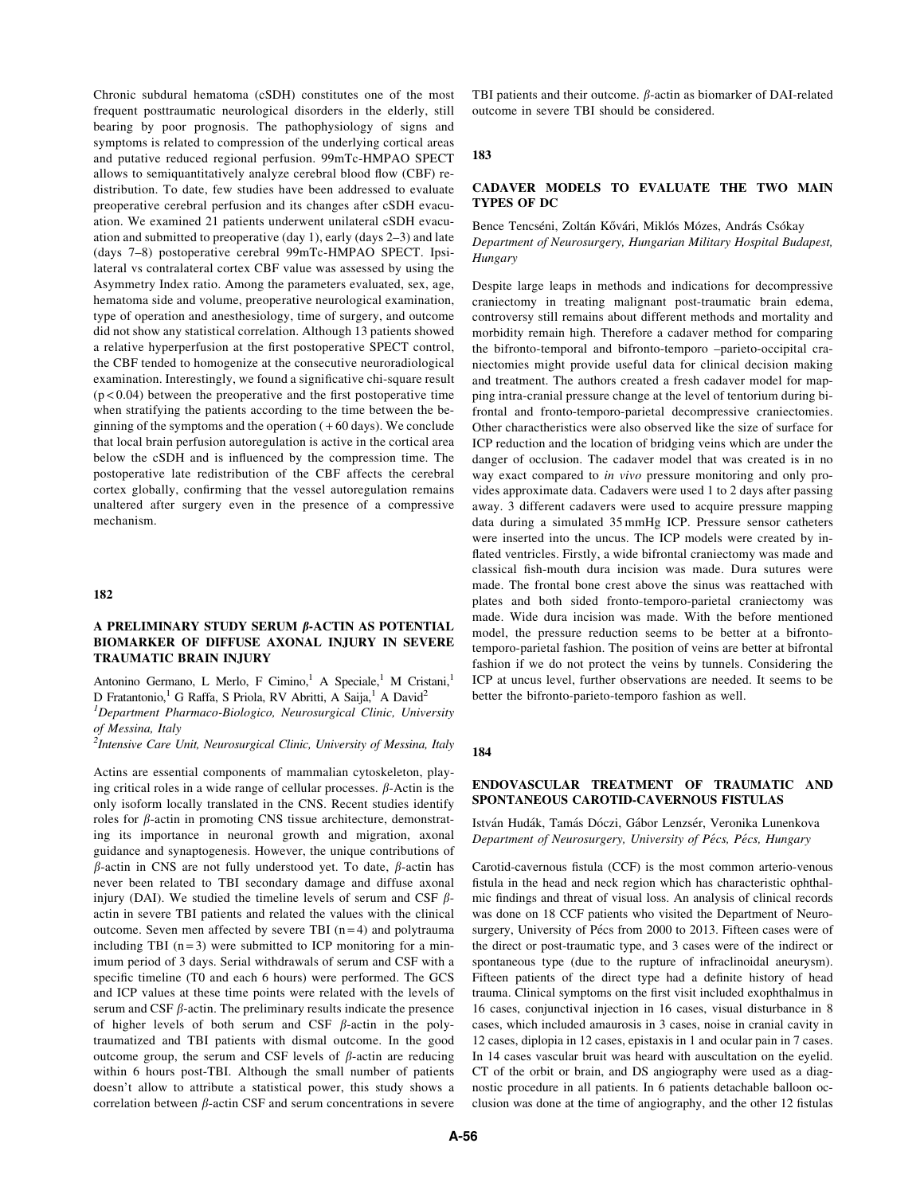Chronic subdural hematoma (cSDH) constitutes one of the most frequent posttraumatic neurological disorders in the elderly, still bearing by poor prognosis. The pathophysiology of signs and symptoms is related to compression of the underlying cortical areas and putative reduced regional perfusion. 99mTc-HMPAO SPECT allows to semiquantitatively analyze cerebral blood flow (CBF) redistribution. To date, few studies have been addressed to evaluate preoperative cerebral perfusion and its changes after cSDH evacuation. We examined 21 patients underwent unilateral cSDH evacuation and submitted to preoperative (day 1), early (days 2–3) and late (days 7–8) postoperative cerebral 99mTc-HMPAO SPECT. Ipsilateral vs contralateral cortex CBF value was assessed by using the Asymmetry Index ratio. Among the parameters evaluated, sex, age, hematoma side and volume, preoperative neurological examination, type of operation and anesthesiology, time of surgery, and outcome did not show any statistical correlation. Although 13 patients showed a relative hyperperfusion at the first postoperative SPECT control, the CBF tended to homogenize at the consecutive neuroradiological examination. Interestingly, we found a significative chi-square result ($p < 0.04$) between the preoperative and the first postoperative time when stratifying the patients according to the time between the beginning of the symptoms and the operation (+60 days). We conclude that local brain perfusion autoregulation is active in the cortical area below the cSDH and is influenced by the compression time. The postoperative late redistribution of the CBF affects the cerebral cortex globally, confirming that the vessel autoregulation remains unaltered after surgery even in the presence of a compressive mechanism.

## 182

### A PRELIMINARY STUDY SERUM β-ACTIN AS POTENTIAL BIOMARKER OF DIFFUSE AXONAL INJURY IN SEVERE TRAUMATIC BRAIN INJURY

Antonino Germano, L Merlo, F Cimino,[1] A Speciale,[1] M Cristani,[1] D Fratantonio,[1] G Raffa, S Priola, RV Abritti, A Saija,[1] A David[2]

*[1]Department Pharmaco-Biologico, Neurosurgical Clinic, University of Messina, Italy*

*[2]Intensive Care Unit, Neurosurgical Clinic, University of Messina, Italy*

Actins are essential components of mammalian cytoskeleton, playing critical roles in a wide range of cellular processes. β-Actin is the only isoform locally translated in the CNS. Recent studies identify roles for β-actin in promoting CNS tissue architecture, demonstrating its importance in neuronal growth and migration, axonal guidance and synaptogenesis. However, the unique contributions of β-actin in CNS are not fully understood yet. To date, β-actin has never been related to TBI secondary damage and diffuse axonal injury (DAI). We studied the timeline levels of serum and CSF β-actin in severe TBI patients and related the values with the clinical outcome. Seven men affected by severe TBI ($n = 4$) and polytrauma including TBI ($n = 3$) were submitted to ICP monitoring for a minimum period of 3 days. Serial withdrawals of serum and CSF with a specific timeline (T0 and each 6 hours) were performed. The GCS and ICP values at these time points were related with the levels of serum and CSF β-actin. The preliminary results indicate the presence of higher levels of both serum and CSF β-actin in the polytraumatized and TBI patients with dismal outcome. In the good outcome group, the serum and CSF levels of β-actin are reducing within 6 hours post-TBI. Although the small number of patients doesn't allow to attribute a statistical power, this study shows a correlation between β-actin CSF and serum concentrations in severe TBI patients and their outcome. β-actin as biomarker of DAI-related outcome in severe TBI should be considered.

## 183

### CADAVER MODELS TO EVALUATE THE TWO MAIN TYPES OF DC

Bence Tencséni, Zoltán Kővári, Miklós Mózes, András Csókay

*Department of Neurosurgery, Hungarian Military Hospital Budapest, Hungary*

Despite large leaps in methods and indications for decompressive craniectomy in treating malignant post-traumatic brain edema, controversy still remains about different methods and mortality and morbidity remain high. Therefore a cadaver method for comparing the bifronto-temporal and bifronto-temporo –parieto-occipital craniectomies might provide useful data for clinical decision making and treatment. The authors created a fresh cadaver model for mapping intra-cranial pressure change at the level of tentorium during bifrontal and fronto-temporo-parietal decompressive craniectomies. Other charactheristics were also observed like the size of surface for ICP reduction and the location of bridging veins which are under the danger of occlusion. The cadaver model that was created is in no way exact compared to *in vivo* pressure monitoring and only provides approximate data. Cadavers were used 1 to 2 days after passing away. 3 different cadavers were used to acquire pressure mapping data during a simulated 35 mmHg ICP. Pressure sensor catheters were inserted into the uncus. The ICP models were created by inflated ventricles. Firstly, a wide bifrontal craniectomy was made and classical fish-mouth dura incision was made. Dura sutures were made. The frontal bone crest above the sinus was reattached with plates and both sided fronto-temporo-parietal craniectomy was made. Wide dura incision was made. With the before mentioned model, the pressure reduction seems to be better at a bifronto-temporo-parietal fashion. The position of veins are better at bifrontal fashion if we do not protect the veins by tunnels. Considering the ICP at uncus level, further observations are needed. It seems to be better the bifronto-parieto-temporo fashion as well.

## 184

### ENDOVASCULAR TREATMENT OF TRAUMATIC AND SPONTANEOUS CAROTID-CAVERNOUS FISTULAS

István Hudák, Tamás Dóczi, Gábor Lenzsér, Veronika Lunenkova

*Department of Neurosurgery, University of Pécs, Pécs, Hungary*

Carotid-cavernous fistula (CCF) is the most common arterio-venous fistula in the head and neck region which has characteristic ophthalmic findings and threat of visual loss. An analysis of clinical records was done on 18 CCF patients who visited the Department of Neurosurgery, University of Pécs from 2000 to 2013. Fifteen cases were of the direct or post-traumatic type, and 3 cases were of the indirect or spontaneous type (due to the rupture of infraclinoidal aneurysm). Fifteen patients of the direct type had a definite history of head trauma. Clinical symptoms on the first visit included exophthalmus in 16 cases, conjunctival injection in 16 cases, visual disturbance in 8 cases, which included amaurosis in 3 cases, noise in cranial cavity in 12 cases, diplopia in 12 cases, epistaxis in 1 and ocular pain in 7 cases. In 14 cases vascular bruit was heard with auscultation on the eyelid. CT of the orbit or brain, and DS angiography were used as a diagnostic procedure in all patients. In 6 patients detachable balloon occlusion was done at the time of angiography, and the other 12 fistulas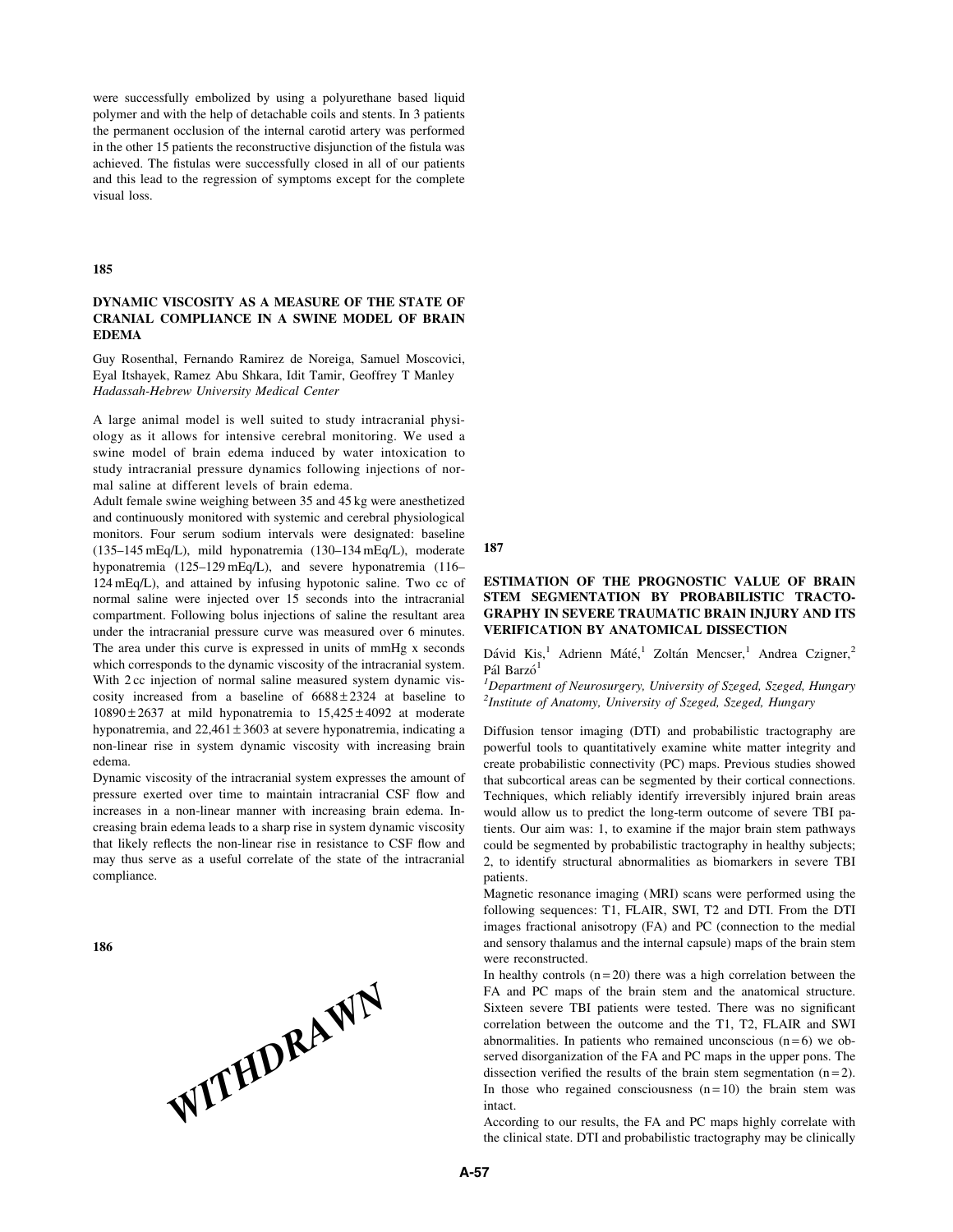were successfully embolized by using a polyurethane based liquid polymer and with the help of detachable coils and stents. In 3 patients the permanent occlusion of the internal carotid artery was performed in the other 15 patients the reconstructive disjunction of the fistula was achieved. The fistulas were successfully closed in all of our patients and this lead to the regression of symptoms except for the complete visual loss.

**185**

### DYNAMIC VISCOSITY AS A MEASURE OF THE STATE OF CRANIAL COMPLIANCE IN A SWINE MODEL OF BRAIN EDEMA

Guy Rosenthal, Fernando Ramirez de Noreiga, Samuel Moscovici, Eyal Itshayek, Ramez Abu Shkara, Idit Tamir, Geoffrey T Manley
*Hadassah-Hebrew University Medical Center*

A large animal model is well suited to study intracranial physiology as it allows for intensive cerebral monitoring. We used a swine model of brain edema induced by water intoxication to study intracranial pressure dynamics following injections of normal saline at different levels of brain edema.

Adult female swine weighing between 35 and 45 kg were anesthetized and continuously monitored with systemic and cerebral physiological monitors. Four serum sodium intervals were designated: baseline (135–145 mEq/L), mild hyponatremia (130–134 mEq/L), moderate hyponatremia (125–129 mEq/L), and severe hyponatremia (116–124 mEq/L), and attained by infusing hypotonic saline. Two cc of normal saline were injected over 15 seconds into the intracranial compartment. Following bolus injections of saline the resultant area under the intracranial pressure curve was measured over 6 minutes. The area under this curve is expressed in units of mmHg x seconds which corresponds to the dynamic viscosity of the intracranial system. With 2 cc injection of normal saline measured system dynamic viscosity increased from a baseline of $6688 \pm 2324$ at baseline to $10890 \pm 2637$ at mild hyponatremia to $15{,}425 \pm 4092$ at moderate hyponatremia, and $22{,}461 \pm 3603$ at severe hyponatremia, indicating a non-linear rise in system dynamic viscosity with increasing brain edema.

Dynamic viscosity of the intracranial system expresses the amount of pressure exerted over time to maintain intracranial CSF flow and increases in a non-linear manner with increasing brain edema. Increasing brain edema leads to a sharp rise in system dynamic viscosity that likely reflects the non-linear rise in resistance to CSF flow and may thus serve as a useful correlate of the state of the intracranial compliance.

**186**

WITHDRAWN

**187**

### ESTIMATION OF THE PROGNOSTIC VALUE OF BRAIN STEM SEGMENTATION BY PROBABILISTIC TRACTOGRAPHY IN SEVERE TRAUMATIC BRAIN INJURY AND ITS VERIFICATION BY ANATOMICAL DISSECTION

Dávid Kis,[1] Adrienn Máté,[1] Zoltán Mencser,[1] Andrea Czigner,[2] Pál Barzó[1]

[1]*Department of Neurosurgery, University of Szeged, Szeged, Hungary*
[2]*Institute of Anatomy, University of Szeged, Szeged, Hungary*

Diffusion tensor imaging (DTI) and probabilistic tractography are powerful tools to quantitatively examine white matter integrity and create probabilistic connectivity (PC) maps. Previous studies showed that subcortical areas can be segmented by their cortical connections. Techniques, which reliably identify irreversibly injured brain areas would allow us to predict the long-term outcome of severe TBI patients. Our aim was: 1, to examine if the major brain stem pathways could be segmented by probabilistic tractography in healthy subjects; 2, to identify structural abnormalities as biomarkers in severe TBI patients.

Magnetic resonance imaging (MRI) scans were performed using the following sequences: T1, FLAIR, SWI, T2 and DTI. From the DTI images fractional anisotropy (FA) and PC (connection to the medial and sensory thalamus and the internal capsule) maps of the brain stem were reconstructed.

In healthy controls ($n = 20$) there was a high correlation between the FA and PC maps of the brain stem and the anatomical structure. Sixteen severe TBI patients were tested. There was no significant correlation between the outcome and the T1, T2, FLAIR and SWI abnormalities. In patients who remained unconscious ($n = 6$) we observed disorganization of the FA and PC maps in the upper pons. The dissection verified the results of the brain stem segmentation ($n = 2$). In those who regained consciousness ($n = 10$) the brain stem was intact.

According to our results, the FA and PC maps highly correlate with the clinical state. DTI and probabilistic tractography may be clinically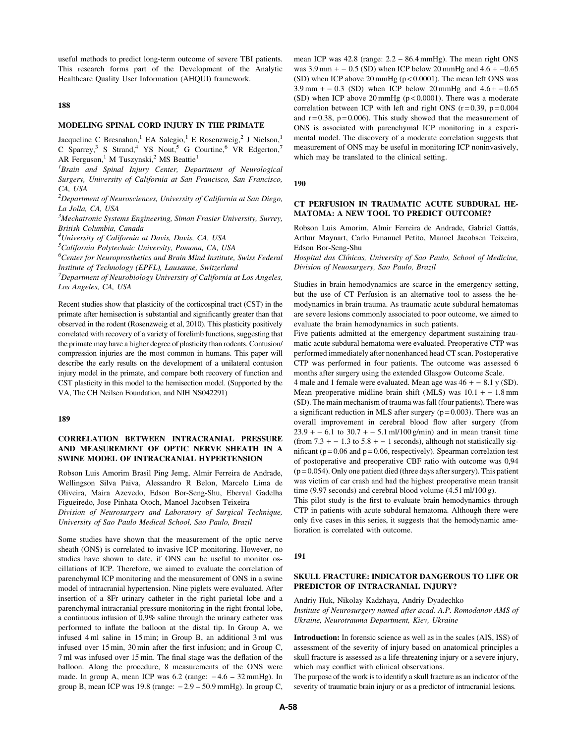useful methods to predict long-term outcome of severe TBI patients. This research forms part of the Development of the Analytic Healthcare Quality User Information (AHQUI) framework.

## 188

### MODELING SPINAL CORD INJURY IN THE PRIMATE

Jacqueline C Bresnahan,[1] EA Salegio,[1] E Rosenzweig,[2] J Nielson,[1] C Sparrey,[3] S Strand,[4] YS Nout,[5] G Courtine,[6] VR Edgerton,[7] AR Ferguson,[1] M Tuszynski,[2] MS Beattie[1]

*[1]Brain and Spinal Injury Center, Department of Neurological Surgery, University of California at San Francisco, San Francisco, CA, USA*

*[2]Department of Neurosciences, University of California at San Diego, La Jolla, CA, USA*

*[3]Mechatronic Systems Engineering, Simon Frasier University, Surrey, British Columbia, Canada*

*[4]University of California at Davis, Davis, CA, USA*

*[5]California Polytechnic University, Pomona, CA, USA*

*[6]Center for Neuroprosthetics and Brain Mind Institute, Swiss Federal Institute of Technology (EPFL), Lausanne, Switzerland*

*[7]Department of Neurobiology University of California at Los Angeles, Los Angeles, CA, USA*

Recent studies show that plasticity of the corticospinal tract (CST) in the primate after hemisection is substantial and significantly greater than that observed in the rodent (Rosenzweig et al, 2010). This plasticity positively correlated with recovery of a variety of forelimb functions, suggesting that the primate may have a higher degree of plasticity than rodents. Contusion/compression injuries are the most common in humans. This paper will describe the early results on the development of a unilateral contusion injury model in the primate, and compare both recovery of function and CST plasticity in this model to the hemisection model. (Supported by the VA, The CH Neilsen Foundation, and NIH NS042291)

## 189

### CORRELATION BETWEEN INTRACRANIAL PRESSURE AND MEASUREMENT OF OPTIC NERVE SHEATH IN A SWINE MODEL OF INTRACRANIAL HYPERTENSION

Robson Luis Amorim Brasil Ping Jemg, Almir Ferreira de Andrade, Wellingson Silva Paiva, Alessandro R Belon, Marcelo Lima de Oliveira, Maira Azevedo, Edson Bor-Seng-Shu, Eberval Gadelha Figueiredo, Jose Pinhata Otoch, Manoel Jacobsen Teixeira

*Division of Neurosurgery and Laboratory of Surgical Technique, University of Sao Paulo Medical School, Sao Paulo, Brazil*

Some studies have shown that the measurement of the optic nerve sheath (ONS) is correlated to invasive ICP monitoring. However, no studies have shown to date, if ONS can be useful to monitor oscillations of ICP. Therefore, we aimed to evaluate the correlation of parenchymal ICP monitoring and the measurement of ONS in a swine model of intracranial hypertension. Nine piglets were evaluated. After insertion of a 8Fr urinary catheter in the right parietal lobe and a parenchymal intracranial pressure monitoring in the right frontal lobe, a continuous infusion of 0,9% saline through the urinary catheter was performed to inflate the balloon at the distal tip. In Group A, we infused 4 ml saline in 15 min; in Group B, an additional 3 ml was infused over 15 min, 30 min after the first infusion; and in Group C, 7 ml was infused over 15 min. The final stage was the deflation of the balloon. Along the procedure, 8 measurements of the ONS were made. In group A, mean ICP was 6.2 (range: $-4.6$ – 32 mmHg). In group B, mean ICP was 19.8 (range: $-2.9$ – 50.9 mmHg). In group C, mean ICP was 42.8 (range: 2.2 – 86.4 mmHg). The mean right ONS was 3.9 mm + − 0.5 (SD) when ICP below 20 mmHg and 4.6 + −0.65 (SD) when ICP above 20 mmHg ($p < 0.0001$). The mean left ONS was 3.9 mm + − 0.3 (SD) when ICP below 20 mmHg and 4.6 + − 0.65 (SD) when ICP above 20 mmHg ($p < 0.0001$). There was a moderate correlation between ICP with left and right ONS ($r = 0.39$, $p = 0.004$ and $r = 0.38$, $p = 0.006$). This study showed that the measurement of ONS is associated with parenchymal ICP monitoring in a experimental model. The discovery of a moderate correlation suggests that measurement of ONS may be useful in monitoring ICP noninvasively, which may be translated to the clinical setting.

## 190

### CT PERFUSION IN TRAUMATIC ACUTE SUBDURAL HEMATOMA: A NEW TOOL TO PREDICT OUTCOME?

Robson Luis Amorim, Almir Ferreira de Andrade, Gabriel Gattás, Arthur Maynart, Carlo Emanuel Petito, Manoel Jacobsen Teixeira, Edson Bor-Seng-Shu

*Hospital das Clínicas, University of Sao Paulo, School of Medicine, Division of Neuosurgery, Sao Paulo, Brazil*

Studies in brain hemodynamics are scarce in the emergency setting, but the use of CT Perfusion is an alternative tool to assess the hemodynamics in brain trauma. As traumatic acute subdural hematomas are severe lesions commonly associated to poor outcome, we aimed to evaluate the brain hemodynamics in such patients.

Five patients admitted at the emergency department sustaining traumatic acute subdural hematoma were evaluated. Preoperative CTP was performed immediately after nonenhanced head CT scan. Postoperative CTP was performed in four patients. The outcome was assessed 6 months after surgery using the extended Glasgow Outcome Scale.

4 male and 1 female were evaluated. Mean age was 46 + − 8.1 y (SD). Mean preoperative midline brain shift (MLS) was 10.1 + − 1.8 mm (SD). The main mechanism of trauma was fall (four patients). There was a significant reduction in MLS after surgery ($p = 0.003$). There was an overall improvement in cerebral blood flow after surgery (from 23.9 + − 6.1 to 30.7 + − 5.1 ml/100 g/min) and in mean transit time (from 7.3 + − 1.3 to 5.8 + − 1 seconds), although not statistically significant ($p = 0.06$ and $p = 0.06$, respectively). Spearman correlation test of postoperative and preoperative CBF ratio with outcome was 0,94 ($p = 0.054$). Only one patient died (three days after surgery). This patient was victim of car crash and had the highest preoperative mean transit time (9.97 seconds) and cerebral blood volume (4.51 ml/100 g).

This pilot study is the first to evaluate brain hemodynamics through CTP in patients with acute subdural hematoma. Although there were only five cases in this series, it suggests that the hemodynamic amelioration is correlated with outcome.

## 191

### SKULL FRACTURE: INDICATOR DANGEROUS TO LIFE OR PREDICTOR OF INTRACRANIAL INJURY?

Andriy Huk, Nikolay Kadzhaya, Andriy Dyadechko

*Institute of Neurosurgery named after acad. A.P. Romodanov AMS of Ukraine, Neurotrauma Department, Kiev, Ukraine*

**Introduction:** In forensic science as well as in the scales (AIS, ISS) of assessment of the severity of injury based on anatomical principles a skull fracture is assessed as a life-threatening injury or a severe injury, which may conflict with clinical observations.

The purpose of the work is to identify a skull fracture as an indicator of the severity of traumatic brain injury or as a predictor of intracranial lesions.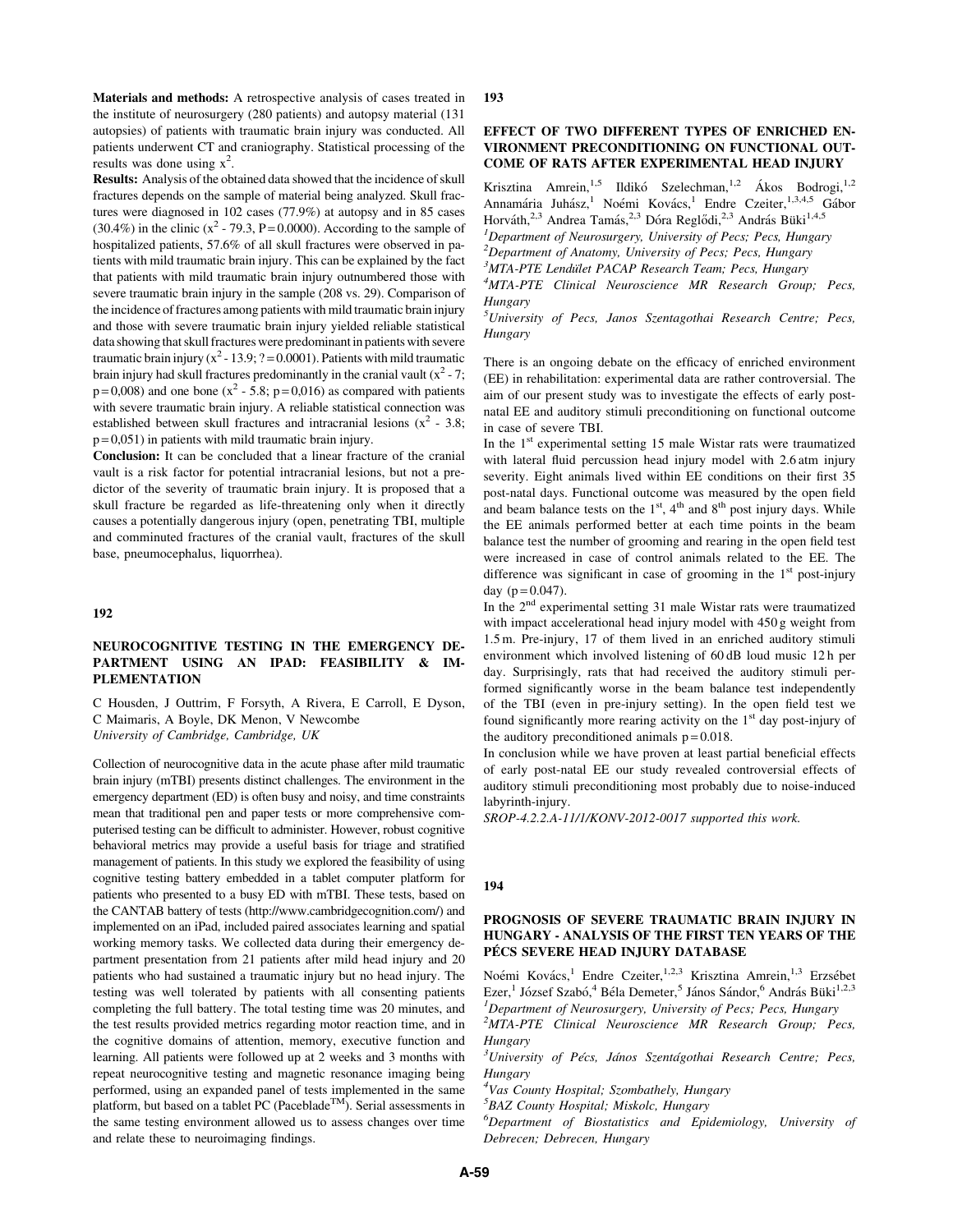**Materials and methods:** A retrospective analysis of cases treated in the institute of neurosurgery (280 patients) and autopsy material (131 autopsies) of patients with traumatic brain injury was conducted. All patients underwent CT and craniography. Statistical processing of the results was done using $x^2$.

**Results:** Analysis of the obtained data showed that the incidence of skull fractures depends on the sample of material being analyzed. Skull fractures were diagnosed in 102 cases (77.9%) at autopsy and in 85 cases (30.4%) in the clinic ($x^2$ - 79.3, P = 0.0000). According to the sample of hospitalized patients, 57.6% of all skull fractures were observed in patients with mild traumatic brain injury. This can be explained by the fact that patients with mild traumatic brain injury outnumbered those with severe traumatic brain injury in the sample (208 vs. 29). Comparison of the incidence of fractures among patients with mild traumatic brain injury and those with severe traumatic brain injury yielded reliable statistical data showing that skull fractures were predominant in patients with severe traumatic brain injury ($x^2$ - 13.9; ? = 0.0001). Patients with mild traumatic brain injury had skull fractures predominantly in the cranial vault ($x^2$ - 7; p = 0,008) and one bone ($x^2$ - 5.8; p = 0,016) as compared with patients with severe traumatic brain injury. A reliable statistical connection was established between skull fractures and intracranial lesions ($x^2$ - 3.8; p = 0,051) in patients with mild traumatic brain injury.

**Conclusion:** It can be concluded that a linear fracture of the cranial vault is a risk factor for potential intracranial lesions, but not a predictor of the severity of traumatic brain injury. It is proposed that a skull fracture be regarded as life-threatening only when it directly causes a potentially dangerous injury (open, penetrating TBI, multiple and comminuted fractures of the cranial vault, fractures of the skull base, pneumocephalus, liquorrhea).

## 192

### NEUROCOGNITIVE TESTING IN THE EMERGENCY DEPARTMENT USING AN IPAD: FEASIBILITY & IMPLEMENTATION

C Housden, J Outtrim, F Forsyth, A Rivera, E Carroll, E Dyson, C Maimaris, A Boyle, DK Menon, V Newcombe

*University of Cambridge, Cambridge, UK*

Collection of neurocognitive data in the acute phase after mild traumatic brain injury (mTBI) presents distinct challenges. The environment in the emergency department (ED) is often busy and noisy, and time constraints mean that traditional pen and paper tests or more comprehensive computerised testing can be difficult to administer. However, robust cognitive behavioral metrics may provide a useful basis for triage and stratified management of patients. In this study we explored the feasibility of using cognitive testing battery embedded in a tablet computer platform for patients who presented to a busy ED with mTBI. These tests, based on the CANTAB battery of tests (http://www.cambridgecognition.com/) and implemented on an iPad, included paired associates learning and spatial working memory tasks. We collected data during their emergency department presentation from 21 patients after mild head injury and 20 patients who had sustained a traumatic injury but no head injury. The testing was well tolerated by patients with all consenting patients completing the full battery. The total testing time was 20 minutes, and the test results provided metrics regarding motor reaction time, and in the cognitive domains of attention, memory, executive function and learning. All patients were followed up at 2 weeks and 3 months with repeat neurocognitive testing and magnetic resonance imaging being performed, using an expanded panel of tests implemented in the same platform, but based on a tablet PC (Paceblade™). Serial assessments in the same testing environment allowed us to assess changes over time and relate these to neuroimaging findings.

## 193

### EFFECT OF TWO DIFFERENT TYPES OF ENRICHED ENVIRONMENT PRECONDITIONING ON FUNCTIONAL OUTCOME OF RATS AFTER EXPERIMENTAL HEAD INJURY

Krisztina Amrein,[1,5] Ildikó Szelechman,[1,2] Ákos Bodrogi,[1,2] Annamária Juhász,[1] Noémi Kovács,[1] Endre Czeiter,[1,3,4,5] Gábor Horváth,[2,3] Andrea Tamás,[2,3] Dóra Reglődi,[2,3] András Büki[1,4,5]

[1]*Department of Neurosurgery, University of Pecs; Pecs, Hungary*
[2]*Department of Anatomy, University of Pecs; Pecs, Hungary*
[3]*MTA-PTE Lendület PACAP Research Team; Pecs, Hungary*
[4]*MTA-PTE Clinical Neuroscience MR Research Group; Pecs, Hungary*
[5]*University of Pecs, Janos Szentagothai Research Centre; Pecs, Hungary*

There is an ongoing debate on the efficacy of enriched environment (EE) in rehabilitation: experimental data are rather controversial. The aim of our present study was to investigate the effects of early postnatal EE and auditory stimuli preconditioning on functional outcome in case of severe TBI.

In the 1st experimental setting 15 male Wistar rats were traumatized with lateral fluid percussion head injury model with 2.6 atm injury severity. Eight animals lived within EE conditions on their first 35 post-natal days. Functional outcome was measured by the open field and beam balance tests on the 1st, 4th and 8th post injury days. While the EE animals performed better at each time points in the beam balance test the number of grooming and rearing in the open field test were increased in case of control animals related to the EE. The difference was significant in case of grooming in the 1st post-injury day (p = 0.047).

In the 2nd experimental setting 31 male Wistar rats were traumatized with impact accelerational head injury model with 450 g weight from 1.5 m. Pre-injury, 17 of them lived in an enriched auditory stimuli environment which involved listening of 60 dB loud music 12 h per day. Surprisingly, rats that had received the auditory stimuli performed significantly worse in the beam balance test independently of the TBI (even in pre-injury setting). In the open field test we found significantly more rearing activity on the 1st day post-injury of the auditory preconditioned animals p = 0.018.

In conclusion while we have proven at least partial beneficial effects of early post-natal EE our study revealed controversial effects of auditory stimuli preconditioning most probably due to noise-induced labyrinth-injury.

*SROP-4.2.2.A-11/1/KONV-2012-0017 supported this work.*

## 194

### PROGNOSIS OF SEVERE TRAUMATIC BRAIN INJURY IN HUNGARY - ANALYSIS OF THE FIRST TEN YEARS OF THE PÉCS SEVERE HEAD INJURY DATABASE

Noémi Kovács,[1] Endre Czeiter,[1,2,3] Krisztina Amrein,[1,3] Erzsébet Ezer,[1] József Szabó,[4] Béla Demeter,[5] János Sándor,[6] András Büki[1,2,3]

[1]*Department of Neurosurgery, University of Pecs; Pecs, Hungary*
[2]*MTA-PTE Clinical Neuroscience MR Research Group; Pecs, Hungary*
[3]*University of Pécs, János Szentágothai Research Centre; Pecs, Hungary*
[4]*Vas County Hospital; Szombathely, Hungary*
[5]*BAZ County Hospital; Miskolc, Hungary*
[6]*Department of Biostatistics and Epidemiology, University of Debrecen; Debrecen, Hungary*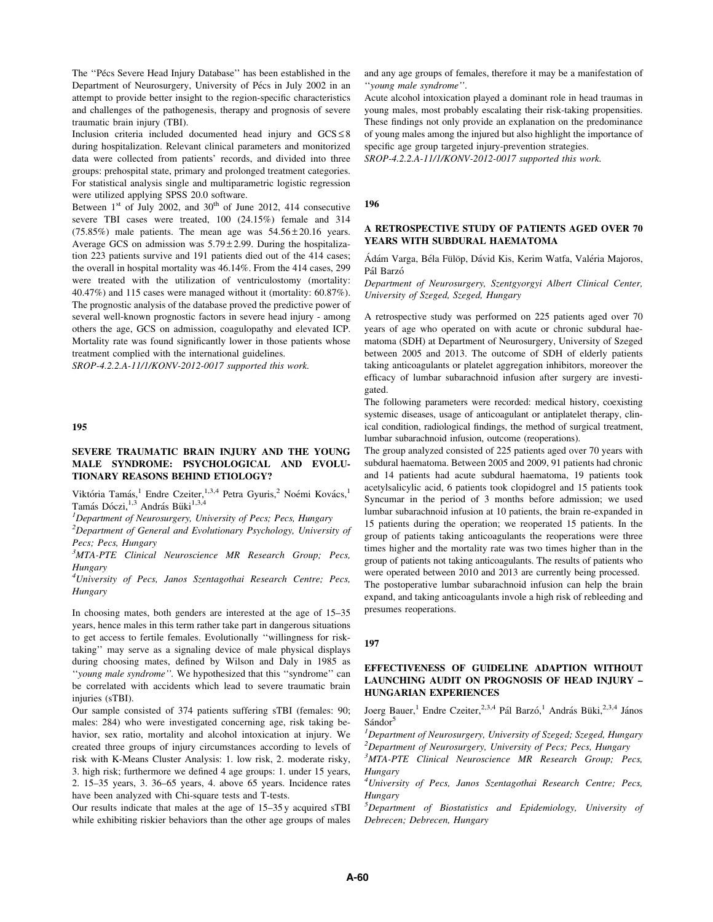The ''Pécs Severe Head Injury Database'' has been established in the Department of Neurosurgery, University of Pécs in July 2002 in an attempt to provide better insight to the region-specific characteristics and challenges of the pathogenesis, therapy and prognosis of severe traumatic brain injury (TBI).

Inclusion criteria included documented head injury and GCS $\leq$ 8 during hospitalization. Relevant clinical parameters and monitorized data were collected from patients' records, and divided into three groups: prehospital state, primary and prolonged treatment categories. For statistical analysis single and multiparametric logistic regression were utilized applying SPSS 20.0 software.

Between 1st of July 2002, and 30th of June 2012, 414 consecutive severe TBI cases were treated, 100 (24.15%) female and 314 (75.85%) male patients. The mean age was 54.56 $\pm$ 20.16 years. Average GCS on admission was 5.79 $\pm$ 2.99. During the hospitalization 223 patients survive and 191 patients died out of the 414 cases; the overall in hospital mortality was 46.14%. From the 414 cases, 299 were treated with the utilization of ventriculostomy (mortality: 40.47%) and 115 cases were managed without it (mortality: 60.87%). The prognostic analysis of the database proved the predictive power of several well-known prognostic factors in severe head injury - among others the age, GCS on admission, coagulopathy and elevated ICP. Mortality rate was found significantly lower in those patients whose treatment complied with the international guidelines.

*SROP-4.2.2.A-11/1/KONV-2012-0017 supported this work.*

## 195

### SEVERE TRAUMATIC BRAIN INJURY AND THE YOUNG MALE SYNDROME: PSYCHOLOGICAL AND EVOLUTIONARY REASONS BEHIND ETIOLOGY?

Viktória Tamás,[1] Endre Czeiter,[1,3,4] Petra Gyuris,[2] Noémi Kovács,[1] Tamás Dóczi,[1,3] András Büki[1,3,4]

*[1]Department of Neurosurgery, University of Pecs; Pecs, Hungary*
*[2]Department of General and Evolutionary Psychology, University of Pecs; Pecs, Hungary*
*[3]MTA-PTE Clinical Neuroscience MR Research Group; Pecs, Hungary*
*[4]University of Pecs, Janos Szentagothai Research Centre; Pecs, Hungary*

In choosing mates, both genders are interested at the age of 15–35 years, hence males in this term rather take part in dangerous situations to get access to fertile females. Evolutionally ''willingness for risk-taking'' may serve as a signaling device of male physical displays during choosing mates, defined by Wilson and Daly in 1985 as ''*young male syndrome*''. We hypothesized that this ''syndrome'' can be correlated with accidents which lead to severe traumatic brain injuries (sTBI).

Our sample consisted of 374 patients suffering sTBI (females: 90; males: 284) who were investigated concerning age, risk taking behavior, sex ratio, mortality and alcohol intoxication at injury. We created three groups of injury circumstances according to levels of risk with K-Means Cluster Analysis: 1. low risk, 2. moderate risky, 3. high risk; furthermore we defined 4 age groups: 1. under 15 years, 2. 15–35 years, 3. 36–65 years, 4. above 65 years. Incidence rates have been analyzed with Chi-square tests and T-tests.

Our results indicate that males at the age of 15–35 y acquired sTBI while exhibiting riskier behaviors than the other age groups of males and any age groups of females, therefore it may be a manifestation of ''*young male syndrome*''.

Acute alcohol intoxication played a dominant role in head traumas in young males, most probably escalating their risk-taking propensities. These findings not only provide an explanation on the predominance of young males among the injured but also highlight the importance of specific age group targeted injury-prevention strategies.

*SROP-4.2.2.A-11/1/KONV-2012-0017 supported this work.*

## 196

### A RETROSPECTIVE STUDY OF PATIENTS AGED OVER 70 YEARS WITH SUBDURAL HAEMATOMA

Ádám Varga, Béla Fülöp, Dávid Kis, Kerim Watfa, Valéria Majoros, Pál Barzó

*Department of Neurosurgery, Szentgyorgyi Albert Clinical Center, University of Szeged, Szeged, Hungary*

A retrospective study was performed on 225 patients aged over 70 years of age who operated on with acute or chronic subdural haematoma (SDH) at Department of Neurosurgery, University of Szeged between 2005 and 2013. The outcome of SDH of elderly patients taking anticoagulants or platelet aggregation inhibitors, moreover the efficacy of lumbar subarachnoid infusion after surgery are investigated.

The following parameters were recorded: medical history, coexisting systemic diseases, usage of anticoagulant or antiplatelet therapy, clinical condition, radiological findings, the method of surgical treatment, lumbar subarachnoid infusion, outcome (reoperations).

The group analyzed consisted of 225 patients aged over 70 years with subdural haematoma. Between 2005 and 2009, 91 patients had chronic and 14 patients had acute subdural haematoma, 19 patients took acetylsalicylic acid, 6 patients took clopidogrel and 15 patients took Syncumar in the period of 3 months before admission; we used lumbar subarachnoid infusion at 10 patients, the brain re-expanded in 15 patients during the operation; we reoperated 15 patients. In the group of patients taking anticoagulants the reoperations were three times higher and the mortality rate was two times higher than in the group of patients not taking anticoagulants. The results of patients who were operated between 2010 and 2013 are currently being processed.

The postoperative lumbar subarachnoid infusion can help the brain expand, and taking anticoagulants involve a high risk of rebleeding and presumes reoperations.

## 197

### EFFECTIVENESS OF GUIDELINE ADAPTION WITHOUT LAUNCHING AUDIT ON PROGNOSIS OF HEAD INJURY – HUNGARIAN EXPERIENCES

Joerg Bauer,[1] Endre Czeiter,[2,3,4] Pál Barzó,[1] András Büki,[2,3,4] János Sándor[5]

*[1]Department of Neurosurgery, University of Szeged; Szeged, Hungary*
*[2]Department of Neurosurgery, University of Pecs; Pecs, Hungary*
*[3]MTA-PTE Clinical Neuroscience MR Research Group; Pecs, Hungary*
*[4]University of Pecs, Janos Szentagothai Research Centre; Pecs, Hungary*
*[5]Department of Biostatistics and Epidemiology, University of Debrecen; Debrecen, Hungary*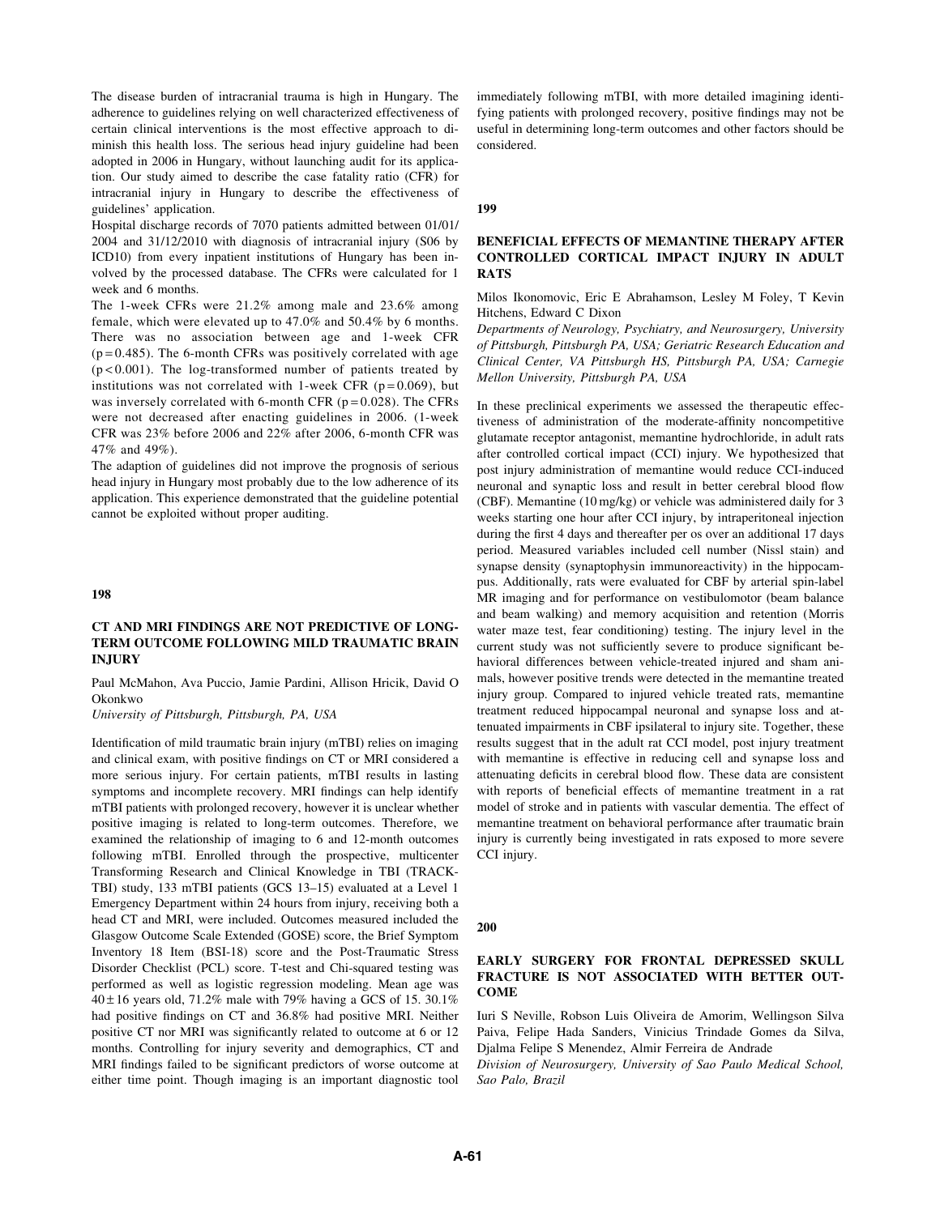The disease burden of intracranial trauma is high in Hungary. The adherence to guidelines relying on well characterized effectiveness of certain clinical interventions is the most effective approach to diminish this health loss. The serious head injury guideline had been adopted in 2006 in Hungary, without launching audit for its application. Our study aimed to describe the case fatality ratio (CFR) for intracranial injury in Hungary to describe the effectiveness of guidelines' application.

Hospital discharge records of 7070 patients admitted between 01/01/2004 and 31/12/2010 with diagnosis of intracranial injury (S06 by ICD10) from every inpatient institutions of Hungary has been involved by the processed database. The CFRs were calculated for 1 week and 6 months.

The 1-week CFRs were 21.2% among male and 23.6% among female, which were elevated up to 47.0% and 50.4% by 6 months. There was no association between age and 1-week CFR ($p = 0.485$). The 6-month CFRs was positively correlated with age ($p < 0.001$). The log-transformed number of patients treated by institutions was not correlated with 1-week CFR ($p = 0.069$), but was inversely correlated with 6-month CFR ($p = 0.028$). The CFRs were not decreased after enacting guidelines in 2006. (1-week CFR was 23% before 2006 and 22% after 2006, 6-month CFR was 47% and 49%).

The adaption of guidelines did not improve the prognosis of serious head injury in Hungary most probably due to the low adherence of its application. This experience demonstrated that the guideline potential cannot be exploited without proper auditing.

**198**

## CT AND MRI FINDINGS ARE NOT PREDICTIVE OF LONG-TERM OUTCOME FOLLOWING MILD TRAUMATIC BRAIN INJURY

Paul McMahon, Ava Puccio, Jamie Pardini, Allison Hricik, David O Okonkwo

*University of Pittsburgh, Pittsburgh, PA, USA*

Identification of mild traumatic brain injury (mTBI) relies on imaging and clinical exam, with positive findings on CT or MRI considered a more serious injury. For certain patients, mTBI results in lasting symptoms and incomplete recovery. MRI findings can help identify mTBI patients with prolonged recovery, however it is unclear whether positive imaging is related to long-term outcomes. Therefore, we examined the relationship of imaging to 6 and 12-month outcomes following mTBI. Enrolled through the prospective, multicenter Transforming Research and Clinical Knowledge in TBI (TRACK-TBI) study, 133 mTBI patients (GCS 13–15) evaluated at a Level 1 Emergency Department within 24 hours from injury, receiving both a head CT and MRI, were included. Outcomes measured included the Glasgow Outcome Scale Extended (GOSE) score, the Brief Symptom Inventory 18 Item (BSI-18) score and the Post-Traumatic Stress Disorder Checklist (PCL) score. T-test and Chi-squared testing was performed as well as logistic regression modeling. Mean age was $40 \pm 16$ years old, 71.2% male with 79% having a GCS of 15. 30.1% had positive findings on CT and 36.8% had positive MRI. Neither positive CT nor MRI was significantly related to outcome at 6 or 12 months. Controlling for injury severity and demographics, CT and MRI findings failed to be significant predictors of worse outcome at either time point. Though imaging is an important diagnostic tool immediately following mTBI, with more detailed imagining identifying patients with prolonged recovery, positive findings may not be useful in determining long-term outcomes and other factors should be considered.

**199**

## BENEFICIAL EFFECTS OF MEMANTINE THERAPY AFTER CONTROLLED CORTICAL IMPACT INJURY IN ADULT RATS

Milos Ikonomovic, Eric E Abrahamson, Lesley M Foley, T Kevin Hitchens, Edward C Dixon

*Departments of Neurology, Psychiatry, and Neurosurgery, University of Pittsburgh, Pittsburgh PA, USA; Geriatric Research Education and Clinical Center, VA Pittsburgh HS, Pittsburgh PA, USA; Carnegie Mellon University, Pittsburgh PA, USA*

In these preclinical experiments we assessed the therapeutic effectiveness of administration of the moderate-affinity noncompetitive glutamate receptor antagonist, memantine hydrochloride, in adult rats after controlled cortical impact (CCI) injury. We hypothesized that post injury administration of memantine would reduce CCI-induced neuronal and synaptic loss and result in better cerebral blood flow (CBF). Memantine (10 mg/kg) or vehicle was administered daily for 3 weeks starting one hour after CCI injury, by intraperitoneal injection during the first 4 days and thereafter per os over an additional 17 days period. Measured variables included cell number (Nissl stain) and synapse density (synaptophysin immunoreactivity) in the hippocampus. Additionally, rats were evaluated for CBF by arterial spin-label MR imaging and for performance on vestibulomotor (beam balance and beam walking) and memory acquisition and retention (Morris water maze test, fear conditioning) testing. The injury level in the current study was not sufficiently severe to produce significant behavioral differences between vehicle-treated injured and sham animals, however positive trends were detected in the memantine treated injury group. Compared to injured vehicle treated rats, memantine treatment reduced hippocampal neuronal and synapse loss and attenuated impairments in CBF ipsilateral to injury site. Together, these results suggest that in the adult rat CCI model, post injury treatment with memantine is effective in reducing cell and synapse loss and attenuating deficits in cerebral blood flow. These data are consistent with reports of beneficial effects of memantine treatment in a rat model of stroke and in patients with vascular dementia. The effect of memantine treatment on behavioral performance after traumatic brain injury is currently being investigated in rats exposed to more severe CCI injury.

**200**

## EARLY SURGERY FOR FRONTAL DEPRESSED SKULL FRACTURE IS NOT ASSOCIATED WITH BETTER OUTCOME

Iuri S Neville, Robson Luis Oliveira de Amorim, Wellingson Silva Paiva, Felipe Hada Sanders, Vinicius Trindade Gomes da Silva, Djalma Felipe S Menendez, Almir Ferreira de Andrade

*Division of Neurosurgery, University of Sao Paulo Medical School, Sao Palo, Brazil*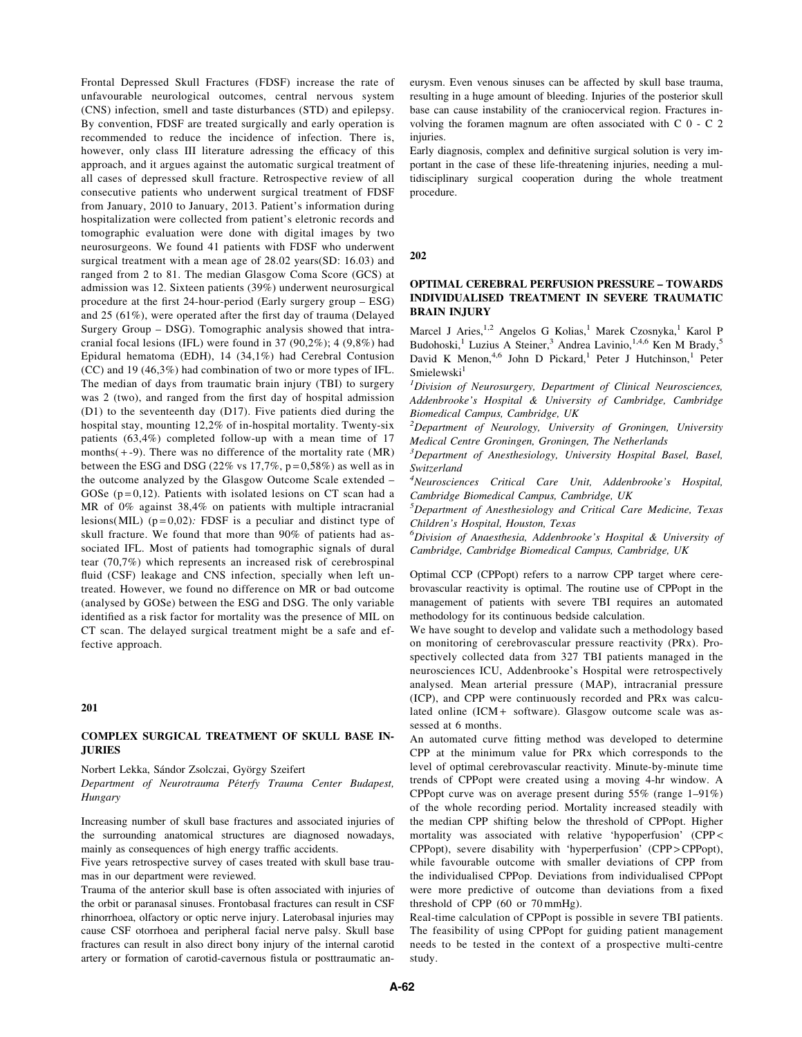Frontal Depressed Skull Fractures (FDSF) increase the rate of unfavourable neurological outcomes, central nervous system (CNS) infection, smell and taste disturbances (STD) and epilepsy. By convention, FDSF are treated surgically and early operation is recommended to reduce the incidence of infection. There is, however, only class III literature adressing the efficacy of this approach, and it argues against the automatic surgical treatment of all cases of depressed skull fracture. Retrospective review of all consecutive patients who underwent surgical treatment of FDSF from January, 2010 to January, 2013. Patient's information during hospitalization were collected from patient's eletronic records and tomographic evaluation were done with digital images by two neurosurgeons. We found 41 patients with FDSF who underwent surgical treatment with a mean age of 28.02 years(SD: 16.03) and ranged from 2 to 81. The median Glasgow Coma Score (GCS) at admission was 12. Sixteen patients (39%) underwent neurosurgical procedure at the first 24-hour-period (Early surgery group – ESG) and 25 (61%), were operated after the first day of trauma (Delayed Surgery Group – DSG). Tomographic analysis showed that intracranial focal lesions (IFL) were found in 37 (90,2%); 4 (9,8%) had Epidural hematoma (EDH), 14 (34,1%) had Cerebral Contusion (CC) and 19 (46,3%) had combination of two or more types of IFL. The median of days from traumatic brain injury (TBI) to surgery was 2 (two), and ranged from the first day of hospital admission (D1) to the seventeenth day (D17). Five patients died during the hospital stay, mounting 12,2% of in-hospital mortality. Twenty-six patients (63,4%) completed follow-up with a mean time of 17 months(+-9). There was no difference of the mortality rate (MR) between the ESG and DSG (22% vs 17,7%, p=0,58%) as well as in the outcome analyzed by the Glasgow Outcome Scale extended – GOSe (p=0,12). Patients with isolated lesions on CT scan had a MR of 0% against 38,4% on patients with multiple intracranial lesions(MIL) (p=0,02): FDSF is a peculiar and distinct type of skull fracture. We found that more than 90% of patients had associated IFL. Most of patients had tomographic signals of dural tear (70,7%) which represents an increased risk of cerebrospinal fluid (CSF) leakage and CNS infection, specially when left untreated. However, we found no difference on MR or bad outcome (analysed by GOSe) between the ESG and DSG. The only variable identified as a risk factor for mortality was the presence of MIL on CT scan. The delayed surgical treatment might be a safe and effective approach.

## 201

### COMPLEX SURGICAL TREATMENT OF SKULL BASE INJURIES

Norbert Lekka, Sándor Zsolczai, György Szeifert

*Department of Neurotrauma Péterfy Trauma Center Budapest, Hungary*

Increasing number of skull base fractures and associated injuries of the surrounding anatomical structures are diagnosed nowadays, mainly as consequences of high energy traffic accidents.

Five years retrospective survey of cases treated with skull base traumas in our department were reviewed.

Trauma of the anterior skull base is often associated with injuries of the orbit or paranasal sinuses. Frontobasal fractures can result in CSF rhinorrhoea, olfactory or optic nerve injury. Laterobasal injuries may cause CSF otorrhoea and peripheral facial nerve palsy. Skull base fractures can result in also direct bony injury of the internal carotid artery or formation of carotid-cavernous fistula or posttraumatic aneurysm. Even venous sinuses can be affected by skull base trauma, resulting in a huge amount of bleeding. Injuries of the posterior skull base can cause instability of the craniocervical region. Fractures involving the foramen magnum are often associated with C 0 - C 2 injuries.

Early diagnosis, complex and definitive surgical solution is very important in the case of these life-threatening injuries, needing a multidisciplinary surgical cooperation during the whole treatment procedure.

## 202

### OPTIMAL CEREBRAL PERFUSION PRESSURE – TOWARDS INDIVIDUALISED TREATMENT IN SEVERE TRAUMATIC BRAIN INJURY

Marcel J Aries,[1,2] Angelos G Kolias,[1] Marek Czosnyka,[1] Karol P Budohoski,[1] Luzius A Steiner,[3] Andrea Lavinio,[1,4,6] Ken M Brady,[5] David K Menon,[4,6] John D Pickard,[1] Peter J Hutchinson,[1] Peter Smielewski[1]

[1]*Division of Neurosurgery, Department of Clinical Neurosciences, Addenbrooke's Hospital & University of Cambridge, Cambridge Biomedical Campus, Cambridge, UK*

[2]*Department of Neurology, University of Groningen, University Medical Centre Groningen, Groningen, The Netherlands*

[3]*Department of Anesthesiology, University Hospital Basel, Basel, Switzerland*

[4]*Neurosciences Critical Care Unit, Addenbrooke's Hospital, Cambridge Biomedical Campus, Cambridge, UK*

[5]*Department of Anesthesiology and Critical Care Medicine, Texas Children's Hospital, Houston, Texas*

[6]*Division of Anaesthesia, Addenbrooke's Hospital & University of Cambridge, Cambridge Biomedical Campus, Cambridge, UK*

Optimal CCP (CPPopt) refers to a narrow CPP target where cerebrovascular reactivity is optimal. The routine use of CPPopt in the management of patients with severe TBI requires an automated methodology for its continuous bedside calculation.

We have sought to develop and validate such a methodology based on monitoring of cerebrovascular pressure reactivity (PRx). Prospectively collected data from 327 TBI patients managed in the neurosciences ICU, Addenbrooke's Hospital were retrospectively analysed. Mean arterial pressure (MAP), intracranial pressure (ICP), and CPP were continuously recorded and PRx was calculated online (ICM+ software). Glasgow outcome scale was assessed at 6 months.

An automated curve fitting method was developed to determine CPP at the minimum value for PRx which corresponds to the level of optimal cerebrovascular reactivity. Minute-by-minute time trends of CPPopt were created using a moving 4-hr window. A CPPopt curve was on average present during 55% (range 1–91%) of the whole recording period. Mortality increased steadily with the median CPP shifting below the threshold of CPPopt. Higher mortality was associated with relative 'hypoperfusion' (CPP< CPPopt), severe disability with 'hyperperfusion' (CPP>CPPopt), while favourable outcome with smaller deviations of CPP from the individualised CPPop. Deviations from individualised CPPopt were more predictive of outcome than deviations from a fixed threshold of CPP (60 or 70 mmHg).

Real-time calculation of CPPopt is possible in severe TBI patients. The feasibility of using CPPopt for guiding patient management needs to be tested in the context of a prospective multi-centre study.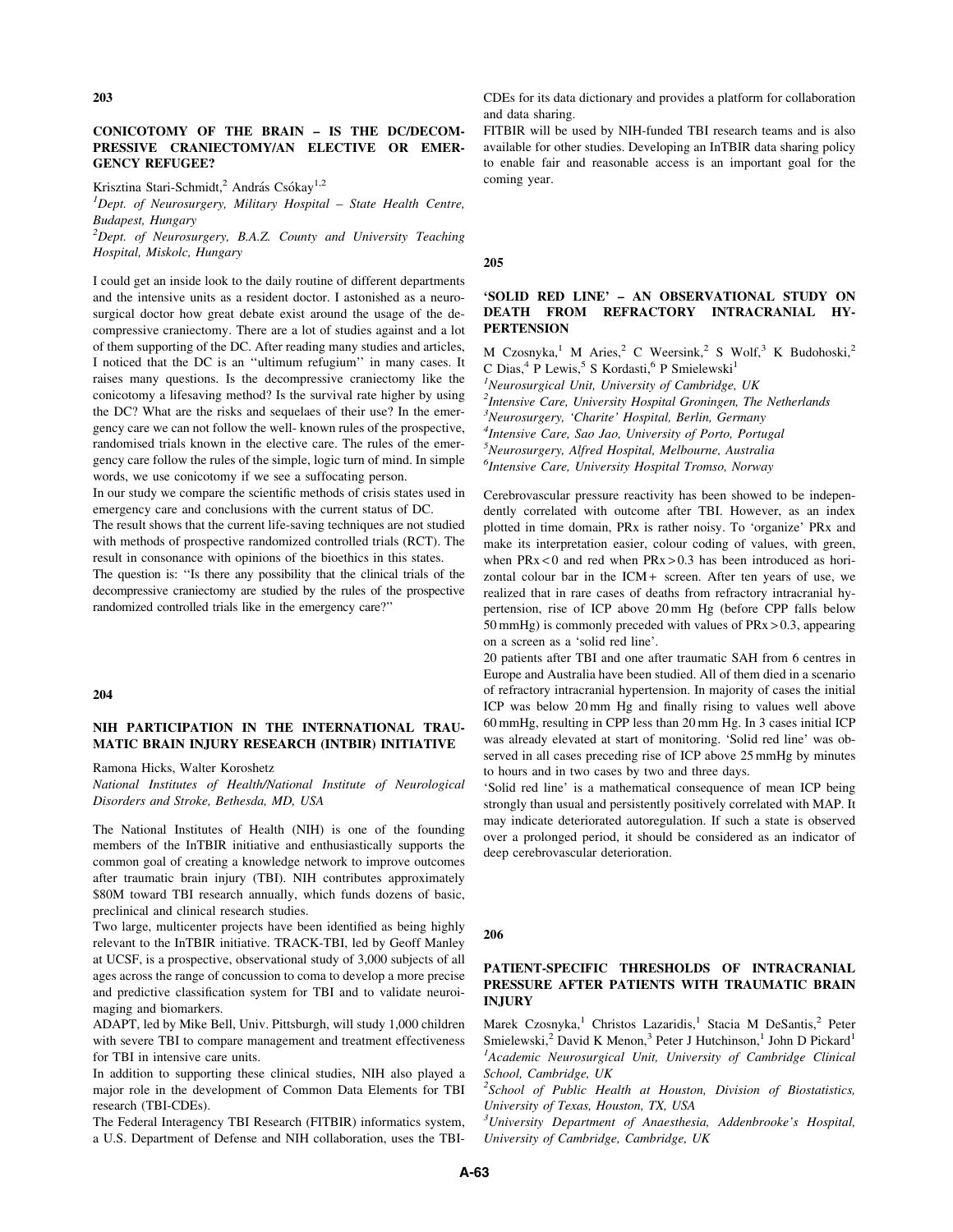203

### CONICOTOMY OF THE BRAIN – IS THE DC/DECOMPRESSIVE CRANIECTOMY/AN ELECTIVE OR EMERGENCY REFUGEE?

Krisztina Stari-Schmidt,[2] András Csókay[1,2]

[1]*Dept. of Neurosurgery, Military Hospital – State Health Centre, Budapest, Hungary*

[2]*Dept. of Neurosurgery, B.A.Z. County and University Teaching Hospital, Miskolc, Hungary*

I could get an inside look to the daily routine of different departments and the intensive units as a resident doctor. I astonished as a neurosurgical doctor how great debate exist around the usage of the decompressive craniectomy. There are a lot of studies against and a lot of them supporting of the DC. After reading many studies and articles, I noticed that the DC is an ''ultimum refugium'' in many cases. It raises many questions. Is the decompressive craniectomy like the conicotomy a lifesaving method? Is the survival rate higher by using the DC? What are the risks and sequelaes of their use? In the emergency care we can not follow the well- known rules of the prospective, randomised trials known in the elective care. The rules of the emergency care follow the rules of the simple, logic turn of mind. In simple words, we use conicotomy if we see a suffocating person.

In our study we compare the scientific methods of crisis states used in emergency care and conclusions with the current status of DC.

The result shows that the current life-saving techniques are not studied with methods of prospective randomized controlled trials (RCT). The result in consonance with opinions of the bioethics in this states.

The question is: ''Is there any possibility that the clinical trials of the decompressive craniectomy are studied by the rules of the prospective randomized controlled trials like in the emergency care?''

204

### NIH PARTICIPATION IN THE INTERNATIONAL TRAUMATIC BRAIN INJURY RESEARCH (INTBIR) INITIATIVE

Ramona Hicks, Walter Koroshetz

*National Institutes of Health/National Institute of Neurological Disorders and Stroke, Bethesda, MD, USA*

The National Institutes of Health (NIH) is one of the founding members of the InTBIR initiative and enthusiastically supports the common goal of creating a knowledge network to improve outcomes after traumatic brain injury (TBI). NIH contributes approximately $80M toward TBI research annually, which funds dozens of basic, preclinical and clinical research studies.

Two large, multicenter projects have been identified as being highly relevant to the InTBIR initiative. TRACK-TBI, led by Geoff Manley at UCSF, is a prospective, observational study of 3,000 subjects of all ages across the range of concussion to coma to develop a more precise and predictive classification system for TBI and to validate neuroimaging and biomarkers.

ADAPT, led by Mike Bell, Univ. Pittsburgh, will study 1,000 children with severe TBI to compare management and treatment effectiveness for TBI in intensive care units.

In addition to supporting these clinical studies, NIH also played a major role in the development of Common Data Elements for TBI research (TBI-CDEs).

The Federal Interagency TBI Research (FITBIR) informatics system, a U.S. Department of Defense and NIH collaboration, uses the TBI-CDEs for its data dictionary and provides a platform for collaboration and data sharing.

FITBIR will be used by NIH-funded TBI research teams and is also available for other studies. Developing an InTBIR data sharing policy to enable fair and reasonable access is an important goal for the coming year.

205

### 'SOLID RED LINE' – AN OBSERVATIONAL STUDY ON DEATH FROM REFRACTORY INTRACRANIAL HYPERTENSION

M Czosnyka,[1] M Aries,[2] C Weersink,[2] S Wolf,[3] K Budohoski,[2] C Dias,[4] P Lewis,[5] S Kordasti,[6] P Smielewski[1]

[1]*Neurosurgical Unit, University of Cambridge, UK*

[2]*Intensive Care, University Hospital Groningen, The Netherlands*

[3]*Neurosurgery, 'Charite' Hospital, Berlin, Germany*

[4]*Intensive Care, Sao Jao, University of Porto, Portugal*

[5]*Neurosurgery, Alfred Hospital, Melbourne, Australia*

[6]*Intensive Care, University Hospital Tromso, Norway*

Cerebrovascular pressure reactivity has been showed to be independently correlated with outcome after TBI. However, as an index plotted in time domain, PRx is rather noisy. To 'organize' PRx and make its interpretation easier, colour coding of values, with green, when $PRx < 0$ and red when $PRx > 0.3$ has been introduced as horizontal colour bar in the ICM+ screen. After ten years of use, we realized that in rare cases of deaths from refractory intracranial hypertension, rise of ICP above 20 mm Hg (before CPP falls below 50 mmHg) is commonly preceded with values of $PRx > 0.3$, appearing on a screen as a 'solid red line'.

20 patients after TBI and one after traumatic SAH from 6 centres in Europe and Australia have been studied. All of them died in a scenario of refractory intracranial hypertension. In majority of cases the initial ICP was below 20 mm Hg and finally rising to values well above 60 mmHg, resulting in CPP less than 20 mm Hg. In 3 cases initial ICP was already elevated at start of monitoring. 'Solid red line' was observed in all cases preceding rise of ICP above 25 mmHg by minutes to hours and in two cases by two and three days.

'Solid red line' is a mathematical consequence of mean ICP being strongly than usual and persistently positively correlated with MAP. It may indicate deteriorated autoregulation. If such a state is observed over a prolonged period, it should be considered as an indicator of deep cerebrovascular deterioration.

206

### PATIENT-SPECIFIC THRESHOLDS OF INTRACRANIAL PRESSURE AFTER PATIENTS WITH TRAUMATIC BRAIN INJURY

Marek Czosnyka,[1] Christos Lazaridis,[1] Stacia M DeSantis,[2] Peter Smielewski,[2] David K Menon,[3] Peter J Hutchinson,[1] John D Pickard[1]

[1]*Academic Neurosurgical Unit, University of Cambridge Clinical School, Cambridge, UK*

[2]*School of Public Health at Houston, Division of Biostatistics, University of Texas, Houston, TX, USA*

[3]*University Department of Anaesthesia, Addenbrooke's Hospital, University of Cambridge, Cambridge, UK*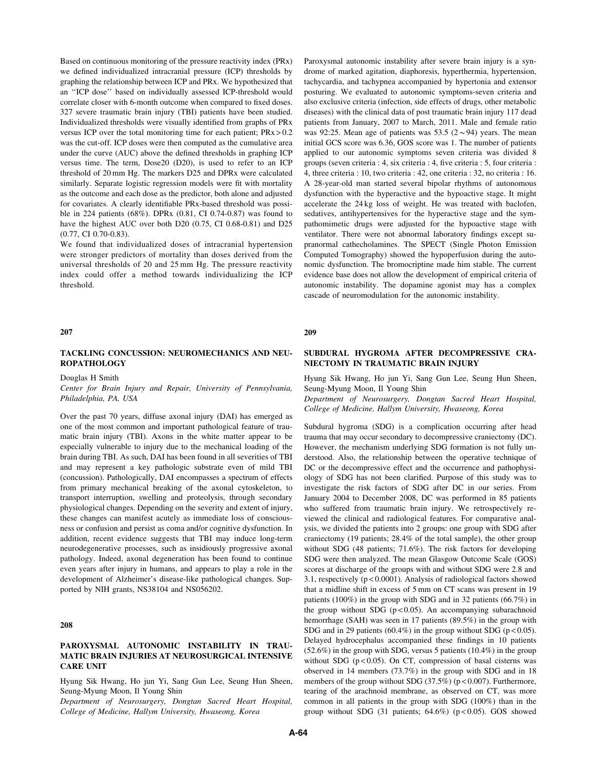Based on continuous monitoring of the pressure reactivity index (PRx) we defined individualized intracranial pressure (ICP) thresholds by graphing the relationship between ICP and PRx. We hypothesized that an ''ICP dose'' based on individually assessed ICP-threshold would correlate closer with 6-month outcome when compared to fixed doses. 327 severe traumatic brain injury (TBI) patients have been studied. Individualized thresholds were visually identified from graphs of PRx versus ICP over the total monitoring time for each patient; PRx > 0.2 was the cut-off. ICP doses were then computed as the cumulative area under the curve (AUC) above the defined thresholds in graphing ICP versus time. The term, Dose20 (D20), is used to refer to an ICP threshold of 20 mm Hg. The markers D25 and DPRx were calculated similarly. Separate logistic regression models were fit with mortality as the outcome and each dose as the predictor, both alone and adjusted for covariates. A clearly identifiable PRx-based threshold was possible in 224 patients (68%). DPRx (0.81, CI 0.74-0.87) was found to have the highest AUC over both D20 (0.75, CI 0.68-0.81) and D25 (0.77, CI 0.70-0.83).

We found that individualized doses of intracranial hypertension were stronger predictors of mortality than doses derived from the universal thresholds of 20 and 25 mm Hg. The pressure reactivity index could offer a method towards individualizing the ICP threshold.

**207**

## TACKLING CONCUSSION: NEUROMECHANICS AND NEUROPATHOLOGY

Douglas H Smith

*Center for Brain Injury and Repair, University of Pennsylvania, Philadelphia, PA, USA*

Over the past 70 years, diffuse axonal injury (DAI) has emerged as one of the most common and important pathological feature of traumatic brain injury (TBI). Axons in the white matter appear to be especially vulnerable to injury due to the mechanical loading of the brain during TBI. As such, DAI has been found in all severities of TBI and may represent a key pathologic substrate even of mild TBI (concussion). Pathologically, DAI encompasses a spectrum of effects from primary mechanical breaking of the axonal cytoskeleton, to transport interruption, swelling and proteolysis, through secondary physiological changes. Depending on the severity and extent of injury, these changes can manifest acutely as immediate loss of consciousness or confusion and persist as coma and/or cognitive dysfunction. In addition, recent evidence suggests that TBI may induce long-term neurodegenerative processes, such as insidiously progressive axonal pathology. Indeed, axonal degeneration has been found to continue even years after injury in humans, and appears to play a role in the development of Alzheimer's disease-like pathological changes. Supported by NIH grants, NS38104 and NS056202.

**208**

## PAROXYSMAL AUTONOMIC INSTABILITY IN TRAUMATIC BRAIN INJURIES AT NEUROSURGICAL INTENSIVE CARE UNIT

Hyung Sik Hwang, Ho jun Yi, Sang Gun Lee, Seung Hun Sheen, Seung-Myung Moon, Il Young Shin

*Department of Neurosurgery, Dongtan Sacred Heart Hospital, College of Medicine, Hallym University, Hwaseong, Korea*

Paroxysmal autonomic instability after severe brain injury is a syndrome of marked agitation, diaphoresis, hyperthermia, hypertension, tachycardia, and tachypnea accompanied by hypertonia and extensor posturing. We evaluated to autonomic symptoms-seven criteria and also exclusive criteria (infection, side effects of drugs, other metabolic diseases) with the clinical data of post traumatic brain injury 117 dead patients from January, 2007 to March, 2011. Male and female ratio was 92:25. Mean age of patients was 53.5 (2 ~ 94) years. The mean initial GCS score was 6.36, GOS score was 1. The number of patients applied to our autonomic symptoms seven criteria was divided 8 groups (seven criteria : 4, six criteria : 4, five criteria : 5, four criteria : 4, three criteria : 10, two criteria : 42, one criteria : 32, no criteria : 16. A 28-year-old man started several bipolar rhythms of autonomous dysfunction with the hyperactive and the hypoactive stage. It might accelerate the 24 kg loss of weight. He was treated with baclofen, sedatives, antihypertensives for the hyperactive stage and the sympathomimetic drugs were adjusted for the hypoactive stage with ventilator. There were not abnormal laboratory findings except supranormal cathecholamines. The SPECT (Single Photon Emission Computed Tomography) showed the hypoperfusion during the autonomic dysfunction. The bromocriptine made him stable. The current evidence base does not allow the development of empirical criteria of autonomic instability. The dopamine agonist may has a complex cascade of neuromodulation for the autonomic instability.

**209**

## SUBDURAL HYGROMA AFTER DECOMPRESSIVE CRANIECTOMY IN TRAUMATIC BRAIN INJURY

Hyung Sik Hwang, Ho jun Yi, Sang Gun Lee, Seung Hun Sheen, Seung-Myung Moon, Il Young Shin

*Department of Neurosurgery, Dongtan Sacred Heart Hospital, College of Medicine, Hallym University, Hwaseong, Korea*

Subdural hygroma (SDG) is a complication occurring after head trauma that may occur secondary to decompressive craniectomy (DC). However, the mechanism underlying SDG formation is not fully understood. Also, the relationship between the operative technique of DC or the decompressive effect and the occurrence and pathophysiology of SDG has not been clarified. Purpose of this study was to investigate the risk factors of SDG after DC in our series. From January 2004 to December 2008, DC was performed in 85 patients who suffered from traumatic brain injury. We retrospectively reviewed the clinical and radiological features. For comparative analysis, we divided the patients into 2 groups: one group with SDG after craniectomy (19 patients; 28.4% of the total sample), the other group without SDG (48 patients; 71.6%). The risk factors for developing SDG were then analyzed. The mean Glasgow Outcome Scale (GOS) scores at discharge of the groups with and without SDG were 2.8 and 3.1, respectively ($p < 0.0001$). Analysis of radiological factors showed that a midline shift in excess of 5 mm on CT scans was present in 19 patients (100%) in the group with SDG and in 32 patients (66.7%) in the group without SDG ($p < 0.05$). An accompanying subarachnoid hemorrhage (SAH) was seen in 17 patients (89.5%) in the group with SDG and in 29 patients (60.4%) in the group without SDG ($p < 0.05$). Delayed hydrocephalus accompanied these findings in 10 patients (52.6%) in the group with SDG, versus 5 patients (10.4%) in the group without SDG ($p < 0.05$). On CT, compression of basal cisterns was observed in 14 members (73.7%) in the group with SDG and in 18 members of the group without SDG (37.5%) ($p < 0.007$). Furthermore, tearing of the arachnoid membrane, as observed on CT, was more common in all patients in the group with SDG (100%) than in the group without SDG (31 patients; 64.6%) ($p < 0.05$). GOS showed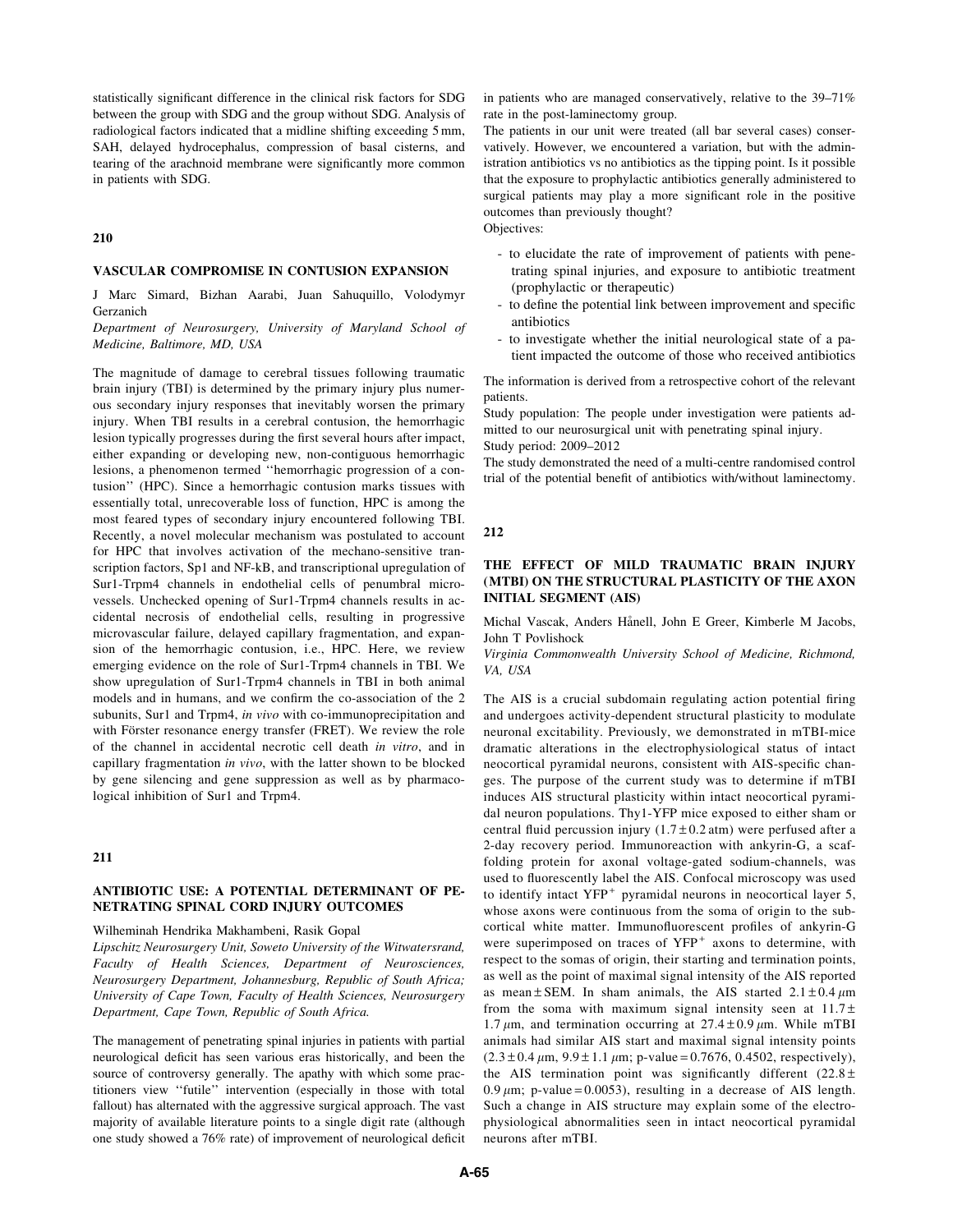statistically significant difference in the clinical risk factors for SDG between the group with SDG and the group without SDG. Analysis of radiological factors indicated that a midline shifting exceeding 5 mm, SAH, delayed hydrocephalus, compression of basal cisterns, and tearing of the arachnoid membrane were significantly more common in patients with SDG.

## 210

### VASCULAR COMPROMISE IN CONTUSION EXPANSION

J Marc Simard, Bizhan Aarabi, Juan Sahuquillo, Volodymyr Gerzanich

*Department of Neurosurgery, University of Maryland School of Medicine, Baltimore, MD, USA*

The magnitude of damage to cerebral tissues following traumatic brain injury (TBI) is determined by the primary injury plus numerous secondary injury responses that inevitably worsen the primary injury. When TBI results in a cerebral contusion, the hemorrhagic lesion typically progresses during the first several hours after impact, either expanding or developing new, non-contiguous hemorrhagic lesions, a phenomenon termed ''hemorrhagic progression of a contusion'' (HPC). Since a hemorrhagic contusion marks tissues with essentially total, unrecoverable loss of function, HPC is among the most feared types of secondary injury encountered following TBI. Recently, a novel molecular mechanism was postulated to account for HPC that involves activation of the mechano-sensitive transcription factors, Sp1 and NF-kB, and transcriptional upregulation of Sur1-Trpm4 channels in endothelial cells of penumbral microvessels. Unchecked opening of Sur1-Trpm4 channels results in accidental necrosis of endothelial cells, resulting in progressive microvascular failure, delayed capillary fragmentation, and expansion of the hemorrhagic contusion, i.e., HPC. Here, we review emerging evidence on the role of Sur1-Trpm4 channels in TBI. We show upregulation of Sur1-Trpm4 channels in TBI in both animal models and in humans, and we confirm the co-association of the 2 subunits, Sur1 and Trpm4, *in vivo* with co-immunoprecipitation and with Förster resonance energy transfer (FRET). We review the role of the channel in accidental necrotic cell death *in vitro*, and in capillary fragmentation *in vivo*, with the latter shown to be blocked by gene silencing and gene suppression as well as by pharmacological inhibition of Sur1 and Trpm4.

## 211

### ANTIBIOTIC USE: A POTENTIAL DETERMINANT OF PENETRATING SPINAL CORD INJURY OUTCOMES

Wilheminah Hendrika Makhambeni, Rasik Gopal

*Lipschitz Neurosurgery Unit, Soweto University of the Witwatersrand, Faculty of Health Sciences, Department of Neurosciences, Neurosurgery Department, Johannesburg, Republic of South Africa; University of Cape Town, Faculty of Health Sciences, Neurosurgery Department, Cape Town, Republic of South Africa.*

The management of penetrating spinal injuries in patients with partial neurological deficit has seen various eras historically, and been the source of controversy generally. The apathy with which some practitioners view ''futile'' intervention (especially in those with total fallout) has alternated with the aggressive surgical approach. The vast majority of available literature points to a single digit rate (although one study showed a 76% rate) of improvement of neurological deficit in patients who are managed conservatively, relative to the 39–71% rate in the post-laminectomy group.

The patients in our unit were treated (all bar several cases) conservatively. However, we encountered a variation, but with the administration antibiotics vs no antibiotics as the tipping point. Is it possible that the exposure to prophylactic antibiotics generally administered to surgical patients may play a more significant role in the positive outcomes than previously thought?

Objectives:

- to elucidate the rate of improvement of patients with penetrating spinal injuries, and exposure to antibiotic treatment (prophylactic or therapeutic)
- to define the potential link between improvement and specific antibiotics
- to investigate whether the initial neurological state of a patient impacted the outcome of those who received antibiotics

The information is derived from a retrospective cohort of the relevant patients.

Study population: The people under investigation were patients admitted to our neurosurgical unit with penetrating spinal injury.

Study period: 2009–2012

The study demonstrated the need of a multi-centre randomised control trial of the potential benefit of antibiotics with/without laminectomy.

## 212

### THE EFFECT OF MILD TRAUMATIC BRAIN INJURY (MTBI) ON THE STRUCTURAL PLASTICITY OF THE AXON INITIAL SEGMENT (AIS)

Michal Vascak, Anders Hånell, John E Greer, Kimberle M Jacobs, John T Povlishock

*Virginia Commonwealth University School of Medicine, Richmond, VA, USA*

The AIS is a crucial subdomain regulating action potential firing and undergoes activity-dependent structural plasticity to modulate neuronal excitability. Previously, we demonstrated in mTBI-mice dramatic alterations in the electrophysiological status of intact neocortical pyramidal neurons, consistent with AIS-specific changes. The purpose of the current study was to determine if mTBI induces AIS structural plasticity within intact neocortical pyramidal neuron populations. Thy1-YFP mice exposed to either sham or central fluid percussion injury ($1.7 \pm 0.2$ atm) were perfused after a 2-day recovery period. Immunoreaction with ankyrin-G, a scaffolding protein for axonal voltage-gated sodium-channels, was used to fluorescently label the AIS. Confocal microscopy was used to identify intact $YFP^+$ pyramidal neurons in neocortical layer 5, whose axons were continuous from the soma of origin to the subcortical white matter. Immunofluorescent profiles of ankyrin-G were superimposed on traces of $YFP^+$ axons to determine, with respect to the somas of origin, their starting and termination points, as well as the point of maximal signal intensity of the AIS reported as mean ± SEM. In sham animals, the AIS started $2.1 \pm 0.4\ \mu m$ from the soma with maximum signal intensity seen at $11.7 \pm 1.7\ \mu m$, and termination occurring at $27.4 \pm 0.9\ \mu m$. While mTBI animals had similar AIS start and maximal signal intensity points ($2.3 \pm 0.4\ \mu m$, $9.9 \pm 1.1\ \mu m$; p-value = 0.7676, 0.4502, respectively), the AIS termination point was significantly different ($22.8 \pm 0.9\ \mu m$; p-value = 0.0053), resulting in a decrease of AIS length. Such a change in AIS structure may explain some of the electrophysiological abnormalities seen in intact neocortical pyramidal neurons after mTBI.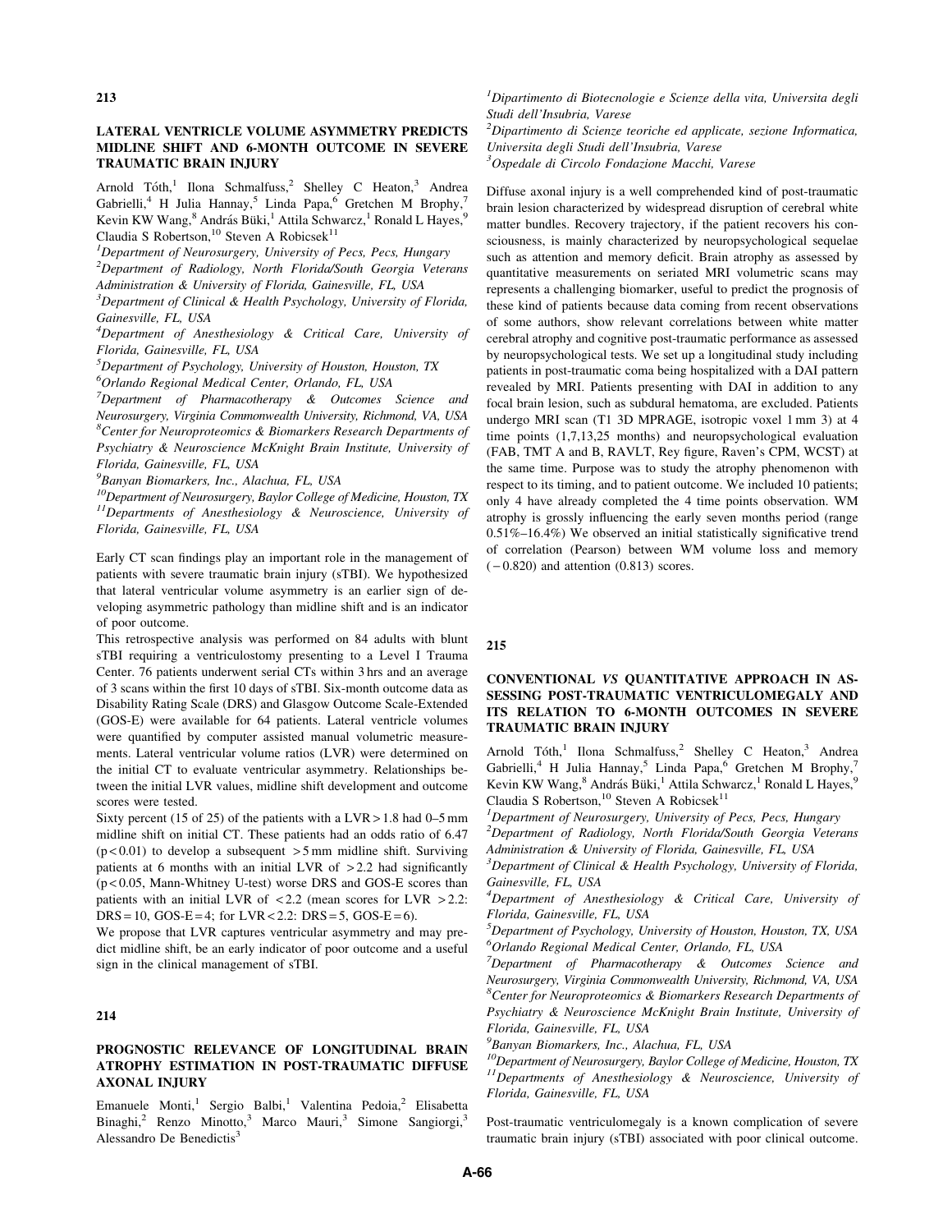## 213

### LATERAL VENTRICLE VOLUME ASYMMETRY PREDICTS MIDLINE SHIFT AND 6-MONTH OUTCOME IN SEVERE TRAUMATIC BRAIN INJURY

Arnold Tóth,[1] Ilona Schmalfuss,[2] Shelley C Heaton,[3] Andrea Gabrielli,[4] H Julia Hannay,[5] Linda Papa,[6] Gretchen M Brophy,[7] Kevin KW Wang,[8] András Büki,[1] Attila Schwarcz,[1] Ronald L Hayes,[9] Claudia S Robertson,[10] Steven A Robicsek[11]

[1]*Department of Neurosurgery, University of Pecs, Pecs, Hungary*
[2]*Department of Radiology, North Florida/South Georgia Veterans Administration & University of Florida, Gainesville, FL, USA*
[3]*Department of Clinical & Health Psychology, University of Florida, Gainesville, FL, USA*
[4]*Department of Anesthesiology & Critical Care, University of Florida, Gainesville, FL, USA*
[5]*Department of Psychology, University of Houston, Houston, TX*
[6]*Orlando Regional Medical Center, Orlando, FL, USA*
[7]*Department of Pharmacotherapy & Outcomes Science and Neurosurgery, Virginia Commonwealth University, Richmond, VA, USA*
[8]*Center for Neuroproteomics & Biomarkers Research Departments of Psychiatry & Neuroscience McKnight Brain Institute, University of Florida, Gainesville, FL, USA*
[9]*Banyan Biomarkers, Inc., Alachua, FL, USA*
[10]*Department of Neurosurgery, Baylor College of Medicine, Houston, TX*
[11]*Departments of Anesthesiology & Neuroscience, University of Florida, Gainesville, FL, USA*

Early CT scan findings play an important role in the management of patients with severe traumatic brain injury (sTBI). We hypothesized that lateral ventricular volume asymmetry is an earlier sign of developing asymmetric pathology than midline shift and is an indicator of poor outcome.

This retrospective analysis was performed on 84 adults with blunt sTBI requiring a ventriculostomy presenting to a Level I Trauma Center. 76 patients underwent serial CTs within 3 hrs and an average of 3 scans within the first 10 days of sTBI. Six-month outcome data as Disability Rating Scale (DRS) and Glasgow Outcome Scale-Extended (GOS-E) were available for 64 patients. Lateral ventricle volumes were quantified by computer assisted manual volumetric measurements. Lateral ventricular volume ratios (LVR) were determined on the initial CT to evaluate ventricular asymmetry. Relationships between the initial LVR values, midline shift development and outcome scores were tested.

Sixty percent (15 of 25) of the patients with a LVR > 1.8 had 0–5 mm midline shift on initial CT. These patients had an odds ratio of 6.47 ($p < 0.01$) to develop a subsequent > 5 mm midline shift. Surviving patients at 6 months with an initial LVR of > 2.2 had significantly ($p < 0.05$, Mann-Whitney U-test) worse DRS and GOS-E scores than patients with an initial LVR of < 2.2 (mean scores for LVR > 2.2: DRS = 10, GOS-E = 4; for LVR < 2.2: DRS = 5, GOS-E = 6).

We propose that LVR captures ventricular asymmetry and may predict midline shift, be an early indicator of poor outcome and a useful sign in the clinical management of sTBI.

## 214

### PROGNOSTIC RELEVANCE OF LONGITUDINAL BRAIN ATROPHY ESTIMATION IN POST-TRAUMATIC DIFFUSE AXONAL INJURY

Emanuele Monti,[1] Sergio Balbi,[1] Valentina Pedoia,[2] Elisabetta Binaghi,[2] Renzo Minotto,[3] Marco Mauri,[3] Simone Sangiorgi,[3] Alessandro De Benedictis[3]

[1]*Dipartimento di Biotecnologie e Scienze della vita, Universita degli Studi dell'Insubria, Varese*
[2]*Dipartimento di Scienze teoriche ed applicate, sezione Informatica, Universita degli Studi dell'Insubria, Varese*
[3]*Ospedale di Circolo Fondazione Macchi, Varese*

Diffuse axonal injury is a well comprehended kind of post-traumatic brain lesion characterized by widespread disruption of cerebral white matter bundles. Recovery trajectory, if the patient recovers his consciousness, is mainly characterized by neuropsychological sequelae such as attention and memory deficit. Brain atrophy as assessed by quantitative measurements on seriated MRI volumetric scans may represents a challenging biomarker, useful to predict the prognosis of these kind of patients because data coming from recent observations of some authors, show relevant correlations between white matter cerebral atrophy and cognitive post-traumatic performance as assessed by neuropsychological tests. We set up a longitudinal study including patients in post-traumatic coma being hospitalized with a DAI pattern revealed by MRI. Patients presenting with DAI in addition to any focal brain lesion, such as subdural hematoma, are excluded. Patients undergo MRI scan (T1 3D MPRAGE, isotropic voxel 1 mm 3) at 4 time points (1,7,13,25 months) and neuropsychological evaluation (FAB, TMT A and B, RAVLT, Rey figure, Raven's CPM, WCST) at the same time. Purpose was to study the atrophy phenomenon with respect to its timing, and to patient outcome. We included 10 patients; only 4 have already completed the 4 time points observation. WM atrophy is grossly influencing the early seven months period (range 0.51%–16.4%) We observed an initial statistically significative trend of correlation (Pearson) between WM volume loss and memory (−0.820) and attention (0.813) scores.

## 215

### CONVENTIONAL *VS* QUANTITATIVE APPROACH IN ASSESSING POST-TRAUMATIC VENTRICULOMEGALY AND ITS RELATION TO 6-MONTH OUTCOMES IN SEVERE TRAUMATIC BRAIN INJURY

Arnold Tóth,[1] Ilona Schmalfuss,[2] Shelley C Heaton,[3] Andrea Gabrielli,[4] H Julia Hannay,[5] Linda Papa,[6] Gretchen M Brophy,[7] Kevin KW Wang,[8] András Büki,[1] Attila Schwarcz,[1] Ronald L Hayes,[9] Claudia S Robertson,[10] Steven A Robicsek[11]

[1]*Department of Neurosurgery, University of Pecs, Pecs, Hungary*
[2]*Department of Radiology, North Florida/South Georgia Veterans Administration & University of Florida, Gainesville, FL, USA*
[3]*Department of Clinical & Health Psychology, University of Florida, Gainesville, FL, USA*
[4]*Department of Anesthesiology & Critical Care, University of Florida, Gainesville, FL, USA*
[5]*Department of Psychology, University of Houston, Houston, TX, USA*
[6]*Orlando Regional Medical Center, Orlando, FL, USA*
[7]*Department of Pharmacotherapy & Outcomes Science and Neurosurgery, Virginia Commonwealth University, Richmond, VA, USA*
[8]*Center for Neuroproteomics & Biomarkers Research Departments of Psychiatry & Neuroscience McKnight Brain Institute, University of Florida, Gainesville, FL, USA*
[9]*Banyan Biomarkers, Inc., Alachua, FL, USA*
[10]*Department of Neurosurgery, Baylor College of Medicine, Houston, TX*
[11]*Departments of Anesthesiology & Neuroscience, University of Florida, Gainesville, FL, USA*

Post-traumatic ventriculomegaly is a known complication of severe traumatic brain injury (sTBI) associated with poor clinical outcome.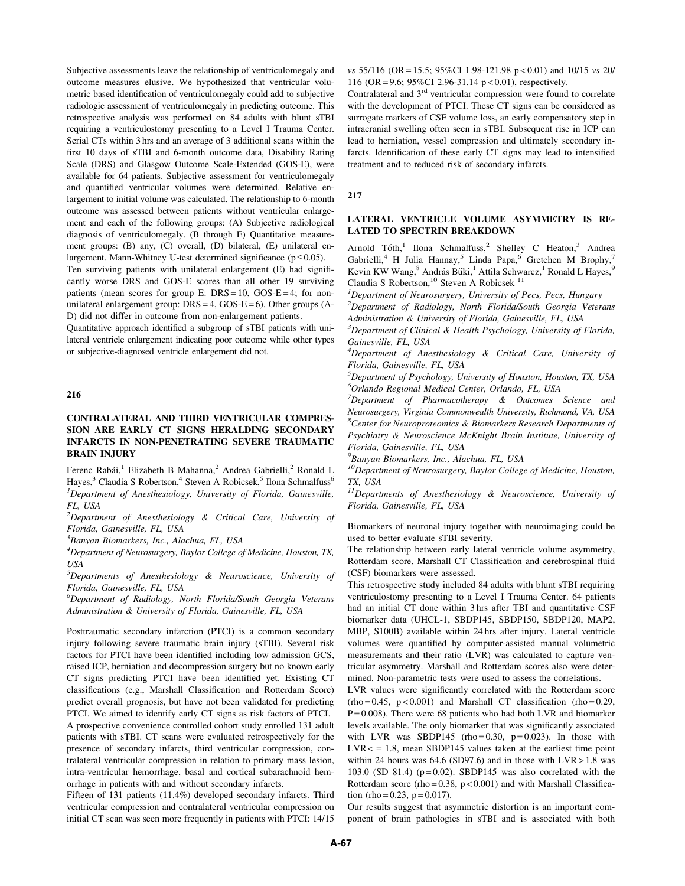Subjective assessments leave the relationship of ventriculomegaly and outcome measures elusive. We hypothesized that ventricular volumetric based identification of ventriculomegaly could add to subjective radiologic assessment of ventriculomegaly in predicting outcome. This retrospective analysis was performed on 84 adults with blunt sTBI requiring a ventriculostomy presenting to a Level I Trauma Center. Serial CTs within 3 hrs and an average of 3 additional scans within the first 10 days of sTBI and 6-month outcome data, Disability Rating Scale (DRS) and Glasgow Outcome Scale-Extended (GOS-E), were available for 64 patients. Subjective assessment for ventriculomegaly and quantified ventricular volumes were determined. Relative enlargement to initial volume was calculated. The relationship to 6-month outcome was assessed between patients without ventricular enlargement and each of the following groups: (A) Subjective radiological diagnosis of ventriculomegaly. (B through E) Quantitative measurement groups: (B) any, (C) overall, (D) bilateral, (E) unilateral enlargement. Mann-Whitney U-test determined significance ($p \leq 0.05$).

Ten surviving patients with unilateral enlargement (E) had significantly worse DRS and GOS-E scores than all other 19 surviving patients (mean scores for group E: DRS = 10, GOS-E = 4; for non-unilateral enlargement group: DRS = 4, GOS-E = 6). Other groups (A-D) did not differ in outcome from non-enlargement patients.

Quantitative approach identified a subgroup of sTBI patients with unilateral ventricle enlargement indicating poor outcome while other types or subjective-diagnosed ventricle enlargement did not.

## 216

### CONTRALATERAL AND THIRD VENTRICULAR COMPRESSION ARE EARLY CT SIGNS HERALDING SECONDARY INFARCTS IN NON-PENETRATING SEVERE TRAUMATIC BRAIN INJURY

Ferenc Rabái,[1] Elizabeth B Mahanna,[2] Andrea Gabrielli,[2] Ronald L Hayes,[3] Claudia S Robertson,[4] Steven A Robicsek,[5] Ilona Schmalfuss[6]

[1]*Department of Anesthesiology, University of Florida, Gainesville, FL, USA*

[2]*Department of Anesthesiology & Critical Care, University of Florida, Gainesville, FL, USA*

[3]*Banyan Biomarkers, Inc., Alachua, FL, USA*

[4]*Department of Neurosurgery, Baylor College of Medicine, Houston, TX, USA*

[5]*Departments of Anesthesiology & Neuroscience, University of Florida, Gainesville, FL, USA*

[6]*Department of Radiology, North Florida/South Georgia Veterans Administration & University of Florida, Gainesville, FL, USA*

Posttraumatic secondary infarction (PTCI) is a common secondary injury following severe traumatic brain injury (sTBI). Several risk factors for PTCI have been identified including low admission GCS, raised ICP, herniation and decompression surgery but no known early CT signs predicting PTCI have been identified yet. Existing CT classifications (e.g., Marshall Classification and Rotterdam Score) predict overall prognosis, but have not been validated for predicting PTCI. We aimed to identify early CT signs as risk factors of PTCI.

A prospective convenience controlled cohort study enrolled 131 adult patients with sTBI. CT scans were evaluated retrospectively for the presence of secondary infarcts, third ventricular compression, contralateral ventricular compression in relation to primary mass lesion, intra-ventricular hemorrhage, basal and cortical subarachnoid hemorrhage in patients with and without secondary infarcts.

Fifteen of 131 patients (11.4%) developed secondary infarcts. Third ventricular compression and contralateral ventricular compression on initial CT scan was seen more frequently in patients with PTCI: 14/15 *vs* 55/116 (OR = 15.5; 95%CI 1.98-121.98 $p < 0.01$) and 10/15 *vs* 20/116 (OR = 9.6; 95%CI 2.96-31.14 $p < 0.01$), respectively.

Contralateral and 3rd ventricular compression were found to correlate with the development of PTCI. These CT signs can be considered as surrogate markers of CSF volume loss, an early compensatory step in intracranial swelling often seen in sTBI. Subsequent rise in ICP can lead to herniation, vessel compression and ultimately secondary infarcts. Identification of these early CT signs may lead to intensified treatment and to reduced risk of secondary infarcts.

## 217

### LATERAL VENTRICLE VOLUME ASYMMETRY IS RELATED TO SPECTRIN BREAKDOWN

Arnold Tóth,[1] Ilona Schmalfuss,[2] Shelley C Heaton,[3] Andrea Gabrielli,[4] H Julia Hannay,[5] Linda Papa,[6] Gretchen M Brophy,[7] Kevin KW Wang,[8] András Büki,[1] Attila Schwarcz,[1] Ronald L Hayes,[9] Claudia S Robertson,[10] Steven A Robicsek [11]

[1]*Department of Neurosurgery, University of Pecs, Pecs, Hungary*

[2]*Department of Radiology, North Florida/South Georgia Veterans Administration & University of Florida, Gainesville, FL, USA*

[3]*Department of Clinical & Health Psychology, University of Florida, Gainesville, FL, USA*

[4]*Department of Anesthesiology & Critical Care, University of Florida, Gainesville, FL, USA*

[5]*Department of Psychology, University of Houston, Houston, TX, USA*

[6]*Orlando Regional Medical Center, Orlando, FL, USA*

[7]*Department of Pharmacotherapy & Outcomes Science and Neurosurgery, Virginia Commonwealth University, Richmond, VA, USA*

[8]*Center for Neuroproteomics & Biomarkers Research Departments of Psychiatry & Neuroscience McKnight Brain Institute, University of Florida, Gainesville, FL, USA*

[9]*Banyan Biomarkers, Inc., Alachua, FL, USA*

[10]*Department of Neurosurgery, Baylor College of Medicine, Houston, TX, USA*

[11]*Departments of Anesthesiology & Neuroscience, University of Florida, Gainesville, FL, USA*

Biomarkers of neuronal injury together with neuroimaging could be used to better evaluate sTBI severity.

The relationship between early lateral ventricle volume asymmetry, Rotterdam score, Marshall CT Classification and cerebrospinal fluid (CSF) biomarkers were assessed.

This retrospective study included 84 adults with blunt sTBI requiring ventriculostomy presenting to a Level I Trauma Center. 64 patients had an initial CT done within 3 hrs after TBI and quantitative CSF biomarker data (UHCL-1, SBDP145, SBDP150, SBDP120, MAP2, MBP, S100B) available within 24 hrs after injury. Lateral ventricle volumes were quantified by computer-assisted manual volumetric measurements and their ratio (LVR) was calculated to capture ventricular asymmetry. Marshall and Rotterdam scores also were determined. Non-parametric tests were used to assess the correlations.

LVR values were significantly correlated with the Rotterdam score (rho = 0.45, $p < 0.001$) and Marshall CT classification (rho = 0.29, $P = 0.008$). There were 68 patients who had both LVR and biomarker levels available. The only biomarker that was significantly associated with LVR was SBDP145 (rho = 0.30, $p = 0.023$). In those with LVR < = 1.8, mean SBDP145 values taken at the earliest time point within 24 hours was 64.6 (SD97.6) and in those with LVR > 1.8 was 103.0 (SD 81.4) ($p = 0.02$). SBDP145 was also correlated with the Rotterdam score (rho = 0.38, $p < 0.001$) and with Marshall Classification (rho = 0.23, $p = 0.017$).

Our results suggest that asymmetric distortion is an important component of brain pathologies in sTBI and is associated with both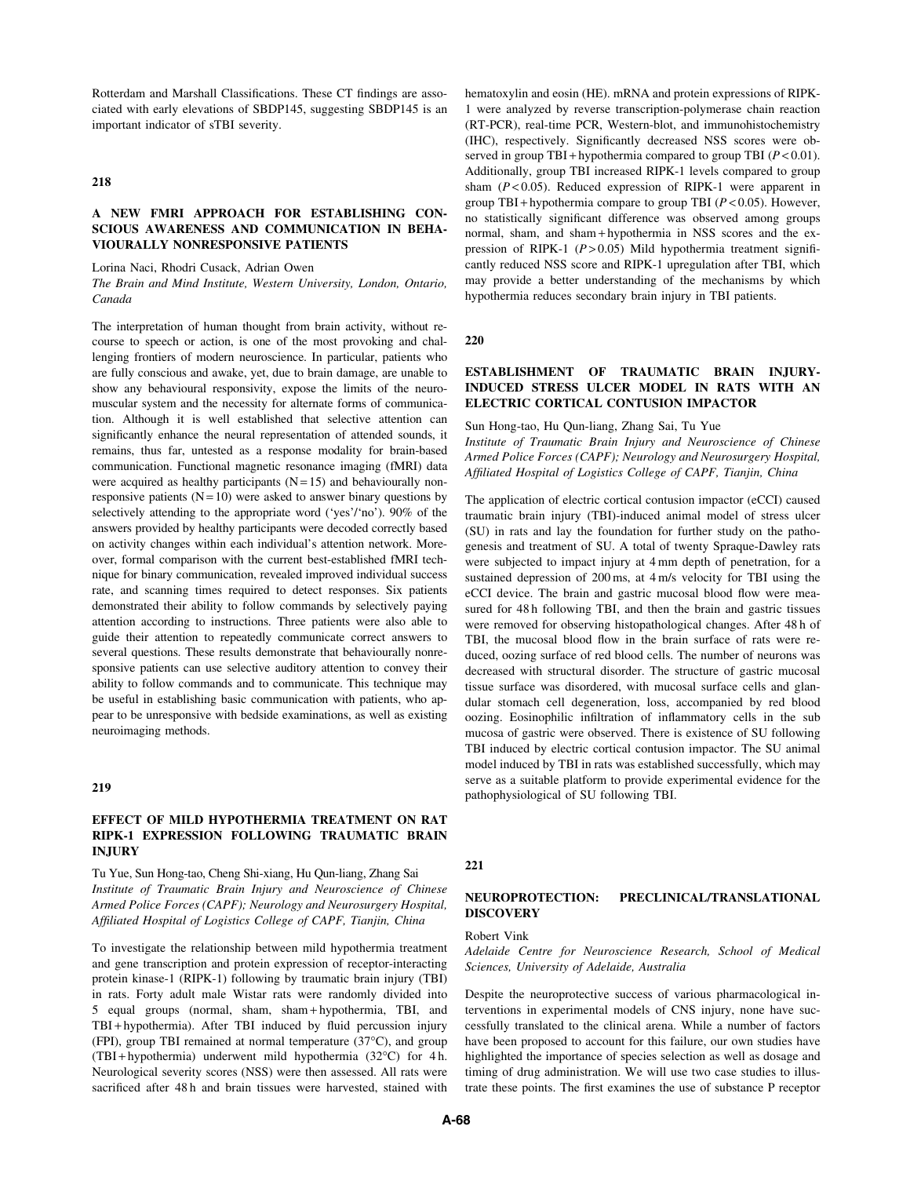Rotterdam and Marshall Classifications. These CT findings are associated with early elevations of SBDP145, suggesting SBDP145 is an important indicator of sTBI severity.

## 218

### A NEW FMRI APPROACH FOR ESTABLISHING CONSCIOUS AWARENESS AND COMMUNICATION IN BEHAVIOURALLY NONRESPONSIVE PATIENTS

Lorina Naci, Rhodri Cusack, Adrian Owen

*The Brain and Mind Institute, Western University, London, Ontario, Canada*

The interpretation of human thought from brain activity, without recourse to speech or action, is one of the most provoking and challenging frontiers of modern neuroscience. In particular, patients who are fully conscious and awake, yet, due to brain damage, are unable to show any behavioural responsivity, expose the limits of the neuromuscular system and the necessity for alternate forms of communication. Although it is well established that selective attention can significantly enhance the neural representation of attended sounds, it remains, thus far, untested as a response modality for brain-based communication. Functional magnetic resonance imaging (fMRI) data were acquired as healthy participants ($N=15$) and behaviourally nonresponsive patients ($N=10$) were asked to answer binary questions by selectively attending to the appropriate word ('yes'/'no'). 90% of the answers provided by healthy participants were decoded correctly based on activity changes within each individual's attention network. Moreover, formal comparison with the current best-established fMRI technique for binary communication, revealed improved individual success rate, and scanning times required to detect responses. Six patients demonstrated their ability to follow commands by selectively paying attention according to instructions. Three patients were also able to guide their attention to repeatedly communicate correct answers to several questions. These results demonstrate that behaviourally nonresponsive patients can use selective auditory attention to convey their ability to follow commands and to communicate. This technique may be useful in establishing basic communication with patients, who appear to be unresponsive with bedside examinations, as well as existing neuroimaging methods.

## 219

### EFFECT OF MILD HYPOTHERMIA TREATMENT ON RAT RIPK-1 EXPRESSION FOLLOWING TRAUMATIC BRAIN INJURY

Tu Yue, Sun Hong-tao, Cheng Shi-xiang, Hu Qun-liang, Zhang Sai

*Institute of Traumatic Brain Injury and Neuroscience of Chinese Armed Police Forces (CAPF); Neurology and Neurosurgery Hospital, Affiliated Hospital of Logistics College of CAPF, Tianjin, China*

To investigate the relationship between mild hypothermia treatment and gene transcription and protein expression of receptor-interacting protein kinase-1 (RIPK-1) following by traumatic brain injury (TBI) in rats. Forty adult male Wistar rats were randomly divided into 5 equal groups (normal, sham, sham + hypothermia, TBI, and TBI + hypothermia). After TBI induced by fluid percussion injury (FPI), group TBI remained at normal temperature (37°C), and group (TBI + hypothermia) underwent mild hypothermia (32°C) for 4 h. Neurological severity scores (NSS) were then assessed. All rats were sacrificed after 48 h and brain tissues were harvested, stained with hematoxylin and eosin (HE). mRNA and protein expressions of RIPK-1 were analyzed by reverse transcription-polymerase chain reaction (RT-PCR), real-time PCR, Western-blot, and immunohistochemistry (IHC), respectively. Significantly decreased NSS scores were observed in group TBI + hypothermia compared to group TBI ($P<0.01$). Additionally, group TBI increased RIPK-1 levels compared to group sham ($P<0.05$). Reduced expression of RIPK-1 were apparent in group TBI + hypothermia compare to group TBI ($P<0.05$). However, no statistically significant difference was observed among groups normal, sham, and sham + hypothermia in NSS scores and the expression of RIPK-1 ($P>0.05$) Mild hypothermia treatment significantly reduced NSS score and RIPK-1 upregulation after TBI, which may provide a better understanding of the mechanisms by which hypothermia reduces secondary brain injury in TBI patients.

## 220

### ESTABLISHMENT OF TRAUMATIC BRAIN INJURY-INDUCED STRESS ULCER MODEL IN RATS WITH AN ELECTRIC CORTICAL CONTUSION IMPACTOR

Sun Hong-tao, Hu Qun-liang, Zhang Sai, Tu Yue

*Institute of Traumatic Brain Injury and Neuroscience of Chinese Armed Police Forces (CAPF); Neurology and Neurosurgery Hospital, Affiliated Hospital of Logistics College of CAPF, Tianjin, China*

The application of electric cortical contusion impactor (eCCI) caused traumatic brain injury (TBI)-induced animal model of stress ulcer (SU) in rats and lay the foundation for further study on the pathogenesis and treatment of SU. A total of twenty Spraque-Dawley rats were subjected to impact injury at 4 mm depth of penetration, for a sustained depression of 200 ms, at 4 m/s velocity for TBI using the eCCI device. The brain and gastric mucosal blood flow were measured for 48 h following TBI, and then the brain and gastric tissues were removed for observing histopathological changes. After 48 h of TBI, the mucosal blood flow in the brain surface of rats were reduced, oozing surface of red blood cells. The number of neurons was decreased with structural disorder. The structure of gastric mucosal tissue surface was disordered, with mucosal surface cells and glandular stomach cell degeneration, loss, accompanied by red blood oozing. Eosinophilic infiltration of inflammatory cells in the sub mucosa of gastric were observed. There is existence of SU following TBI induced by electric cortical contusion impactor. The SU animal model induced by TBI in rats was established successfully, which may serve as a suitable platform to provide experimental evidence for the pathophysiological of SU following TBI.

## 221

### NEUROPROTECTION: PRECLINICAL/TRANSLATIONAL DISCOVERY

Robert Vink

*Adelaide Centre for Neuroscience Research, School of Medical Sciences, University of Adelaide, Australia*

Despite the neuroprotective success of various pharmacological interventions in experimental models of CNS injury, none have successfully translated to the clinical arena. While a number of factors have been proposed to account for this failure, our own studies have highlighted the importance of species selection as well as dosage and timing of drug administration. We will use two case studies to illustrate these points. The first examines the use of substance P receptor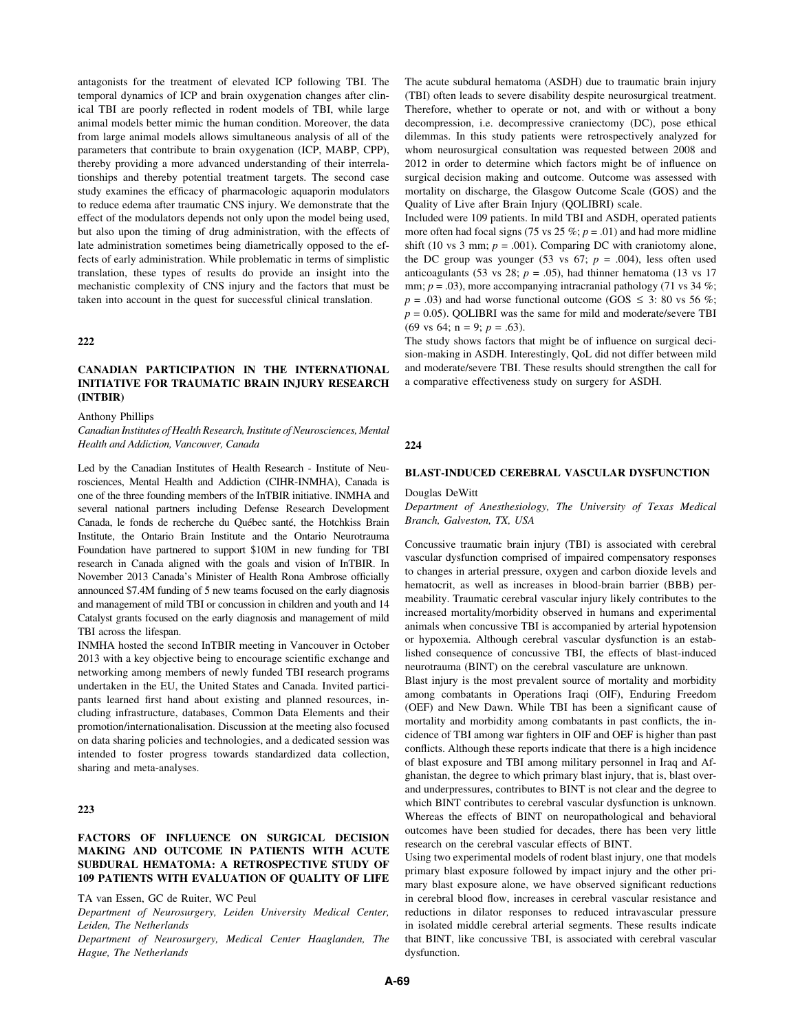antagonists for the treatment of elevated ICP following TBI. The temporal dynamics of ICP and brain oxygenation changes after clinical TBI are poorly reflected in rodent models of TBI, while large animal models better mimic the human condition. Moreover, the data from large animal models allows simultaneous analysis of all of the parameters that contribute to brain oxygenation (ICP, MABP, CPP), thereby providing a more advanced understanding of their interrelationships and thereby potential treatment targets. The second case study examines the efficacy of pharmacologic aquaporin modulators to reduce edema after traumatic CNS injury. We demonstrate that the effect of the modulators depends not only upon the model being used, but also upon the timing of drug administration, with the effects of late administration sometimes being diametrically opposed to the effects of early administration. While problematic in terms of simplistic translation, these types of results do provide an insight into the mechanistic complexity of CNS injury and the factors that must be taken into account in the quest for successful clinical translation.

## 222

### CANADIAN PARTICIPATION IN THE INTERNATIONAL INITIATIVE FOR TRAUMATIC BRAIN INJURY RESEARCH (INTBIR)

Anthony Phillips

*Canadian Institutes of Health Research, Institute of Neurosciences, Mental Health and Addiction, Vancouver, Canada*

Led by the Canadian Institutes of Health Research - Institute of Neurosciences, Mental Health and Addiction (CIHR-INMHA), Canada is one of the three founding members of the InTBIR initiative. INMHA and several national partners including Defense Research Development Canada, le fonds de recherche du Québec santé, the Hotchkiss Brain Institute, the Ontario Brain Institute and the Ontario Neurotrauma Foundation have partnered to support \$10M in new funding for TBI research in Canada aligned with the goals and vision of InTBIR. In November 2013 Canada's Minister of Health Rona Ambrose officially announced \$7.4M funding of 5 new teams focused on the early diagnosis and management of mild TBI or concussion in children and youth and 14 Catalyst grants focused on the early diagnosis and management of mild TBI across the lifespan.

INMHA hosted the second InTBIR meeting in Vancouver in October 2013 with a key objective being to encourage scientific exchange and networking among members of newly funded TBI research programs undertaken in the EU, the United States and Canada. Invited participants learned first hand about existing and planned resources, including infrastructure, databases, Common Data Elements and their promotion/internationalisation. Discussion at the meeting also focused on data sharing policies and technologies, and a dedicated session was intended to foster progress towards standardized data collection, sharing and meta-analyses.

## 223

### FACTORS OF INFLUENCE ON SURGICAL DECISION MAKING AND OUTCOME IN PATIENTS WITH ACUTE SUBDURAL HEMATOMA: A RETROSPECTIVE STUDY OF 109 PATIENTS WITH EVALUATION OF QUALITY OF LIFE

TA van Essen, GC de Ruiter, WC Peul

*Department of Neurosurgery, Leiden University Medical Center, Leiden, The Netherlands*

*Department of Neurosurgery, Medical Center Haaglanden, The Hague, The Netherlands*

The acute subdural hematoma (ASDH) due to traumatic brain injury (TBI) often leads to severe disability despite neurosurgical treatment. Therefore, whether to operate or not, and with or without a bony decompression, i.e. decompressive craniectomy (DC), pose ethical dilemmas. In this study patients were retrospectively analyzed for whom neurosurgical consultation was requested between 2008 and 2012 in order to determine which factors might be of influence on surgical decision making and outcome. Outcome was assessed with mortality on discharge, the Glasgow Outcome Scale (GOS) and the Quality of Live after Brain Injury (QOLIBRI) scale.

Included were 109 patients. In mild TBI and ASDH, operated patients more often had focal signs (75 vs 25 %; $p = .01$) and had more midline shift (10 vs 3 mm; $p = .001$). Comparing DC with craniotomy alone, the DC group was younger (53 vs 67; $p = .004$), less often used anticoagulants (53 vs 28; $p = .05$), had thinner hematoma (13 vs 17 mm; $p = .03$), more accompanying intracranial pathology (71 vs 34 %; $p = .03$) and had worse functional outcome (GOS $\leq$ 3: 80 vs 56 %; $p = 0.05$). QOLIBRI was the same for mild and moderate/severe TBI (69 vs 64; n = 9; $p = .63$).

The study shows factors that might be of influence on surgical decision-making in ASDH. Interestingly, QoL did not differ between mild and moderate/severe TBI. These results should strengthen the call for a comparative effectiveness study on surgery for ASDH.

## 224

### BLAST-INDUCED CEREBRAL VASCULAR DYSFUNCTION

Douglas DeWitt

*Department of Anesthesiology, The University of Texas Medical Branch, Galveston, TX, USA*

Concussive traumatic brain injury (TBI) is associated with cerebral vascular dysfunction comprised of impaired compensatory responses to changes in arterial pressure, oxygen and carbon dioxide levels and hematocrit, as well as increases in blood-brain barrier (BBB) permeability. Traumatic cerebral vascular injury likely contributes to the increased mortality/morbidity observed in humans and experimental animals when concussive TBI is accompanied by arterial hypotension or hypoxemia. Although cerebral vascular dysfunction is an established consequence of concussive TBI, the effects of blast-induced neurotrauma (BINT) on the cerebral vasculature are unknown.

Blast injury is the most prevalent source of mortality and morbidity among combatants in Operations Iraqi (OIF), Enduring Freedom (OEF) and New Dawn. While TBI has been a significant cause of mortality and morbidity among combatants in past conflicts, the incidence of TBI among war fighters in OIF and OEF is higher than past conflicts. Although these reports indicate that there is a high incidence of blast exposure and TBI among military personnel in Iraq and Afghanistan, the degree to which primary blast injury, that is, blast over- and underpressures, contributes to BINT is not clear and the degree to which BINT contributes to cerebral vascular dysfunction is unknown. Whereas the effects of BINT on neuropathological and behavioral outcomes have been studied for decades, there has been very little research on the cerebral vascular effects of BINT.

Using two experimental models of rodent blast injury, one that models primary blast exposure followed by impact injury and the other primary blast exposure alone, we have observed significant reductions in cerebral blood flow, increases in cerebral vascular resistance and reductions in dilator responses to reduced intravascular pressure in isolated middle cerebral arterial segments. These results indicate that BINT, like concussive TBI, is associated with cerebral vascular dysfunction.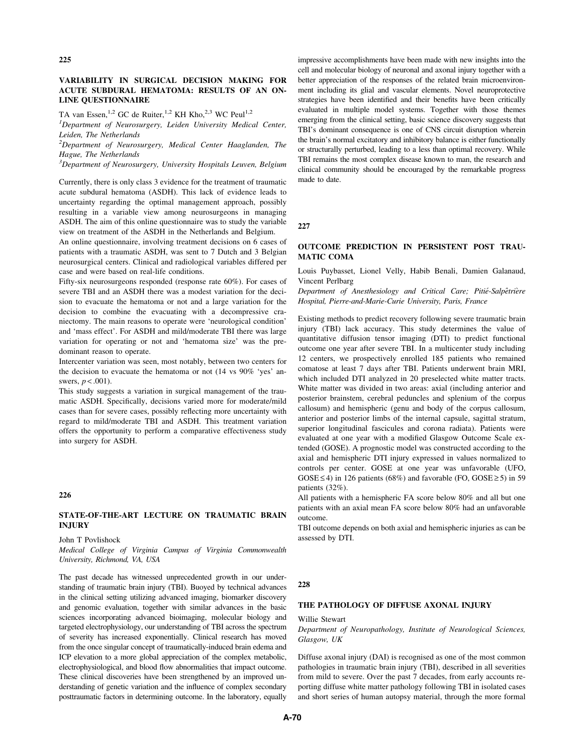## 225

### VARIABILITY IN SURGICAL DECISION MAKING FOR ACUTE SUBDURAL HEMATOMA: RESULTS OF AN ON-LINE QUESTIONNAIRE

TA van Essen,[1,2] GC de Ruiter,[1,2] KH Kho,[2,3] WC Peul[1,2]

[1]*Department of Neurosurgery, Leiden University Medical Center, Leiden, The Netherlands*

[2]*Department of Neurosurgery, Medical Center Haaglanden, The Hague, The Netherlands*

[3]*Department of Neurosurgery, University Hospitals Leuven, Belgium*

Currently, there is only class 3 evidence for the treatment of traumatic acute subdural hematoma (ASDH). This lack of evidence leads to uncertainty regarding the optimal management approach, possibly resulting in a variable view among neurosurgeons in managing ASDH. The aim of this online questionnaire was to study the variable view on treatment of the ASDH in the Netherlands and Belgium.

An online questionnaire, involving treatment decisions on 6 cases of patients with a traumatic ASDH, was sent to 7 Dutch and 3 Belgian neurosurgical centers. Clinical and radiological variables differed per case and were based on real-life conditions.

Fifty-six neurosurgeons responded (response rate 60%). For cases of severe TBI and an ASDH there was a modest variation for the decision to evacuate the hematoma or not and a large variation for the decision to combine the evacuating with a decompressive craniectomy. The main reasons to operate were 'neurological condition' and 'mass effect'. For ASDH and mild/moderate TBI there was large variation for operating or not and 'hematoma size' was the predominant reason to operate.

Intercenter variation was seen, most notably, between two centers for the decision to evacuate the hematoma or not (14 vs 90% 'yes' answers, $p < .001$).

This study suggests a variation in surgical management of the traumatic ASDH. Specifically, decisions varied more for moderate/mild cases than for severe cases, possibly reflecting more uncertainty with regard to mild/moderate TBI and ASDH. This treatment variation offers the opportunity to perform a comparative effectiveness study into surgery for ASDH.

## 226

### STATE-OF-THE-ART LECTURE ON TRAUMATIC BRAIN INJURY

John T Povlishock

*Medical College of Virginia Campus of Virginia Commonwealth University, Richmond, VA, USA*

The past decade has witnessed unprecedented growth in our understanding of traumatic brain injury (TBI). Buoyed by technical advances in the clinical setting utilizing advanced imaging, biomarker discovery and genomic evaluation, together with similar advances in the basic sciences incorporating advanced bioimaging, molecular biology and targeted electrophysiology, our understanding of TBI across the spectrum of severity has increased exponentially. Clinical research has moved from the once singular concept of traumatically-induced brain edema and ICP elevation to a more global appreciation of the complex metabolic, electrophysiological, and blood flow abnormalities that impact outcome. These clinical discoveries have been strengthened by an improved understanding of genetic variation and the influence of complex secondary posttraumatic factors in determining outcome. In the laboratory, equally impressive accomplishments have been made with new insights into the cell and molecular biology of neuronal and axonal injury together with a better appreciation of the responses of the related brain microenvironment including its glial and vascular elements. Novel neuroprotective strategies have been identified and their benefits have been critically evaluated in multiple model systems. Together with those themes emerging from the clinical setting, basic science discovery suggests that TBI's dominant consequence is one of CNS circuit disruption wherein the brain's normal excitatory and inhibitory balance is either functionally or structurally perturbed, leading to a less than optimal recovery. While TBI remains the most complex disease known to man, the research and clinical community should be encouraged by the remarkable progress made to date.

## 227

### OUTCOME PREDICTION IN PERSISTENT POST TRAUMATIC COMA

Louis Puybasset, Lionel Velly, Habib Benali, Damien Galanaud, Vincent Perlbarg

*Department of Anesthesiology and Critical Care; Pitié-Salpêtrière Hospital, Pierre-and-Marie-Curie University, Paris, France*

Existing methods to predict recovery following severe traumatic brain injury (TBI) lack accuracy. This study determines the value of quantitative diffusion tensor imaging (DTI) to predict functional outcome one year after severe TBI. In a multicenter study including 12 centers, we prospectively enrolled 185 patients who remained comatose at least 7 days after TBI. Patients underwent brain MRI, which included DTI analyzed in 20 preselected white matter tracts. White matter was divided in two areas: axial (including anterior and posterior brainstem, cerebral peduncles and splenium of the corpus callosum) and hemispheric (genu and body of the corpus callosum, anterior and posterior limbs of the internal capsule, sagittal stratum, superior longitudinal fascicules and corona radiata). Patients were evaluated at one year with a modified Glasgow Outcome Scale extended (GOSE). A prognostic model was constructed according to the axial and hemispheric DTI injury expressed in values normalized to controls per center. GOSE at one year was unfavorable (UFO, GOSE $\leq 4$) in 126 patients (68%) and favorable (FO, GOSE $\geq 5$) in 59 patients (32%).

All patients with a hemispheric FA score below 80% and all but one patients with an axial mean FA score below 80% had an unfavorable outcome.

TBI outcome depends on both axial and hemispheric injuries as can be assessed by DTI.

## 228

### THE PATHOLOGY OF DIFFUSE AXONAL INJURY

Willie Stewart

*Department of Neuropathology, Institute of Neurological Sciences, Glasgow, UK*

Diffuse axonal injury (DAI) is recognised as one of the most common pathologies in traumatic brain injury (TBI), described in all severities from mild to severe. Over the past 7 decades, from early accounts reporting diffuse white matter pathology following TBI in isolated cases and short series of human autopsy material, through the more formal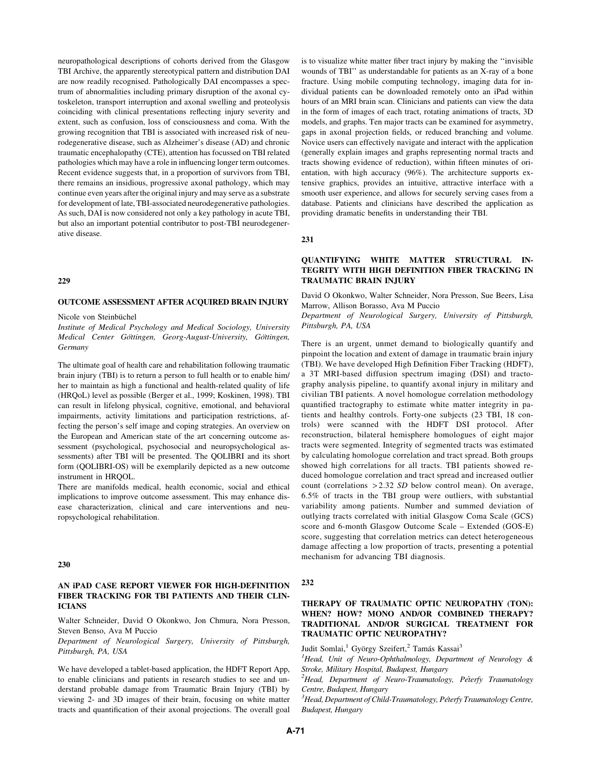neuropathological descriptions of cohorts derived from the Glasgow TBI Archive, the apparently stereotypical pattern and distribution DAI are now readily recognised. Pathologically DAI encompasses a spectrum of abnormalities including primary disruption of the axonal cytoskeleton, transport interruption and axonal swelling and proteolysis coinciding with clinical presentations reflecting injury severity and extent, such as confusion, loss of consciousness and coma. With the growing recognition that TBI is associated with increased risk of neurodegenerative disease, such as Alzheimer's disease (AD) and chronic traumatic encephalopathy (CTE), attention has focussed on TBI related pathologies which may have a role in influencing longer term outcomes. Recent evidence suggests that, in a proportion of survivors from TBI, there remains an insidious, progressive axonal pathology, which may continue even years after the original injury and may serve as a substrate for development of late, TBI-associated neurodegenerative pathologies. As such, DAI is now considered not only a key pathology in acute TBI, but also an important potential contributor to post-TBI neurodegenerative disease.

**229**

### OUTCOME ASSESSMENT AFTER ACQUIRED BRAIN INJURY

Nicole von Steinbüchel

*Institute of Medical Psychology and Medical Sociology, University Medical Center Göttingen, Georg-August-University, Göttingen, Germany*

The ultimate goal of health care and rehabilitation following traumatic brain injury (TBI) is to return a person to full health or to enable him/her to maintain as high a functional and health-related quality of life (HRQoL) level as possible (Berger et al., 1999; Koskinen, 1998). TBI can result in lifelong physical, cognitive, emotional, and behavioral impairments, activity limitations and participation restrictions, affecting the person's self image and coping strategies. An overview on the European and American state of the art concerning outcome assessment (psychological, psychosocial and neuropsychological assessments) after TBI will be presented. The QOLIBRI and its short form (QOLIBRI-OS) will be exemplarily depicted as a new outcome instrument in HRQOL.

There are manifolds medical, health economic, social and ethical implications to improve outcome assessment. This may enhance disease characterization, clinical and care interventions and neuropsychological rehabilitation.

**230**

### AN iPAD CASE REPORT VIEWER FOR HIGH-DEFINITION FIBER TRACKING FOR TBI PATIENTS AND THEIR CLINICIANS

Walter Schneider, David O Okonkwo, Jon Chmura, Nora Presson, Steven Benso, Ava M Puccio

*Department of Neurological Surgery, University of Pittsburgh, Pittsburgh, PA, USA*

We have developed a tablet-based application, the HDFT Report App, to enable clinicians and patients in research studies to see and understand probable damage from Traumatic Brain Injury (TBI) by viewing 2- and 3D images of their brain, focusing on white matter tracts and quantification of their axonal projections. The overall goal is to visualize white matter fiber tract injury by making the ''invisible wounds of TBI'' as understandable for patients as an X-ray of a bone fracture. Using mobile computing technology, imaging data for individual patients can be downloaded remotely onto an iPad within hours of an MRI brain scan. Clinicians and patients can view the data in the form of images of each tract, rotating animations of tracts, 3D models, and graphs. Ten major tracts can be examined for asymmetry, gaps in axonal projection fields, or reduced branching and volume. Novice users can effectively navigate and interact with the application (generally explain images and graphs representing normal tracts and tracts showing evidence of reduction), within fifteen minutes of orientation, with high accuracy (96%). The architecture supports extensive graphics, provides an intuitive, attractive interface with a smooth user experience, and allows for securely serving cases from a database. Patients and clinicians have described the application as providing dramatic benefits in understanding their TBI.

**231**

### QUANTIFYING WHITE MATTER STRUCTURAL INTEGRITY WITH HIGH DEFINITION FIBER TRACKING IN TRAUMATIC BRAIN INJURY

David O Okonkwo, Walter Schneider, Nora Presson, Sue Beers, Lisa Marrow, Allison Borasso, Ava M Puccio

*Department of Neurological Surgery, University of Pittsburgh, Pittsburgh, PA, USA*

There is an urgent, unmet demand to biologically quantify and pinpoint the location and extent of damage in traumatic brain injury (TBI). We have developed High Definition Fiber Tracking (HDFT), a 3T MRI-based diffusion spectrum imaging (DSI) and tractography analysis pipeline, to quantify axonal injury in military and civilian TBI patients. A novel homologue correlation methodology quantified tractography to estimate white matter integrity in patients and healthy controls. Forty-one subjects (23 TBI, 18 controls) were scanned with the HDFT DSI protocol. After reconstruction, bilateral hemisphere homologues of eight major tracts were segmented. Integrity of segmented tracts was estimated by calculating homologue correlation and tract spread. Both groups showed high correlations for all tracts. TBI patients showed reduced homologue correlation and tract spread and increased outlier count (correlations $>2.32$ *SD* below control mean). On average, 6.5% of tracts in the TBI group were outliers, with substantial variability among patients. Number and summed deviation of outlying tracts correlated with initial Glasgow Coma Scale (GCS) score and 6-month Glasgow Outcome Scale – Extended (GOS-E) score, suggesting that correlation metrics can detect heterogeneous damage affecting a low proportion of tracts, presenting a potential mechanism for advancing TBI diagnosis.

**232**

### THERAPY OF TRAUMATIC OPTIC NEUROPATHY (TON): WHEN? HOW? MONO AND/OR COMBINED THERAPY? TRADITIONAL AND/OR SURGICAL TREATMENT FOR TRAUMATIC OPTIC NEUROPATHY?

Judit Somlai,[1] György Szeifert,[2] Tamás Kassai[3]

[1]*Head, Unit of Neuro-Ophthalmology, Department of Neurology & Stroke, Military Hospital, Budapest, Hungary*

[2]*Head, Department of Neuro-Traumatology, Péterfy Traumatology Centre, Budapest, Hungary*

[3]*Head, Department of Child-Traumatology, Péterfy Traumatology Centre, Budapest, Hungary*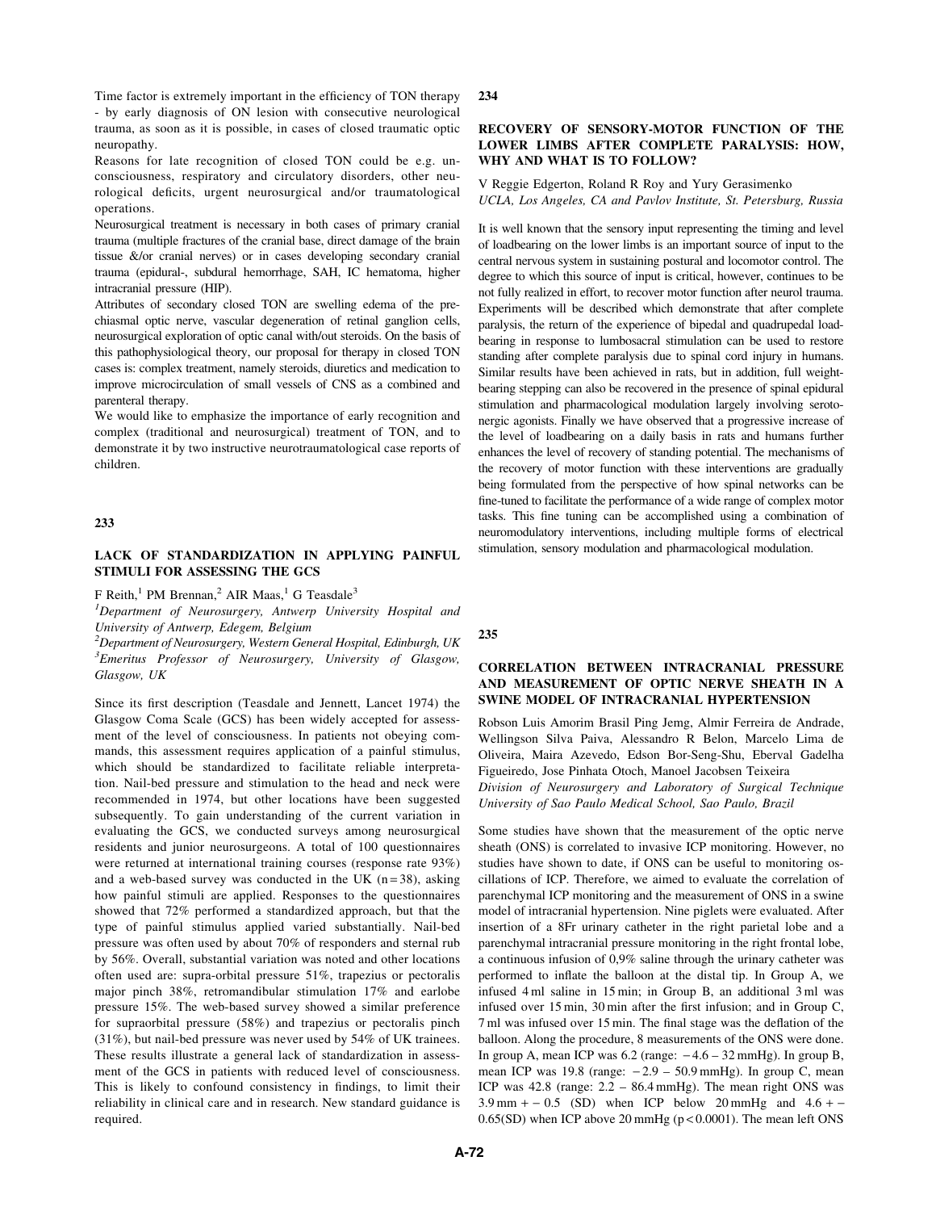Time factor is extremely important in the efficiency of TON therapy - by early diagnosis of ON lesion with consecutive neurological trauma, as soon as it is possible, in cases of closed traumatic optic neuropathy.

Reasons for late recognition of closed TON could be e.g. unconsciousness, respiratory and circulatory disorders, other neurological deficits, urgent neurosurgical and/or traumatological operations.

Neurosurgical treatment is necessary in both cases of primary cranial trauma (multiple fractures of the cranial base, direct damage of the brain tissue &/or cranial nerves) or in cases developing secondary cranial trauma (epidural-, subdural hemorrhage, SAH, IC hematoma, higher intracranial pressure (HIP).

Attributes of secondary closed TON are swelling edema of the prechiasmal optic nerve, vascular degeneration of retinal ganglion cells, neurosurgical exploration of optic canal with/out steroids. On the basis of this pathophysiological theory, our proposal for therapy in closed TON cases is: complex treatment, namely steroids, diuretics and medication to improve microcirculation of small vessels of CNS as a combined and parenteral therapy.

We would like to emphasize the importance of early recognition and complex (traditional and neurosurgical) treatment of TON, and to demonstrate it by two instructive neurotraumatological case reports of children.

## 233

### LACK OF STANDARDIZATION IN APPLYING PAINFUL STIMULI FOR ASSESSING THE GCS

F Reith,[1] PM Brennan,[2] AIR Maas,[1] G Teasdale[3]

*[1]Department of Neurosurgery, Antwerp University Hospital and University of Antwerp, Edegem, Belgium*
*[2]Department of Neurosurgery, Western General Hospital, Edinburgh, UK*
*[3]Emeritus Professor of Neurosurgery, University of Glasgow, Glasgow, UK*

Since its first description (Teasdale and Jennett, Lancet 1974) the Glasgow Coma Scale (GCS) has been widely accepted for assessment of the level of consciousness. In patients not obeying commands, this assessment requires application of a painful stimulus, which should be standardized to facilitate reliable interpretation. Nail-bed pressure and stimulation to the head and neck were recommended in 1974, but other locations have been suggested subsequently. To gain understanding of the current variation in evaluating the GCS, we conducted surveys among neurosurgical residents and junior neurosurgeons. A total of 100 questionnaires were returned at international training courses (response rate 93%) and a web-based survey was conducted in the UK (n = 38), asking how painful stimuli are applied. Responses to the questionnaires showed that 72% performed a standardized approach, but that the type of painful stimulus applied varied substantially. Nail-bed pressure was often used by about 70% of responders and sternal rub by 56%. Overall, substantial variation was noted and other locations often used are: supra-orbital pressure 51%, trapezius or pectoralis major pinch 38%, retromandibular stimulation 17% and earlobe pressure 15%. The web-based survey showed a similar preference for supraorbital pressure (58%) and trapezius or pectoralis pinch (31%), but nail-bed pressure was never used by 54% of UK trainees. These results illustrate a general lack of standardization in assessment of the GCS in patients with reduced level of consciousness. This is likely to confound consistency in findings, to limit their reliability in clinical care and in research. New standard guidance is required.

## 234

### RECOVERY OF SENSORY-MOTOR FUNCTION OF THE LOWER LIMBS AFTER COMPLETE PARALYSIS: HOW, WHY AND WHAT IS TO FOLLOW?

V Reggie Edgerton, Roland R Roy and Yury Gerasimenko

*UCLA, Los Angeles, CA and Pavlov Institute, St. Petersburg, Russia*

It is well known that the sensory input representing the timing and level of loadbearing on the lower limbs is an important source of input to the central nervous system in sustaining postural and locomotor control. The degree to which this source of input is critical, however, continues to be not fully realized in effort, to recover motor function after neurol trauma. Experiments will be described which demonstrate that after complete paralysis, the return of the experience of bipedal and quadrupedal loadbearing in response to lumbosacral stimulation can be used to restore standing after complete paralysis due to spinal cord injury in humans. Similar results have been achieved in rats, but in addition, full weightbearing stepping can also be recovered in the presence of spinal epidural stimulation and pharmacological modulation largely involving serotonergic agonists. Finally we have observed that a progressive increase of the level of loadbearing on a daily basis in rats and humans further enhances the level of recovery of standing potential. The mechanisms of the recovery of motor function with these interventions are gradually being formulated from the perspective of how spinal networks can be fine-tuned to facilitate the performance of a wide range of complex motor tasks. This fine tuning can be accomplished using a combination of neuromodulatory interventions, including multiple forms of electrical stimulation, sensory modulation and pharmacological modulation.

## 235

### CORRELATION BETWEEN INTRACRANIAL PRESSURE AND MEASUREMENT OF OPTIC NERVE SHEATH IN A SWINE MODEL OF INTRACRANIAL HYPERTENSION

Robson Luis Amorim Brasil Ping Jemg, Almir Ferreira de Andrade, Wellingson Silva Paiva, Alessandro R Belon, Marcelo Lima de Oliveira, Maira Azevedo, Edson Bor-Seng-Shu, Eberval Gadelha Figueiredo, Jose Pinhata Otoch, Manoel Jacobsen Teixeira

*Division of Neurosurgery and Laboratory of Surgical Technique University of Sao Paulo Medical School, Sao Paulo, Brazil*

Some studies have shown that the measurement of the optic nerve sheath (ONS) is correlated to invasive ICP monitoring. However, no studies have shown to date, if ONS can be useful to monitoring oscillations of ICP. Therefore, we aimed to evaluate the correlation of parenchymal ICP monitoring and the measurement of ONS in a swine model of intracranial hypertension. Nine piglets were evaluated. After insertion of a 8Fr urinary catheter in the right parietal lobe and a parenchymal intracranial pressure monitoring in the right frontal lobe, a continuous infusion of 0,9% saline through the urinary catheter was performed to inflate the balloon at the distal tip. In Group A, we infused 4 ml saline in 15 min; in Group B, an additional 3 ml was infused over 15 min, 30 min after the first infusion; and in Group C, 7 ml was infused over 15 min. The final stage was the deflation of the balloon. Along the procedure, 8 measurements of the ONS were done. In group A, mean ICP was 6.2 (range: −4.6 – 32 mmHg). In group B, mean ICP was 19.8 (range: −2.9 – 50.9 mmHg). In group C, mean ICP was 42.8 (range: 2.2 – 86.4 mmHg). The mean right ONS was 3.9 mm + − 0.5 (SD) when ICP below 20 mmHg and 4.6 + − 0.65(SD) when ICP above 20 mmHg ($p < 0.0001$). The mean left ONS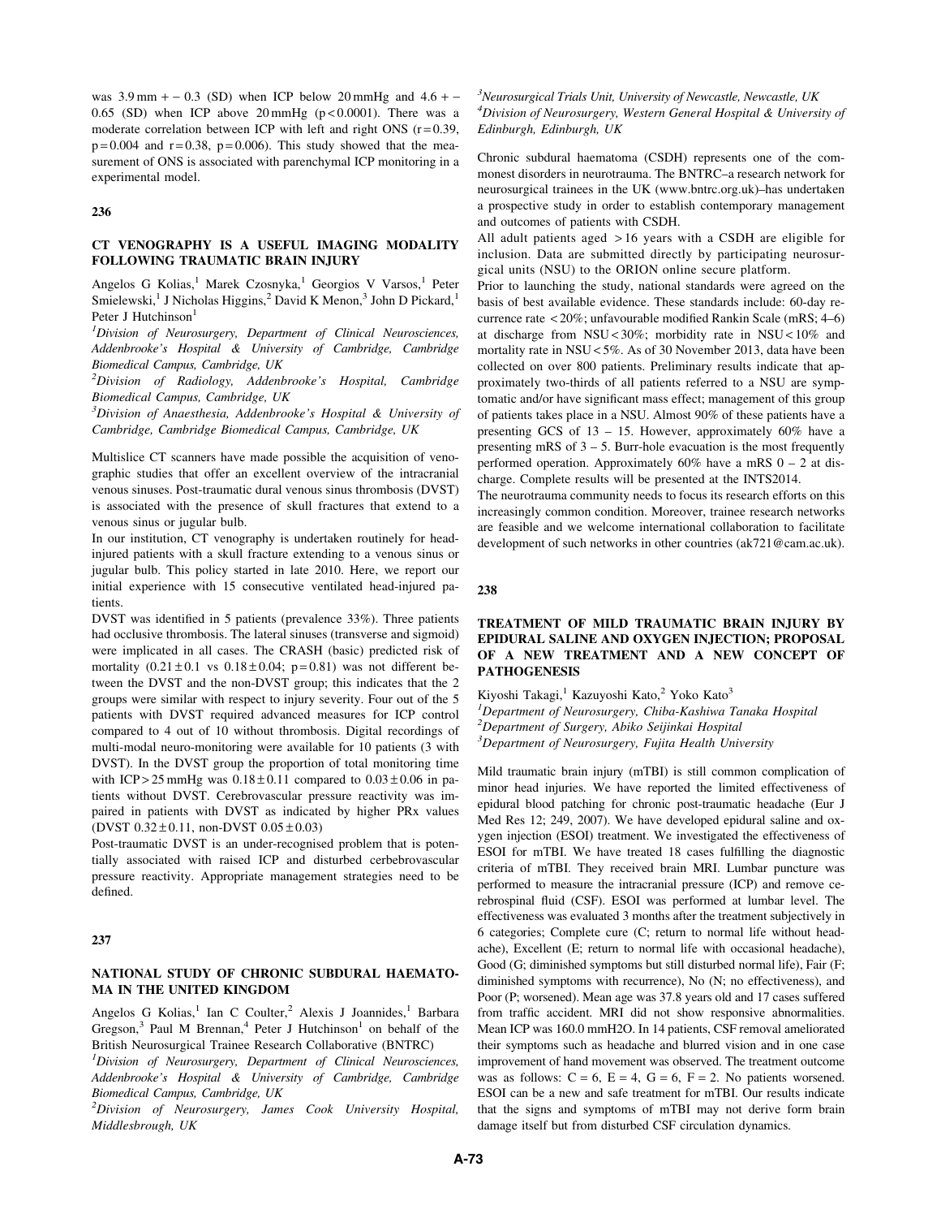was 3.9 mm + − 0.3 (SD) when ICP below 20 mmHg and 4.6 + − 0.65 (SD) when ICP above 20 mmHg ($p < 0.0001$). There was a moderate correlation between ICP with left and right ONS ($r = 0.39$, $p = 0.004$ and $r = 0.38$, $p = 0.006$). This study showed that the measurement of ONS is associated with parenchymal ICP monitoring in a experimental model.

## 236

### CT VENOGRAPHY IS A USEFUL IMAGING MODALITY FOLLOWING TRAUMATIC BRAIN INJURY

Angelos G Kolias,[1] Marek Czosnyka,[1] Georgios V Varsos,[1] Peter Smielewski,[1] J Nicholas Higgins,[2] David K Menon,[3] John D Pickard,[1] Peter J Hutchinson[1]

[1]*Division of Neurosurgery, Department of Clinical Neurosciences, Addenbrooke's Hospital & University of Cambridge, Cambridge Biomedical Campus, Cambridge, UK*
[2]*Division of Radiology, Addenbrooke's Hospital, Cambridge Biomedical Campus, Cambridge, UK*
[3]*Division of Anaesthesia, Addenbrooke's Hospital & University of Cambridge, Cambridge Biomedical Campus, Cambridge, UK*

Multislice CT scanners have made possible the acquisition of venographic studies that offer an excellent overview of the intracranial venous sinuses. Post-traumatic dural venous sinus thrombosis (DVST) is associated with the presence of skull fractures that extend to a venous sinus or jugular bulb.

In our institution, CT venography is undertaken routinely for head-injured patients with a skull fracture extending to a venous sinus or jugular bulb. This policy started in late 2010. Here, we report our initial experience with 15 consecutive ventilated head-injured patients.

DVST was identified in 5 patients (prevalence 33%). Three patients had occlusive thrombosis. The lateral sinuses (transverse and sigmoid) were implicated in all cases. The CRASH (basic) predicted risk of mortality ($0.21 \pm 0.1$ vs $0.18 \pm 0.04$; $p = 0.81$) was not different between the DVST and the non-DVST group; this indicates that the 2 groups were similar with respect to injury severity. Four out of the 5 patients with DVST required advanced measures for ICP control compared to 4 out of 10 without thrombosis. Digital recordings of multi-modal neuro-monitoring were available for 10 patients (3 with DVST). In the DVST group the proportion of total monitoring time with ICP > 25 mmHg was $0.18 \pm 0.11$ compared to $0.03 \pm 0.06$ in patients without DVST. Cerebrovascular pressure reactivity was impaired in patients with DVST as indicated by higher PRx values (DVST $0.32 \pm 0.11$, non-DVST $0.05 \pm 0.03$)

Post-traumatic DVST is an under-recognised problem that is potentially associated with raised ICP and disturbed cerbebrovascular pressure reactivity. Appropriate management strategies need to be defined.

## 237

### NATIONAL STUDY OF CHRONIC SUBDURAL HAEMATOMA IN THE UNITED KINGDOM

Angelos G Kolias,[1] Ian C Coulter,[2] Alexis J Joannides,[1] Barbara Gregson,[3] Paul M Brennan,[4] Peter J Hutchinson[1] on behalf of the British Neurosurgical Trainee Research Collaborative (BNTRC)

[1]*Division of Neurosurgery, Department of Clinical Neurosciences, Addenbrooke's Hospital & University of Cambridge, Cambridge Biomedical Campus, Cambridge, UK*
[2]*Division of Neurosurgery, James Cook University Hospital, Middlesbrough, UK*
[3]*Neurosurgical Trials Unit, University of Newcastle, Newcastle, UK*
[4]*Division of Neurosurgery, Western General Hospital & University of Edinburgh, Edinburgh, UK*

Chronic subdural haematoma (CSDH) represents one of the commonest disorders in neurotrauma. The BNTRC–a research network for neurosurgical trainees in the UK (www.bntrc.org.uk)–has undertaken a prospective study in order to establish contemporary management and outcomes of patients with CSDH.

All adult patients aged > 16 years with a CSDH are eligible for inclusion. Data are submitted directly by participating neurosurgical units (NSU) to the ORION online secure platform.

Prior to launching the study, national standards were agreed on the basis of best available evidence. These standards include: 60-day recurrence rate < 20%; unfavourable modified Rankin Scale (mRS; 4–6) at discharge from NSU < 30%; morbidity rate in NSU < 10% and mortality rate in NSU < 5%. As of 30 November 2013, data have been collected on over 800 patients. Preliminary results indicate that approximately two-thirds of all patients referred to a NSU are symptomatic and/or have significant mass effect; management of this group of patients takes place in a NSU. Almost 90% of these patients have a presenting GCS of 13 – 15. However, approximately 60% have a presenting mRS of 3 – 5. Burr-hole evacuation is the most frequently performed operation. Approximately 60% have a mRS 0 – 2 at discharge. Complete results will be presented at the INTS2014.

The neurotrauma community needs to focus its research efforts on this increasingly common condition. Moreover, trainee research networks are feasible and we welcome international collaboration to facilitate development of such networks in other countries (ak721@cam.ac.uk).

## 238

### TREATMENT OF MILD TRAUMATIC BRAIN INJURY BY EPIDURAL SALINE AND OXYGEN INJECTION; PROPOSAL OF A NEW TREATMENT AND A NEW CONCEPT OF PATHOGENESIS

Kiyoshi Takagi,[1] Kazuyoshi Kato,[2] Yoko Kato[3]

[1]*Department of Neurosurgery, Chiba-Kashiwa Tanaka Hospital*
[2]*Department of Surgery, Abiko Seijinkai Hospital*
[3]*Department of Neurosurgery, Fujita Health University*

Mild traumatic brain injury (mTBI) is still common complication of minor head injuries. We have reported the limited effectiveness of epidural blood patching for chronic post-traumatic headache (Eur J Med Res 12; 249, 2007). We have developed epidural saline and oxygen injection (ESOI) treatment. We investigated the effectiveness of ESOI for mTBI. We have treated 18 cases fulfilling the diagnostic criteria of mTBI. They received brain MRI. Lumbar puncture was performed to measure the intracranial pressure (ICP) and remove cerebrospinal fluid (CSF). ESOI was performed at lumbar level. The effectiveness was evaluated 3 months after the treatment subjectively in 6 categories; Complete cure (C; return to normal life without headache), Excellent (E; return to normal life with occasional headache), Good (G; diminished symptoms but still disturbed normal life), Fair (F; diminished symptoms with recurrence), No (N; no effectiveness), and Poor (P; worsened). Mean age was 37.8 years old and 17 cases suffered from traffic accident. MRI did not show responsive abnormalities. Mean ICP was 160.0 mmH2O. In 14 patients, CSF removal ameliorated their symptoms such as headache and blurred vision and in one case improvement of hand movement was observed. The treatment outcome was as follows: C = 6, E = 4, G = 6, F = 2. No patients worsened. ESOI can be a new and safe treatment for mTBI. Our results indicate that the signs and symptoms of mTBI may not derive form brain damage itself but from disturbed CSF circulation dynamics.